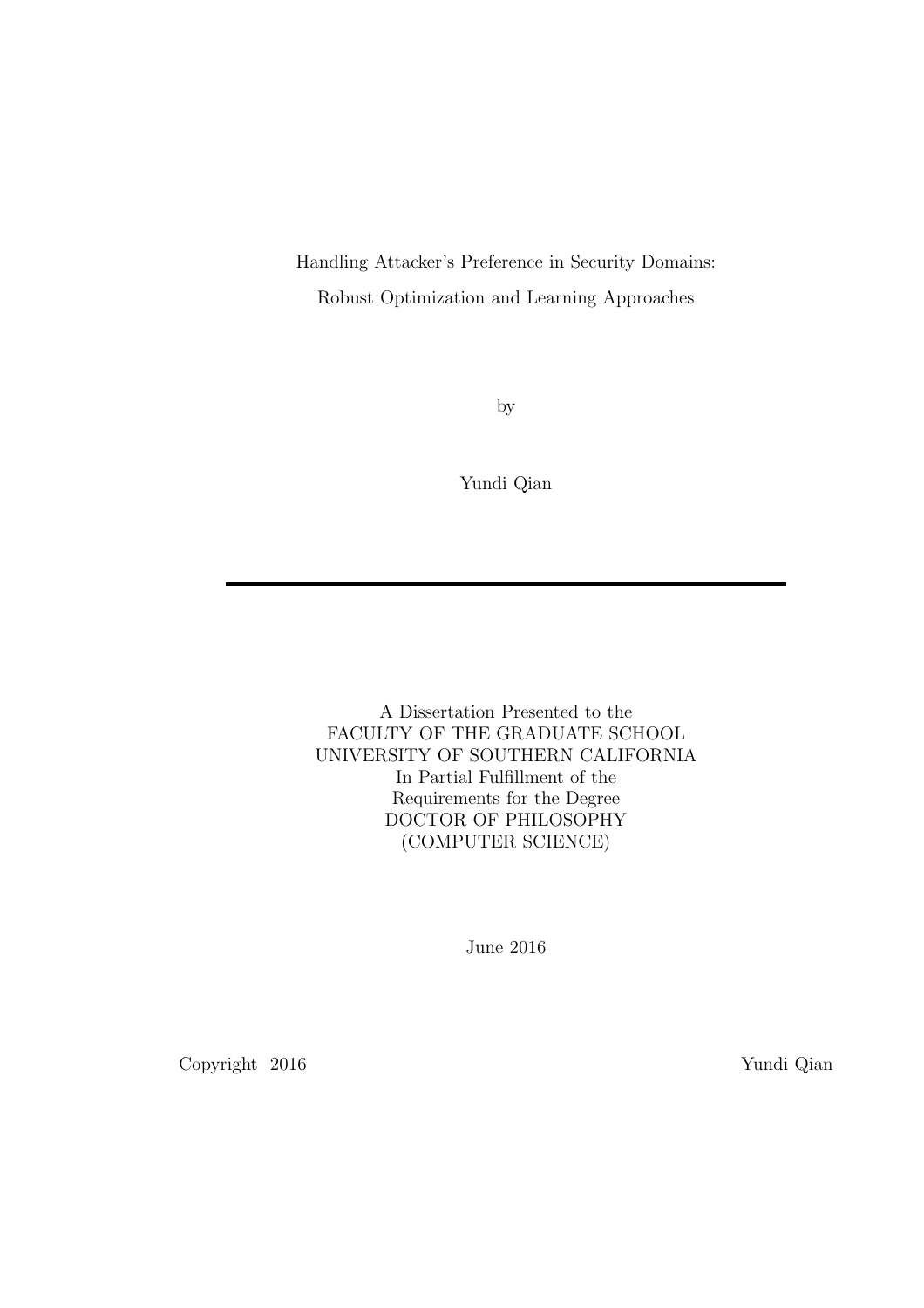# Handling Attacker's Preference in Security Domains: Robust Optimization and Learning Approaches

by

Yundi Qian

---

A Dissertation Presented to the
FACULTY OF THE GRADUATE SCHOOL
UNIVERSITY OF SOUTHERN CALIFORNIA
In Partial Fulfillment of the
Requirements for the Degree
DOCTOR OF PHILOSOPHY
(COMPUTER SCIENCE)

June 2016

Copyright 2016 Yundi Qian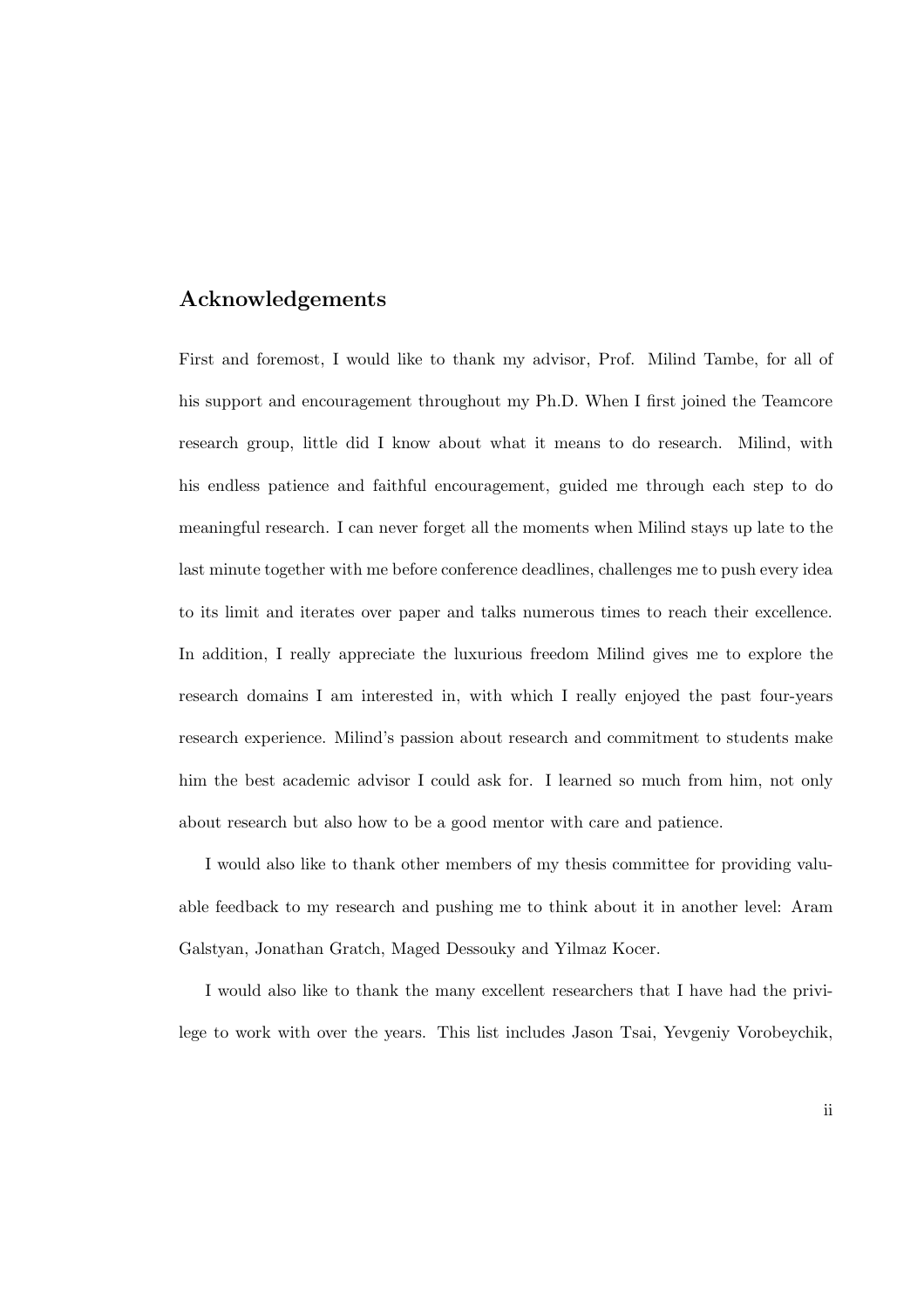## Acknowledgements

First and foremost, I would like to thank my advisor, Prof. Milind Tambe, for all of his support and encouragement throughout my Ph.D. When I first joined the Teamcore research group, little did I know about what it means to do research. Milind, with his endless patience and faithful encouragement, guided me through each step to do meaningful research. I can never forget all the moments when Milind stays up late to the last minute together with me before conference deadlines, challenges me to push every idea to its limit and iterates over paper and talks numerous times to reach their excellence. In addition, I really appreciate the luxurious freedom Milind gives me to explore the research domains I am interested in, with which I really enjoyed the past four-years research experience. Milind's passion about research and commitment to students make him the best academic advisor I could ask for. I learned so much from him, not only about research but also how to be a good mentor with care and patience.

I would also like to thank other members of my thesis committee for providing valuable feedback to my research and pushing me to think about it in another level: Aram Galstyan, Jonathan Gratch, Maged Dessouky and Yilmaz Kocer.

I would also like to thank the many excellent researchers that I have had the privilege to work with over the years. This list includes Jason Tsai, Yevgeniy Vorobeychik,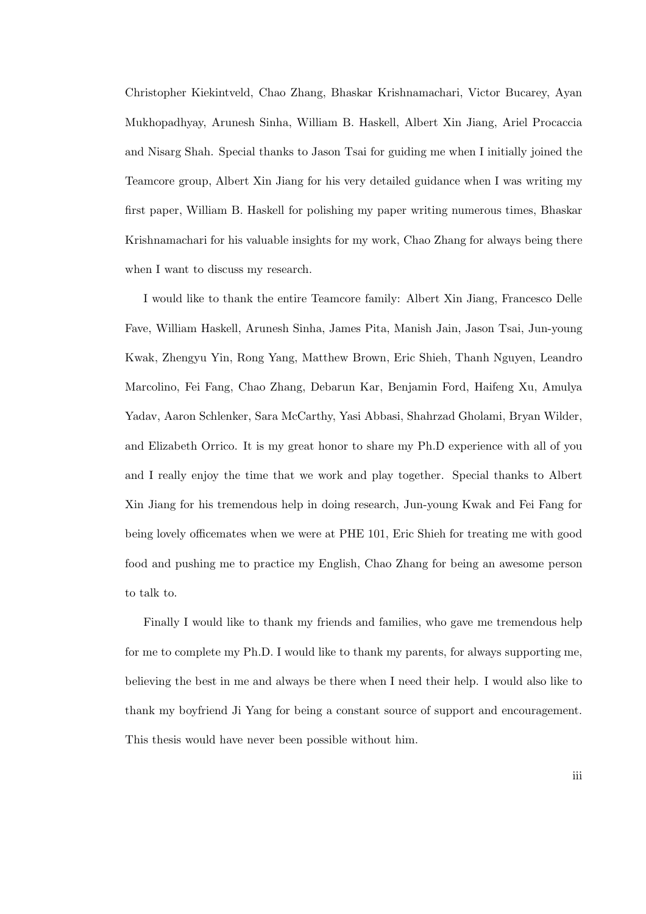Christopher Kiekintveld, Chao Zhang, Bhaskar Krishnamachari, Victor Bucarey, Ayan Mukhopadhyay, Arunesh Sinha, William B. Haskell, Albert Xin Jiang, Ariel Procaccia and Nisarg Shah. Special thanks to Jason Tsai for guiding me when I initially joined the Teamcore group, Albert Xin Jiang for his very detailed guidance when I was writing my first paper, William B. Haskell for polishing my paper writing numerous times, Bhaskar Krishnamachari for his valuable insights for my work, Chao Zhang for always being there when I want to discuss my research.

I would like to thank the entire Teamcore family: Albert Xin Jiang, Francesco Delle Fave, William Haskell, Arunesh Sinha, James Pita, Manish Jain, Jason Tsai, Jun-young Kwak, Zhengyu Yin, Rong Yang, Matthew Brown, Eric Shieh, Thanh Nguyen, Leandro Marcolino, Fei Fang, Chao Zhang, Debarun Kar, Benjamin Ford, Haifeng Xu, Amulya Yadav, Aaron Schlenker, Sara McCarthy, Yasi Abbasi, Shahrzad Gholami, Bryan Wilder, and Elizabeth Orrico. It is my great honor to share my Ph.D experience with all of you and I really enjoy the time that we work and play together. Special thanks to Albert Xin Jiang for his tremendous help in doing research, Jun-young Kwak and Fei Fang for being lovely officemates when we were at PHE 101, Eric Shieh for treating me with good food and pushing me to practice my English, Chao Zhang for being an awesome person to talk to.

Finally I would like to thank my friends and families, who gave me tremendous help for me to complete my Ph.D. I would like to thank my parents, for always supporting me, believing the best in me and always be there when I need their help. I would also like to thank my boyfriend Ji Yang for being a constant source of support and encouragement. This thesis would have never been possible without him.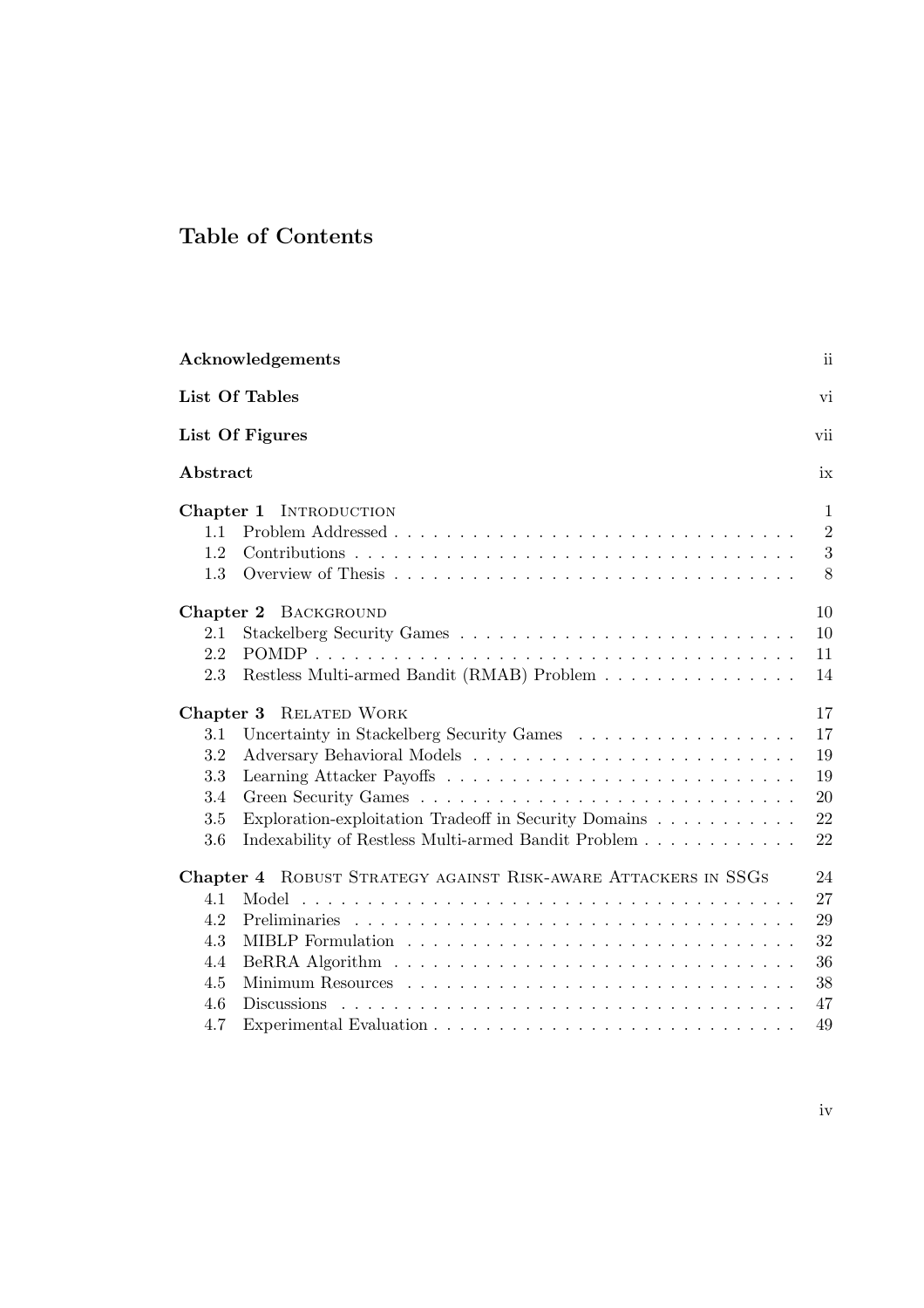# Table of Contents

**Acknowledgements** ii

**List Of Tables** vi

**List Of Figures** vii

**Abstract** ix

**Chapter 1** INTRODUCTION 1
- 1.1 Problem Addressed 2
- 1.2 Contributions 3
- 1.3 Overview of Thesis 8

**Chapter 2** BACKGROUND 10
- 2.1 Stackelberg Security Games 10
- 2.2 POMDP 11
- 2.3 Restless Multi-armed Bandit (RMAB) Problem 14

**Chapter 3** RELATED WORK 17
- 3.1 Uncertainty in Stackelberg Security Games 17
- 3.2 Adversary Behavioral Models 19
- 3.3 Learning Attacker Payoffs 19
- 3.4 Green Security Games 20
- 3.5 Exploration-exploitation Tradeoff in Security Domains 22
- 3.6 Indexability of Restless Multi-armed Bandit Problem 22

**Chapter 4** ROBUST STRATEGY AGAINST RISK-AWARE ATTACKERS IN SSGS 24
- 4.1 Model 27
- 4.2 Preliminaries 29
- 4.3 MIBLP Formulation 32
- 4.4 BeRRA Algorithm 36
- 4.5 Minimum Resources 38
- 4.6 Discussions 47
- 4.7 Experimental Evaluation 49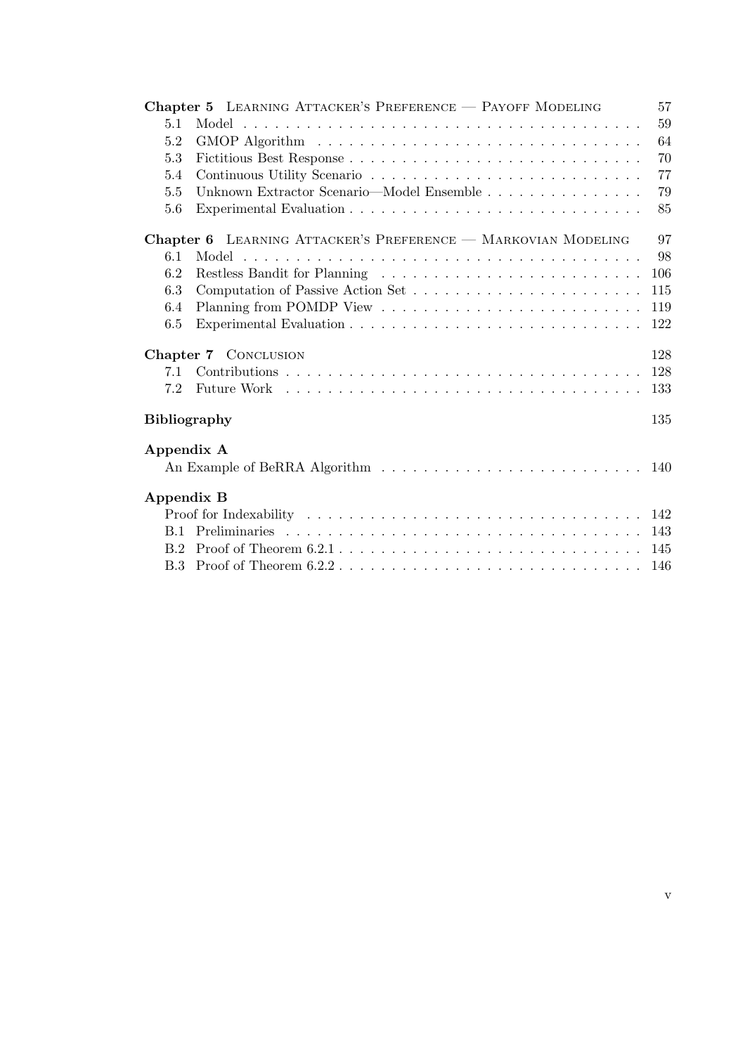**Chapter 5** Learning Attacker's Preference — Payoff Modeling 57

- 5.1 Model 59
- 5.2 GMOP Algorithm 64
- 5.3 Fictitious Best Response 70
- 5.4 Continuous Utility Scenario 77
- 5.5 Unknown Extractor Scenario—Model Ensemble 79
- 5.6 Experimental Evaluation 85

**Chapter 6** Learning Attacker's Preference — Markovian Modeling 97

- 6.1 Model 98
- 6.2 Restless Bandit for Planning 106
- 6.3 Computation of Passive Action Set 115
- 6.4 Planning from POMDP View 119
- 6.5 Experimental Evaluation 122

**Chapter 7** Conclusion 128

- 7.1 Contributions 128
- 7.2 Future Work 133

**Bibliography** 135

**Appendix A**

An Example of BeRRA Algorithm 140

**Appendix B**

Proof for Indexability 142

- B.1 Preliminaries 143
- B.2 Proof of Theorem 6.2.1 145
- B.3 Proof of Theorem 6.2.2 146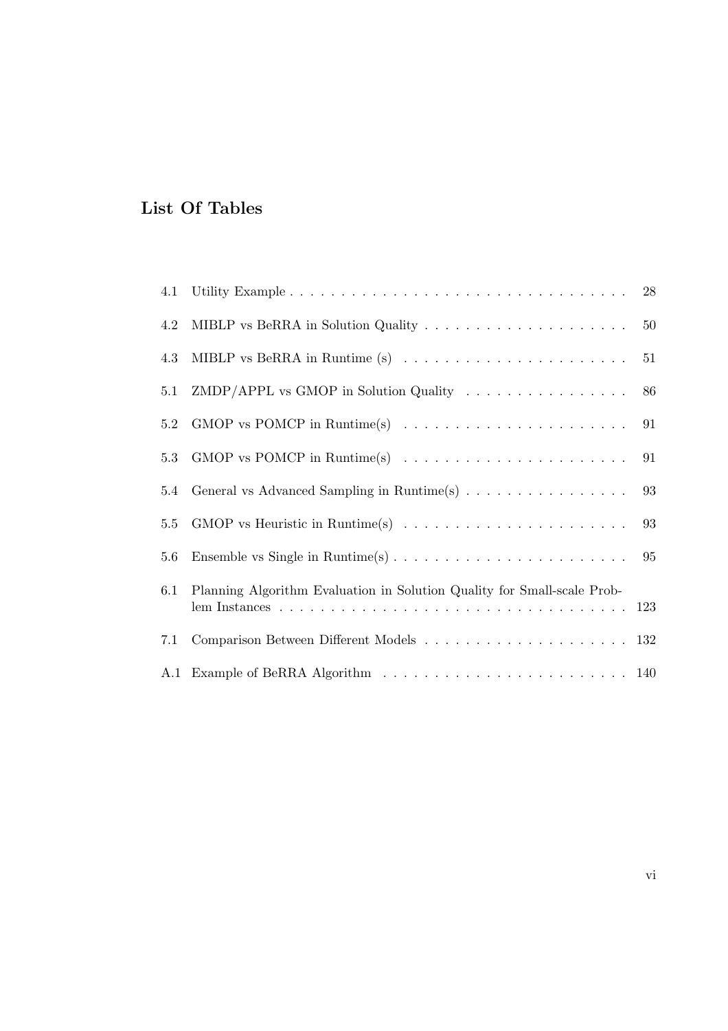# List Of Tables

4.1 Utility Example . . . . . . . . . . . . . . . . . . . . . . . . . . . . . . . . 28

4.2 MIBLP vs BeRRA in Solution Quality . . . . . . . . . . . . . . . . . . . . 50

4.3 MIBLP vs BeRRA in Runtime (s) . . . . . . . . . . . . . . . . . . . . . . 51

5.1 ZMDP/APPL vs GMOP in Solution Quality . . . . . . . . . . . . . . . . 86

5.2 GMOP vs POMCP in Runtime(s) . . . . . . . . . . . . . . . . . . . . . . 91

5.3 GMOP vs POMCP in Runtime(s) . . . . . . . . . . . . . . . . . . . . . . 91

5.4 General vs Advanced Sampling in Runtime(s) . . . . . . . . . . . . . . . . 93

5.5 GMOP vs Heuristic in Runtime(s) . . . . . . . . . . . . . . . . . . . . . . 93

5.6 Ensemble vs Single in Runtime(s) . . . . . . . . . . . . . . . . . . . . . . . 95

6.1 Planning Algorithm Evaluation in Solution Quality for Small-scale Problem Instances . . . . . . . . . . . . . . . . . . . . . . . . . . . . . . . . . 123

7.1 Comparison Between Different Models . . . . . . . . . . . . . . . . . . . . 132

A.1 Example of BeRRA Algorithm . . . . . . . . . . . . . . . . . . . . . . . . 140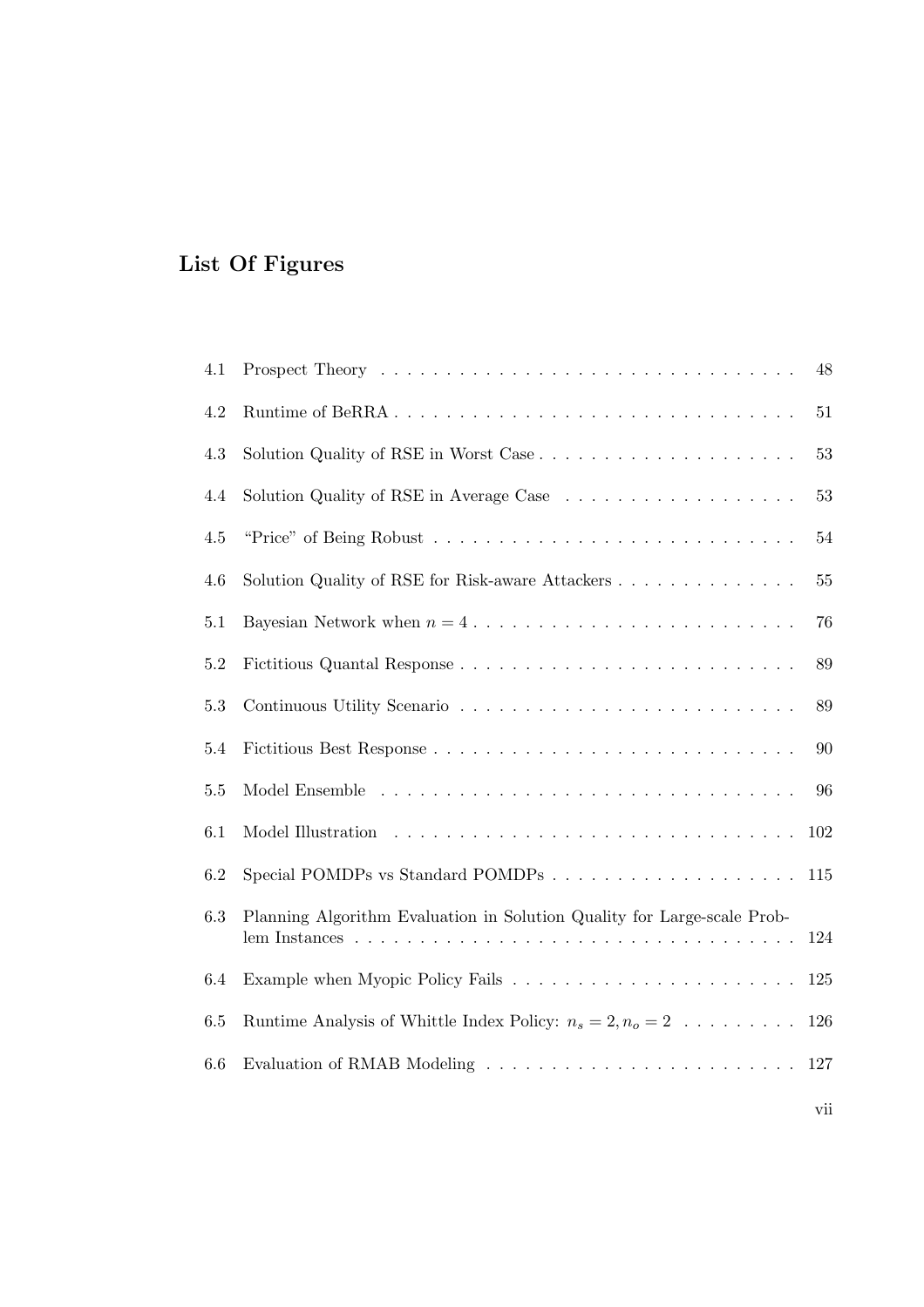# List Of Figures

| | | |
|---|---|---|
| 4.1 | Prospect Theory | 48 |
| 4.2 | Runtime of BeRRA | 51 |
| 4.3 | Solution Quality of RSE in Worst Case | 53 |
| 4.4 | Solution Quality of RSE in Average Case | 53 |
| 4.5 | "Price" of Being Robust | 54 |
| 4.6 | Solution Quality of RSE for Risk-aware Attackers | 55 |
| 5.1 | Bayesian Network when $n = 4$ | 76 |
| 5.2 | Fictitious Quantal Response | 89 |
| 5.3 | Continuous Utility Scenario | 89 |
| 5.4 | Fictitious Best Response | 90 |
| 5.5 | Model Ensemble | 96 |
| 6.1 | Model Illustration | 102 |
| 6.2 | Special POMDPs vs Standard POMDPs | 115 |
| 6.3 | Planning Algorithm Evaluation in Solution Quality for Large-scale Problem Instances | 124 |
| 6.4 | Example when Myopic Policy Fails | 125 |
| 6.5 | Runtime Analysis of Whittle Index Policy: $n_s = 2, n_o = 2$ | 126 |
| 6.6 | Evaluation of RMAB Modeling | 127 |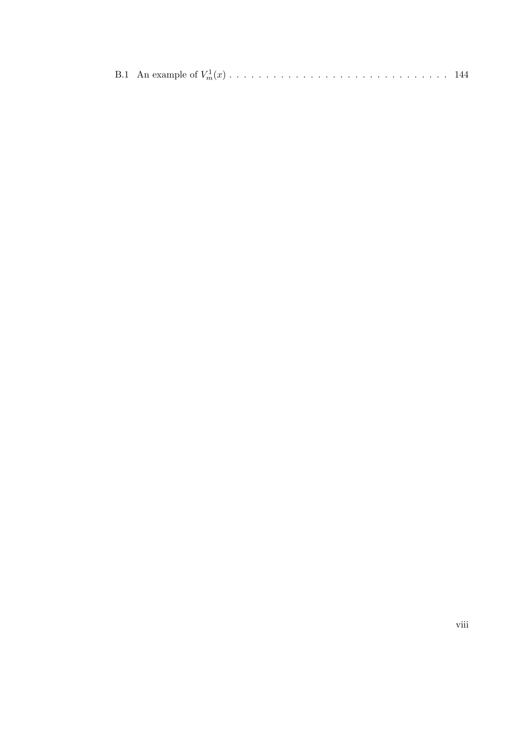B.1 An example of $V_m^1(x)$ . . . . . . . . . . . . . . . . . . . . . . . . . . . . . . . 144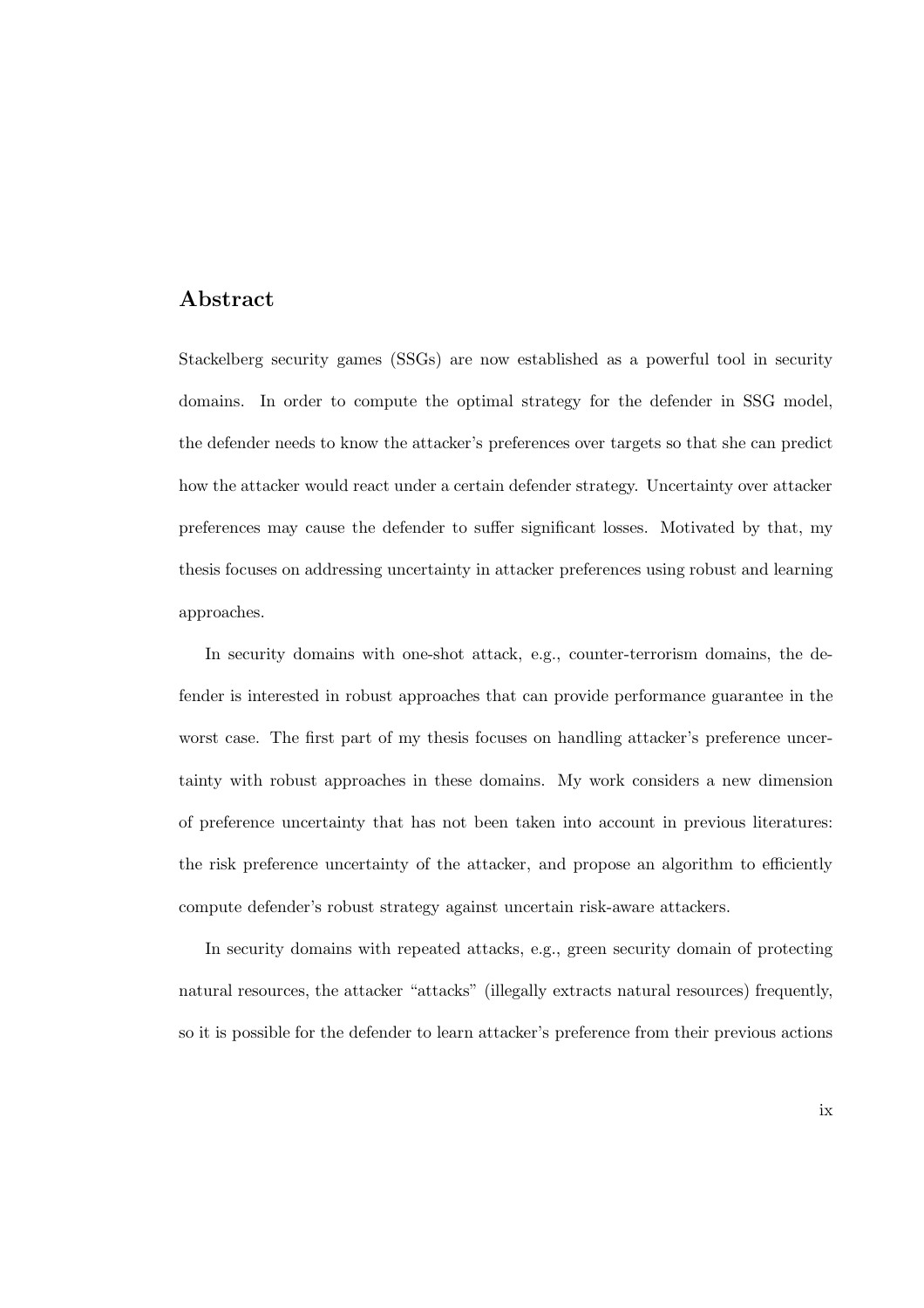## Abstract

Stackelberg security games (SSGs) are now established as a powerful tool in security domains. In order to compute the optimal strategy for the defender in SSG model, the defender needs to know the attacker's preferences over targets so that she can predict how the attacker would react under a certain defender strategy. Uncertainty over attacker preferences may cause the defender to suffer significant losses. Motivated by that, my thesis focuses on addressing uncertainty in attacker preferences using robust and learning approaches.

In security domains with one-shot attack, e.g., counter-terrorism domains, the defender is interested in robust approaches that can provide performance guarantee in the worst case. The first part of my thesis focuses on handling attacker's preference uncertainty with robust approaches in these domains. My work considers a new dimension of preference uncertainty that has not been taken into account in previous literatures: the risk preference uncertainty of the attacker, and propose an algorithm to efficiently compute defender's robust strategy against uncertain risk-aware attackers.

In security domains with repeated attacks, e.g., green security domain of protecting natural resources, the attacker "attacks" (illegally extracts natural resources) frequently, so it is possible for the defender to learn attacker's preference from their previous actions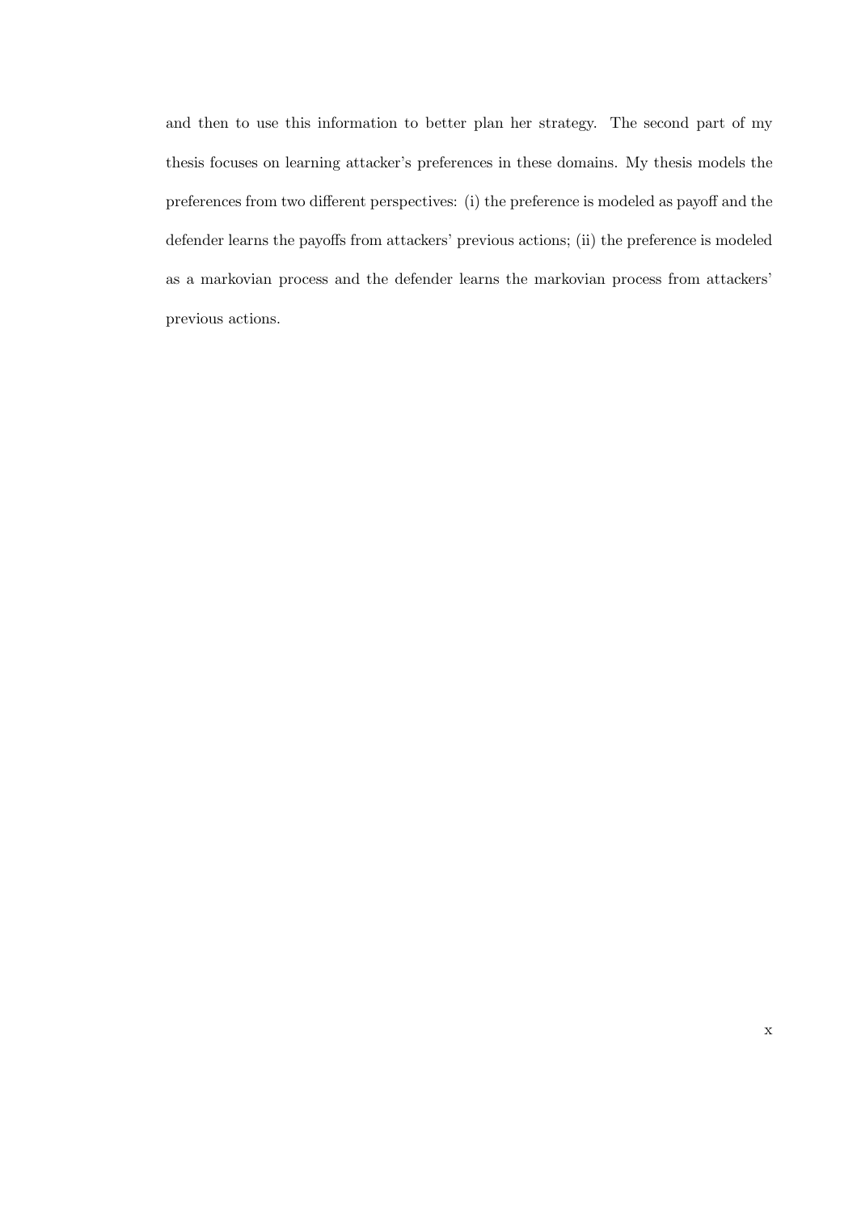and then to use this information to better plan her strategy. The second part of my thesis focuses on learning attacker's preferences in these domains. My thesis models the preferences from two different perspectives: (i) the preference is modeled as payoff and the defender learns the payoffs from attackers' previous actions; (ii) the preference is modeled as a markovian process and the defender learns the markovian process from attackers' previous actions.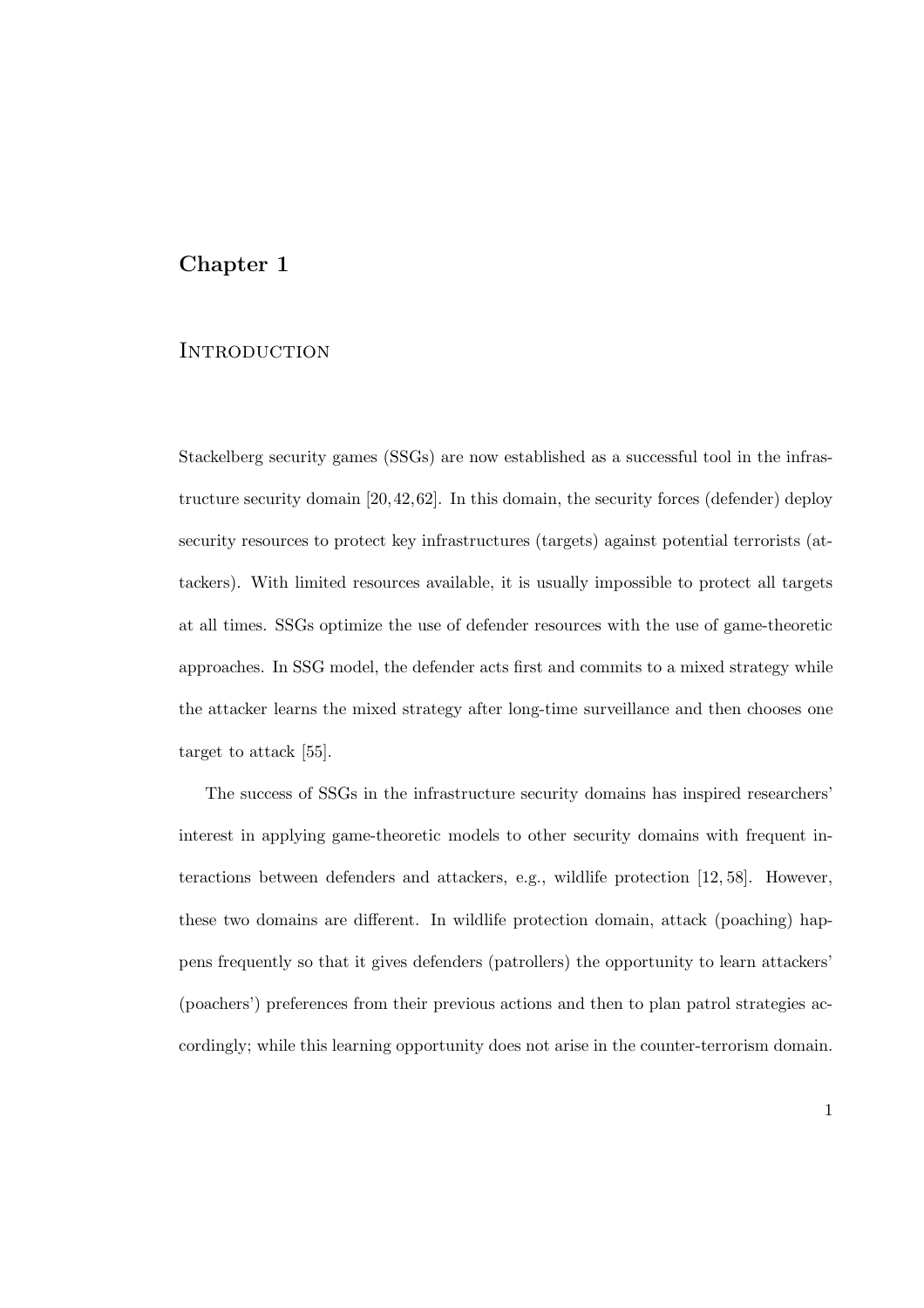# Chapter 1

## Introduction

Stackelberg security games (SSGs) are now established as a successful tool in the infrastructure security domain [20, 42, 62]. In this domain, the security forces (defender) deploy security resources to protect key infrastructures (targets) against potential terrorists (attackers). With limited resources available, it is usually impossible to protect all targets at all times. SSGs optimize the use of defender resources with the use of game-theoretic approaches. In SSG model, the defender acts first and commits to a mixed strategy while the attacker learns the mixed strategy after long-time surveillance and then chooses one target to attack [55].

The success of SSGs in the infrastructure security domains has inspired researchers' interest in applying game-theoretic models to other security domains with frequent interactions between defenders and attackers, e.g., wildlife protection [12, 58]. However, these two domains are different. In wildlife protection domain, attack (poaching) happens frequently so that it gives defenders (patrollers) the opportunity to learn attackers' (poachers') preferences from their previous actions and then to plan patrol strategies accordingly; while this learning opportunity does not arise in the counter-terrorism domain.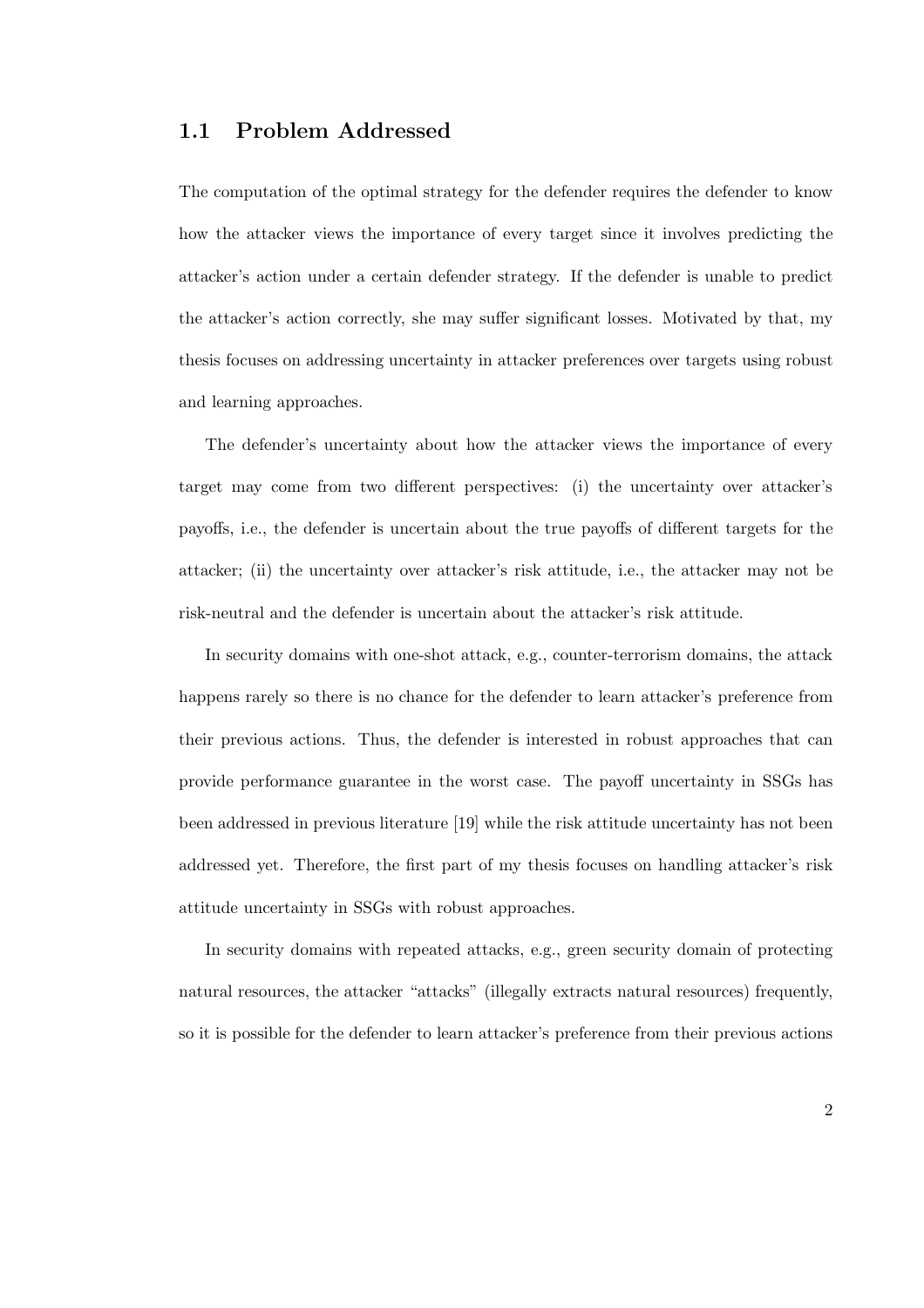## 1.1 Problem Addressed

The computation of the optimal strategy for the defender requires the defender to know how the attacker views the importance of every target since it involves predicting the attacker's action under a certain defender strategy. If the defender is unable to predict the attacker's action correctly, she may suffer significant losses. Motivated by that, my thesis focuses on addressing uncertainty in attacker preferences over targets using robust and learning approaches.

The defender's uncertainty about how the attacker views the importance of every target may come from two different perspectives: (i) the uncertainty over attacker's payoffs, i.e., the defender is uncertain about the true payoffs of different targets for the attacker; (ii) the uncertainty over attacker's risk attitude, i.e., the attacker may not be risk-neutral and the defender is uncertain about the attacker's risk attitude.

In security domains with one-shot attack, e.g., counter-terrorism domains, the attack happens rarely so there is no chance for the defender to learn attacker's preference from their previous actions. Thus, the defender is interested in robust approaches that can provide performance guarantee in the worst case. The payoff uncertainty in SSGs has been addressed in previous literature [19] while the risk attitude uncertainty has not been addressed yet. Therefore, the first part of my thesis focuses on handling attacker's risk attitude uncertainty in SSGs with robust approaches.

In security domains with repeated attacks, e.g., green security domain of protecting natural resources, the attacker "attacks" (illegally extracts natural resources) frequently, so it is possible for the defender to learn attacker's preference from their previous actions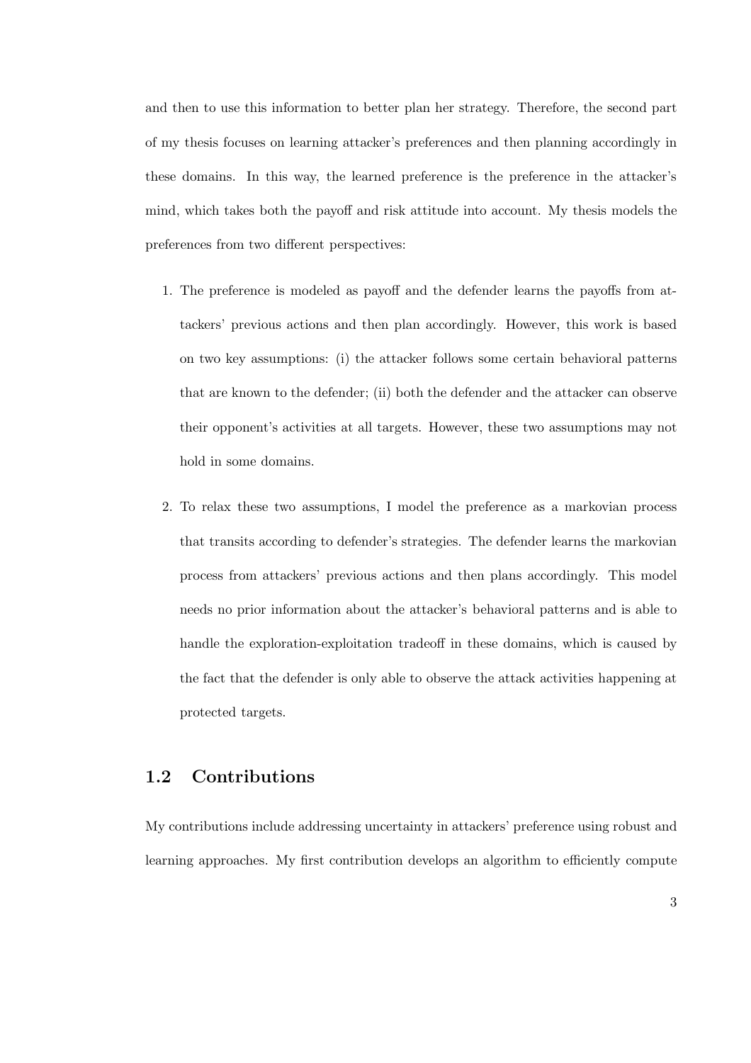and then to use this information to better plan her strategy. Therefore, the second part of my thesis focuses on learning attacker's preferences and then planning accordingly in these domains. In this way, the learned preference is the preference in the attacker's mind, which takes both the payoff and risk attitude into account. My thesis models the preferences from two different perspectives:

1. The preference is modeled as payoff and the defender learns the payoffs from attackers' previous actions and then plan accordingly. However, this work is based on two key assumptions: (i) the attacker follows some certain behavioral patterns that are known to the defender; (ii) both the defender and the attacker can observe their opponent's activities at all targets. However, these two assumptions may not hold in some domains.

2. To relax these two assumptions, I model the preference as a markovian process that transits according to defender's strategies. The defender learns the markovian process from attackers' previous actions and then plans accordingly. This model needs no prior information about the attacker's behavioral patterns and is able to handle the exploration-exploitation tradeoff in these domains, which is caused by the fact that the defender is only able to observe the attack activities happening at protected targets.

## 1.2 Contributions

My contributions include addressing uncertainty in attackers' preference using robust and learning approaches. My first contribution develops an algorithm to efficiently compute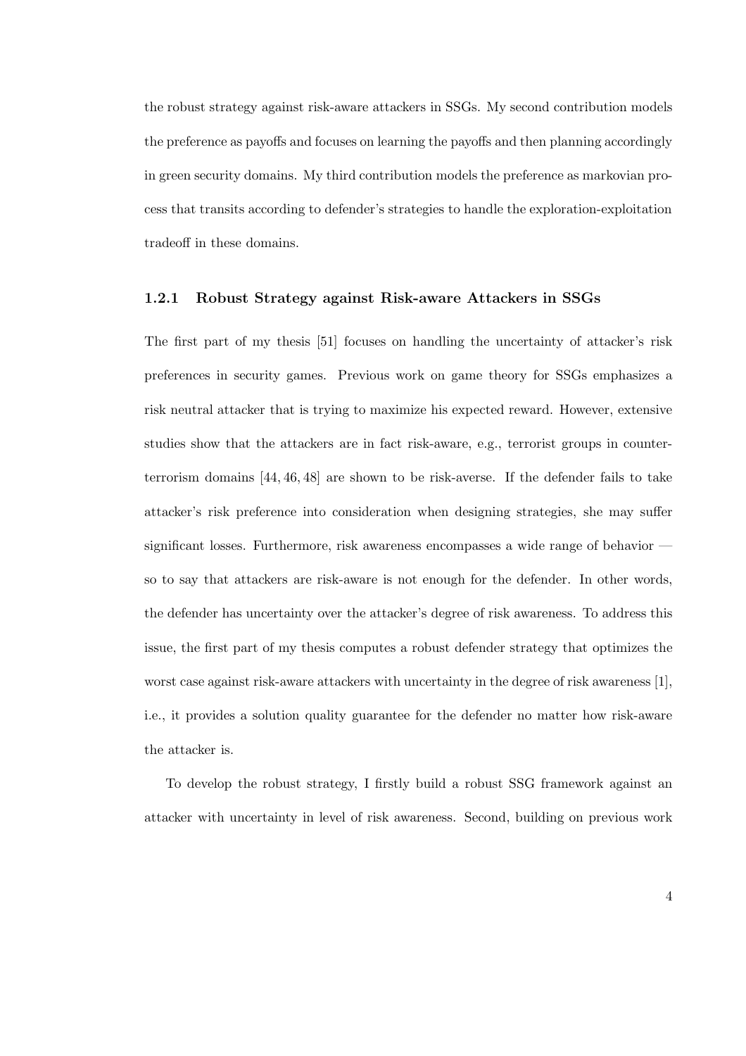the robust strategy against risk-aware attackers in SSGs. My second contribution models the preference as payoffs and focuses on learning the payoffs and then planning accordingly in green security domains. My third contribution models the preference as markovian process that transits according to defender's strategies to handle the exploration-exploitation tradeoff in these domains.

### 1.2.1 Robust Strategy against Risk-aware Attackers in SSGs

The first part of my thesis [51] focuses on handling the uncertainty of attacker's risk preferences in security games. Previous work on game theory for SSGs emphasizes a risk neutral attacker that is trying to maximize his expected reward. However, extensive studies show that the attackers are in fact risk-aware, e.g., terrorist groups in counter-terrorism domains [44, 46, 48] are shown to be risk-averse. If the defender fails to take attacker's risk preference into consideration when designing strategies, she may suffer significant losses. Furthermore, risk awareness encompasses a wide range of behavior — so to say that attackers are risk-aware is not enough for the defender. In other words, the defender has uncertainty over the attacker's degree of risk awareness. To address this issue, the first part of my thesis computes a robust defender strategy that optimizes the worst case against risk-aware attackers with uncertainty in the degree of risk awareness [1], i.e., it provides a solution quality guarantee for the defender no matter how risk-aware the attacker is.

To develop the robust strategy, I firstly build a robust SSG framework against an attacker with uncertainty in level of risk awareness. Second, building on previous work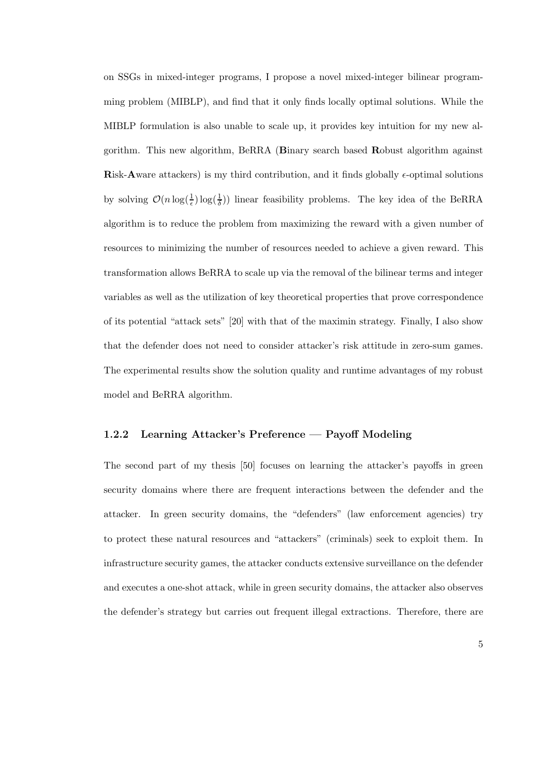on SSGs in mixed-integer programs, I propose a novel mixed-integer bilinear programming problem (MIBLP), and find that it only finds locally optimal solutions. While the MIBLP formulation is also unable to scale up, it provides key intuition for my new algorithm. This new algorithm, BeRRA (**B**inary search based **R**obust algorithm against **R**isk-**A**ware attackers) is my third contribution, and it finds globally $\epsilon$-optimal solutions by solving $\mathcal{O}(n\log(\frac{1}{\epsilon})\log(\frac{1}{\delta}))$ linear feasibility problems. The key idea of the BeRRA algorithm is to reduce the problem from maximizing the reward with a given number of resources to minimizing the number of resources needed to achieve a given reward. This transformation allows BeRRA to scale up via the removal of the bilinear terms and integer variables as well as the utilization of key theoretical properties that prove correspondence of its potential "attack sets" [20] with that of the maximin strategy. Finally, I also show that the defender does not need to consider attacker's risk attitude in zero-sum games. The experimental results show the solution quality and runtime advantages of my robust model and BeRRA algorithm.

### 1.2.2 Learning Attacker's Preference — Payoff Modeling

The second part of my thesis [50] focuses on learning the attacker's payoffs in green security domains where there are frequent interactions between the defender and the attacker. In green security domains, the "defenders" (law enforcement agencies) try to protect these natural resources and "attackers" (criminals) seek to exploit them. In infrastructure security games, the attacker conducts extensive surveillance on the defender and executes a one-shot attack, while in green security domains, the attacker also observes the defender's strategy but carries out frequent illegal extractions. Therefore, there are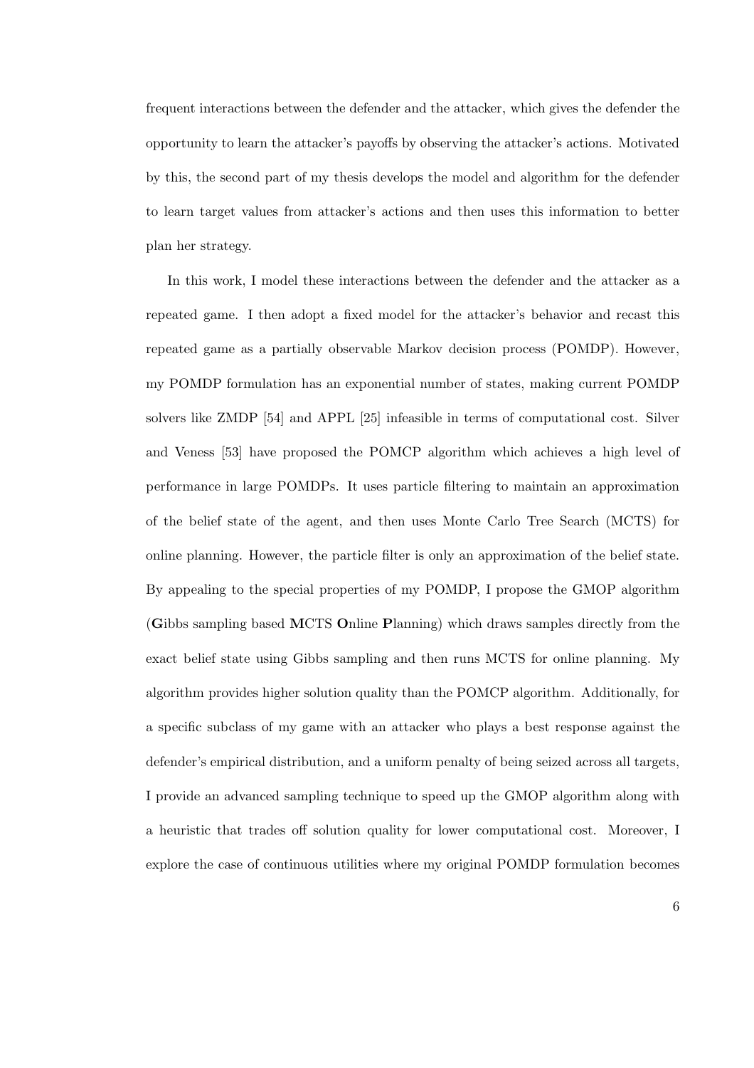frequent interactions between the defender and the attacker, which gives the defender the opportunity to learn the attacker's payoffs by observing the attacker's actions. Motivated by this, the second part of my thesis develops the model and algorithm for the defender to learn target values from attacker's actions and then uses this information to better plan her strategy.

In this work, I model these interactions between the defender and the attacker as a repeated game. I then adopt a fixed model for the attacker's behavior and recast this repeated game as a partially observable Markov decision process (POMDP). However, my POMDP formulation has an exponential number of states, making current POMDP solvers like ZMDP [54] and APPL [25] infeasible in terms of computational cost. Silver and Veness [53] have proposed the POMCP algorithm which achieves a high level of performance in large POMDPs. It uses particle filtering to maintain an approximation of the belief state of the agent, and then uses Monte Carlo Tree Search (MCTS) for online planning. However, the particle filter is only an approximation of the belief state. By appealing to the special properties of my POMDP, I propose the GMOP algorithm (**G**ibbs sampling based **M**CTS **O**nline **P**lanning) which draws samples directly from the exact belief state using Gibbs sampling and then runs MCTS for online planning. My algorithm provides higher solution quality than the POMCP algorithm. Additionally, for a specific subclass of my game with an attacker who plays a best response against the defender's empirical distribution, and a uniform penalty of being seized across all targets, I provide an advanced sampling technique to speed up the GMOP algorithm along with a heuristic that trades off solution quality for lower computational cost. Moreover, I explore the case of continuous utilities where my original POMDP formulation becomes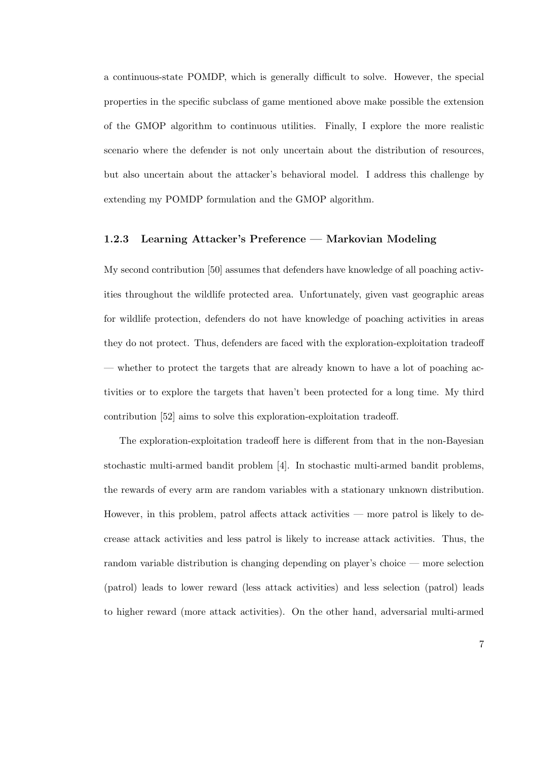a continuous-state POMDP, which is generally difficult to solve. However, the special properties in the specific subclass of game mentioned above make possible the extension of the GMOP algorithm to continuous utilities. Finally, I explore the more realistic scenario where the defender is not only uncertain about the distribution of resources, but also uncertain about the attacker's behavioral model. I address this challenge by extending my POMDP formulation and the GMOP algorithm.

### 1.2.3 Learning Attacker's Preference — Markovian Modeling

My second contribution [50] assumes that defenders have knowledge of all poaching activities throughout the wildlife protected area. Unfortunately, given vast geographic areas for wildlife protection, defenders do not have knowledge of poaching activities in areas they do not protect. Thus, defenders are faced with the exploration-exploitation tradeoff — whether to protect the targets that are already known to have a lot of poaching activities or to explore the targets that haven't been protected for a long time. My third contribution [52] aims to solve this exploration-exploitation tradeoff.

The exploration-exploitation tradeoff here is different from that in the non-Bayesian stochastic multi-armed bandit problem [4]. In stochastic multi-armed bandit problems, the rewards of every arm are random variables with a stationary unknown distribution. However, in this problem, patrol affects attack activities — more patrol is likely to decrease attack activities and less patrol is likely to increase attack activities. Thus, the random variable distribution is changing depending on player's choice — more selection (patrol) leads to lower reward (less attack activities) and less selection (patrol) leads to higher reward (more attack activities). On the other hand, adversarial multi-armed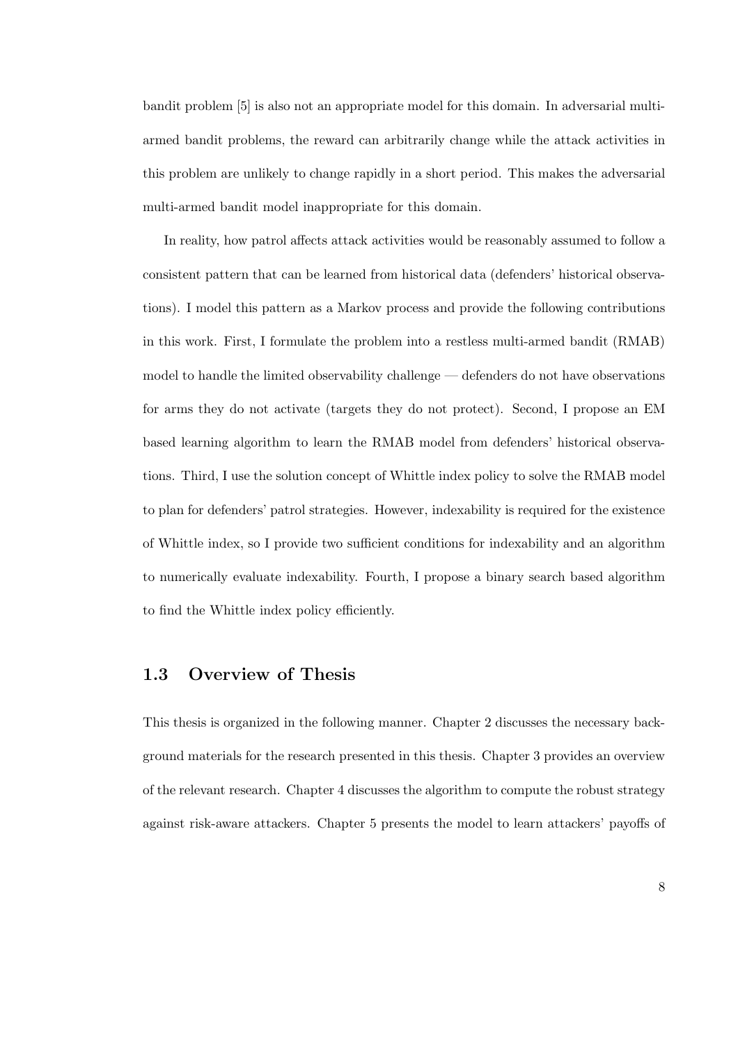bandit problem [5] is also not an appropriate model for this domain. In adversarial multi-armed bandit problems, the reward can arbitrarily change while the attack activities in this problem are unlikely to change rapidly in a short period. This makes the adversarial multi-armed bandit model inappropriate for this domain.

In reality, how patrol affects attack activities would be reasonably assumed to follow a consistent pattern that can be learned from historical data (defenders' historical observations). I model this pattern as a Markov process and provide the following contributions in this work. First, I formulate the problem into a restless multi-armed bandit (RMAB) model to handle the limited observability challenge — defenders do not have observations for arms they do not activate (targets they do not protect). Second, I propose an EM based learning algorithm to learn the RMAB model from defenders' historical observations. Third, I use the solution concept of Whittle index policy to solve the RMAB model to plan for defenders' patrol strategies. However, indexability is required for the existence of Whittle index, so I provide two sufficient conditions for indexability and an algorithm to numerically evaluate indexability. Fourth, I propose a binary search based algorithm to find the Whittle index policy efficiently.

## 1.3 Overview of Thesis

This thesis is organized in the following manner. Chapter 2 discusses the necessary background materials for the research presented in this thesis. Chapter 3 provides an overview of the relevant research. Chapter 4 discusses the algorithm to compute the robust strategy against risk-aware attackers. Chapter 5 presents the model to learn attackers' payoffs of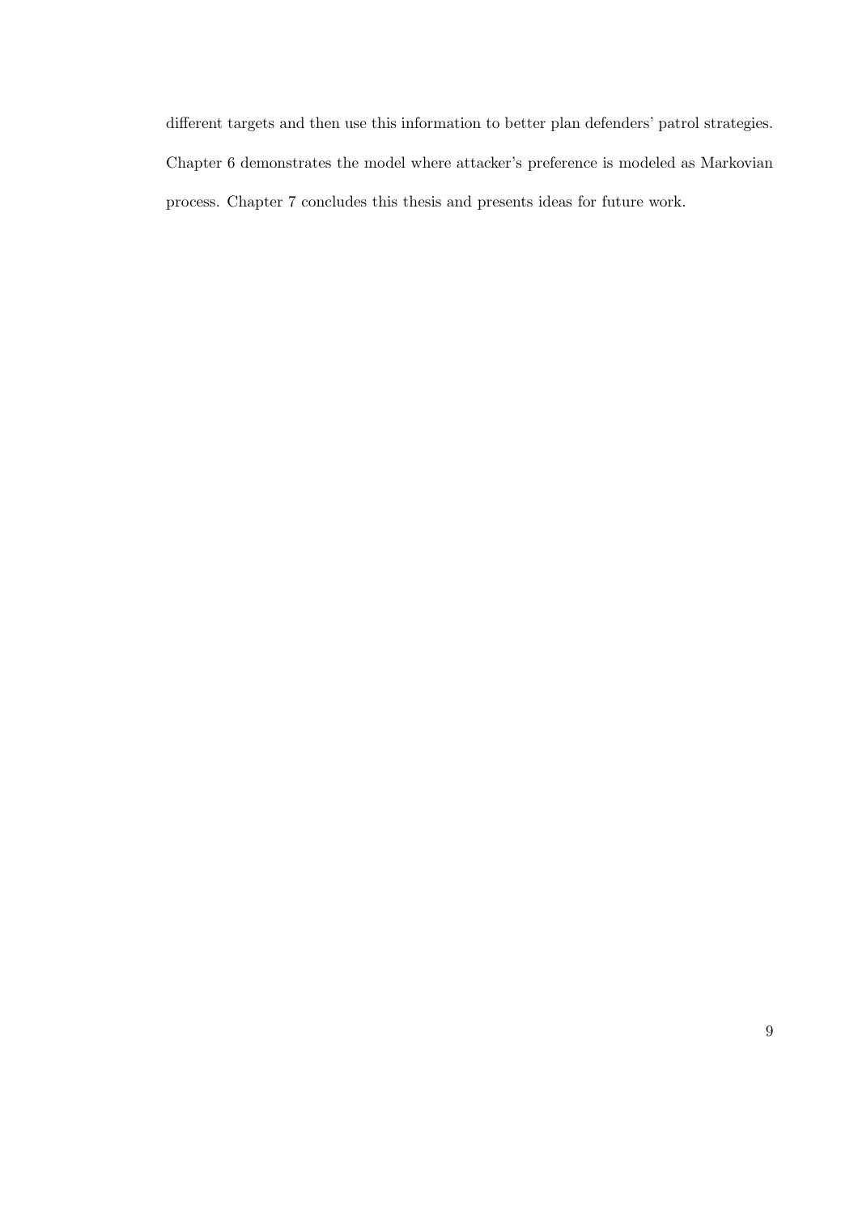different targets and then use this information to better plan defenders' patrol strategies. Chapter 6 demonstrates the model where attacker's preference is modeled as Markovian process. Chapter 7 concludes this thesis and presents ideas for future work.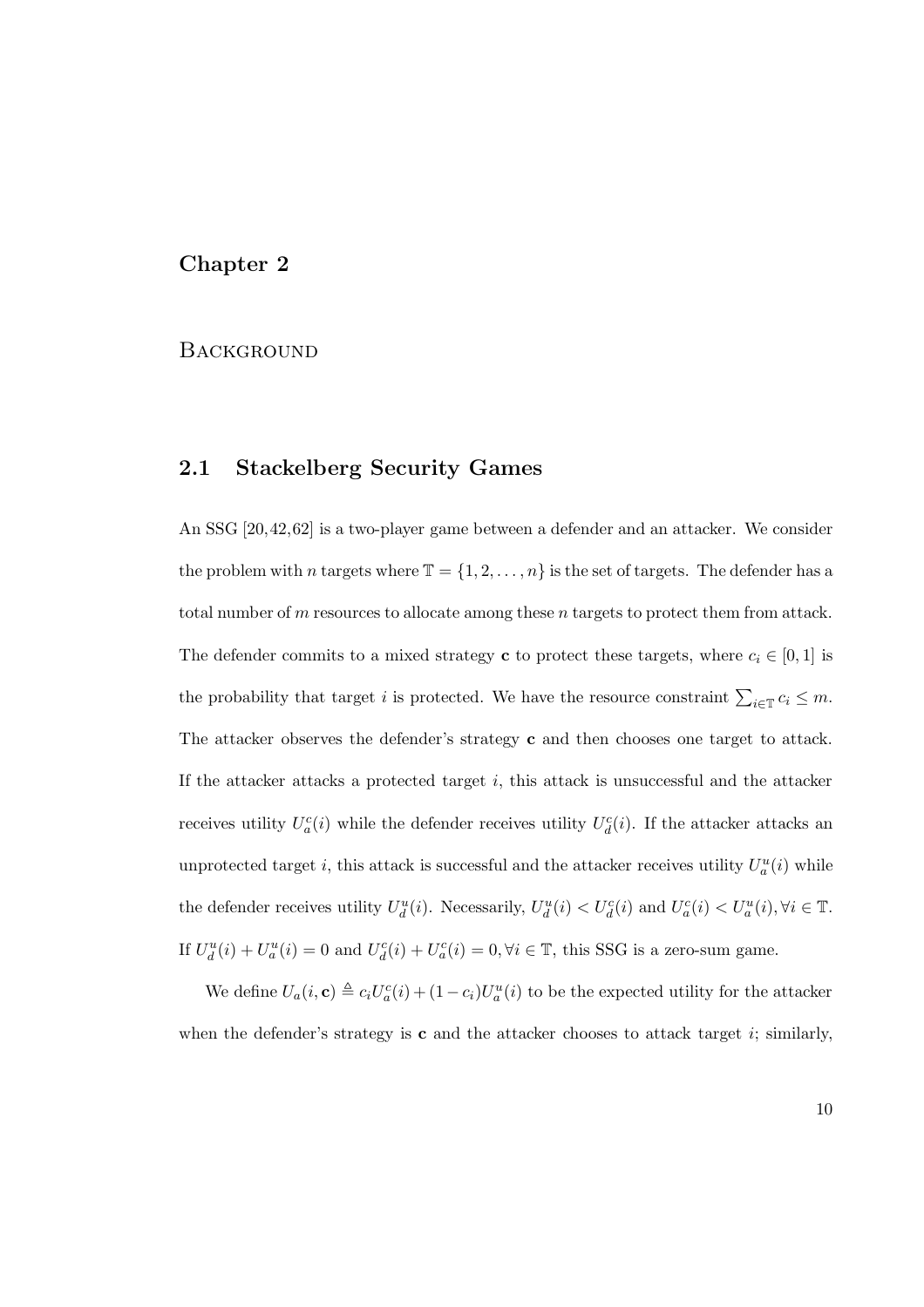# Chapter 2

# Background

## 2.1 Stackelberg Security Games

An SSG [20,42,62] is a two-player game between a defender and an attacker. We consider the problem with $n$ targets where $\mathbb{T} = \{1, 2, \ldots, n\}$ is the set of targets. The defender has a total number of $m$ resources to allocate among these $n$ targets to protect them from attack. The defender commits to a mixed strategy $\mathbf{c}$ to protect these targets, where $c_i \in [0, 1]$ is the probability that target $i$ is protected. We have the resource constraint $\sum_{i \in \mathbb{T}} c_i \leq m$. The attacker observes the defender's strategy $\mathbf{c}$ and then chooses one target to attack. If the attacker attacks a protected target $i$, this attack is unsuccessful and the attacker receives utility $U_a^c(i)$ while the defender receives utility $U_d^c(i)$. If the attacker attacks an unprotected target $i$, this attack is successful and the attacker receives utility $U_a^u(i)$ while the defender receives utility $U_d^u(i)$. Necessarily, $U_d^u(i) < U_d^c(i)$ and $U_a^c(i) < U_a^u(i), \forall i \in \mathbb{T}$. If $U_d^u(i) + U_a^u(i) = 0$ and $U_d^c(i) + U_a^c(i) = 0, \forall i \in \mathbb{T}$, this SSG is a zero-sum game.

We define $U_a(i, \mathbf{c}) \triangleq c_i U_a^c(i) + (1 - c_i) U_a^u(i)$ to be the expected utility for the attacker when the defender's strategy is $\mathbf{c}$ and the attacker chooses to attack target $i$; similarly,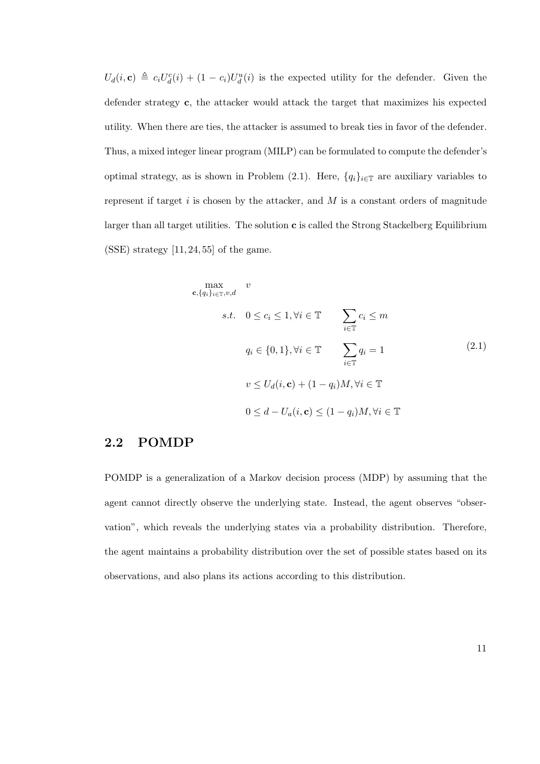$U_d(i, \mathbf{c}) \triangleq c_i U_d^c(i) + (1 - c_i) U_d^u(i)$ is the expected utility for the defender. Given the defender strategy $\mathbf{c}$, the attacker would attack the target that maximizes his expected utility. When there are ties, the attacker is assumed to break ties in favor of the defender. Thus, a mixed integer linear program (MILP) can be formulated to compute the defender's optimal strategy, as is shown in Problem (2.1). Here, $\{q_i\}_{i \in \mathbb{T}}$ are auxiliary variables to represent if target $i$ is chosen by the attacker, and $M$ is a constant orders of magnitude larger than all target utilities. The solution $\mathbf{c}$ is called the Strong Stackelberg Equilibrium (SSE) strategy [11, 24, 55] of the game.

$$
\begin{aligned}
\max_{\mathbf{c}, \{q_i\}_{i \in \mathbb{T}}, v, d} \quad & v \\
s.t. \quad & 0 \leq c_i \leq 1, \forall i \in \mathbb{T} \qquad \sum_{i \in \mathbb{T}} c_i \leq m \\
& q_i \in \{0, 1\}, \forall i \in \mathbb{T} \qquad \sum_{i \in \mathbb{T}} q_i = 1 \\
& v \leq U_d(i, \mathbf{c}) + (1 - q_i) M, \forall i \in \mathbb{T} \\
& 0 \leq d - U_a(i, \mathbf{c}) \leq (1 - q_i) M, \forall i \in \mathbb{T}
\end{aligned}
\tag{2.1}
$$

## 2.2 POMDP

POMDP is a generalization of a Markov decision process (MDP) by assuming that the agent cannot directly observe the underlying state. Instead, the agent observes "observation", which reveals the underlying states via a probability distribution. Therefore, the agent maintains a probability distribution over the set of possible states based on its observations, and also plans its actions according to this distribution.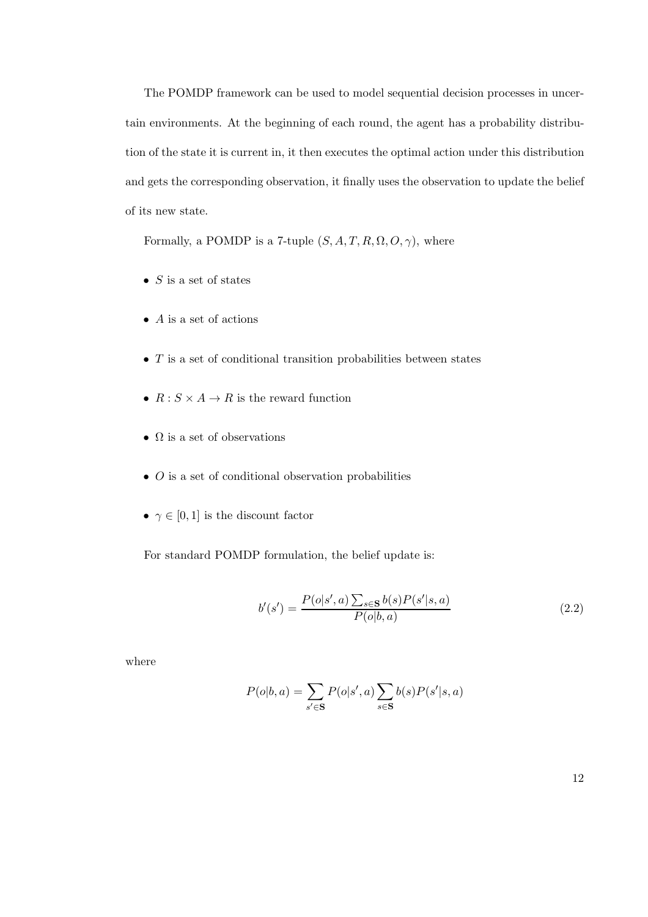The POMDP framework can be used to model sequential decision processes in uncertain environments. At the beginning of each round, the agent has a probability distribution of the state it is current in, it then executes the optimal action under this distribution and gets the corresponding observation, it finally uses the observation to update the belief of its new state.

Formally, a POMDP is a 7-tuple $(S, A, T, R, \Omega, O, \gamma)$, where

- $S$ is a set of states
- $A$ is a set of actions
- $T$ is a set of conditional transition probabilities between states
- $R : S \times A \rightarrow R$ is the reward function
- $\Omega$ is a set of observations
- $O$ is a set of conditional observation probabilities
- $\gamma \in [0, 1]$ is the discount factor

For standard POMDP formulation, the belief update is:

$$b'(s') = \frac{P(o|s', a) \sum_{s \in \mathbf{S}} b(s) P(s'|s, a)}{P(o|b, a)} \tag{2.2}$$

where

$$P(o|b, a) = \sum_{s' \in \mathbf{S}} P(o|s', a) \sum_{s \in \mathbf{S}} b(s) P(s'|s, a)$$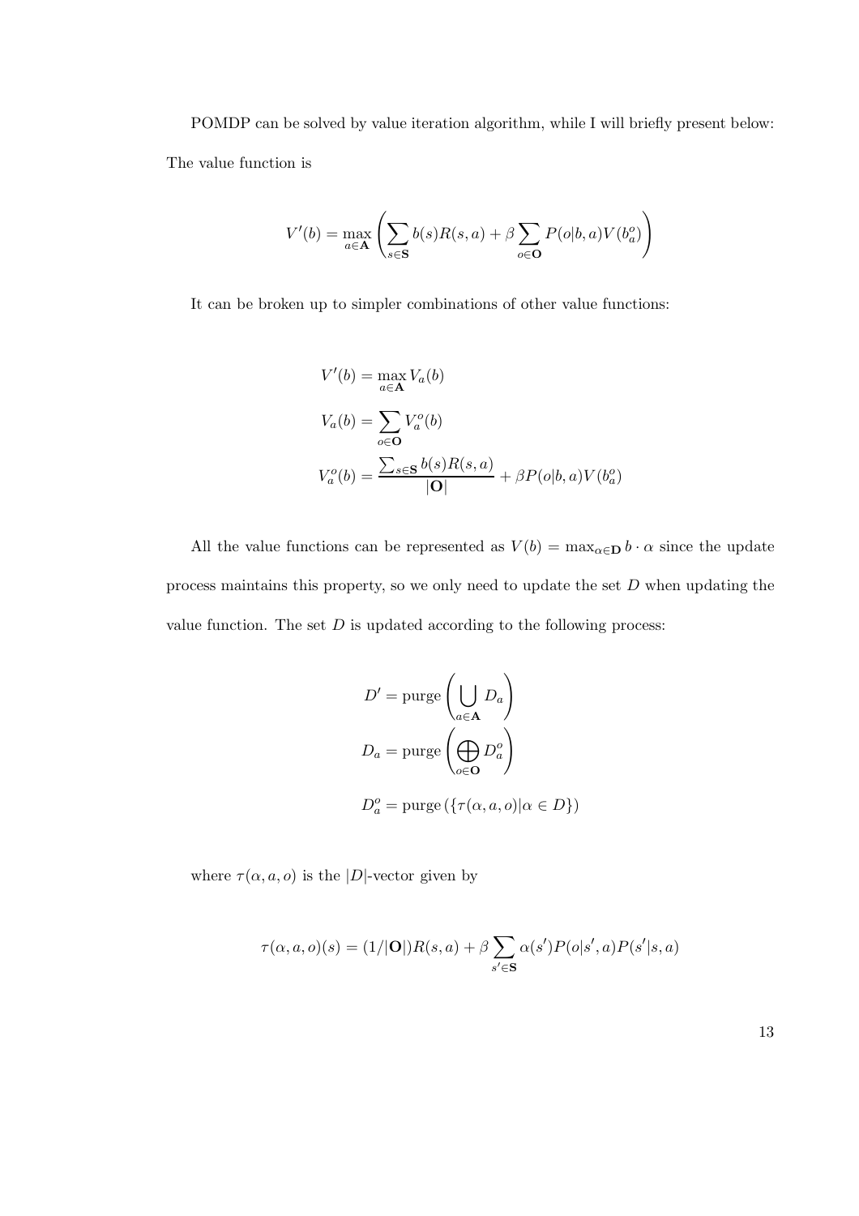POMDP can be solved by value iteration algorithm, while I will briefly present below: The value function is

$$V'(b) = \max_{a \in \mathbf{A}} \left( \sum_{s \in \mathbf{S}} b(s) R(s,a) + \beta \sum_{o \in \mathbf{O}} P(o|b,a) V(b_a^o) \right)$$

It can be broken up to simpler combinations of other value functions:

$$V'(b) = \max_{a \in \mathbf{A}} V_a(b)$$

$$V_a(b) = \sum_{o \in \mathbf{O}} V_a^o(b)$$

$$V_a^o(b) = \frac{\sum_{s \in \mathbf{S}} b(s) R(s,a)}{|\mathbf{O}|} + \beta P(o|b,a) V(b_a^o)$$

All the value functions can be represented as $V(b) = \max_{\alpha \in \mathbf{D}} b \cdot \alpha$ since the update process maintains this property, so we only need to update the set $D$ when updating the value function. The set $D$ is updated according to the following process:

$$D' = \text{purge}\left( \bigcup_{a \in \mathbf{A}} D_a \right)$$

$$D_a = \text{purge}\left( \bigoplus_{o \in \mathbf{O}} D_a^o \right)$$

$$D_a^o = \text{purge}\left( \{ \tau(\alpha, a, o) | \alpha \in D \} \right)$$

where $\tau(\alpha, a, o)$ is the $|D|$-vector given by

$$\tau(\alpha, a, o)(s) = (1/|\mathbf{O}|) R(s,a) + \beta \sum_{s' \in \mathbf{S}} \alpha(s') P(o|s', a) P(s'|s, a)$$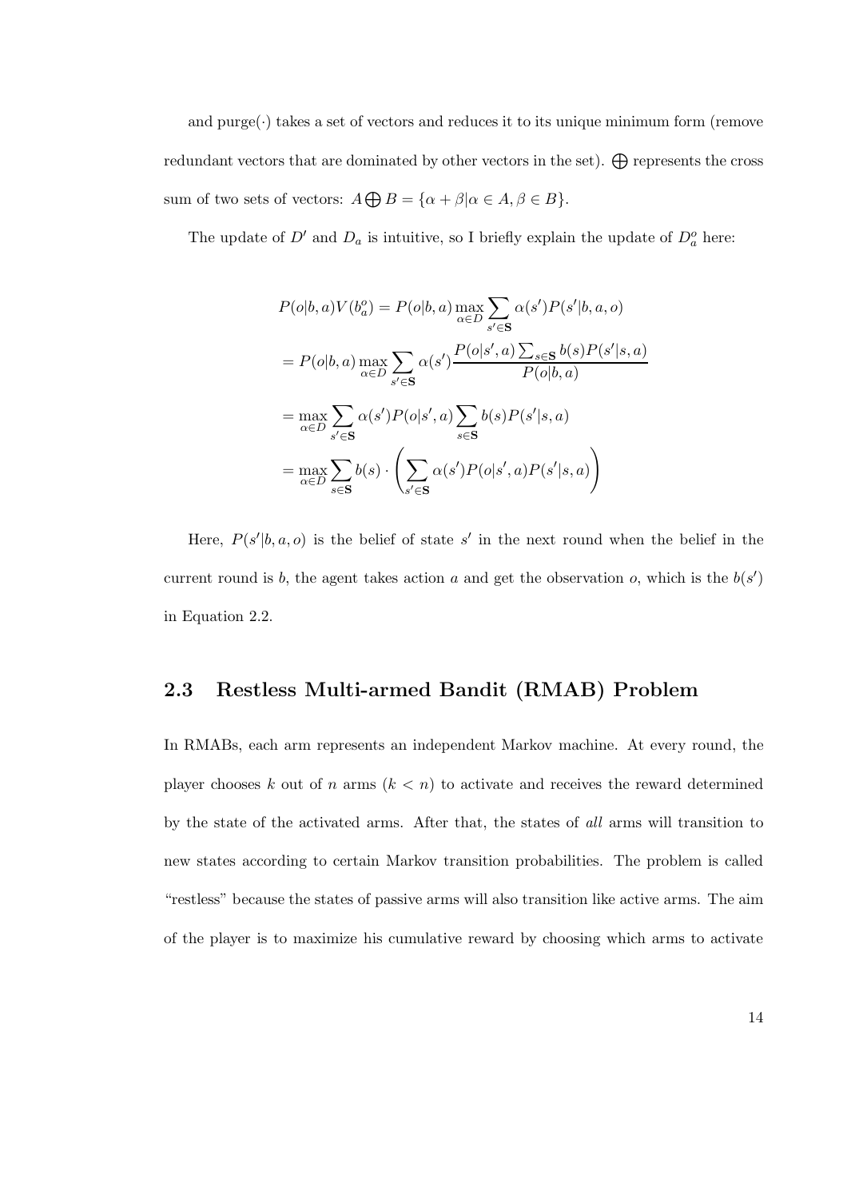and purge$(\cdot)$ takes a set of vectors and reduces it to its unique minimum form (remove redundant vectors that are dominated by other vectors in the set). $\bigoplus$ represents the cross sum of two sets of vectors: $A \bigoplus B = \{\alpha + \beta | \alpha \in A, \beta \in B\}$.

The update of $D'$ and $D_a$ is intuitive, so I briefly explain the update of $D_a^o$ here:

$$
\begin{aligned}
P(o|b,a)V(b_a^o) &= P(o|b,a) \max_{\alpha \in D} \sum_{s' \in \mathbf{S}} \alpha(s') P(s'|b,a,o) \\
&= P(o|b,a) \max_{\alpha \in D} \sum_{s' \in \mathbf{S}} \alpha(s') \frac{P(o|s',a) \sum_{s \in \mathbf{S}} b(s) P(s'|s,a)}{P(o|b,a)} \\
&= \max_{\alpha \in D} \sum_{s' \in \mathbf{S}} \alpha(s') P(o|s',a) \sum_{s \in \mathbf{S}} b(s) P(s'|s,a) \\
&= \max_{\alpha \in D} \sum_{s \in \mathbf{S}} b(s) \cdot \left( \sum_{s' \in \mathbf{S}} \alpha(s') P(o|s',a) P(s'|s,a) \right)
\end{aligned}
$$

Here, $P(s'|b,a,o)$ is the belief of state $s'$ in the next round when the belief in the current round is $b$, the agent takes action $a$ and get the observation $o$, which is the $b(s')$ in Equation 2.2.

## 2.3 Restless Multi-armed Bandit (RMAB) Problem

In RMABs, each arm represents an independent Markov machine. At every round, the player chooses $k$ out of $n$ arms ($k < n$) to activate and receives the reward determined by the state of the activated arms. After that, the states of *all* arms will transition to new states according to certain Markov transition probabilities. The problem is called "restless" because the states of passive arms will also transition like active arms. The aim of the player is to maximize his cumulative reward by choosing which arms to activate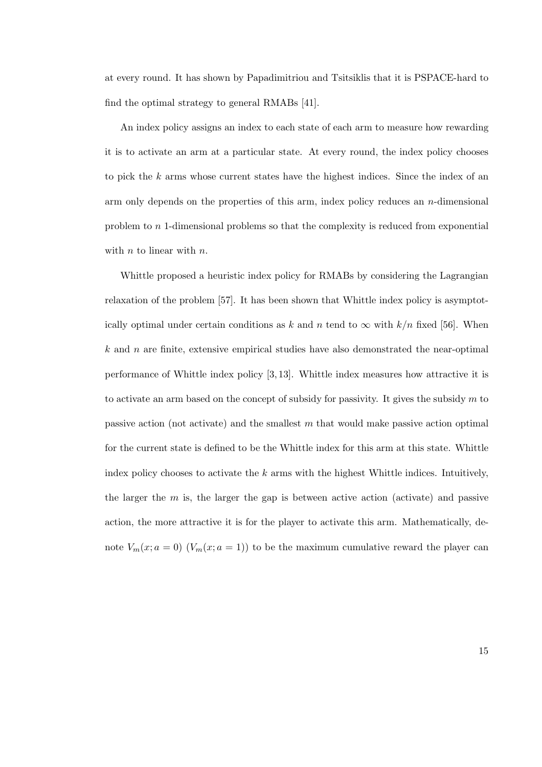at every round. It has shown by Papadimitriou and Tsitsiklis that it is PSPACE-hard to find the optimal strategy to general RMABs [41].

An index policy assigns an index to each state of each arm to measure how rewarding it is to activate an arm at a particular state. At every round, the index policy chooses to pick the $k$ arms whose current states have the highest indices. Since the index of an arm only depends on the properties of this arm, index policy reduces an $n$-dimensional problem to $n$ 1-dimensional problems so that the complexity is reduced from exponential with $n$ to linear with $n$.

Whittle proposed a heuristic index policy for RMABs by considering the Lagrangian relaxation of the problem [57]. It has been shown that Whittle index policy is asymptotically optimal under certain conditions as $k$ and $n$ tend to $\infty$ with $k/n$ fixed [56]. When $k$ and $n$ are finite, extensive empirical studies have also demonstrated the near-optimal performance of Whittle index policy [3, 13]. Whittle index measures how attractive it is to activate an arm based on the concept of subsidy for passivity. It gives the subsidy $m$ to passive action (not activate) and the smallest $m$ that would make passive action optimal for the current state is defined to be the Whittle index for this arm at this state. Whittle index policy chooses to activate the $k$ arms with the highest Whittle indices. Intuitively, the larger the $m$ is, the larger the gap is between active action (activate) and passive action, the more attractive it is for the player to activate this arm. Mathematically, denote $V_m(x; a = 0)$ ($V_m(x; a = 1)$) to be the maximum cumulative reward the player can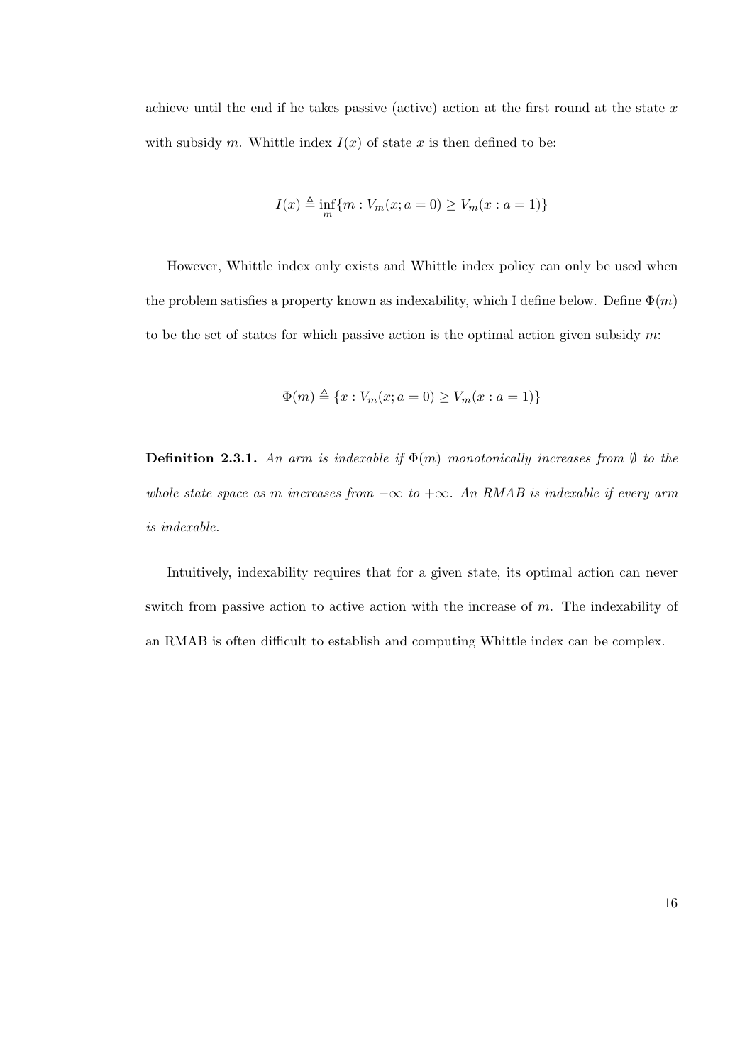achieve until the end if he takes passive (active) action at the first round at the state $x$ with subsidy $m$. Whittle index $I(x)$ of state $x$ is then defined to be:

$$I(x) \triangleq \inf_m \{m : V_m(x; a = 0) \geq V_m(x : a = 1)\}$$

However, Whittle index only exists and Whittle index policy can only be used when the problem satisfies a property known as indexability, which I define below. Define $\Phi(m)$ to be the set of states for which passive action is the optimal action given subsidy $m$:

$$\Phi(m) \triangleq \{x : V_m(x; a = 0) \geq V_m(x : a = 1)\}$$

**Definition 2.3.1.** *An arm is indexable if $\Phi(m)$ monotonically increases from $\emptyset$ to the whole state space as $m$ increases from $-\infty$ to $+\infty$. An RMAB is indexable if every arm is indexable.*

Intuitively, indexability requires that for a given state, its optimal action can never switch from passive action to active action with the increase of $m$. The indexability of an RMAB is often difficult to establish and computing Whittle index can be complex.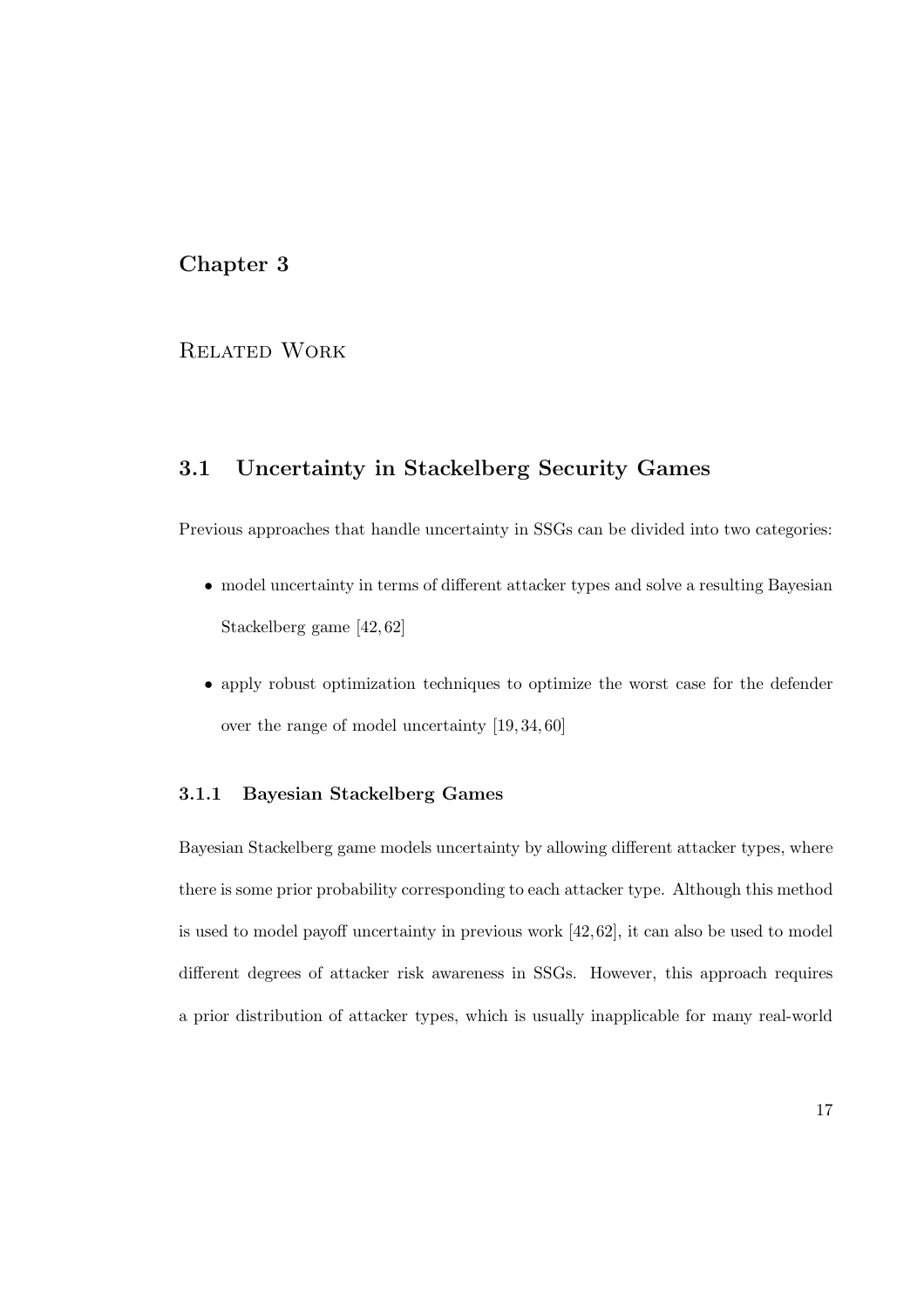# Chapter 3

# Related Work

## 3.1 Uncertainty in Stackelberg Security Games

Previous approaches that handle uncertainty in SSGs can be divided into two categories:

- model uncertainty in terms of different attacker types and solve a resulting Bayesian Stackelberg game [42, 62]
- apply robust optimization techniques to optimize the worst case for the defender over the range of model uncertainty [19, 34, 60]

### 3.1.1 Bayesian Stackelberg Games

Bayesian Stackelberg game models uncertainty by allowing different attacker types, where there is some prior probability corresponding to each attacker type. Although this method is used to model payoff uncertainty in previous work [42, 62], it can also be used to model different degrees of attacker risk awareness in SSGs. However, this approach requires a prior distribution of attacker types, which is usually inapplicable for many real-world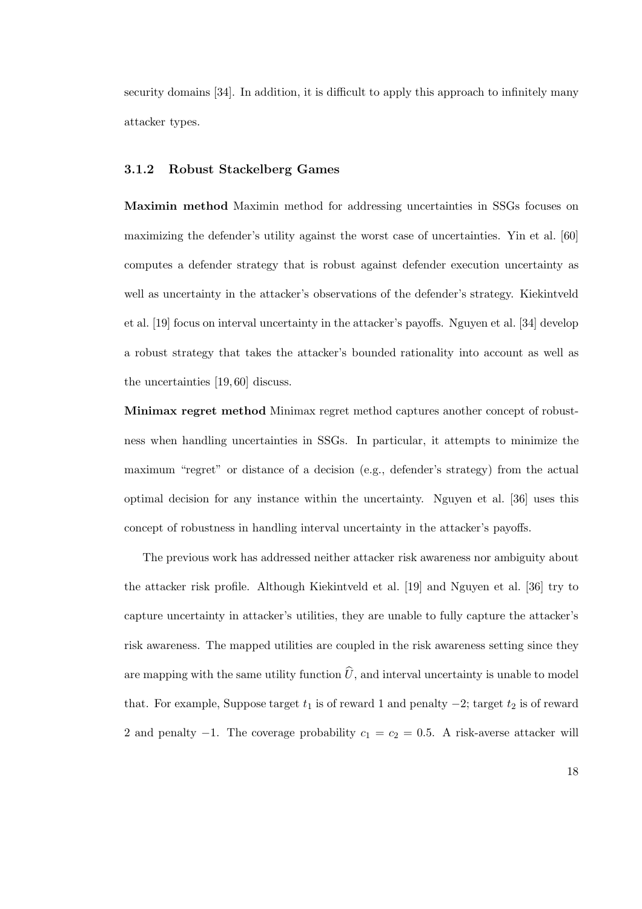security domains [34]. In addition, it is difficult to apply this approach to infinitely many attacker types.

### 3.1.2 Robust Stackelberg Games

**Maximin method** Maximin method for addressing uncertainties in SSGs focuses on maximizing the defender's utility against the worst case of uncertainties. Yin et al. [60] computes a defender strategy that is robust against defender execution uncertainty as well as uncertainty in the attacker's observations of the defender's strategy. Kiekintveld et al. [19] focus on interval uncertainty in the attacker's payoffs. Nguyen et al. [34] develop a robust strategy that takes the attacker's bounded rationality into account as well as the uncertainties [19, 60] discuss.

**Minimax regret method** Minimax regret method captures another concept of robustness when handling uncertainties in SSGs. In particular, it attempts to minimize the maximum "regret" or distance of a decision (e.g., defender's strategy) from the actual optimal decision for any instance within the uncertainty. Nguyen et al. [36] uses this concept of robustness in handling interval uncertainty in the attacker's payoffs.

The previous work has addressed neither attacker risk awareness nor ambiguity about the attacker risk profile. Although Kiekintveld et al. [19] and Nguyen et al. [36] try to capture uncertainty in attacker's utilities, they are unable to fully capture the attacker's risk awareness. The mapped utilities are coupled in the risk awareness setting since they are mapping with the same utility function $\widehat{U}$, and interval uncertainty is unable to model that. For example, Suppose target $t_1$ is of reward 1 and penalty $-2$; target $t_2$ is of reward 2 and penalty $-1$. The coverage probability $c_1 = c_2 = 0.5$. A risk-averse attacker will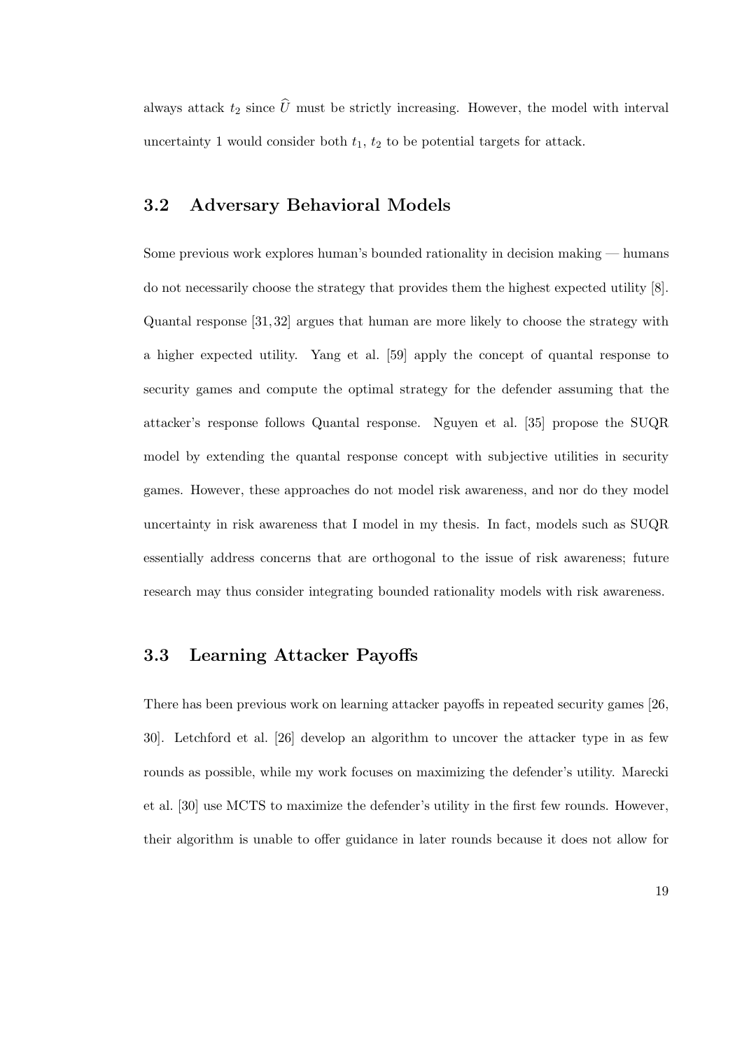always attack $t_2$ since $\widehat{U}$ must be strictly increasing. However, the model with interval uncertainty 1 would consider both $t_1$, $t_2$ to be potential targets for attack.

## 3.2 Adversary Behavioral Models

Some previous work explores human's bounded rationality in decision making — humans do not necessarily choose the strategy that provides them the highest expected utility [8]. Quantal response [31, 32] argues that human are more likely to choose the strategy with a higher expected utility. Yang et al. [59] apply the concept of quantal response to security games and compute the optimal strategy for the defender assuming that the attacker's response follows Quantal response. Nguyen et al. [35] propose the SUQR model by extending the quantal response concept with subjective utilities in security games. However, these approaches do not model risk awareness, and nor do they model uncertainty in risk awareness that I model in my thesis. In fact, models such as SUQR essentially address concerns that are orthogonal to the issue of risk awareness; future research may thus consider integrating bounded rationality models with risk awareness.

## 3.3 Learning Attacker Payoffs

There has been previous work on learning attacker payoffs in repeated security games [26, 30]. Letchford et al. [26] develop an algorithm to uncover the attacker type in as few rounds as possible, while my work focuses on maximizing the defender's utility. Marecki et al. [30] use MCTS to maximize the defender's utility in the first few rounds. However, their algorithm is unable to offer guidance in later rounds because it does not allow for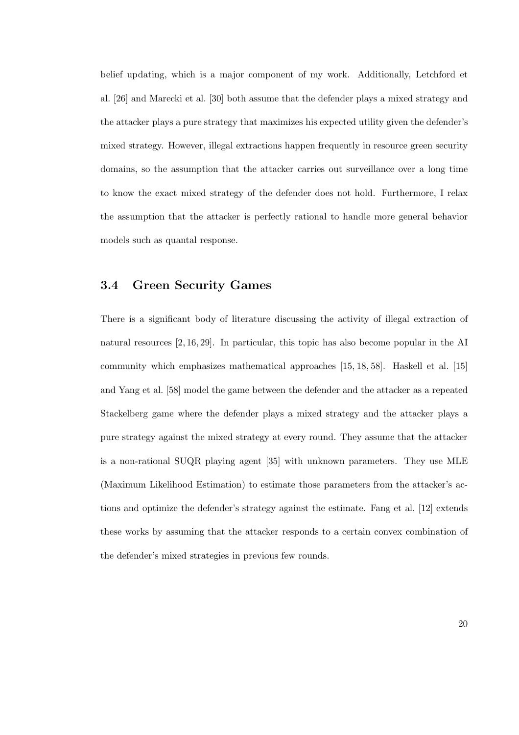belief updating, which is a major component of my work. Additionally, Letchford et al. [26] and Marecki et al. [30] both assume that the defender plays a mixed strategy and the attacker plays a pure strategy that maximizes his expected utility given the defender's mixed strategy. However, illegal extractions happen frequently in resource green security domains, so the assumption that the attacker carries out surveillance over a long time to know the exact mixed strategy of the defender does not hold. Furthermore, I relax the assumption that the attacker is perfectly rational to handle more general behavior models such as quantal response.

## 3.4 Green Security Games

There is a significant body of literature discussing the activity of illegal extraction of natural resources [2, 16, 29]. In particular, this topic has also become popular in the AI community which emphasizes mathematical approaches [15, 18, 58]. Haskell et al. [15] and Yang et al. [58] model the game between the defender and the attacker as a repeated Stackelberg game where the defender plays a mixed strategy and the attacker plays a pure strategy against the mixed strategy at every round. They assume that the attacker is a non-rational SUQR playing agent [35] with unknown parameters. They use MLE (Maximum Likelihood Estimation) to estimate those parameters from the attacker's actions and optimize the defender's strategy against the estimate. Fang et al. [12] extends these works by assuming that the attacker responds to a certain convex combination of the defender's mixed strategies in previous few rounds.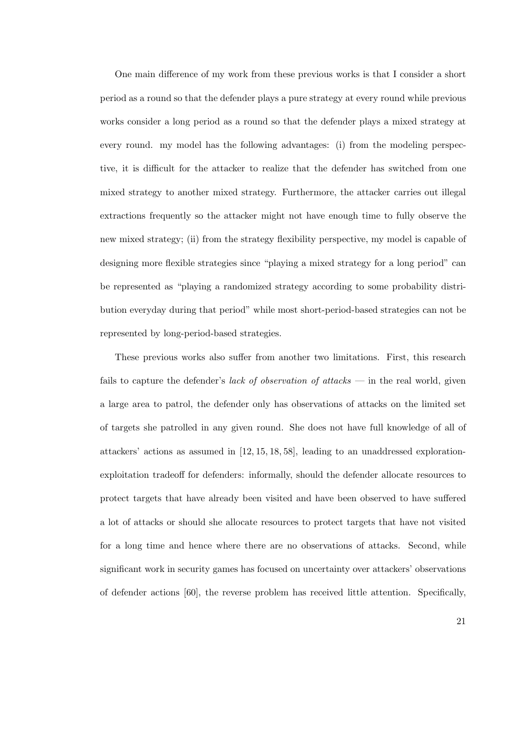One main difference of my work from these previous works is that I consider a short period as a round so that the defender plays a pure strategy at every round while previous works consider a long period as a round so that the defender plays a mixed strategy at every round. my model has the following advantages: (i) from the modeling perspective, it is difficult for the attacker to realize that the defender has switched from one mixed strategy to another mixed strategy. Furthermore, the attacker carries out illegal extractions frequently so the attacker might not have enough time to fully observe the new mixed strategy; (ii) from the strategy flexibility perspective, my model is capable of designing more flexible strategies since "playing a mixed strategy for a long period" can be represented as "playing a randomized strategy according to some probability distribution everyday during that period" while most short-period-based strategies can not be represented by long-period-based strategies.

These previous works also suffer from another two limitations. First, this research fails to capture the defender's *lack of observation of attacks* — in the real world, given a large area to patrol, the defender only has observations of attacks on the limited set of targets she patrolled in any given round. She does not have full knowledge of all of attackers' actions as assumed in [12, 15, 18, 58], leading to an unaddressed exploration-exploitation tradeoff for defenders: informally, should the defender allocate resources to protect targets that have already been visited and have been observed to have suffered a lot of attacks or should she allocate resources to protect targets that have not visited for a long time and hence where there are no observations of attacks. Second, while significant work in security games has focused on uncertainty over attackers' observations of defender actions [60], the reverse problem has received little attention. Specifically,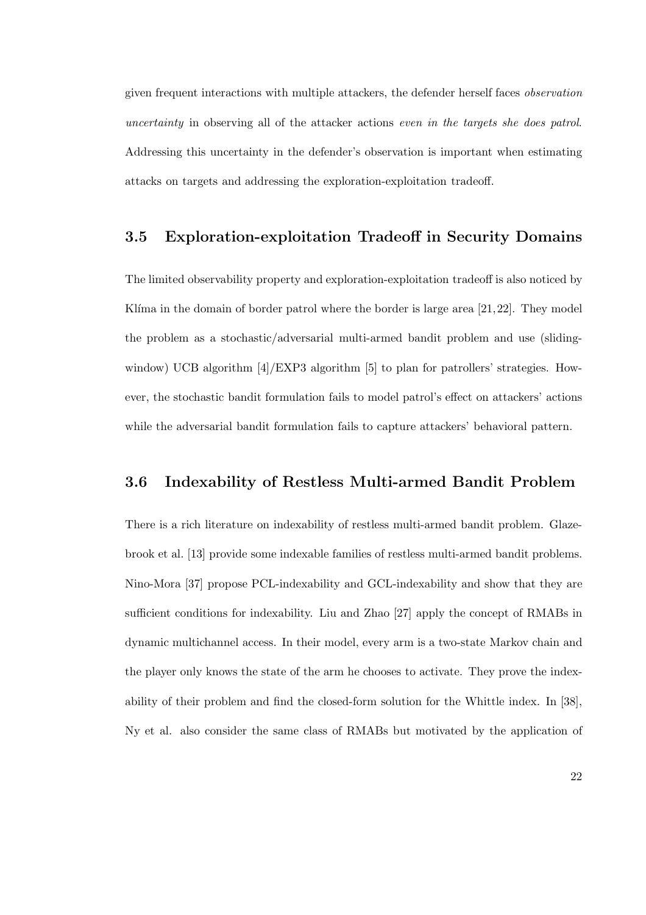given frequent interactions with multiple attackers, the defender herself faces *observation uncertainty* in observing all of the attacker actions *even in the targets she does patrol*. Addressing this uncertainty in the defender's observation is important when estimating attacks on targets and addressing the exploration-exploitation tradeoff.

## 3.5 Exploration-exploitation Tradeoff in Security Domains

The limited observability property and exploration-exploitation tradeoff is also noticed by Klíma in the domain of border patrol where the border is large area [21, 22]. They model the problem as a stochastic/adversarial multi-armed bandit problem and use (sliding-window) UCB algorithm [4]/EXP3 algorithm [5] to plan for patrollers' strategies. However, the stochastic bandit formulation fails to model patrol's effect on attackers' actions while the adversarial bandit formulation fails to capture attackers' behavioral pattern.

## 3.6 Indexability of Restless Multi-armed Bandit Problem

There is a rich literature on indexability of restless multi-armed bandit problem. Glazebrook et al. [13] provide some indexable families of restless multi-armed bandit problems. Nino-Mora [37] propose PCL-indexability and GCL-indexability and show that they are sufficient conditions for indexability. Liu and Zhao [27] apply the concept of RMABs in dynamic multichannel access. In their model, every arm is a two-state Markov chain and the player only knows the state of the arm he chooses to activate. They prove the indexability of their problem and find the closed-form solution for the Whittle index. In [38], Ny et al. also consider the same class of RMABs but motivated by the application of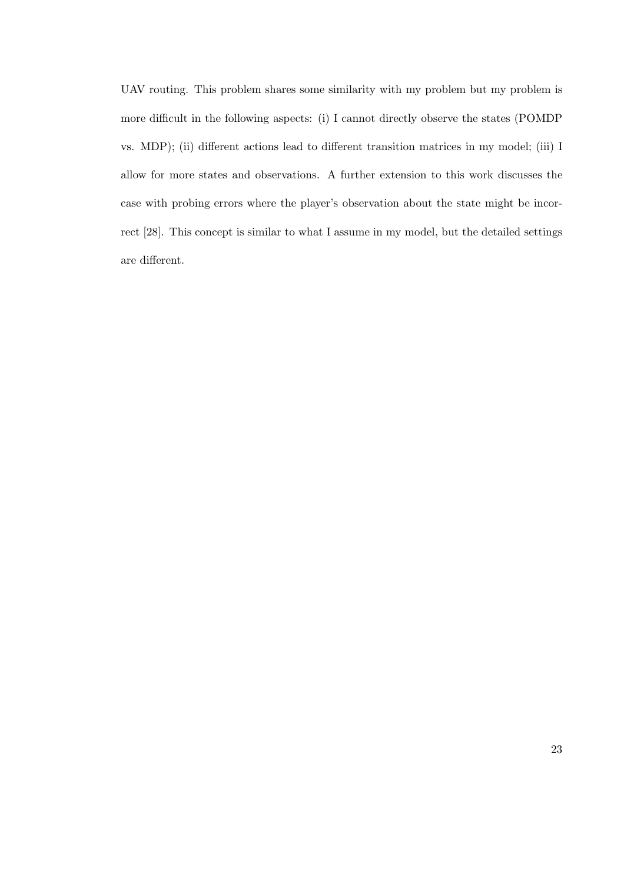UAV routing. This problem shares some similarity with my problem but my problem is more difficult in the following aspects: (i) I cannot directly observe the states (POMDP vs. MDP); (ii) different actions lead to different transition matrices in my model; (iii) I allow for more states and observations. A further extension to this work discusses the case with probing errors where the player's observation about the state might be incorrect [28]. This concept is similar to what I assume in my model, but the detailed settings are different.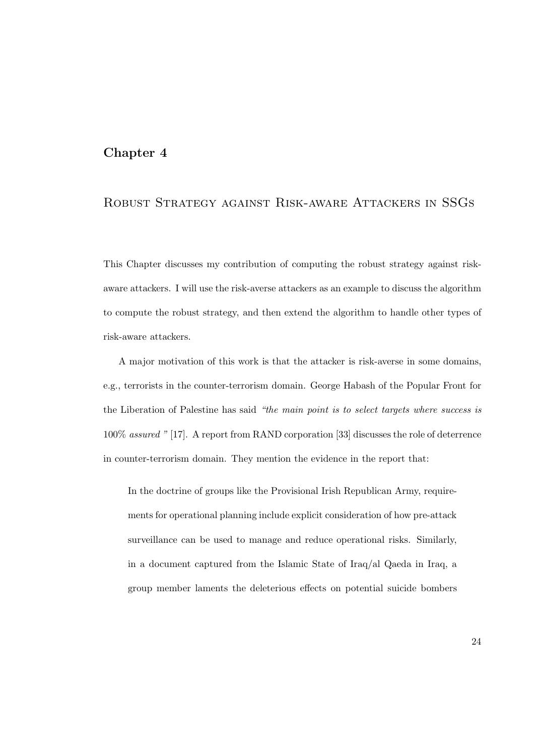# Chapter 4

## Robust Strategy against Risk-aware Attackers in SSGs

This Chapter discusses my contribution of computing the robust strategy against risk-aware attackers. I will use the risk-averse attackers as an example to discuss the algorithm to compute the robust strategy, and then extend the algorithm to handle other types of risk-aware attackers.

A major motivation of this work is that the attacker is risk-averse in some domains, e.g., terrorists in the counter-terrorism domain. George Habash of the Popular Front for the Liberation of Palestine has said *"the main point is to select targets where success is* 100% *assured"* [17]. A report from RAND corporation [33] discusses the role of deterrence in counter-terrorism domain. They mention the evidence in the report that:

> In the doctrine of groups like the Provisional Irish Republican Army, requirements for operational planning include explicit consideration of how pre-attack surveillance can be used to manage and reduce operational risks. Similarly, in a document captured from the Islamic State of Iraq/al Qaeda in Iraq, a group member laments the deleterious effects on potential suicide bombers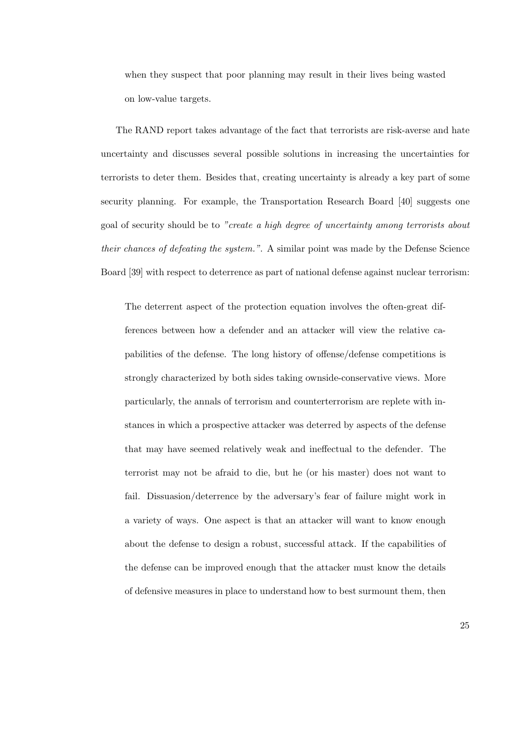> when they suspect that poor planning may result in their lives being wasted on low-value targets.

The RAND report takes advantage of the fact that terrorists are risk-averse and hate uncertainty and discusses several possible solutions in increasing the uncertainties for terrorists to deter them. Besides that, creating uncertainty is already a key part of some security planning. For example, the Transportation Research Board [40] suggests one goal of security should be to *"create a high degree of uncertainty among terrorists about their chances of defeating the system."*. A similar point was made by the Defense Science Board [39] with respect to deterrence as part of national defense against nuclear terrorism:

> The deterrent aspect of the protection equation involves the often-great differences between how a defender and an attacker will view the relative capabilities of the defense. The long history of offense/defense competitions is strongly characterized by both sides taking ownside-conservative views. More particularly, the annals of terrorism and counterterrorism are replete with instances in which a prospective attacker was deterred by aspects of the defense that may have seemed relatively weak and ineffectual to the defender. The terrorist may not be afraid to die, but he (or his master) does not want to fail. Dissuasion/deterrence by the adversary's fear of failure might work in a variety of ways. One aspect is that an attacker will want to know enough about the defense to design a robust, successful attack. If the capabilities of the defense can be improved enough that the attacker must know the details of defensive measures in place to understand how to best surmount them, then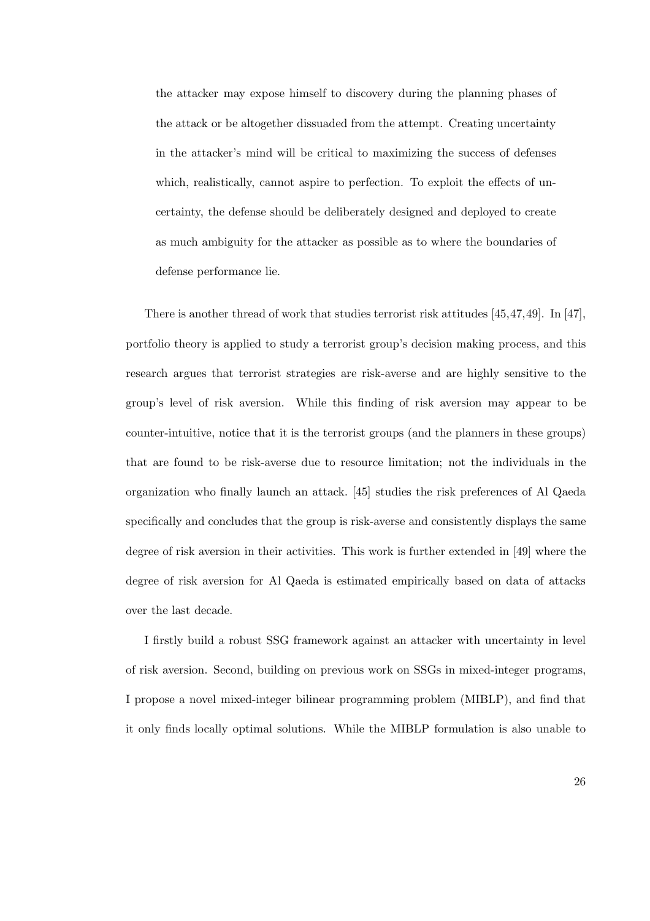> the attacker may expose himself to discovery during the planning phases of the attack or be altogether dissuaded from the attempt. Creating uncertainty in the attacker's mind will be critical to maximizing the success of defenses which, realistically, cannot aspire to perfection. To exploit the effects of uncertainty, the defense should be deliberately designed and deployed to create as much ambiguity for the attacker as possible as to where the boundaries of defense performance lie.

There is another thread of work that studies terrorist risk attitudes [45,47,49]. In [47], portfolio theory is applied to study a terrorist group's decision making process, and this research argues that terrorist strategies are risk-averse and are highly sensitive to the group's level of risk aversion. While this finding of risk aversion may appear to be counter-intuitive, notice that it is the terrorist groups (and the planners in these groups) that are found to be risk-averse due to resource limitation; not the individuals in the organization who finally launch an attack. [45] studies the risk preferences of Al Qaeda specifically and concludes that the group is risk-averse and consistently displays the same degree of risk aversion in their activities. This work is further extended in [49] where the degree of risk aversion for Al Qaeda is estimated empirically based on data of attacks over the last decade.

I firstly build a robust SSG framework against an attacker with uncertainty in level of risk aversion. Second, building on previous work on SSGs in mixed-integer programs, I propose a novel mixed-integer bilinear programming problem (MIBLP), and find that it only finds locally optimal solutions. While the MIBLP formulation is also unable to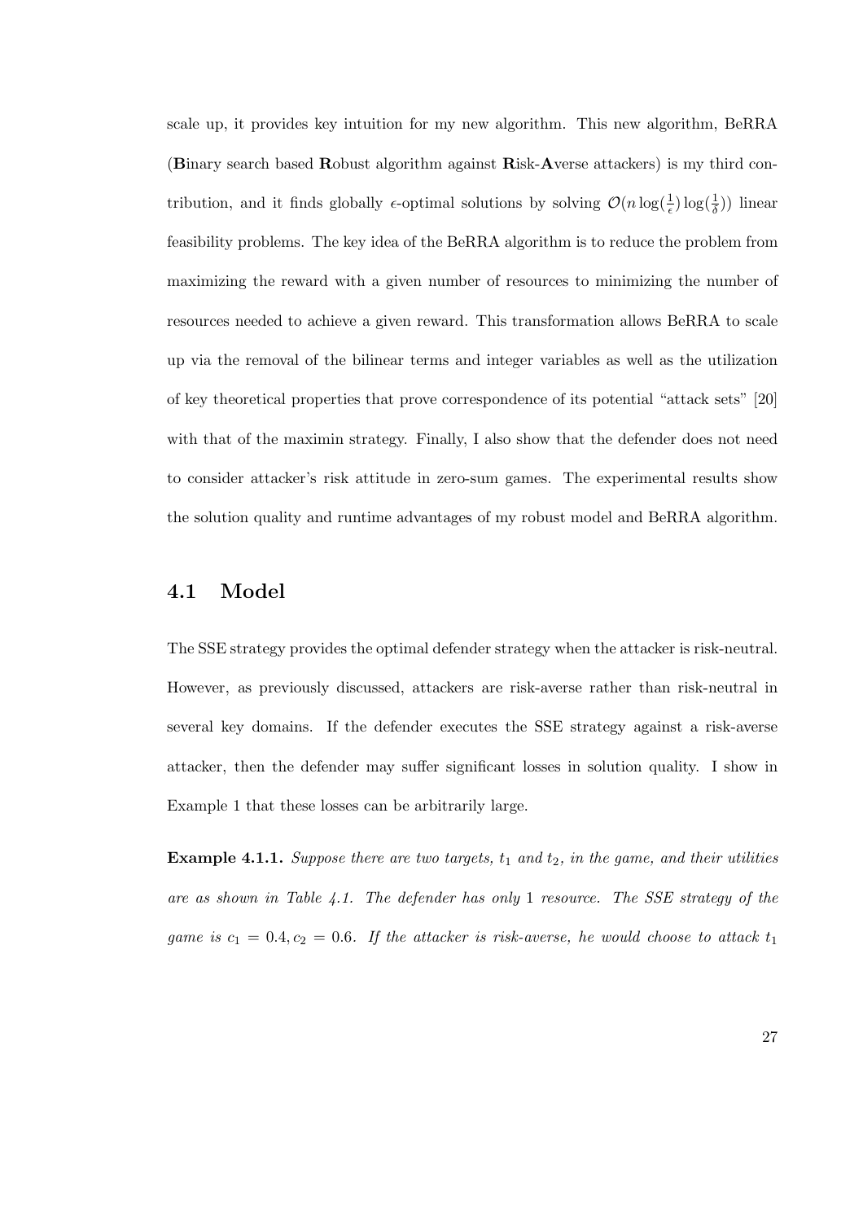scale up, it provides key intuition for my new algorithm. This new algorithm, BeRRA (**B**inary search based **R**obust algorithm against **R**isk-**A**verse attackers) is my third contribution, and it finds globally $\epsilon$-optimal solutions by solving $\mathcal{O}(n \log(\frac{1}{\epsilon}) \log(\frac{1}{\delta}))$ linear feasibility problems. The key idea of the BeRRA algorithm is to reduce the problem from maximizing the reward with a given number of resources to minimizing the number of resources needed to achieve a given reward. This transformation allows BeRRA to scale up via the removal of the bilinear terms and integer variables as well as the utilization of key theoretical properties that prove correspondence of its potential "attack sets" [20] with that of the maximin strategy. Finally, I also show that the defender does not need to consider attacker's risk attitude in zero-sum games. The experimental results show the solution quality and runtime advantages of my robust model and BeRRA algorithm.

## 4.1 Model

The SSE strategy provides the optimal defender strategy when the attacker is risk-neutral. However, as previously discussed, attackers are risk-averse rather than risk-neutral in several key domains. If the defender executes the SSE strategy against a risk-averse attacker, then the defender may suffer significant losses in solution quality. I show in Example 1 that these losses can be arbitrarily large.

**Example 4.1.1.** *Suppose there are two targets, $t_1$ and $t_2$, in the game, and their utilities are as shown in Table 4.1. The defender has only 1 resource. The SSE strategy of the game is $c_1 = 0.4, c_2 = 0.6$. If the attacker is risk-averse, he would choose to attack $t_1$*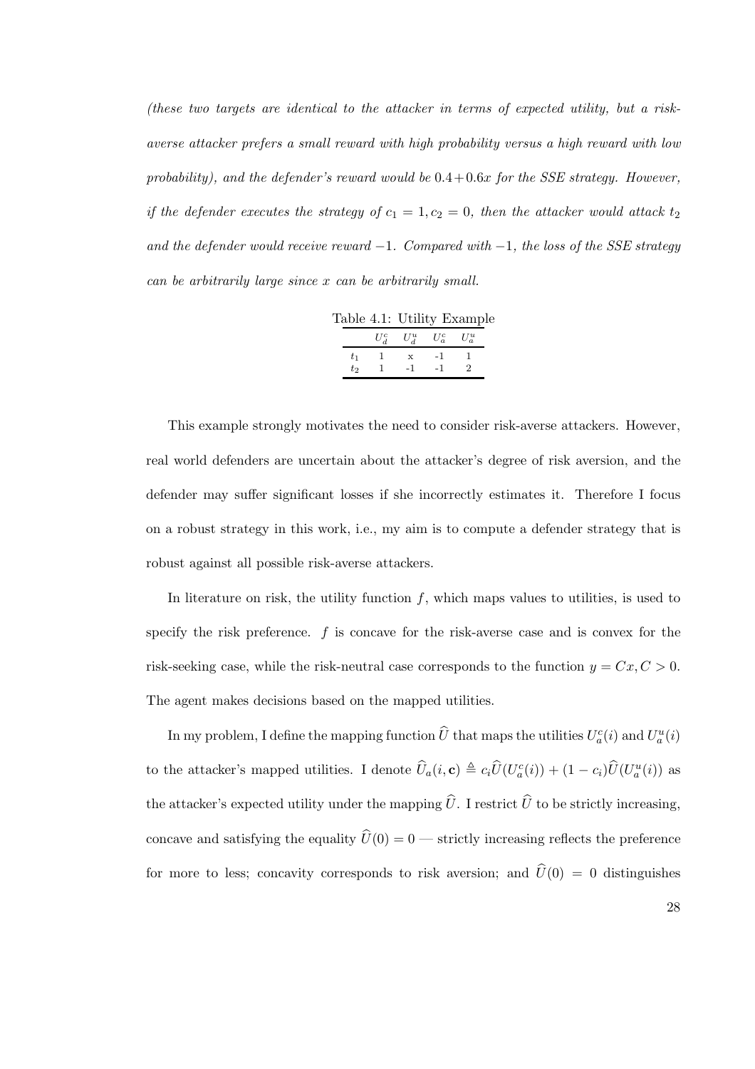*(these two targets are identical to the attacker in terms of expected utility, but a risk-averse attacker prefers a small reward with high probability versus a high reward with low probability), and the defender's reward would be $0.4 + 0.6x$ for the SSE strategy. However, if the defender executes the strategy of $c_1 = 1, c_2 = 0$, then the attacker would attack $t_2$ and the defender would receive reward $-1$. Compared with $-1$, the loss of the SSE strategy can be arbitrarily large since $x$ can be arbitrarily small.*

Table 4.1: Utility Example

| | $U_d^c$ | $U_d^u$ | $U_a^c$ | $U_a^u$ |
|---|---|---|---|---|
| $t_1$ | 1 | x | -1 | 1 |
| $t_2$ | 1 | -1 | -1 | 2 |

This example strongly motivates the need to consider risk-averse attackers. However, real world defenders are uncertain about the attacker's degree of risk aversion, and the defender may suffer significant losses if she incorrectly estimates it. Therefore I focus on a robust strategy in this work, i.e., my aim is to compute a defender strategy that is robust against all possible risk-averse attackers.

In literature on risk, the utility function $f$, which maps values to utilities, is used to specify the risk preference. $f$ is concave for the risk-averse case and is convex for the risk-seeking case, while the risk-neutral case corresponds to the function $y = Cx, C > 0$. The agent makes decisions based on the mapped utilities.

In my problem, I define the mapping function $\widehat{U}$ that maps the utilities $U_a^c(i)$ and $U_a^u(i)$ to the attacker's mapped utilities. I denote $\widehat{U}_a(i, \mathbf{c}) \triangleq c_i \widehat{U}(U_a^c(i)) + (1 - c_i)\widehat{U}(U_a^u(i))$ as the attacker's expected utility under the mapping $\widehat{U}$. I restrict $\widehat{U}$ to be strictly increasing, concave and satisfying the equality $\widehat{U}(0) = 0$ — strictly increasing reflects the preference for more to less; concavity corresponds to risk aversion; and $\widehat{U}(0) = 0$ distinguishes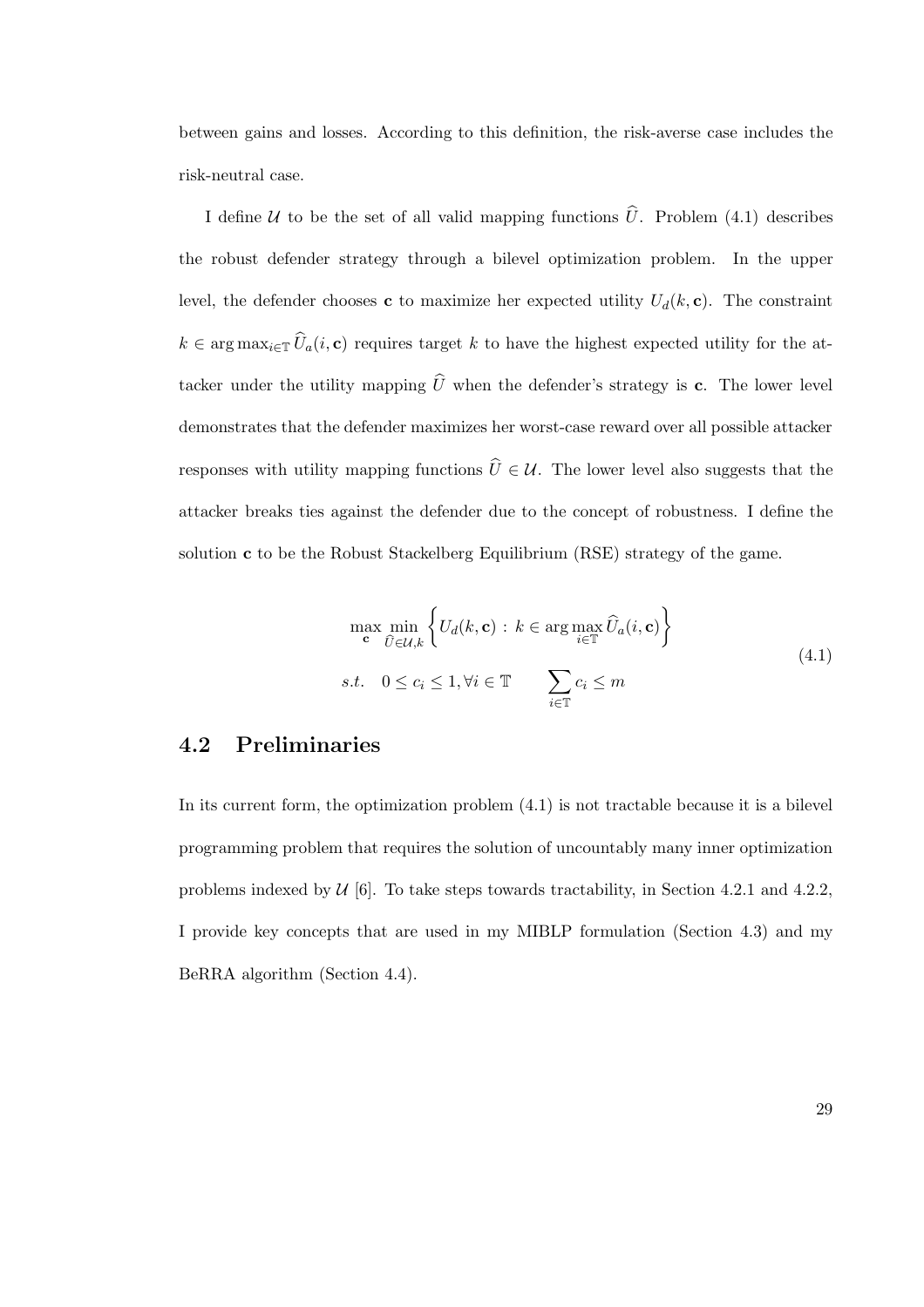between gains and losses. According to this definition, the risk-averse case includes the risk-neutral case.

I define $\mathcal{U}$ to be the set of all valid mapping functions $\widehat{U}$. Problem (4.1) describes the robust defender strategy through a bilevel optimization problem. In the upper level, the defender chooses $\mathbf{c}$ to maximize her expected utility $U_d(k, \mathbf{c})$. The constraint $k \in \arg\max_{i \in \mathbb{T}} \widehat{U}_a(i, \mathbf{c})$ requires target $k$ to have the highest expected utility for the attacker under the utility mapping $\widehat{U}$ when the defender's strategy is $\mathbf{c}$. The lower level demonstrates that the defender maximizes her worst-case reward over all possible attacker responses with utility mapping functions $\widehat{U} \in \mathcal{U}$. The lower level also suggests that the attacker breaks ties against the defender due to the concept of robustness. I define the solution $\mathbf{c}$ to be the Robust Stackelberg Equilibrium (RSE) strategy of the game.

$$
\begin{aligned}
&\max_{\mathbf{c}} \min_{\widehat{U} \in \mathcal{U}, k} \left\{ U_d(k, \mathbf{c}) \, : \, k \in \arg\max_{i \in \mathbb{T}} \widehat{U}_a(i, \mathbf{c}) \right\} \\
&s.t. \quad 0 \leq c_i \leq 1, \forall i \in \mathbb{T} \qquad \sum_{i \in \mathbb{T}} c_i \leq m
\end{aligned}
\tag{4.1}
$$

## 4.2 Preliminaries

In its current form, the optimization problem (4.1) is not tractable because it is a bilevel programming problem that requires the solution of uncountably many inner optimization problems indexed by $\mathcal{U}$ [6]. To take steps towards tractability, in Section 4.2.1 and 4.2.2, I provide key concepts that are used in my MIBLP formulation (Section 4.3) and my BeRRA algorithm (Section 4.4).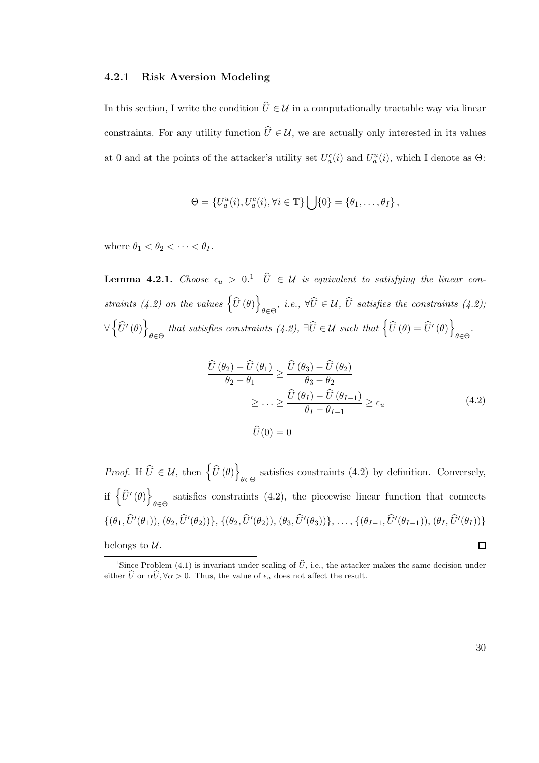### 4.2.1 Risk Aversion Modeling

In this section, I write the condition $\widehat{U} \in \mathcal{U}$ in a computationally tractable way via linear constraints. For any utility function $\widehat{U} \in \mathcal{U}$, we are actually only interested in its values at 0 and at the points of the attacker's utility set $U_a^c(i)$ and $U_a^u(i)$, which I denote as $\Theta$:

$$\Theta = \{U_a^u(i), U_a^c(i), \forall i \in \mathbb{T}\} \bigcup \{0\} = \{\theta_1, \ldots, \theta_I\},$$

where $\theta_1 < \theta_2 < \cdots < \theta_I$.

**Lemma 4.2.1.** *Choose $\epsilon_u > 0$.[1] $\widehat{U} \in \mathcal{U}$ is equivalent to satisfying the linear constraints (4.2) on the values $\left\{\widehat{U}(\theta)\right\}_{\theta \in \Theta}$, i.e., $\forall \widehat{U} \in \mathcal{U}$, $\widehat{U}$ satisfies the constraints (4.2); $\forall \left\{\widehat{U}'(\theta)\right\}_{\theta \in \Theta}$ that satisfies constraints (4.2), $\exists \widehat{U} \in \mathcal{U}$ such that $\left\{\widehat{U}(\theta) = \widehat{U}'(\theta)\right\}_{\theta \in \Theta}$.*

$$\begin{aligned}
\frac{\widehat{U}(\theta_2) - \widehat{U}(\theta_1)}{\theta_2 - \theta_1} &\geq \frac{\widehat{U}(\theta_3) - \widehat{U}(\theta_2)}{\theta_3 - \theta_2} \\
&\geq \ldots \geq \frac{\widehat{U}(\theta_I) - \widehat{U}(\theta_{I-1})}{\theta_I - \theta_{I-1}} \geq \epsilon_u \qquad (4.2) \\
\widehat{U}(0) &= 0
\end{aligned}$$

*Proof.* If $\widehat{U} \in \mathcal{U}$, then $\left\{\widehat{U}(\theta)\right\}_{\theta \in \Theta}$ satisfies constraints (4.2) by definition. Conversely, if $\left\{\widehat{U}'(\theta)\right\}_{\theta \in \Theta}$ satisfies constraints (4.2), the piecewise linear function that connects $\{(\theta_1, \widehat{U}'(\theta_1)), (\theta_2, \widehat{U}'(\theta_2))\}, \{(\theta_2, \widehat{U}'(\theta_2)), (\theta_3, \widehat{U}'(\theta_3))\}, \ldots, \{(\theta_{I-1}, \widehat{U}'(\theta_{I-1})), (\theta_I, \widehat{U}'(\theta_I))\}$ belongs to $\mathcal{U}$. $\square$

[1] Since Problem (4.1) is invariant under scaling of $\widehat{U}$, i.e., the attacker makes the same decision under either $\widehat{U}$ or $\alpha\widehat{U}, \forall \alpha > 0$. Thus, the value of $\epsilon_u$ does not affect the result.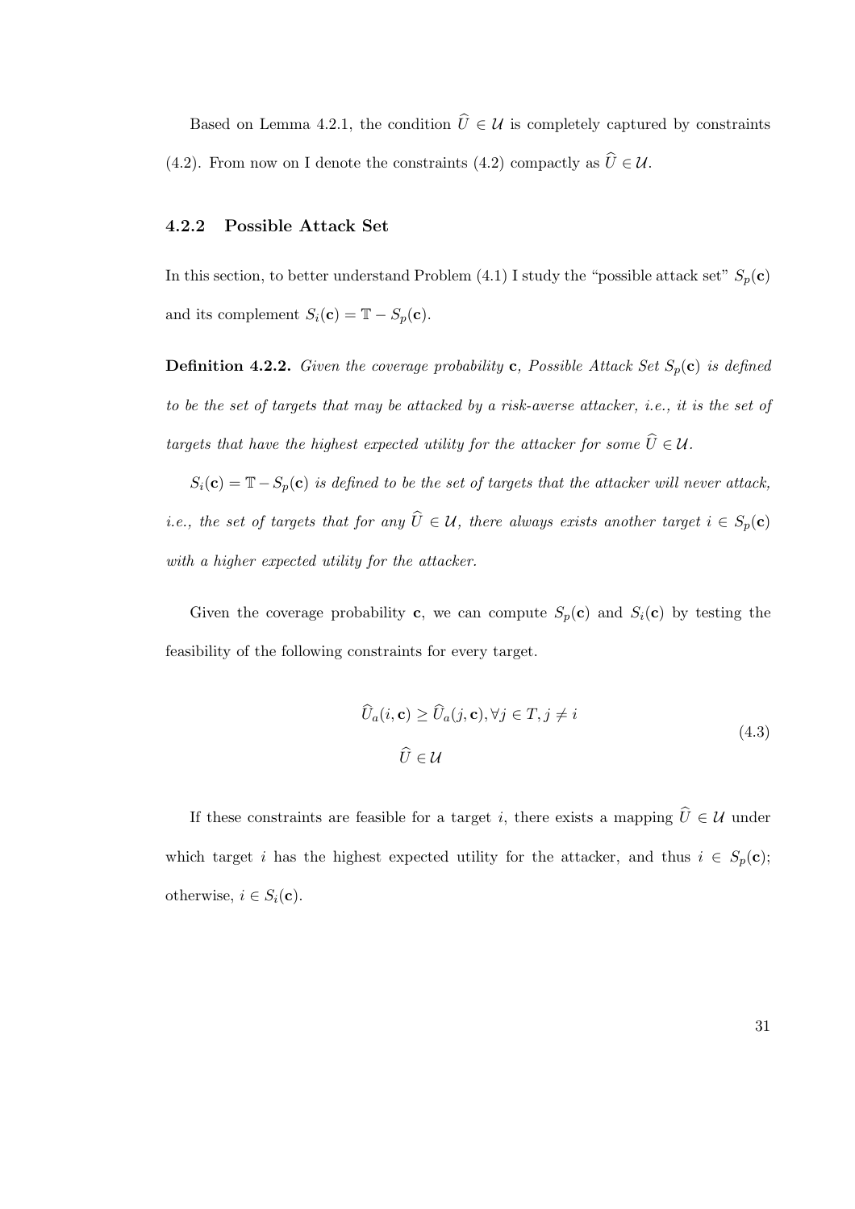Based on Lemma 4.2.1, the condition $\widehat{U} \in \mathcal{U}$ is completely captured by constraints (4.2). From now on I denote the constraints (4.2) compactly as $\widehat{U} \in \mathcal{U}$.

### 4.2.2 Possible Attack Set

In this section, to better understand Problem (4.1) I study the "possible attack set" $S_p(\mathbf{c})$ and its complement $S_i(\mathbf{c}) = \mathbb{T} - S_p(\mathbf{c})$.

**Definition 4.2.2.** *Given the coverage probability* $\mathbf{c}$*, Possible Attack Set* $S_p(\mathbf{c})$ *is defined to be the set of targets that may be attacked by a risk-averse attacker, i.e., it is the set of targets that have the highest expected utility for the attacker for some* $\widehat{U} \in \mathcal{U}$*.*

$S_i(\mathbf{c}) = \mathbb{T} - S_p(\mathbf{c})$ *is defined to be the set of targets that the attacker will never attack, i.e., the set of targets that for any* $\widehat{U} \in \mathcal{U}$*, there always exists another target* $i \in S_p(\mathbf{c})$ *with a higher expected utility for the attacker.*

Given the coverage probability $\mathbf{c}$, we can compute $S_p(\mathbf{c})$ and $S_i(\mathbf{c})$ by testing the feasibility of the following constraints for every target.

$$
\begin{aligned}
&\widehat{U}_a(i, \mathbf{c}) \geq \widehat{U}_a(j, \mathbf{c}), \forall j \in T, j \neq i \\
&\widehat{U} \in \mathcal{U}
\end{aligned}
\tag{4.3}
$$

If these constraints are feasible for a target $i$, there exists a mapping $\widehat{U} \in \mathcal{U}$ under which target $i$ has the highest expected utility for the attacker, and thus $i \in S_p(\mathbf{c})$; otherwise, $i \in S_i(\mathbf{c})$.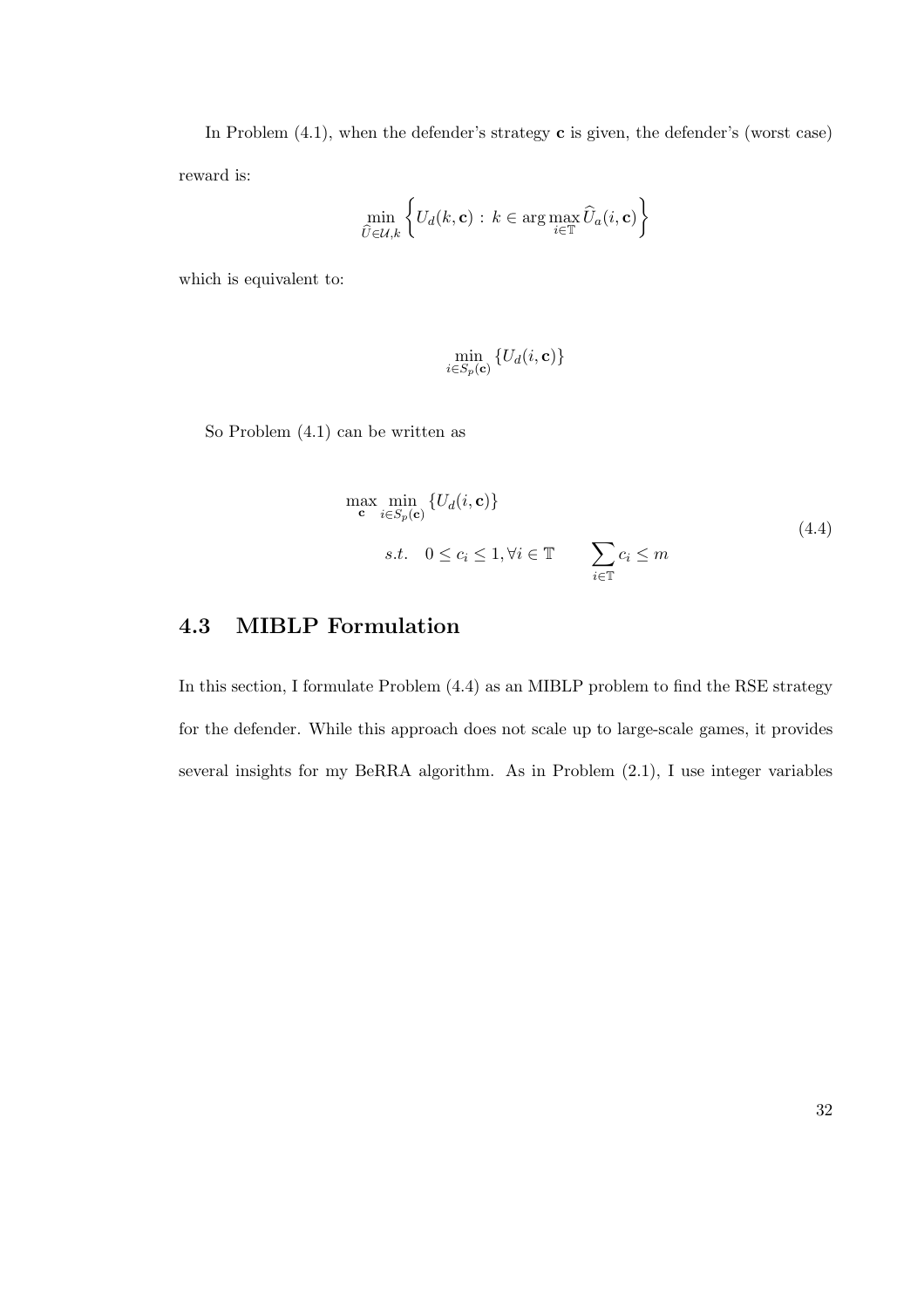In Problem (4.1), when the defender's strategy $\mathbf{c}$ is given, the defender's (worst case) reward is:

$$\min_{\widehat{U} \in \mathcal{U}, k} \left\{ U_d(k, \mathbf{c}) : k \in \arg\max_{i \in \mathbb{T}} \widehat{U}_a(i, \mathbf{c}) \right\}$$

which is equivalent to:

$$\min_{i \in S_p(\mathbf{c})} \{U_d(i, \mathbf{c})\}$$

So Problem (4.1) can be written as

$$\begin{aligned} &\max_{\mathbf{c}} \min_{i \in S_p(\mathbf{c})} \{U_d(i, \mathbf{c})\} \\ &\quad s.t. \quad 0 \leq c_i \leq 1, \forall i \in \mathbb{T} \qquad \sum_{i \in \mathbb{T}} c_i \leq m \end{aligned} \tag{4.4}$$

## 4.3 MIBLP Formulation

In this section, I formulate Problem (4.4) as an MIBLP problem to find the RSE strategy for the defender. While this approach does not scale up to large-scale games, it provides several insights for my BeRRA algorithm. As in Problem (2.1), I use integer variables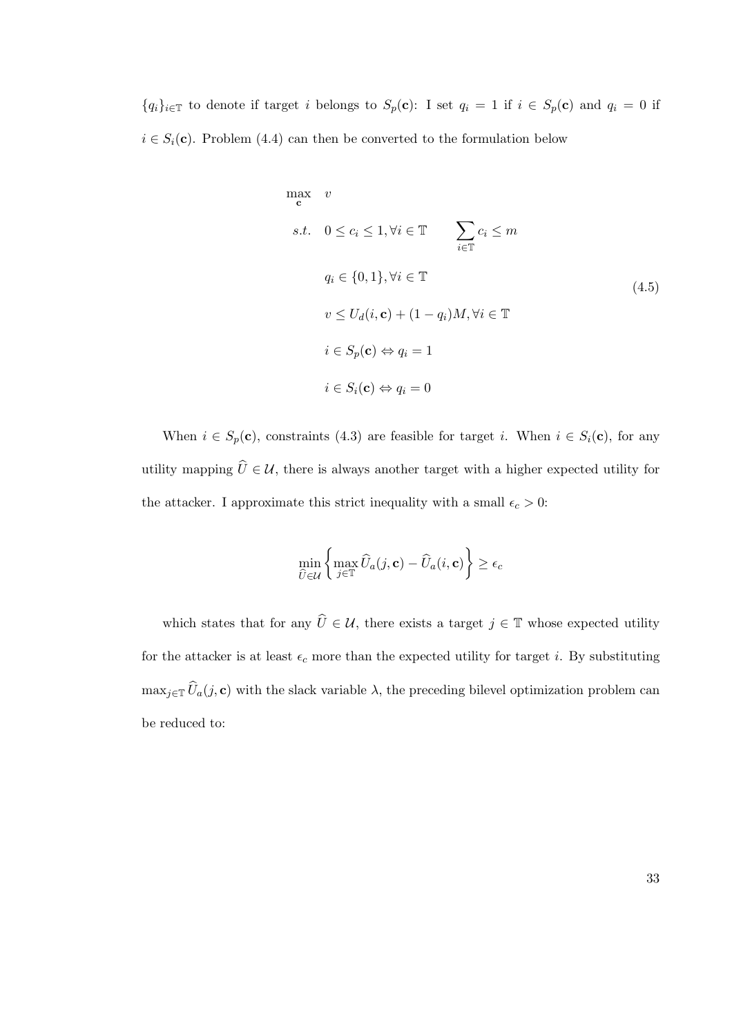$\{q_i\}_{i \in \mathbb{T}}$ to denote if target $i$ belongs to $S_p(\mathbf{c})$: I set $q_i = 1$ if $i \in S_p(\mathbf{c})$ and $q_i = 0$ if $i \in S_i(\mathbf{c})$. Problem (4.4) can then be converted to the formulation below

$$
\begin{aligned}
\max_{\mathbf{c}} \quad & v \\
s.t. \quad & 0 \leq c_i \leq 1, \forall i \in \mathbb{T} \qquad \sum_{i \in \mathbb{T}} c_i \leq m \\
& q_i \in \{0, 1\}, \forall i \in \mathbb{T} \\
& v \leq U_d(i, \mathbf{c}) + (1 - q_i)M, \forall i \in \mathbb{T} \\
& i \in S_p(\mathbf{c}) \Leftrightarrow q_i = 1 \\
& i \in S_i(\mathbf{c}) \Leftrightarrow q_i = 0
\end{aligned}
\tag{4.5}
$$

When $i \in S_p(\mathbf{c})$, constraints (4.3) are feasible for target $i$. When $i \in S_i(\mathbf{c})$, for any utility mapping $\widehat{U} \in \mathcal{U}$, there is always another target with a higher expected utility for the attacker. I approximate this strict inequality with a small $\epsilon_c > 0$:

$$
\min_{\widehat{U} \in \mathcal{U}} \left\{ \max_{j \in \mathbb{T}} \widehat{U}_a(j, \mathbf{c}) - \widehat{U}_a(i, \mathbf{c}) \right\} \geq \epsilon_c
$$

which states that for any $\widehat{U} \in \mathcal{U}$, there exists a target $j \in \mathbb{T}$ whose expected utility for the attacker is at least $\epsilon_c$ more than the expected utility for target $i$. By substituting $\max_{j \in \mathbb{T}} \widehat{U}_a(j, \mathbf{c})$ with the slack variable $\lambda$, the preceding bilevel optimization problem can be reduced to: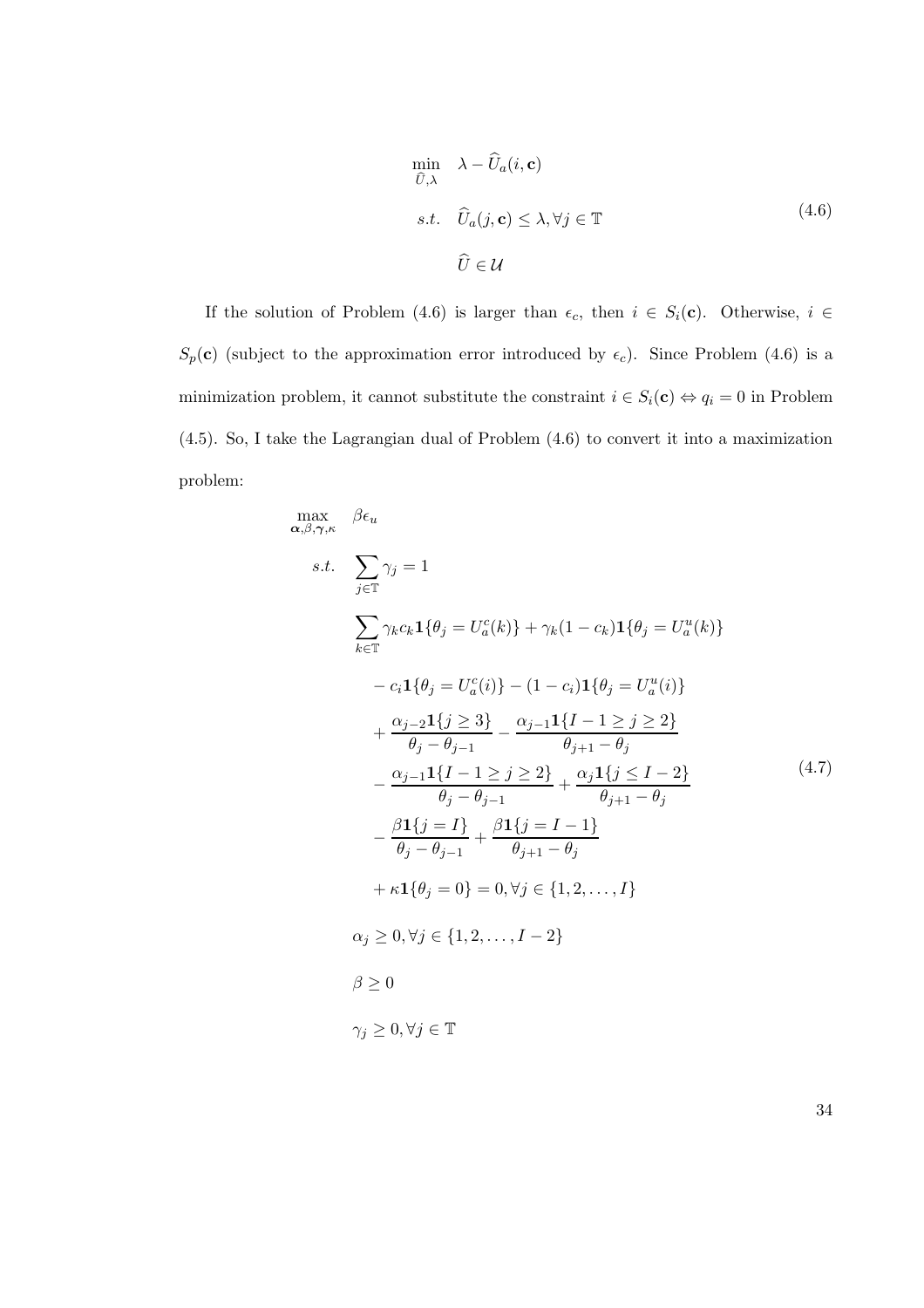$$
\begin{aligned}
\min_{\widehat{U},\lambda} \quad & \lambda - \widehat{U}_a(i,\mathbf{c}) \\
s.t. \quad & \widehat{U}_a(j,\mathbf{c}) \le \lambda, \forall j \in \mathbb{T} \\
& \widehat{U} \in \mathcal{U}
\end{aligned}
\tag{4.6}
$$

If the solution of Problem (4.6) is larger than $\epsilon_c$, then $i \in S_i(\mathbf{c})$. Otherwise, $i \in S_p(\mathbf{c})$ (subject to the approximation error introduced by $\epsilon_c$). Since Problem (4.6) is a minimization problem, it cannot substitute the constraint $i \in S_i(\mathbf{c}) \Leftrightarrow q_i = 0$ in Problem (4.5). So, I take the Lagrangian dual of Problem (4.6) to convert it into a maximization problem:

$$
\begin{aligned}
\max_{\boldsymbol{\alpha},\beta,\boldsymbol{\gamma},\kappa} \quad & \beta\epsilon_u \\
s.t. \quad & \sum_{j\in\mathbb{T}} \gamma_j = 1 \\
& \sum_{k\in\mathbb{T}} \gamma_k c_k \mathbf{1}\{\theta_j = U_a^c(k)\} + \gamma_k(1-c_k)\mathbf{1}\{\theta_j = U_a^u(k)\} \\
& - c_i\mathbf{1}\{\theta_j = U_a^c(i)\} - (1-c_i)\mathbf{1}\{\theta_j = U_a^u(i)\} \\
& + \frac{\alpha_{j-2}\mathbf{1}\{j\ge 3\}}{\theta_j - \theta_{j-1}} - \frac{\alpha_{j-1}\mathbf{1}\{I-1\ge j\ge 2\}}{\theta_{j+1} - \theta_j} \\
& - \frac{\alpha_{j-1}\mathbf{1}\{I-1\ge j\ge 2\}}{\theta_j - \theta_{j-1}} + \frac{\alpha_j\mathbf{1}\{j\le I-2\}}{\theta_{j+1} - \theta_j} \\
& - \frac{\beta\mathbf{1}\{j=I\}}{\theta_j - \theta_{j-1}} + \frac{\beta\mathbf{1}\{j=I-1\}}{\theta_{j+1} - \theta_j} \\
& + \kappa\mathbf{1}\{\theta_j = 0\} = 0, \forall j \in \{1,2,\ldots,I\} \\
& \alpha_j \ge 0, \forall j \in \{1,2,\ldots,I-2\} \\
& \beta \ge 0 \\
& \gamma_j \ge 0, \forall j \in \mathbb{T}
\end{aligned}
\tag{4.7}
$$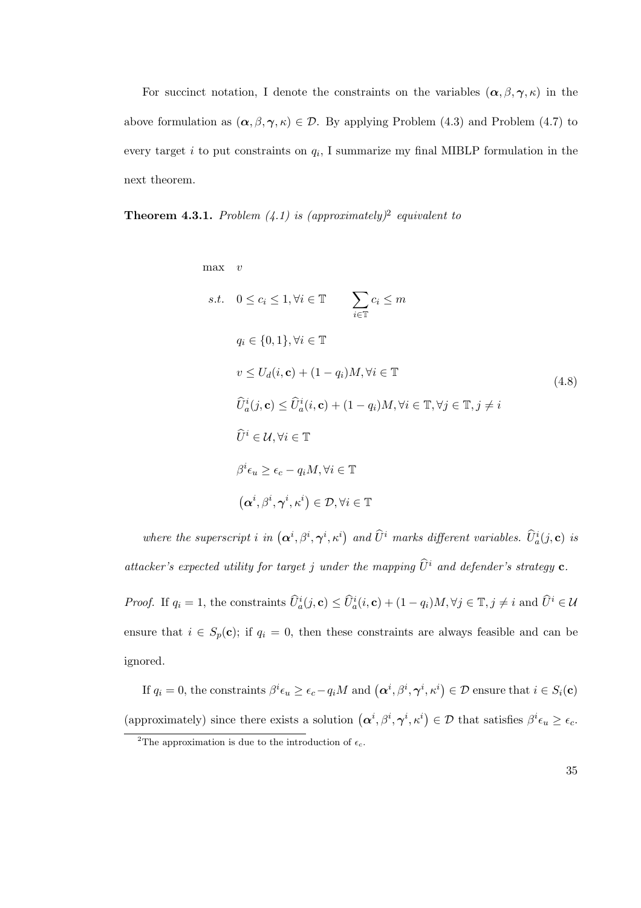For succinct notation, I denote the constraints on the variables $(\boldsymbol{\alpha}, \beta, \boldsymbol{\gamma}, \kappa)$ in the above formulation as $(\boldsymbol{\alpha}, \beta, \boldsymbol{\gamma}, \kappa) \in \mathcal{D}$. By applying Problem (4.3) and Problem (4.7) to every target $i$ to put constraints on $q_i$, I summarize my final MIBLP formulation in the next theorem.

**Theorem 4.3.1.** *Problem (4.1) is (approximately)*[2] *equivalent to*

$$
\begin{aligned}
\max \quad & v \\
s.t. \quad & 0 \leq c_i \leq 1, \forall i \in \mathbb{T} \qquad \sum_{i \in \mathbb{T}} c_i \leq m \\
& q_i \in \{0, 1\}, \forall i \in \mathbb{T} \\
& v \leq U_d(i, \mathbf{c}) + (1 - q_i)M, \forall i \in \mathbb{T} \\
& \widehat{U}_a^i(j, \mathbf{c}) \leq \widehat{U}_a^i(i, \mathbf{c}) + (1 - q_i)M, \forall i \in \mathbb{T}, \forall j \in \mathbb{T}, j \neq i \\
& \widehat{U}^i \in \mathcal{U}, \forall i \in \mathbb{T} \\
& \beta^i \epsilon_u \geq \epsilon_c - q_i M, \forall i \in \mathbb{T} \\
& \left(\boldsymbol{\alpha}^i, \beta^i, \boldsymbol{\gamma}^i, \kappa^i\right) \in \mathcal{D}, \forall i \in \mathbb{T}
\end{aligned}
\tag{4.8}
$$

*where the superscript $i$ in $\left(\boldsymbol{\alpha}^i, \beta^i, \boldsymbol{\gamma}^i, \kappa^i\right)$ and $\widehat{U}^i$ marks different variables. $\widehat{U}_a^i(j, \mathbf{c})$ is attacker's expected utility for target $j$ under the mapping $\widehat{U}^i$ and defender's strategy $\mathbf{c}$.*

*Proof.* If $q_i = 1$, the constraints $\widehat{U}_a^i(j, \mathbf{c}) \leq \widehat{U}_a^i(i, \mathbf{c}) + (1 - q_i)M, \forall j \in \mathbb{T}, j \neq i$ and $\widehat{U}^i \in \mathcal{U}$ ensure that $i \in S_p(\mathbf{c})$; if $q_i = 0$, then these constraints are always feasible and can be ignored.

If $q_i = 0$, the constraints $\beta^i \epsilon_u \geq \epsilon_c - q_i M$ and $\left(\boldsymbol{\alpha}^i, \beta^i, \boldsymbol{\gamma}^i, \kappa^i\right) \in \mathcal{D}$ ensure that $i \in S_i(\mathbf{c})$ (approximately) since there exists a solution $\left(\boldsymbol{\alpha}^i, \beta^i, \boldsymbol{\gamma}^i, \kappa^i\right) \in \mathcal{D}$ that satisfies $\beta^i \epsilon_u \geq \epsilon_c$.

[2] The approximation is due to the introduction of $\epsilon_c$.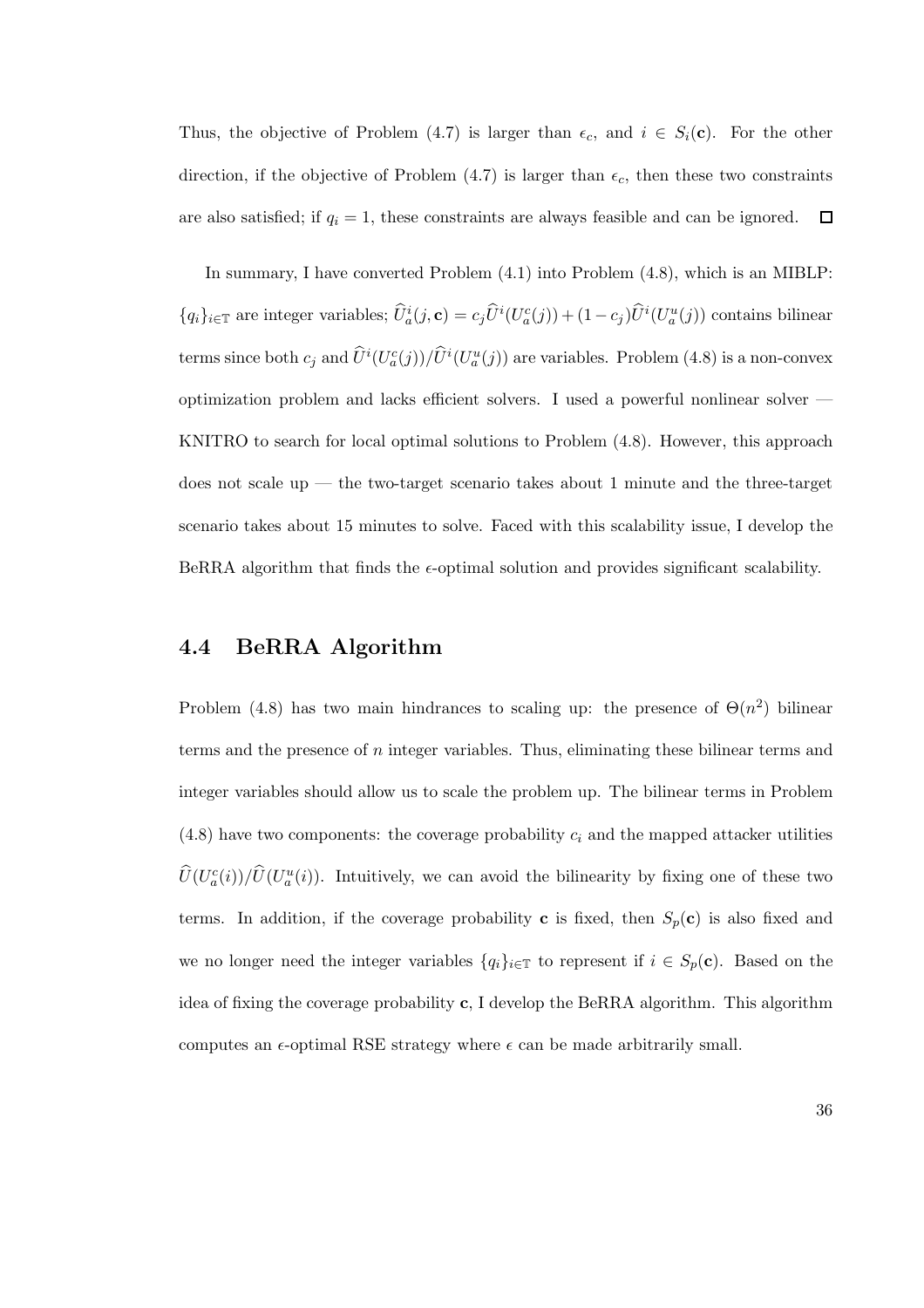Thus, the objective of Problem (4.7) is larger than $\epsilon_c$, and $i \in S_i(\mathbf{c})$. For the other direction, if the objective of Problem (4.7) is larger than $\epsilon_c$, then these two constraints are also satisfied; if $q_i = 1$, these constraints are always feasible and can be ignored. $\square$

In summary, I have converted Problem (4.1) into Problem (4.8), which is an MIBLP: $\{q_i\}_{i \in \mathbb{T}}$ are integer variables; $\widehat{U}_a^i(j, \mathbf{c}) = c_j \widehat{U}^i(U_a^c(j)) + (1 - c_j)\widehat{U}^i(U_a^u(j))$ contains bilinear terms since both $c_j$ and $\widehat{U}^i(U_a^c(j))/\widehat{U}^i(U_a^u(j))$ are variables. Problem (4.8) is a non-convex optimization problem and lacks efficient solvers. I used a powerful nonlinear solver — KNITRO to search for local optimal solutions to Problem (4.8). However, this approach does not scale up — the two-target scenario takes about 1 minute and the three-target scenario takes about 15 minutes to solve. Faced with this scalability issue, I develop the BeRRA algorithm that finds the $\epsilon$-optimal solution and provides significant scalability.

## 4.4 BeRRA Algorithm

Problem (4.8) has two main hindrances to scaling up: the presence of $\Theta(n^2)$ bilinear terms and the presence of $n$ integer variables. Thus, eliminating these bilinear terms and integer variables should allow us to scale the problem up. The bilinear terms in Problem (4.8) have two components: the coverage probability $c_i$ and the mapped attacker utilities $\widehat{U}(U_a^c(i))/\widehat{U}(U_a^u(i))$. Intuitively, we can avoid the bilinearity by fixing one of these two terms. In addition, if the coverage probability $\mathbf{c}$ is fixed, then $S_p(\mathbf{c})$ is also fixed and we no longer need the integer variables $\{q_i\}_{i \in \mathbb{T}}$ to represent if $i \in S_p(\mathbf{c})$. Based on the idea of fixing the coverage probability $\mathbf{c}$, I develop the BeRRA algorithm. This algorithm computes an $\epsilon$-optimal RSE strategy where $\epsilon$ can be made arbitrarily small.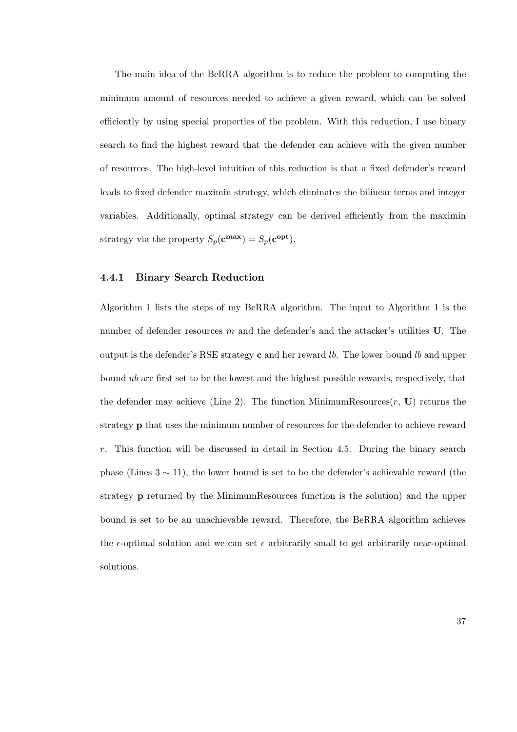The main idea of the BeRRA algorithm is to reduce the problem to computing the minimum amount of resources needed to achieve a given reward, which can be solved efficiently by using special properties of the problem. With this reduction, I use binary search to find the highest reward that the defender can achieve with the given number of resources. The high-level intuition of this reduction is that a fixed defender's reward leads to fixed defender maximin strategy, which eliminates the bilinear terms and integer variables. Additionally, optimal strategy can be derived efficiently from the maximin strategy via the property $S_p(\mathbf{c^{max}}) = S_p(\mathbf{c^{opt}})$.

### 4.4.1 Binary Search Reduction

Algorithm 1 lists the steps of my BeRRA algorithm. The input to Algorithm 1 is the number of defender resources $m$ and the defender's and the attacker's utilities $\mathbf{U}$. The output is the defender's RSE strategy $\mathbf{c}$ and her reward $lb$. The lower bound $lb$ and upper bound $ub$ are first set to be the lowest and the highest possible rewards, respectively, that the defender may achieve (Line 2). The function MinimumResources($r$, $\mathbf{U}$) returns the strategy $\mathbf{p}$ that uses the minimum number of resources for the defender to achieve reward $r$. This function will be discussed in detail in Section 4.5. During the binary search phase (Lines $3 \sim 11$), the lower bound is set to be the defender's achievable reward (the strategy $\mathbf{p}$ returned by the MinimumResources function is the solution) and the upper bound is set to be an unachievable reward. Therefore, the BeRRA algorithm achieves the $\epsilon$-optimal solution and we can set $\epsilon$ arbitrarily small to get arbitrarily near-optimal solutions.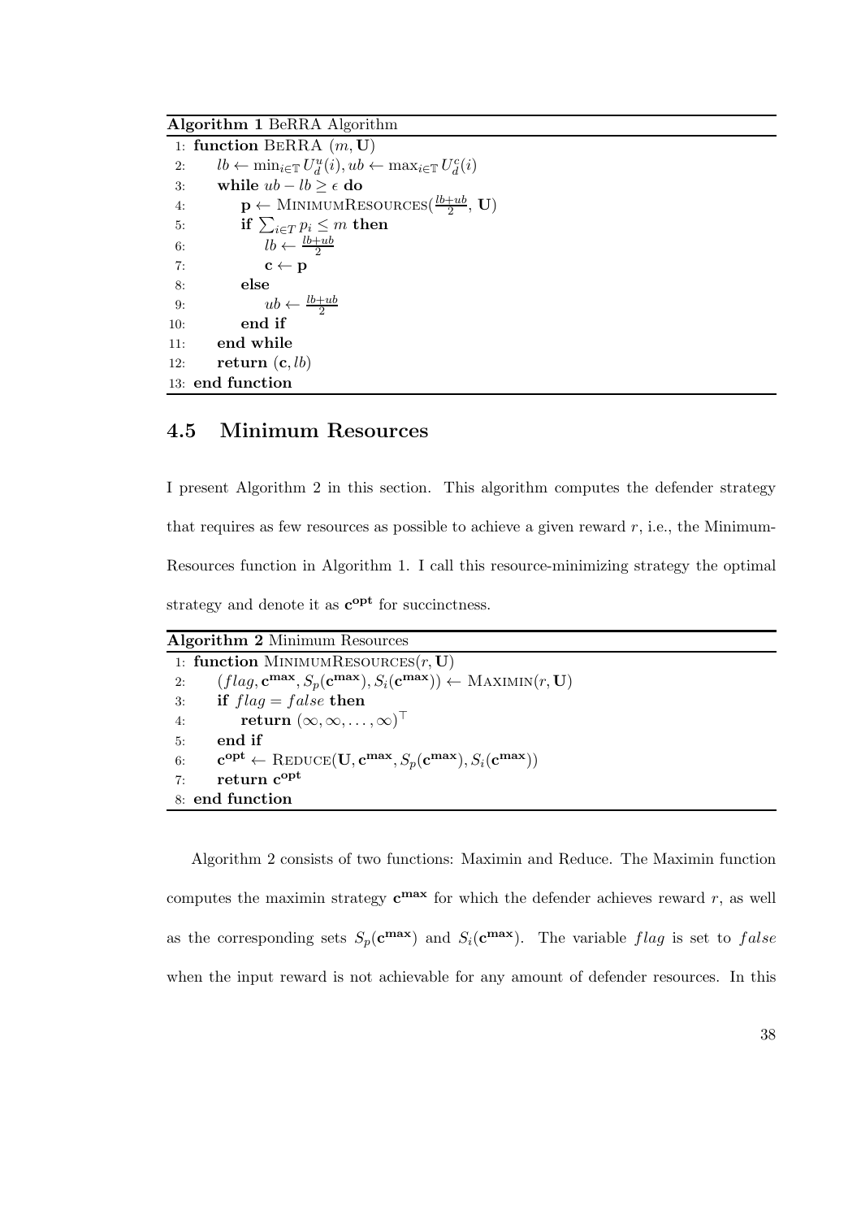**Algorithm 1** BeRRA Algorithm

```
1:  function BeRRA (m, U)
2:      lb ← min_{i∈𝕋} U_d^u(i), ub ← max_{i∈𝕋} U_d^c(i)
3:      while ub − lb ≥ ε do
4:          p ← MinimumResources((lb+ub)/2, U)
5:          if ∑_{i∈T} p_i ≤ m then
6:              lb ← (lb+ub)/2
7:              c ← p
8:          else
9:              ub ← (lb+ub)/2
10:         end if
11:     end while
12:     return (c, lb)
13: end function
```

## 4.5 Minimum Resources

I present Algorithm 2 in this section. This algorithm computes the defender strategy that requires as few resources as possible to achieve a given reward $r$, i.e., the Minimum-Resources function in Algorithm 1. I call this resource-minimizing strategy the optimal strategy and denote it as $\mathbf{c^{opt}}$ for succinctness.

**Algorithm 2** Minimum Resources

```
1: function MinimumResources(r, U)
2:     (flag, c^max, S_p(c^max), S_i(c^max)) ← Maximin(r, U)
3:     if flag = false then
4:         return (∞, ∞, ..., ∞)^⊤
5:     end if
6:     c^opt ← Reduce(U, c^max, S_p(c^max), S_i(c^max))
7:     return c^opt
8: end function
```

Algorithm 2 consists of two functions: Maximin and Reduce. The Maximin function computes the maximin strategy $\mathbf{c^{max}}$ for which the defender achieves reward $r$, as well as the corresponding sets $S_p(\mathbf{c^{max}})$ and $S_i(\mathbf{c^{max}})$. The variable $flag$ is set to $false$ when the input reward is not achievable for any amount of defender resources. In this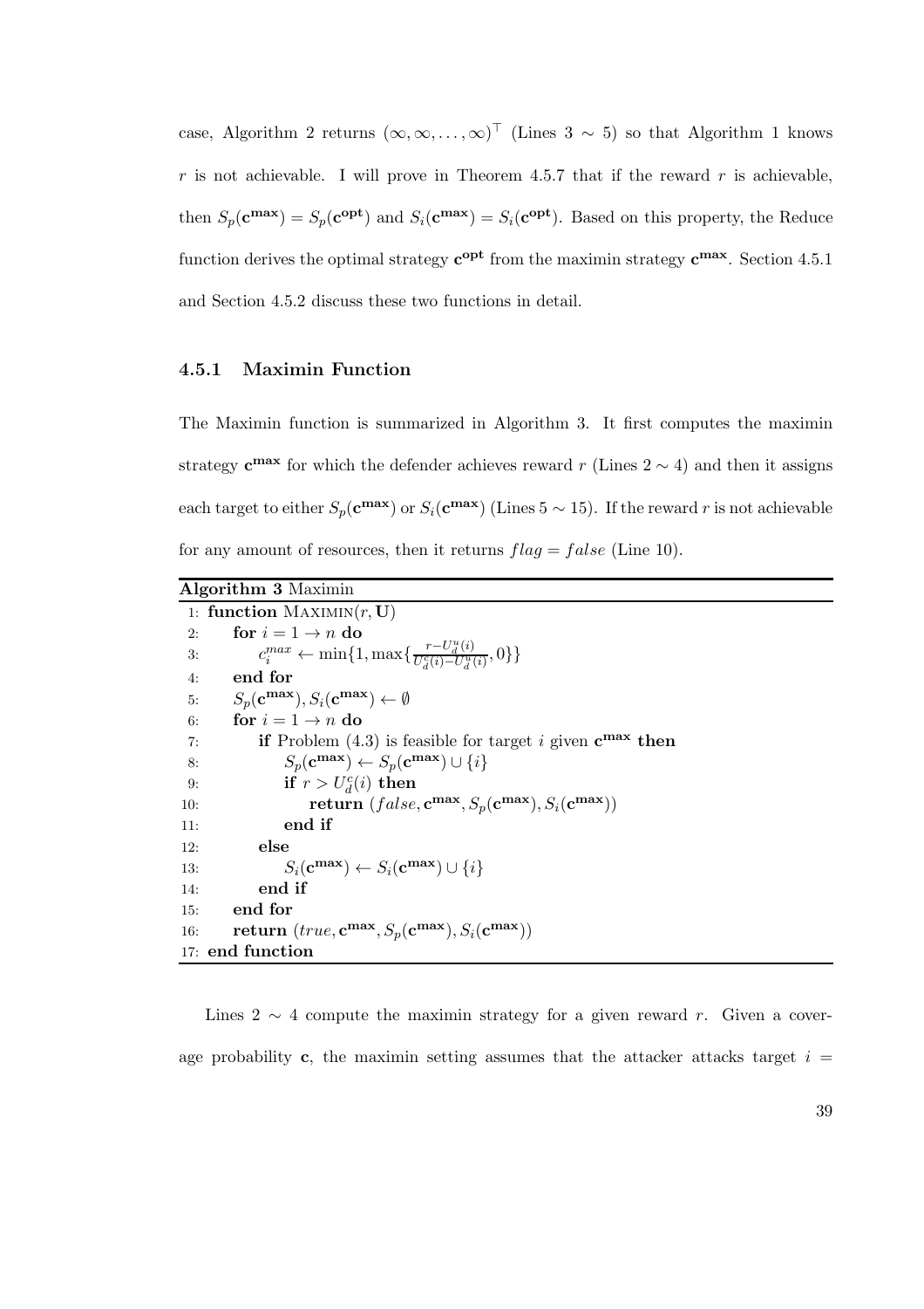case, Algorithm 2 returns $(\infty, \infty, \ldots, \infty)^\top$ (Lines 3 $\sim$ 5) so that Algorithm 1 knows $r$ is not achievable. I will prove in Theorem 4.5.7 that if the reward $r$ is achievable, then $S_p(\mathbf{c^{max}}) = S_p(\mathbf{c^{opt}})$ and $S_i(\mathbf{c^{max}}) = S_i(\mathbf{c^{opt}})$. Based on this property, the Reduce function derives the optimal strategy $\mathbf{c^{opt}}$ from the maximin strategy $\mathbf{c^{max}}$. Section 4.5.1 and Section 4.5.2 discuss these two functions in detail.

### 4.5.1 Maximin Function

The Maximin function is summarized in Algorithm 3. It first computes the maximin strategy $\mathbf{c^{max}}$ for which the defender achieves reward $r$ (Lines 2 $\sim$ 4) and then it assigns each target to either $S_p(\mathbf{c^{max}})$ or $S_i(\mathbf{c^{max}})$ (Lines 5 $\sim$ 15). If the reward $r$ is not achievable for any amount of resources, then it returns $flag = false$ (Line 10).

**Algorithm 3** Maximin

```
1:  function MAXIMIN(r, U)
2:      for i = 1 → n do
3:          c_i^max ← min{1, max{(r − U_d^u(i)) / (U_d^c(i) − U_d^u(i)), 0}}
4:      end for
5:      S_p(c^max), S_i(c^max) ← ∅
6:      for i = 1 → n do
7:          if Problem (4.3) is feasible for target i given c^max then
8:              S_p(c^max) ← S_p(c^max) ∪ {i}
9:              if r > U_d^c(i) then
10:                 return (false, c^max, S_p(c^max), S_i(c^max))
11:             end if
12:         else
13:             S_i(c^max) ← S_i(c^max) ∪ {i}
14:         end if
15:     end for
16:     return (true, c^max, S_p(c^max), S_i(c^max))
17: end function
```

Lines 2 $\sim$ 4 compute the maximin strategy for a given reward $r$. Given a coverage probability $\mathbf{c}$, the maximin setting assumes that the attacker attacks target $i =$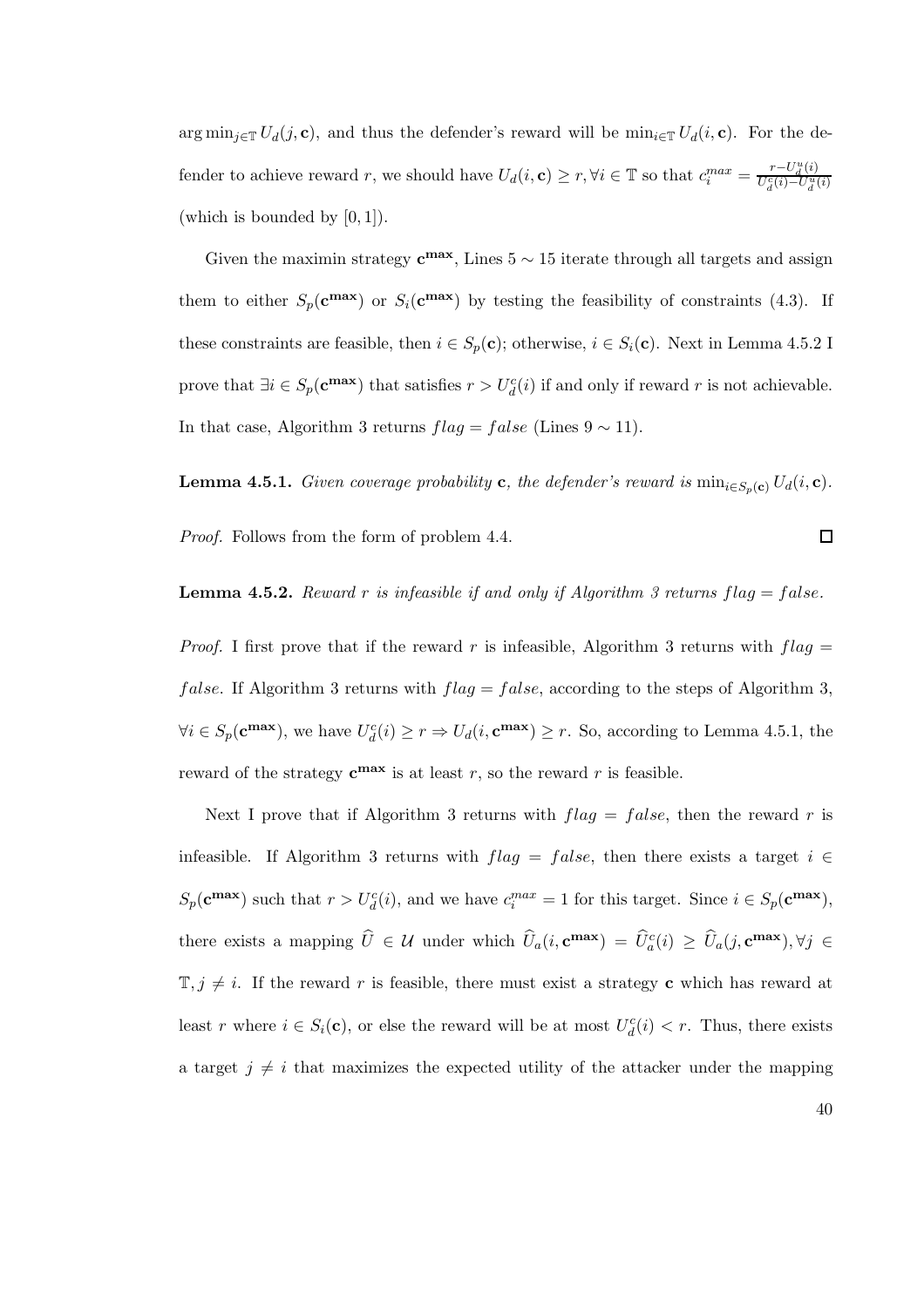$\arg\min_{j \in \mathbb{T}} U_d(j, \mathbf{c})$, and thus the defender's reward will be $\min_{i \in \mathbb{T}} U_d(i, \mathbf{c})$. For the defender to achieve reward $r$, we should have $U_d(i, \mathbf{c}) \geq r, \forall i \in \mathbb{T}$ so that $c_i^{max} = \frac{r - U_d^u(i)}{U_d^c(i) - U_d^u(i)}$ (which is bounded by $[0, 1]$).

Given the maximin strategy $\mathbf{c^{max}}$, Lines $5 \sim 15$ iterate through all targets and assign them to either $S_p(\mathbf{c^{max}})$ or $S_i(\mathbf{c^{max}})$ by testing the feasibility of constraints (4.3). If these constraints are feasible, then $i \in S_p(\mathbf{c})$; otherwise, $i \in S_i(\mathbf{c})$. Next in Lemma 4.5.2 I prove that $\exists i \in S_p(\mathbf{c^{max}})$ that satisfies $r > U_d^c(i)$ if and only if reward $r$ is not achievable. In that case, Algorithm 3 returns $flag = false$ (Lines $9 \sim 11$).

**Lemma 4.5.1.** *Given coverage probability* $\mathbf{c}$*, the defender's reward is* $\min_{i \in S_p(\mathbf{c})} U_d(i, \mathbf{c})$*.*

*Proof.* Follows from the form of problem 4.4. □

**Lemma 4.5.2.** *Reward* $r$ *is infeasible if and only if Algorithm 3 returns* $flag = false$*.*

*Proof.* I first prove that if the reward $r$ is infeasible, Algorithm 3 returns with $flag = false$. If Algorithm 3 returns with $flag = false$, according to the steps of Algorithm 3, $\forall i \in S_p(\mathbf{c^{max}})$, we have $U_d^c(i) \geq r \Rightarrow U_d(i, \mathbf{c^{max}}) \geq r$. So, according to Lemma 4.5.1, the reward of the strategy $\mathbf{c^{max}}$ is at least $r$, so the reward $r$ is feasible.

Next I prove that if Algorithm 3 returns with $flag = false$, then the reward $r$ is infeasible. If Algorithm 3 returns with $flag = false$, then there exists a target $i \in S_p(\mathbf{c^{max}})$ such that $r > U_d^c(i)$, and we have $c_i^{max} = 1$ for this target. Since $i \in S_p(\mathbf{c^{max}})$, there exists a mapping $\widehat{U} \in \mathcal{U}$ under which $\widehat{U}_a(i, \mathbf{c^{max}}) = \widehat{U}_a^c(i) \geq \widehat{U}_a(j, \mathbf{c^{max}}), \forall j \in \mathbb{T}, j \neq i$. If the reward $r$ is feasible, there must exist a strategy $\mathbf{c}$ which has reward at least $r$ where $i \in S_i(\mathbf{c})$, or else the reward will be at most $U_d^c(i) < r$. Thus, there exists a target $j \neq i$ that maximizes the expected utility of the attacker under the mapping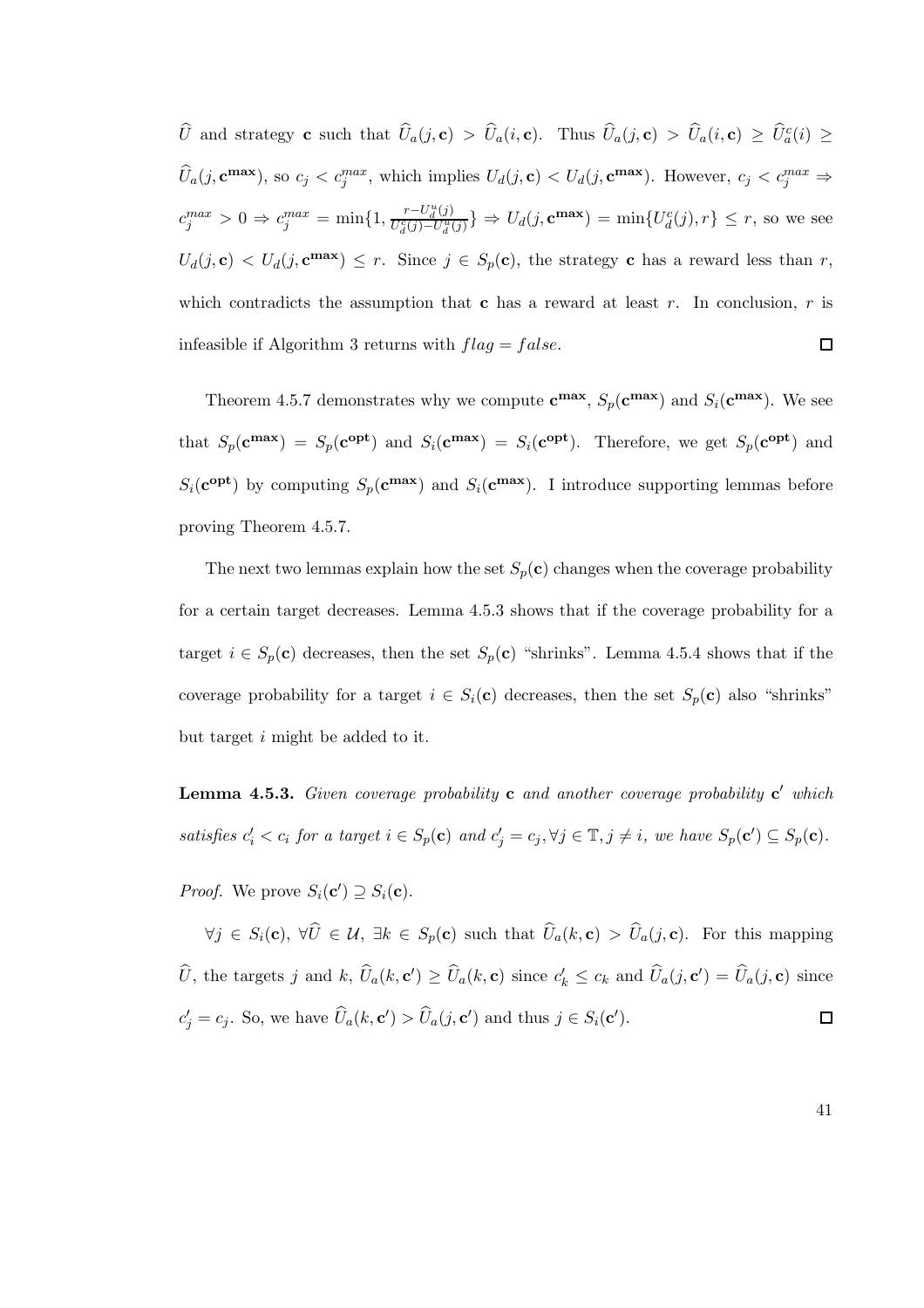$\widehat{U}$ and strategy $\mathbf{c}$ such that $\widehat{U}_a(j, \mathbf{c}) > \widehat{U}_a(i, \mathbf{c})$. Thus $\widehat{U}_a(j, \mathbf{c}) > \widehat{U}_a(i, \mathbf{c}) \geq \widehat{U}_a^c(i) \geq \widehat{U}_a(j, \mathbf{c^{max}})$, so $c_j < c_j^{max}$, which implies $U_d(j, \mathbf{c}) < U_d(j, \mathbf{c^{max}})$. However, $c_j < c_j^{max} \Rightarrow c_j^{max} > 0 \Rightarrow c_j^{max} = \min\{1, \frac{r - U_d^u(j)}{U_d^c(j) - U_d^u(j)}\} \Rightarrow U_d(j, \mathbf{c^{max}}) = \min\{U_d^c(j), r\} \leq r$, so we see $U_d(j, \mathbf{c}) < U_d(j, \mathbf{c^{max}}) \leq r$. Since $j \in S_p(\mathbf{c})$, the strategy $\mathbf{c}$ has a reward less than $r$, which contradicts the assumption that $\mathbf{c}$ has a reward at least $r$. In conclusion, $r$ is infeasible if Algorithm 3 returns with $flag = false$. $\square$

Theorem 4.5.7 demonstrates why we compute $\mathbf{c^{max}}$, $S_p(\mathbf{c^{max}})$ and $S_i(\mathbf{c^{max}})$. We see that $S_p(\mathbf{c^{max}}) = S_p(\mathbf{c^{opt}})$ and $S_i(\mathbf{c^{max}}) = S_i(\mathbf{c^{opt}})$. Therefore, we get $S_p(\mathbf{c^{opt}})$ and $S_i(\mathbf{c^{opt}})$ by computing $S_p(\mathbf{c^{max}})$ and $S_i(\mathbf{c^{max}})$. I introduce supporting lemmas before proving Theorem 4.5.7.

The next two lemmas explain how the set $S_p(\mathbf{c})$ changes when the coverage probability for a certain target decreases. Lemma 4.5.3 shows that if the coverage probability for a target $i \in S_p(\mathbf{c})$ decreases, then the set $S_p(\mathbf{c})$ "shrinks". Lemma 4.5.4 shows that if the coverage probability for a target $i \in S_i(\mathbf{c})$ decreases, then the set $S_p(\mathbf{c})$ also "shrinks" but target $i$ might be added to it.

**Lemma 4.5.3.** *Given coverage probability $\mathbf{c}$ and another coverage probability $\mathbf{c}'$ which satisfies $c_i' < c_i$ for a target $i \in S_p(\mathbf{c})$ and $c_j' = c_j, \forall j \in \mathbb{T}, j \neq i$, we have $S_p(\mathbf{c}') \subseteq S_p(\mathbf{c})$.*

*Proof.* We prove $S_i(\mathbf{c}') \supseteq S_i(\mathbf{c})$.

$\forall j \in S_i(\mathbf{c})$, $\forall \widehat{U} \in \mathcal{U}$, $\exists k \in S_p(\mathbf{c})$ such that $\widehat{U}_a(k, \mathbf{c}) > \widehat{U}_a(j, \mathbf{c})$. For this mapping $\widehat{U}$, the targets $j$ and $k$, $\widehat{U}_a(k, \mathbf{c}') \geq \widehat{U}_a(k, \mathbf{c})$ since $c_k' \leq c_k$ and $\widehat{U}_a(j, \mathbf{c}') = \widehat{U}_a(j, \mathbf{c})$ since $c_j' = c_j$. So, we have $\widehat{U}_a(k, \mathbf{c}') > \widehat{U}_a(j, \mathbf{c}')$ and thus $j \in S_i(\mathbf{c}')$. $\square$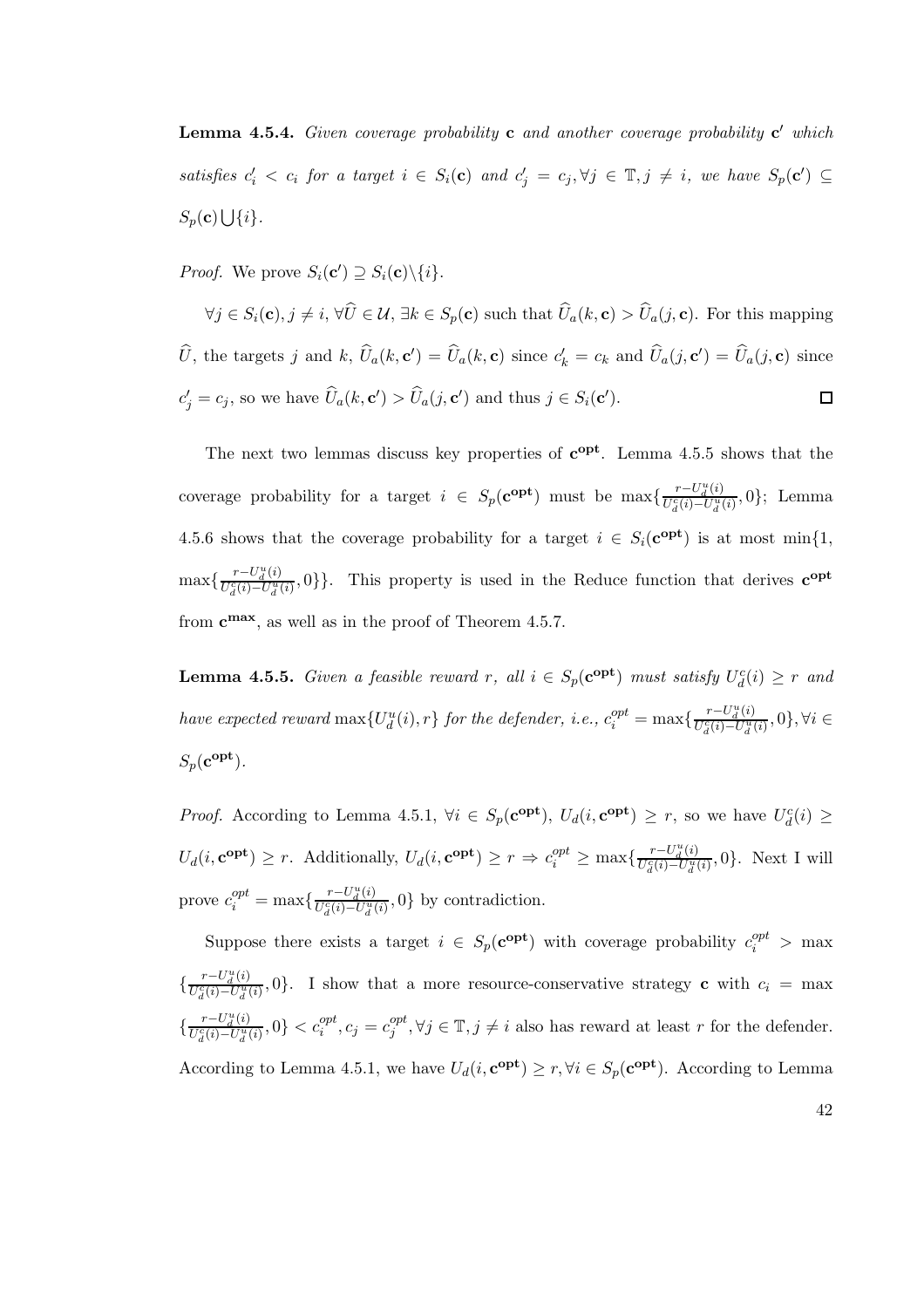**Lemma 4.5.4.** *Given coverage probability* $\mathbf{c}$ *and another coverage probability* $\mathbf{c}'$ *which satisfies* $c'_i < c_i$ *for a target* $i \in S_i(\mathbf{c})$ *and* $c'_j = c_j, \forall j \in \mathbb{T}, j \neq i$*, we have* $S_p(\mathbf{c}') \subseteq S_p(\mathbf{c}) \bigcup \{i\}$*.*

*Proof.* We prove $S_i(\mathbf{c}') \supseteq S_i(\mathbf{c}) \backslash \{i\}$.

$\forall j \in S_i(\mathbf{c}), j \neq i, \forall \widehat{U} \in \mathcal{U}, \exists k \in S_p(\mathbf{c})$ such that $\widehat{U}_a(k, \mathbf{c}) > \widehat{U}_a(j, \mathbf{c})$. For this mapping $\widehat{U}$, the targets $j$ and $k$, $\widehat{U}_a(k, \mathbf{c}') = \widehat{U}_a(k, \mathbf{c})$ since $c'_k = c_k$ and $\widehat{U}_a(j, \mathbf{c}') = \widehat{U}_a(j, \mathbf{c})$ since $c'_j = c_j$, so we have $\widehat{U}_a(k, \mathbf{c}') > \widehat{U}_a(j, \mathbf{c}')$ and thus $j \in S_i(\mathbf{c}')$. □

The next two lemmas discuss key properties of $\mathbf{c^{opt}}$. Lemma 4.5.5 shows that the coverage probability for a target $i \in S_p(\mathbf{c^{opt}})$ must be $\max\{\frac{r - U_d^u(i)}{U_d^c(i) - U_d^u(i)}, 0\}$; Lemma 4.5.6 shows that the coverage probability for a target $i \in S_i(\mathbf{c^{opt}})$ is at most $\min\{1, \max\{\frac{r - U_d^u(i)}{U_d^c(i) - U_d^u(i)}, 0\}\}$. This property is used in the Reduce function that derives $\mathbf{c^{opt}}$ from $\mathbf{c^{max}}$, as well as in the proof of Theorem 4.5.7.

**Lemma 4.5.5.** *Given a feasible reward* $r$*, all* $i \in S_p(\mathbf{c^{opt}})$ *must satisfy* $U_d^c(i) \geq r$ *and have expected reward* $\max\{U_d^u(i), r\}$ *for the defender, i.e.,* $c_i^{opt} = \max\{\frac{r - U_d^u(i)}{U_d^c(i) - U_d^u(i)}, 0\}, \forall i \in S_p(\mathbf{c^{opt}})$*.*

*Proof.* According to Lemma 4.5.1, $\forall i \in S_p(\mathbf{c^{opt}})$, $U_d(i, \mathbf{c^{opt}}) \geq r$, so we have $U_d^c(i) \geq U_d(i, \mathbf{c^{opt}}) \geq r$. Additionally, $U_d(i, \mathbf{c^{opt}}) \geq r \Rightarrow c_i^{opt} \geq \max\{\frac{r - U_d^u(i)}{U_d^c(i) - U_d^u(i)}, 0\}$. Next I will prove $c_i^{opt} = \max\{\frac{r - U_d^u(i)}{U_d^c(i) - U_d^u(i)}, 0\}$ by contradiction.

Suppose there exists a target $i \in S_p(\mathbf{c^{opt}})$ with coverage probability $c_i^{opt} > \max\{\frac{r - U_d^u(i)}{U_d^c(i) - U_d^u(i)}, 0\}$. I show that a more resource-conservative strategy $\mathbf{c}$ with $c_i = \max\{\frac{r - U_d^u(i)}{U_d^c(i) - U_d^u(i)}, 0\} < c_i^{opt}, c_j = c_j^{opt}, \forall j \in \mathbb{T}, j \neq i$ also has reward at least $r$ for the defender. According to Lemma 4.5.1, we have $U_d(i, \mathbf{c^{opt}}) \geq r, \forall i \in S_p(\mathbf{c^{opt}})$. According to Lemma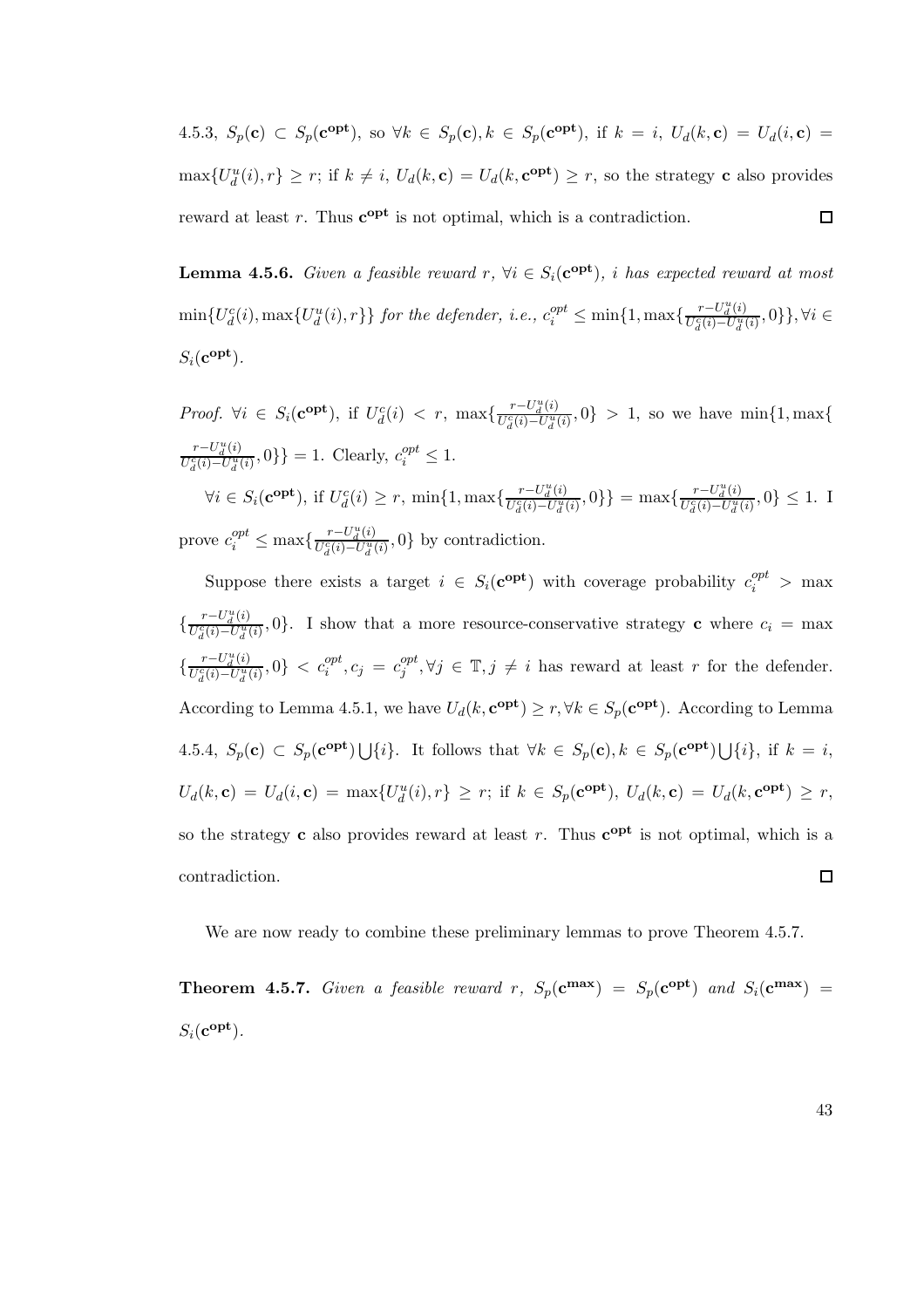4.5.3, $S_p(\mathbf{c}) \subset S_p(\mathbf{c^{opt}})$, so $\forall k \in S_p(\mathbf{c}), k \in S_p(\mathbf{c^{opt}})$, if $k = i$, $U_d(k, \mathbf{c}) = U_d(i, \mathbf{c}) = \max\{U_d^u(i), r\} \geq r$; if $k \neq i$, $U_d(k, \mathbf{c}) = U_d(k, \mathbf{c^{opt}}) \geq r$, so the strategy $\mathbf{c}$ also provides reward at least $r$. Thus $\mathbf{c^{opt}}$ is not optimal, which is a contradiction. $\square$

**Lemma 4.5.6.** *Given a feasible reward $r$, $\forall i \in S_i(\mathbf{c^{opt}})$, $i$ has expected reward at most $\min\{U_d^c(i), \max\{U_d^u(i), r\}\}$ for the defender, i.e., $c_i^{opt} \leq \min\{1, \max\{\frac{r - U_d^u(i)}{U_d^c(i) - U_d^u(i)}, 0\}\}, \forall i \in S_i(\mathbf{c^{opt}})$.*

*Proof.* $\forall i \in S_i(\mathbf{c^{opt}})$, if $U_d^c(i) < r$, $\max\{\frac{r - U_d^u(i)}{U_d^c(i) - U_d^u(i)}, 0\} > 1$, so we have $\min\{1, \max\{\frac{r - U_d^u(i)}{U_d^c(i) - U_d^u(i)}, 0\}\} = 1$. Clearly, $c_i^{opt} \leq 1$.

$\forall i \in S_i(\mathbf{c^{opt}})$, if $U_d^c(i) \geq r$, $\min\{1, \max\{\frac{r - U_d^u(i)}{U_d^c(i) - U_d^u(i)}, 0\}\} = \max\{\frac{r - U_d^u(i)}{U_d^c(i) - U_d^u(i)}, 0\} \leq 1$. I prove $c_i^{opt} \leq \max\{\frac{r - U_d^u(i)}{U_d^c(i) - U_d^u(i)}, 0\}$ by contradiction.

Suppose there exists a target $i \in S_i(\mathbf{c^{opt}})$ with coverage probability $c_i^{opt} > \max\{\frac{r - U_d^u(i)}{U_d^c(i) - U_d^u(i)}, 0\}$. I show that a more resource-conservative strategy $\mathbf{c}$ where $c_i = \max\{\frac{r - U_d^u(i)}{U_d^c(i) - U_d^u(i)}, 0\} < c_i^{opt}, c_j = c_j^{opt}, \forall j \in \mathbb{T}, j \neq i$ has reward at least $r$ for the defender. According to Lemma 4.5.1, we have $U_d(k, \mathbf{c^{opt}}) \geq r, \forall k \in S_p(\mathbf{c^{opt}})$. According to Lemma 4.5.4, $S_p(\mathbf{c}) \subset S_p(\mathbf{c^{opt}}) \bigcup \{i\}$. It follows that $\forall k \in S_p(\mathbf{c}), k \in S_p(\mathbf{c^{opt}}) \bigcup \{i\}$, if $k = i$, $U_d(k, \mathbf{c}) = U_d(i, \mathbf{c}) = \max\{U_d^u(i), r\} \geq r$; if $k \in S_p(\mathbf{c^{opt}})$, $U_d(k, \mathbf{c}) = U_d(k, \mathbf{c^{opt}}) \geq r$, so the strategy $\mathbf{c}$ also provides reward at least $r$. Thus $\mathbf{c^{opt}}$ is not optimal, which is a contradiction. $\square$

We are now ready to combine these preliminary lemmas to prove Theorem 4.5.7.

**Theorem 4.5.7.** *Given a feasible reward $r$, $S_p(\mathbf{c^{max}}) = S_p(\mathbf{c^{opt}})$ and $S_i(\mathbf{c^{max}}) = S_i(\mathbf{c^{opt}})$.*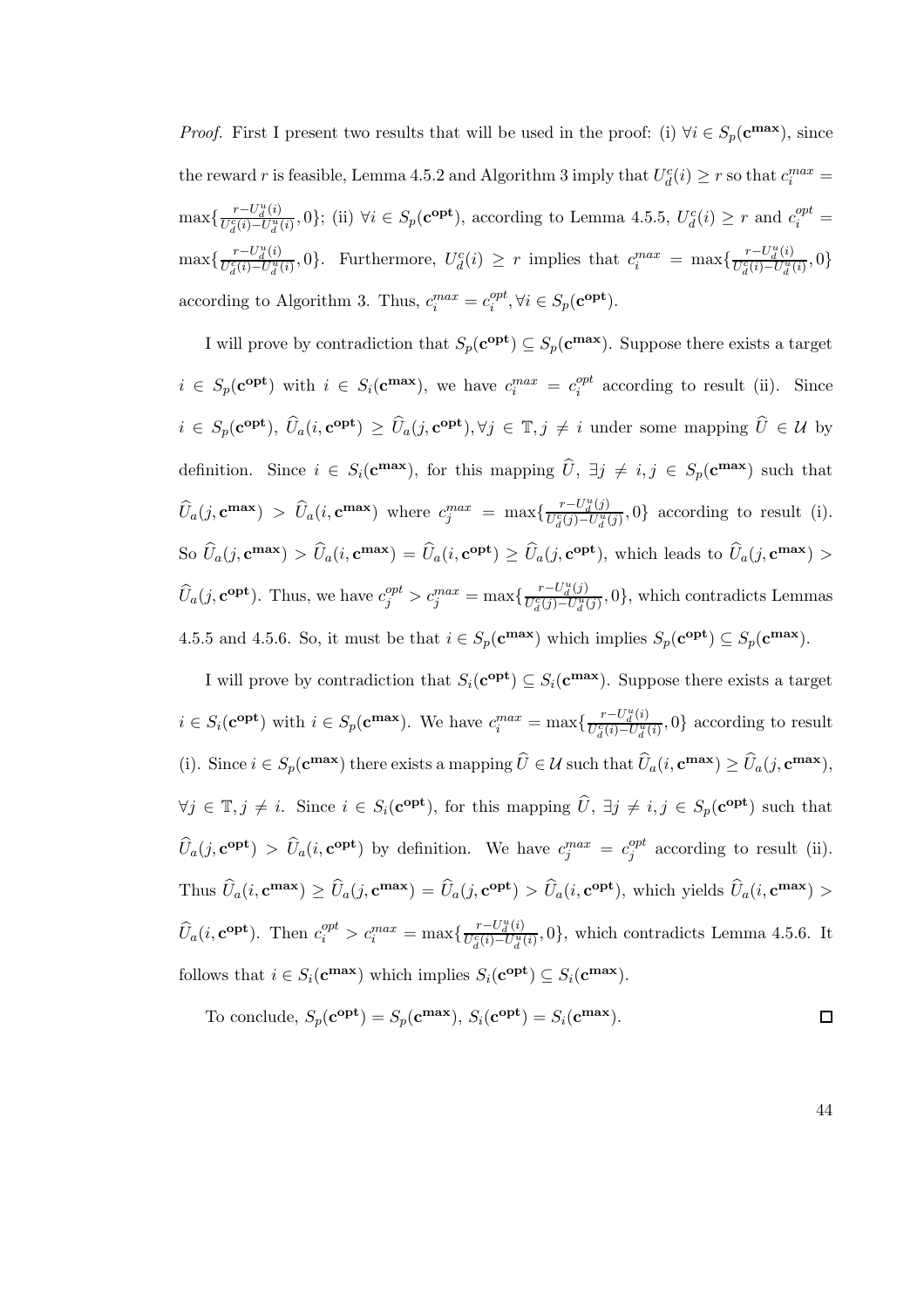*Proof.* First I present two results that will be used in the proof: (i) $\forall i \in S_p(\mathbf{c^{max}})$, since the reward $r$ is feasible, Lemma 4.5.2 and Algorithm 3 imply that $U_d^c(i) \geq r$ so that $c_i^{max} = \max\{\frac{r-U_d^u(i)}{U_d^c(i)-U_d^u(i)}, 0\}$; (ii) $\forall i \in S_p(\mathbf{c^{opt}})$, according to Lemma 4.5.5, $U_d^c(i) \geq r$ and $c_i^{opt} = \max\{\frac{r-U_d^u(i)}{U_d^c(i)-U_d^u(i)}, 0\}$. Furthermore, $U_d^c(i) \geq r$ implies that $c_i^{max} = \max\{\frac{r-U_d^u(i)}{U_d^c(i)-U_d^u(i)}, 0\}$ according to Algorithm 3. Thus, $c_i^{max} = c_i^{opt}, \forall i \in S_p(\mathbf{c^{opt}})$.

I will prove by contradiction that $S_p(\mathbf{c^{opt}}) \subseteq S_p(\mathbf{c^{max}})$. Suppose there exists a target $i \in S_p(\mathbf{c^{opt}})$ with $i \in S_i(\mathbf{c^{max}})$, we have $c_i^{max} = c_i^{opt}$ according to result (ii). Since $i \in S_p(\mathbf{c^{opt}})$, $\widehat{U}_a(i, \mathbf{c^{opt}}) \geq \widehat{U}_a(j, \mathbf{c^{opt}}), \forall j \in \mathbb{T}, j \neq i$ under some mapping $\widehat{U} \in \mathcal{U}$ by definition. Since $i \in S_i(\mathbf{c^{max}})$, for this mapping $\widehat{U}$, $\exists j \neq i, j \in S_p(\mathbf{c^{max}})$ such that $\widehat{U}_a(j, \mathbf{c^{max}}) > \widehat{U}_a(i, \mathbf{c^{max}})$ where $c_j^{max} = \max\{\frac{r-U_d^u(j)}{U_d^c(j)-U_d^u(j)}, 0\}$ according to result (i). So $\widehat{U}_a(j, \mathbf{c^{max}}) > \widehat{U}_a(i, \mathbf{c^{max}}) = \widehat{U}_a(i, \mathbf{c^{opt}}) \geq \widehat{U}_a(j, \mathbf{c^{opt}})$, which leads to $\widehat{U}_a(j, \mathbf{c^{max}}) > \widehat{U}_a(j, \mathbf{c^{opt}})$. Thus, we have $c_j^{opt} > c_j^{max} = \max\{\frac{r-U_d^u(j)}{U_d^c(j)-U_d^u(j)}, 0\}$, which contradicts Lemmas 4.5.5 and 4.5.6. So, it must be that $i \in S_p(\mathbf{c^{max}})$ which implies $S_p(\mathbf{c^{opt}}) \subseteq S_p(\mathbf{c^{max}})$.

I will prove by contradiction that $S_i(\mathbf{c^{opt}}) \subseteq S_i(\mathbf{c^{max}})$. Suppose there exists a target $i \in S_i(\mathbf{c^{opt}})$ with $i \in S_p(\mathbf{c^{max}})$. We have $c_i^{max} = \max\{\frac{r-U_d^u(i)}{U_d^c(i)-U_d^u(i)}, 0\}$ according to result (i). Since $i \in S_p(\mathbf{c^{max}})$ there exists a mapping $\widehat{U} \in \mathcal{U}$ such that $\widehat{U}_a(i, \mathbf{c^{max}}) \geq \widehat{U}_a(j, \mathbf{c^{max}})$, $\forall j \in \mathbb{T}, j \neq i$. Since $i \in S_i(\mathbf{c^{opt}})$, for this mapping $\widehat{U}$, $\exists j \neq i, j \in S_p(\mathbf{c^{opt}})$ such that $\widehat{U}_a(j, \mathbf{c^{opt}}) > \widehat{U}_a(i, \mathbf{c^{opt}})$ by definition. We have $c_j^{max} = c_j^{opt}$ according to result (ii). Thus $\widehat{U}_a(i, \mathbf{c^{max}}) \geq \widehat{U}_a(j, \mathbf{c^{max}}) = \widehat{U}_a(j, \mathbf{c^{opt}}) > \widehat{U}_a(i, \mathbf{c^{opt}})$, which yields $\widehat{U}_a(i, \mathbf{c^{max}}) > \widehat{U}_a(i, \mathbf{c^{opt}})$. Then $c_i^{opt} > c_i^{max} = \max\{\frac{r-U_d^u(i)}{U_d^c(i)-U_d^u(i)}, 0\}$, which contradicts Lemma 4.5.6. It follows that $i \in S_i(\mathbf{c^{max}})$ which implies $S_i(\mathbf{c^{opt}}) \subseteq S_i(\mathbf{c^{max}})$.

To conclude, $S_p(\mathbf{c^{opt}}) = S_p(\mathbf{c^{max}})$, $S_i(\mathbf{c^{opt}}) = S_i(\mathbf{c^{max}})$. □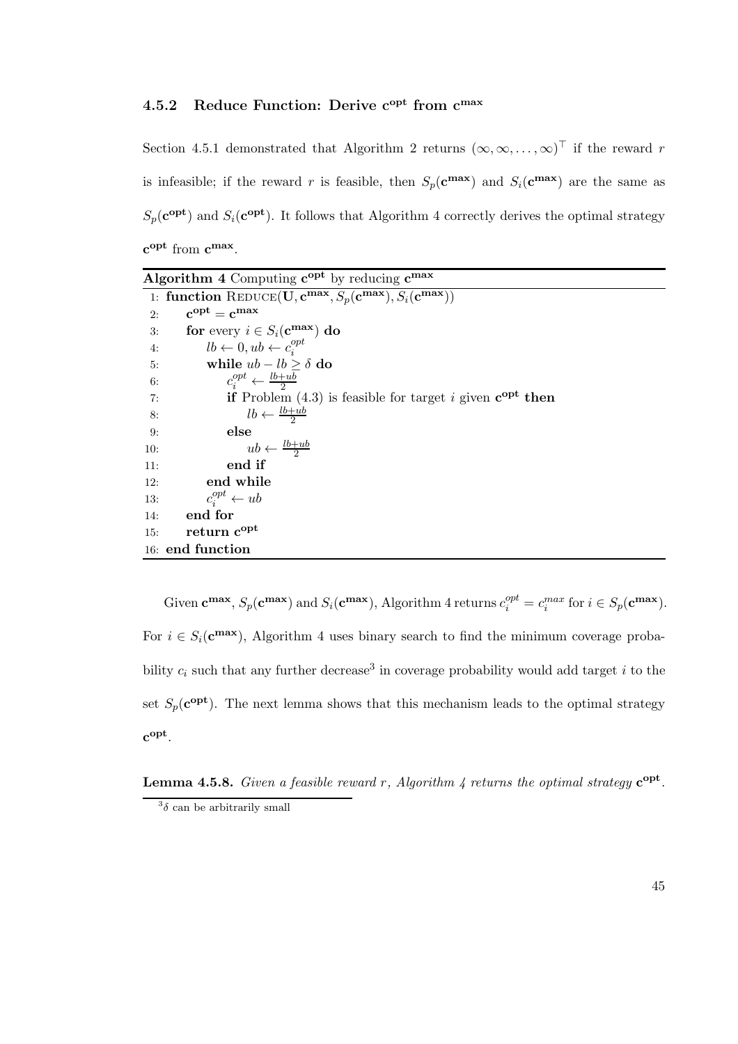### 4.5.2 Reduce Function: Derive $\mathbf{c^{opt}}$ from $\mathbf{c^{max}}$

Section 4.5.1 demonstrated that Algorithm 2 returns $(\infty, \infty, \ldots, \infty)^\top$ if the reward $r$ is infeasible; if the reward $r$ is feasible, then $S_p(\mathbf{c^{max}})$ and $S_i(\mathbf{c^{max}})$ are the same as $S_p(\mathbf{c^{opt}})$ and $S_i(\mathbf{c^{opt}})$. It follows that Algorithm 4 correctly derives the optimal strategy $\mathbf{c^{opt}}$ from $\mathbf{c^{max}}$.

**Algorithm 4** Computing $\mathbf{c^{opt}}$ by reducing $\mathbf{c^{max}}$

```
1:  function REDUCE(U, c^max, S_p(c^max), S_i(c^max))
2:      c^opt = c^max
3:      for every i ∈ S_i(c^max) do
4:          lb ← 0, ub ← c_i^opt
5:          while ub − lb ≥ δ do
6:              c_i^opt ← (lb+ub)/2
7:              if Problem (4.3) is feasible for target i given c^opt then
8:                  lb ← (lb+ub)/2
9:              else
10:                 ub ← (lb+ub)/2
11:             end if
12:         end while
13:         c_i^opt ← ub
14:     end for
15:     return c^opt
16: end function
```

Given $\mathbf{c^{max}}$, $S_p(\mathbf{c^{max}})$ and $S_i(\mathbf{c^{max}})$, Algorithm 4 returns $c_i^{opt} = c_i^{max}$ for $i \in S_p(\mathbf{c^{max}})$. For $i \in S_i(\mathbf{c^{max}})$, Algorithm 4 uses binary search to find the minimum coverage probability $c_i$ such that any further decrease[3] in coverage probability would add target $i$ to the set $S_p(\mathbf{c^{opt}})$. The next lemma shows that this mechanism leads to the optimal strategy $\mathbf{c^{opt}}$.

**Lemma 4.5.8.** *Given a feasible reward $r$, Algorithm 4 returns the optimal strategy $\mathbf{c^{opt}}$.*

[3] $\delta$ can be arbitrarily small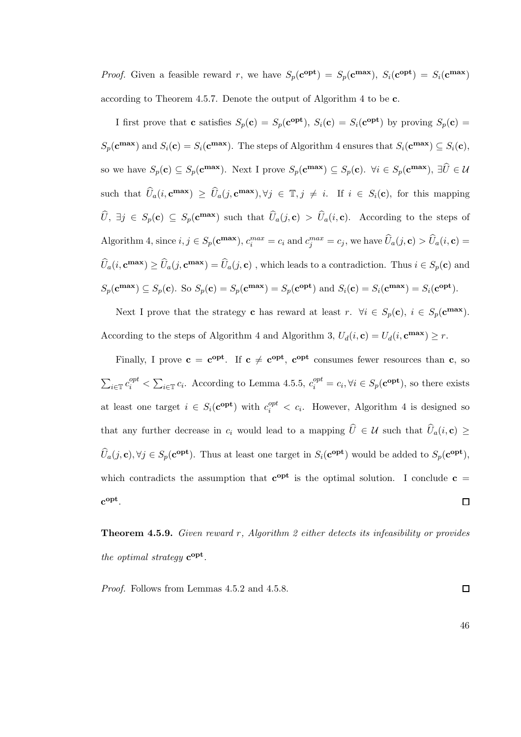*Proof.* Given a feasible reward $r$, we have $S_p(\mathbf{c^{opt}}) = S_p(\mathbf{c^{max}})$, $S_i(\mathbf{c^{opt}}) = S_i(\mathbf{c^{max}})$ according to Theorem 4.5.7. Denote the output of Algorithm 4 to be $\mathbf{c}$.

I first prove that $\mathbf{c}$ satisfies $S_p(\mathbf{c}) = S_p(\mathbf{c^{opt}})$, $S_i(\mathbf{c}) = S_i(\mathbf{c^{opt}})$ by proving $S_p(\mathbf{c}) = S_p(\mathbf{c^{max}})$ and $S_i(\mathbf{c}) = S_i(\mathbf{c^{max}})$. The steps of Algorithm 4 ensures that $S_i(\mathbf{c^{max}}) \subseteq S_i(\mathbf{c})$, so we have $S_p(\mathbf{c}) \subseteq S_p(\mathbf{c^{max}})$. Next I prove $S_p(\mathbf{c^{max}}) \subseteq S_p(\mathbf{c})$. $\forall i \in S_p(\mathbf{c^{max}})$, $\exists \widehat{U} \in \mathcal{U}$ such that $\widehat{U}_a(i, \mathbf{c^{max}}) \geq \widehat{U}_a(j, \mathbf{c^{max}}), \forall j \in \mathbb{T}, j \neq i$. If $i \in S_i(\mathbf{c})$, for this mapping $\widehat{U}$, $\exists j \in S_p(\mathbf{c}) \subseteq S_p(\mathbf{c^{max}})$ such that $\widehat{U}_a(j, \mathbf{c}) > \widehat{U}_a(i, \mathbf{c})$. According to the steps of Algorithm 4, since $i, j \in S_p(\mathbf{c^{max}})$, $c_i^{max} = c_i$ and $c_j^{max} = c_j$, we have $\widehat{U}_a(j, \mathbf{c}) > \widehat{U}_a(i, \mathbf{c}) = \widehat{U}_a(i, \mathbf{c^{max}}) \geq \widehat{U}_a(j, \mathbf{c^{max}}) = \widehat{U}_a(j, \mathbf{c})$ , which leads to a contradiction. Thus $i \in S_p(\mathbf{c})$ and $S_p(\mathbf{c^{max}}) \subseteq S_p(\mathbf{c})$. So $S_p(\mathbf{c}) = S_p(\mathbf{c^{max}}) = S_p(\mathbf{c^{opt}})$ and $S_i(\mathbf{c}) = S_i(\mathbf{c^{max}}) = S_i(\mathbf{c^{opt}})$.

Next I prove that the strategy $\mathbf{c}$ has reward at least $r$. $\forall i \in S_p(\mathbf{c})$, $i \in S_p(\mathbf{c^{max}})$. According to the steps of Algorithm 4 and Algorithm 3, $U_d(i, \mathbf{c}) = U_d(i, \mathbf{c^{max}}) \geq r$.

Finally, I prove $\mathbf{c} = \mathbf{c^{opt}}$. If $\mathbf{c} \neq \mathbf{c^{opt}}$, $\mathbf{c^{opt}}$ consumes fewer resources than $\mathbf{c}$, so $\sum_{i \in \mathbb{T}} c_i^{opt} < \sum_{i \in \mathbb{T}} c_i$. According to Lemma 4.5.5, $c_i^{opt} = c_i, \forall i \in S_p(\mathbf{c^{opt}})$, so there exists at least one target $i \in S_i(\mathbf{c^{opt}})$ with $c_i^{opt} < c_i$. However, Algorithm 4 is designed so that any further decrease in $c_i$ would lead to a mapping $\widehat{U} \in \mathcal{U}$ such that $\widehat{U}_a(i, \mathbf{c}) \geq \widehat{U}_a(j, \mathbf{c}), \forall j \in S_p(\mathbf{c^{opt}})$. Thus at least one target in $S_i(\mathbf{c^{opt}})$ would be added to $S_p(\mathbf{c^{opt}})$, which contradicts the assumption that $\mathbf{c^{opt}}$ is the optimal solution. I conclude $\mathbf{c} = \mathbf{c^{opt}}$. ◻

**Theorem 4.5.9.** *Given reward $r$, Algorithm 2 either detects its infeasibility or provides the optimal strategy $\mathbf{c^{opt}}$.*

*Proof.* Follows from Lemmas 4.5.2 and 4.5.8. ◻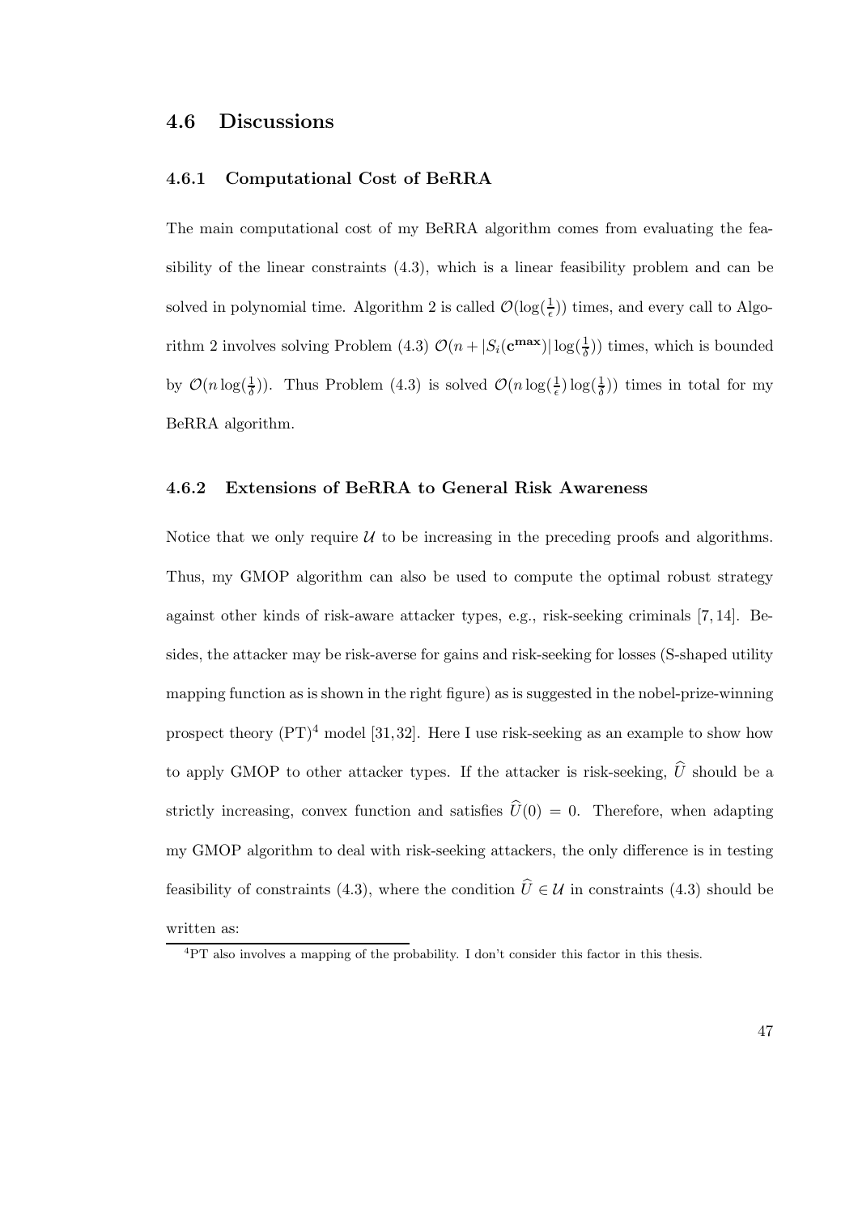## 4.6 Discussions

### 4.6.1 Computational Cost of BeRRA

The main computational cost of my BeRRA algorithm comes from evaluating the feasibility of the linear constraints (4.3), which is a linear feasibility problem and can be solved in polynomial time. Algorithm 2 is called $\mathcal{O}(\log(\frac{1}{\epsilon}))$ times, and every call to Algorithm 2 involves solving Problem (4.3) $\mathcal{O}(n + |S_i(\mathbf{c^{max}})| \log(\frac{1}{\delta}))$ times, which is bounded by $\mathcal{O}(n \log(\frac{1}{\delta}))$. Thus Problem (4.3) is solved $\mathcal{O}(n \log(\frac{1}{\epsilon}) \log(\frac{1}{\delta}))$ times in total for my BeRRA algorithm.

### 4.6.2 Extensions of BeRRA to General Risk Awareness

Notice that we only require $\mathcal{U}$ to be increasing in the preceding proofs and algorithms. Thus, my GMOP algorithm can also be used to compute the optimal robust strategy against other kinds of risk-aware attacker types, e.g., risk-seeking criminals [7, 14]. Besides, the attacker may be risk-averse for gains and risk-seeking for losses (S-shaped utility mapping function as is shown in the right figure) as is suggested in the nobel-prize-winning prospect theory (PT)[4] model [31, 32]. Here I use risk-seeking as an example to show how to apply GMOP to other attacker types. If the attacker is risk-seeking, $\widehat{U}$ should be a strictly increasing, convex function and satisfies $\widehat{U}(0) = 0$. Therefore, when adapting my GMOP algorithm to deal with risk-seeking attackers, the only difference is in testing feasibility of constraints (4.3), where the condition $\widehat{U} \in \mathcal{U}$ in constraints (4.3) should be written as:

[4] PT also involves a mapping of the probability. I don't consider this factor in this thesis.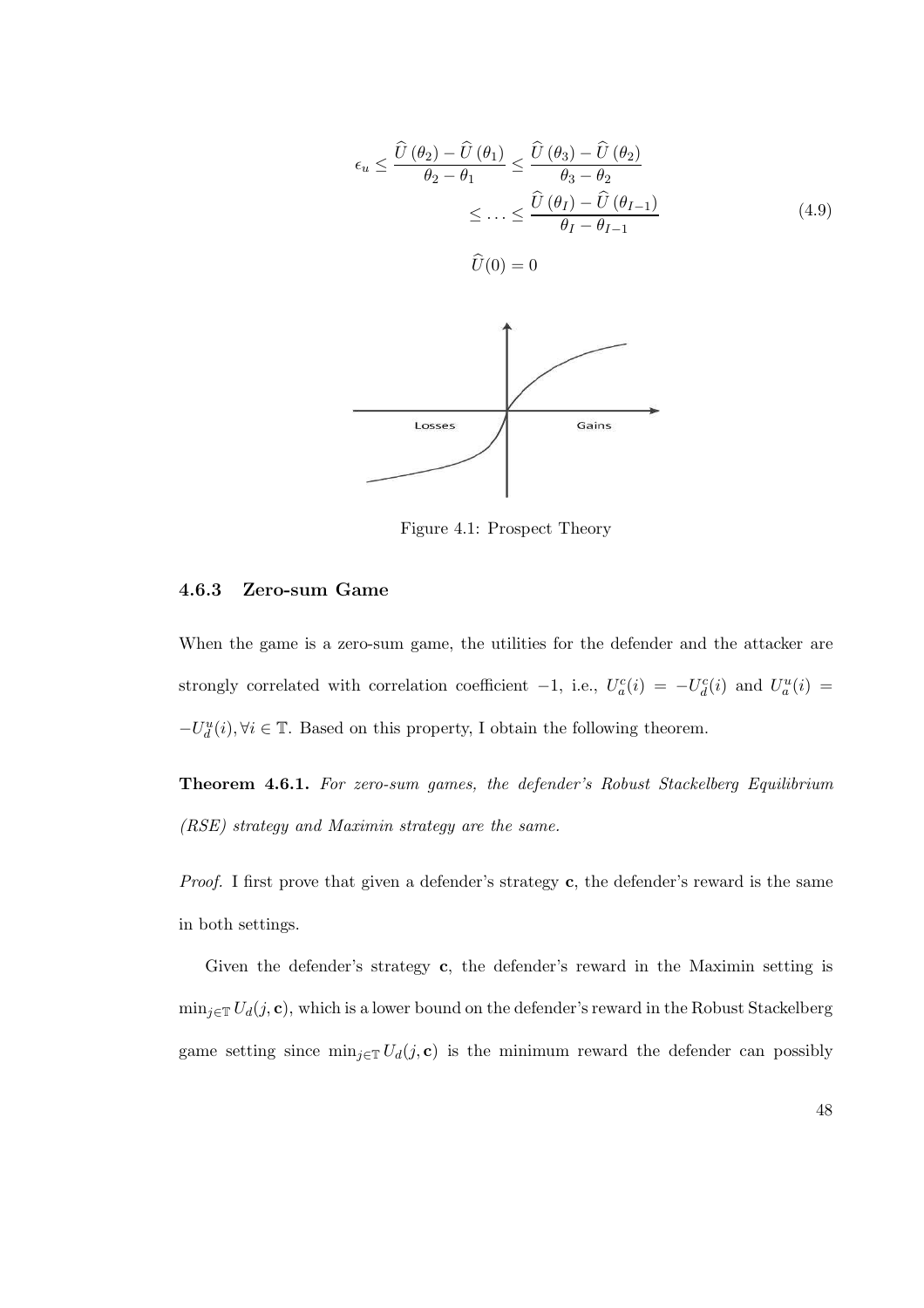$$
\begin{aligned}
\epsilon_u \leq \frac{\widehat{U}(\theta_2) - \widehat{U}(\theta_1)}{\theta_2 - \theta_1} &\leq \frac{\widehat{U}(\theta_3) - \widehat{U}(\theta_2)}{\theta_3 - \theta_2} \\
&\leq \ldots \leq \frac{\widehat{U}(\theta_I) - \widehat{U}(\theta_{I-1})}{\theta_I - \theta_{I-1}} \\
\widehat{U}(0) &= 0
\end{aligned}
\tag{4.9}
$$

Figure 4.1: Prospect Theory

### 4.6.3 Zero-sum Game

When the game is a zero-sum game, the utilities for the defender and the attacker are strongly correlated with correlation coefficient $-1$, i.e., $U_a^c(i) = -U_d^c(i)$ and $U_a^u(i) = -U_d^u(i), \forall i \in \mathbb{T}$. Based on this property, I obtain the following theorem.

**Theorem 4.6.1.** *For zero-sum games, the defender's Robust Stackelberg Equilibrium (RSE) strategy and Maximin strategy are the same.*

*Proof.* I first prove that given a defender's strategy $\mathbf{c}$, the defender's reward is the same in both settings.

Given the defender's strategy $\mathbf{c}$, the defender's reward in the Maximin setting is $\min_{j \in \mathbb{T}} U_d(j, \mathbf{c})$, which is a lower bound on the defender's reward in the Robust Stackelberg game setting since $\min_{j \in \mathbb{T}} U_d(j, \mathbf{c})$ is the minimum reward the defender can possibly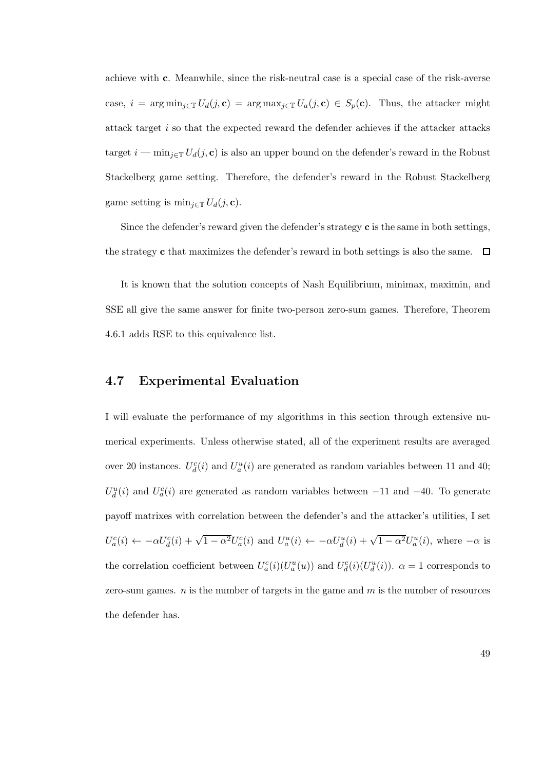achieve with $\mathbf{c}$. Meanwhile, since the risk-neutral case is a special case of the risk-averse case, $i = \arg\min_{j \in \mathbb{T}} U_d(j, \mathbf{c}) = \arg\max_{j \in \mathbb{T}} U_a(j, \mathbf{c}) \in S_p(\mathbf{c})$. Thus, the attacker might attack target $i$ so that the expected reward the defender achieves if the attacker attacks target $i$ — $\min_{j \in \mathbb{T}} U_d(j, \mathbf{c})$ is also an upper bound on the defender's reward in the Robust Stackelberg game setting. Therefore, the defender's reward in the Robust Stackelberg game setting is $\min_{j \in \mathbb{T}} U_d(j, \mathbf{c})$.

Since the defender's reward given the defender's strategy $\mathbf{c}$ is the same in both settings, the strategy $\mathbf{c}$ that maximizes the defender's reward in both settings is also the same. □

It is known that the solution concepts of Nash Equilibrium, minimax, maximin, and SSE all give the same answer for finite two-person zero-sum games. Therefore, Theorem 4.6.1 adds RSE to this equivalence list.

## 4.7 Experimental Evaluation

I will evaluate the performance of my algorithms in this section through extensive numerical experiments. Unless otherwise stated, all of the experiment results are averaged over 20 instances. $U_d^c(i)$ and $U_a^u(i)$ are generated as random variables between 11 and 40; $U_d^u(i)$ and $U_a^c(i)$ are generated as random variables between $-11$ and $-40$. To generate payoff matrixes with correlation between the defender's and the attacker's utilities, I set $U_a^c(i) \leftarrow -\alpha U_d^c(i) + \sqrt{1-\alpha^2} U_a^c(i)$ and $U_a^u(i) \leftarrow -\alpha U_d^u(i) + \sqrt{1-\alpha^2} U_a^u(i)$, where $-\alpha$ is the correlation coefficient between $U_a^c(i)(U_a^u(u))$ and $U_d^c(i)(U_d^u(i))$. $\alpha = 1$ corresponds to zero-sum games. $n$ is the number of targets in the game and $m$ is the number of resources the defender has.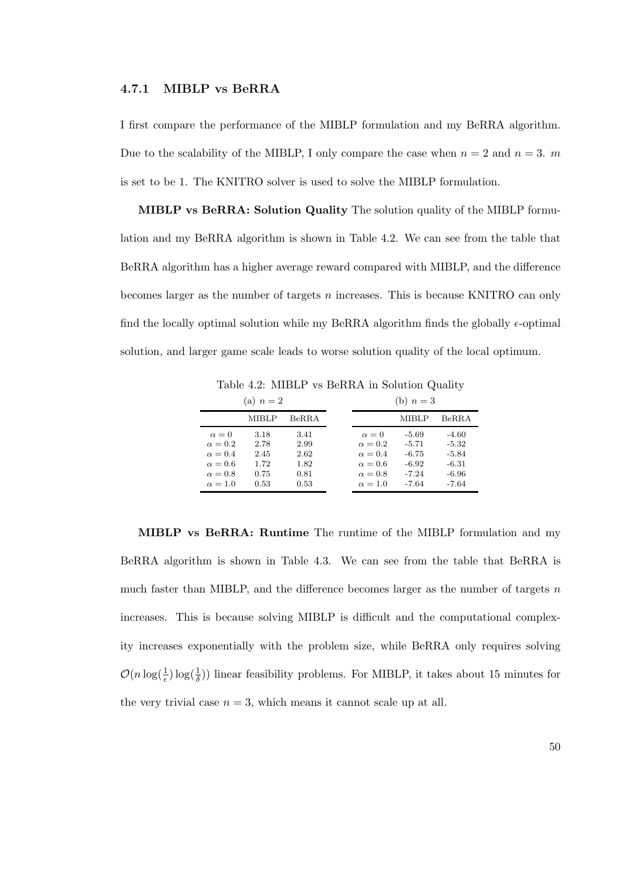### 4.7.1 MIBLP vs BeRRA

I first compare the performance of the MIBLP formulation and my BeRRA algorithm. Due to the scalability of the MIBLP, I only compare the case when $n = 2$ and $n = 3$. $m$ is set to be 1. The KNITRO solver is used to solve the MIBLP formulation.

**MIBLP vs BeRRA: Solution Quality** The solution quality of the MIBLP formulation and my BeRRA algorithm is shown in Table 4.2. We can see from the table that BeRRA algorithm has a higher average reward compared with MIBLP, and the difference becomes larger as the number of targets $n$ increases. This is because KNITRO can only find the locally optimal solution while my BeRRA algorithm finds the globally $\epsilon$-optimal solution, and larger game scale leads to worse solution quality of the local optimum.

Table 4.2: MIBLP vs BeRRA in Solution Quality

(a) $n = 2$

| | MIBLP | BeRRA |
|---|---|---|
| $\alpha = 0$ | 3.18 | 3.41 |
| $\alpha = 0.2$ | 2.78 | 2.99 |
| $\alpha = 0.4$ | 2.45 | 2.62 |
| $\alpha = 0.6$ | 1.72 | 1.82 |
| $\alpha = 0.8$ | 0.75 | 0.81 |
| $\alpha = 1.0$ | 0.53 | 0.53 |

(b) $n = 3$

| | MIBLP | BeRRA |
|---|---|---|
| $\alpha = 0$ | -5.69 | -4.60 |
| $\alpha = 0.2$ | -5.71 | -5.32 |
| $\alpha = 0.4$ | -6.75 | -5.84 |
| $\alpha = 0.6$ | -6.92 | -6.31 |
| $\alpha = 0.8$ | -7.24 | -6.96 |
| $\alpha = 1.0$ | -7.64 | -7.64 |

**MIBLP vs BeRRA: Runtime** The runtime of the MIBLP formulation and my BeRRA algorithm is shown in Table 4.3. We can see from the table that BeRRA is much faster than MIBLP, and the difference becomes larger as the number of targets $n$ increases. This is because solving MIBLP is difficult and the computational complexity increases exponentially with the problem size, while BeRRA only requires solving $\mathcal{O}(n \log(\frac{1}{\epsilon}) \log(\frac{1}{\delta}))$ linear feasibility problems. For MIBLP, it takes about 15 minutes for the very trivial case $n = 3$, which means it cannot scale up at all.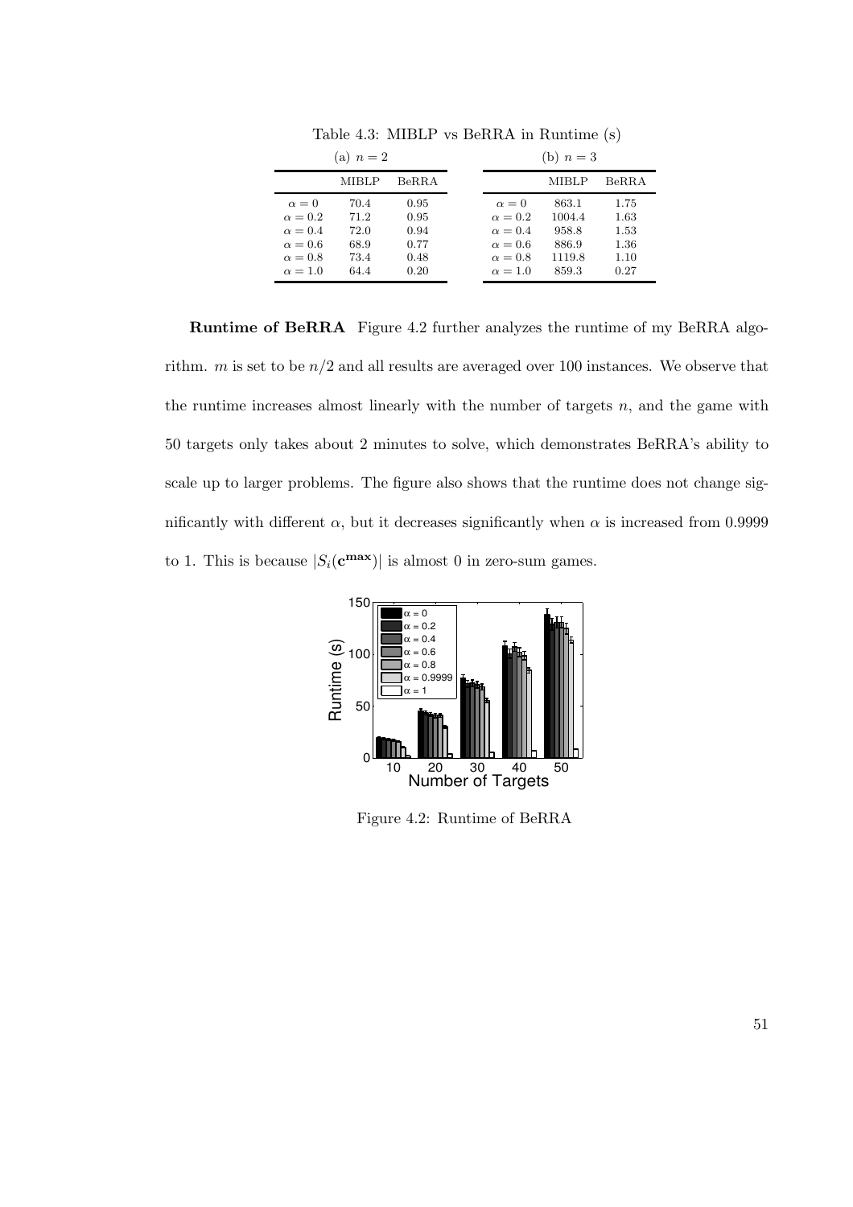Table 4.3: MIBLP vs BeRRA in Runtime (s)

(a) $n = 2$

| | MIBLP | BeRRA |
|---|---|---|
| $\alpha = 0$ | 70.4 | 0.95 |
| $\alpha = 0.2$ | 71.2 | 0.95 |
| $\alpha = 0.4$ | 72.0 | 0.94 |
| $\alpha = 0.6$ | 68.9 | 0.77 |
| $\alpha = 0.8$ | 73.4 | 0.48 |
| $\alpha = 1.0$ | 64.4 | 0.20 |

(b) $n = 3$

| | MIBLP | BeRRA |
|---|---|---|
| $\alpha = 0$ | 863.1 | 1.75 |
| $\alpha = 0.2$ | 1004.4 | 1.63 |
| $\alpha = 0.4$ | 958.8 | 1.53 |
| $\alpha = 0.6$ | 886.9 | 1.36 |
| $\alpha = 0.8$ | 1119.8 | 1.10 |
| $\alpha = 1.0$ | 859.3 | 0.27 |

**Runtime of BeRRA** Figure 4.2 further analyzes the runtime of my BeRRA algorithm. $m$ is set to be $n/2$ and all results are averaged over 100 instances. We observe that the runtime increases almost linearly with the number of targets $n$, and the game with 50 targets only takes about 2 minutes to solve, which demonstrates BeRRA's ability to scale up to larger problems. The figure also shows that the runtime does not change significantly with different $\alpha$, but it decreases significantly when $\alpha$ is increased from 0.9999 to 1. This is because $|S_i(\mathbf{c}^{\mathbf{max}})|$ is almost 0 in zero-sum games.

Figure 4.2: Runtime of BeRRA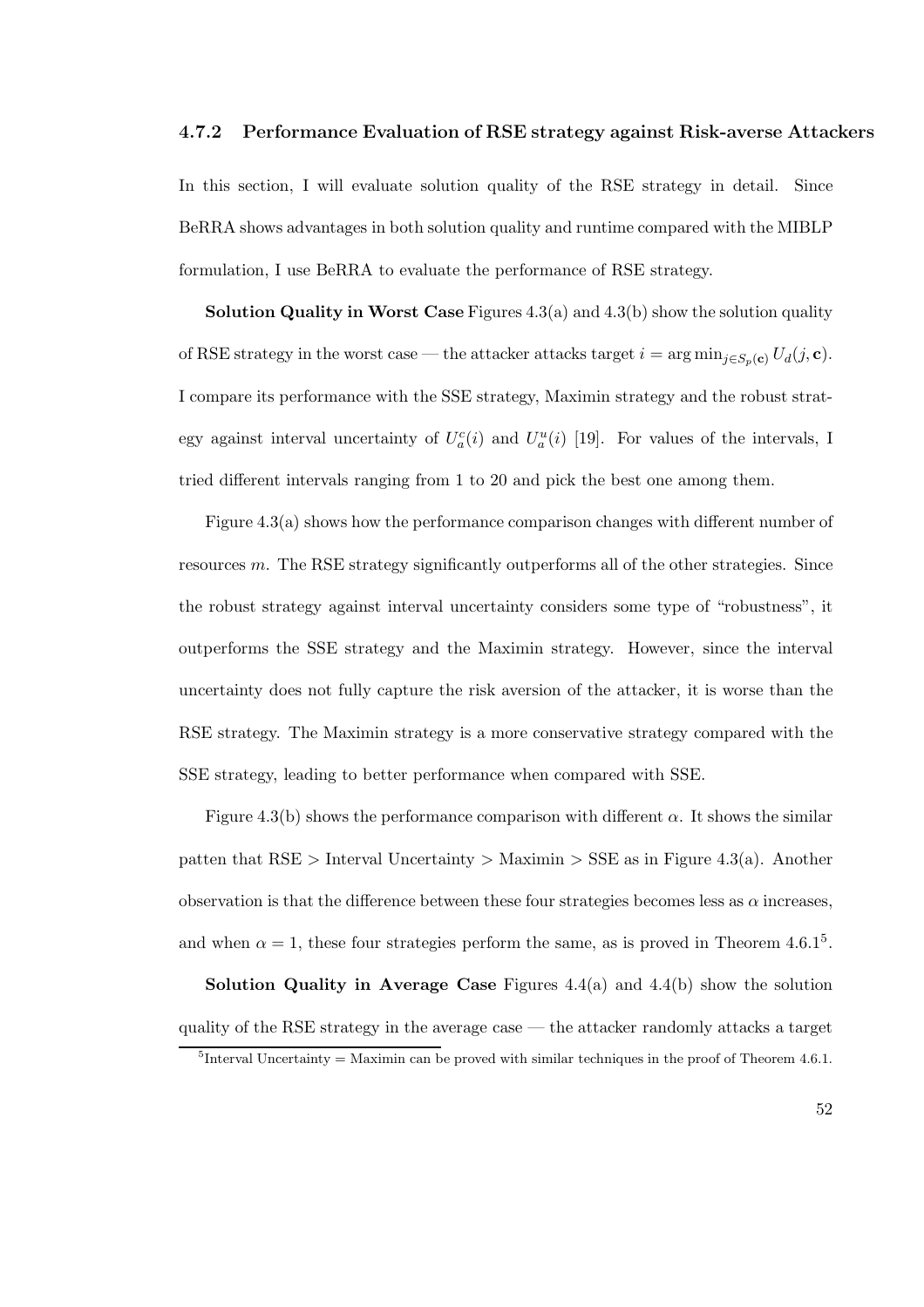### 4.7.2 Performance Evaluation of RSE strategy against Risk-averse Attackers

In this section, I will evaluate solution quality of the RSE strategy in detail. Since BeRRA shows advantages in both solution quality and runtime compared with the MIBLP formulation, I use BeRRA to evaluate the performance of RSE strategy.

**Solution Quality in Worst Case** Figures 4.3(a) and 4.3(b) show the solution quality of RSE strategy in the worst case — the attacker attacks target $i = \arg\min_{j \in S_p(\mathbf{c})} U_d(j, \mathbf{c})$. I compare its performance with the SSE strategy, Maximin strategy and the robust strategy against interval uncertainty of $U_a^c(i)$ and $U_a^u(i)$ [19]. For values of the intervals, I tried different intervals ranging from 1 to 20 and pick the best one among them.

Figure 4.3(a) shows how the performance comparison changes with different number of resources $m$. The RSE strategy significantly outperforms all of the other strategies. Since the robust strategy against interval uncertainty considers some type of "robustness", it outperforms the SSE strategy and the Maximin strategy. However, since the interval uncertainty does not fully capture the risk aversion of the attacker, it is worse than the RSE strategy. The Maximin strategy is a more conservative strategy compared with the SSE strategy, leading to better performance when compared with SSE.

Figure 4.3(b) shows the performance comparison with different $\alpha$. It shows the similar patten that RSE > Interval Uncertainty > Maximin > SSE as in Figure 4.3(a). Another observation is that the difference between these four strategies becomes less as $\alpha$ increases, and when $\alpha = 1$, these four strategies perform the same, as is proved in Theorem 4.6.1[5].

**Solution Quality in Average Case** Figures 4.4(a) and 4.4(b) show the solution quality of the RSE strategy in the average case — the attacker randomly attacks a target

[5] Interval Uncertainty = Maximin can be proved with similar techniques in the proof of Theorem 4.6.1.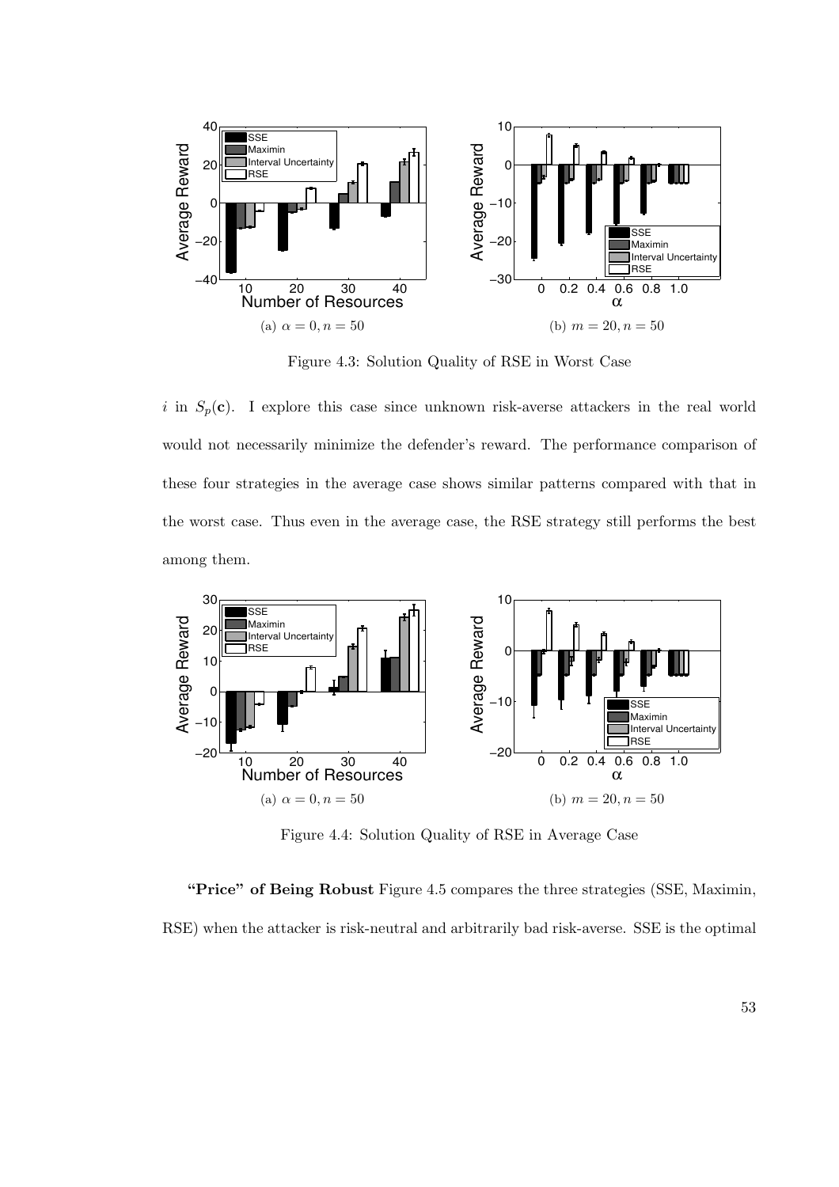(a) $\alpha = 0, n = 50$

(b) $m = 20, n = 50$

Figure 4.3: Solution Quality of RSE in Worst Case

$i$ in $S_p(\mathbf{c})$. I explore this case since unknown risk-averse attackers in the real world would not necessarily minimize the defender's reward. The performance comparison of these four strategies in the average case shows similar patterns compared with that in the worst case. Thus even in the average case, the RSE strategy still performs the best among them.

(a) $\alpha = 0, n = 50$

(b) $m = 20, n = 50$

Figure 4.4: Solution Quality of RSE in Average Case

**"Price" of Being Robust** Figure 4.5 compares the three strategies (SSE, Maximin, RSE) when the attacker is risk-neutral and arbitrarily bad risk-averse. SSE is the optimal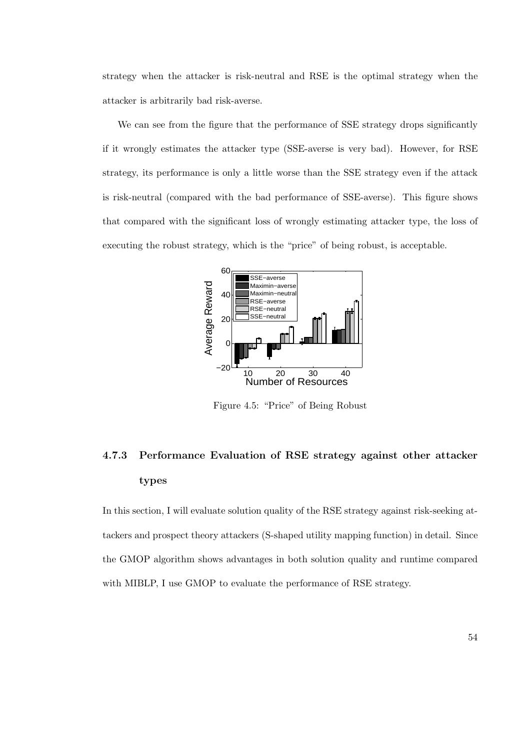strategy when the attacker is risk-neutral and RSE is the optimal strategy when the attacker is arbitrarily bad risk-averse.

We can see from the figure that the performance of SSE strategy drops significantly if it wrongly estimates the attacker type (SSE-averse is very bad). However, for RSE strategy, its performance is only a little worse than the SSE strategy even if the attack is risk-neutral (compared with the bad performance of SSE-averse). This figure shows that compared with the significant loss of wrongly estimating attacker type, the loss of executing the robust strategy, which is the "price" of being robust, is acceptable.

Figure 4.5: "Price" of Being Robust

### 4.7.3 Performance Evaluation of RSE strategy against other attacker types

In this section, I will evaluate solution quality of the RSE strategy against risk-seeking attackers and prospect theory attackers (S-shaped utility mapping function) in detail. Since the GMOP algorithm shows advantages in both solution quality and runtime compared with MIBLP, I use GMOP to evaluate the performance of RSE strategy.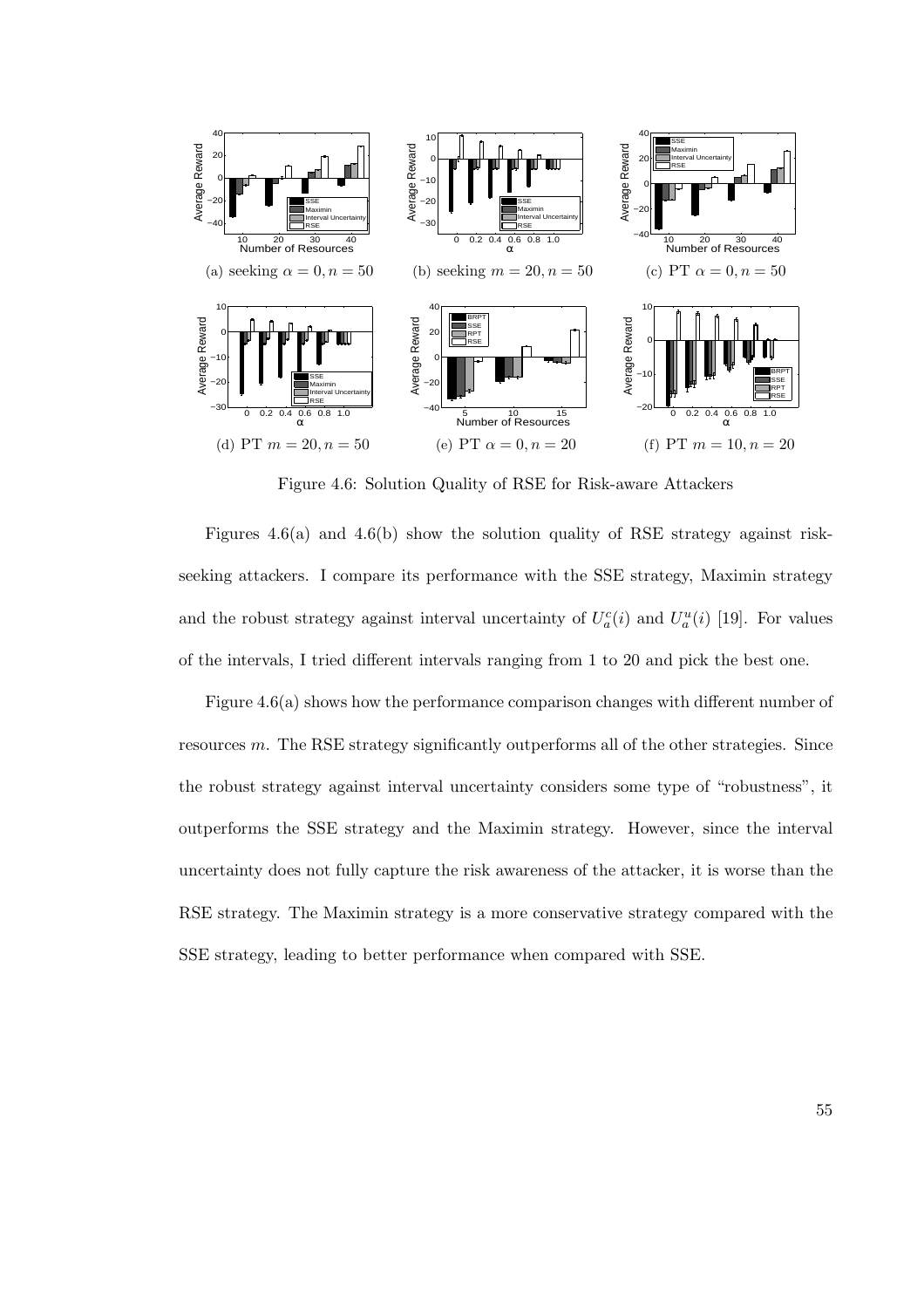(a) seeking $\alpha = 0, n = 50$ (b) seeking $m = 20, n = 50$ (c) PT $\alpha = 0, n = 50$

(d) PT $m = 20, n = 50$ (e) PT $\alpha = 0, n = 20$ (f) PT $m = 10, n = 20$

Figure 4.6: Solution Quality of RSE for Risk-aware Attackers

Figures 4.6(a) and 4.6(b) show the solution quality of RSE strategy against risk-seeking attackers. I compare its performance with the SSE strategy, Maximin strategy and the robust strategy against interval uncertainty of $U_a^c(i)$ and $U_a^u(i)$ [19]. For values of the intervals, I tried different intervals ranging from 1 to 20 and pick the best one.

Figure 4.6(a) shows how the performance comparison changes with different number of resources $m$. The RSE strategy significantly outperforms all of the other strategies. Since the robust strategy against interval uncertainty considers some type of "robustness", it outperforms the SSE strategy and the Maximin strategy. However, since the interval uncertainty does not fully capture the risk awareness of the attacker, it is worse than the RSE strategy. The Maximin strategy is a more conservative strategy compared with the SSE strategy, leading to better performance when compared with SSE.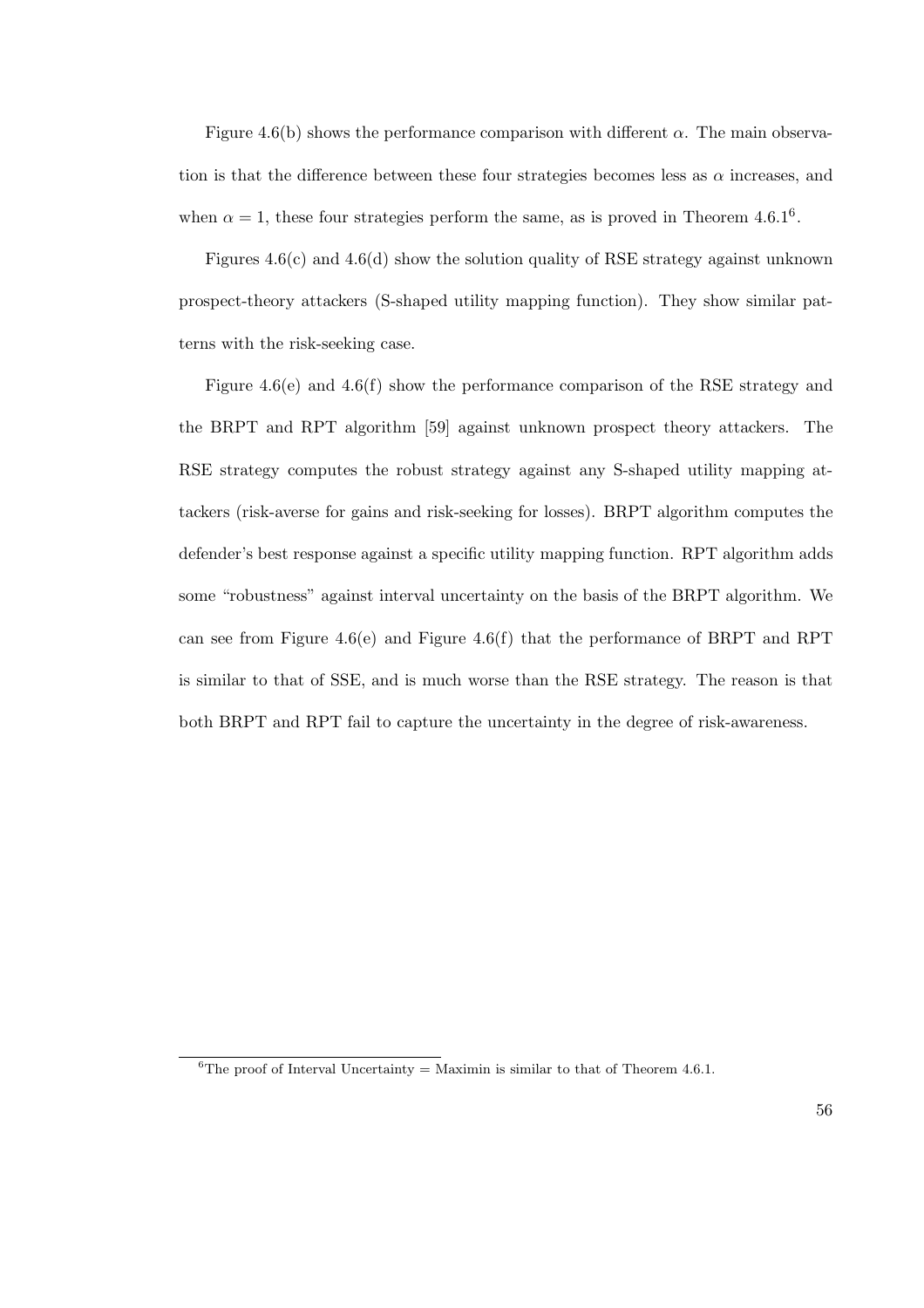Figure 4.6(b) shows the performance comparison with different $\alpha$. The main observation is that the difference between these four strategies becomes less as $\alpha$ increases, and when $\alpha = 1$, these four strategies perform the same, as is proved in Theorem 4.6.1[6].

Figures 4.6(c) and 4.6(d) show the solution quality of RSE strategy against unknown prospect-theory attackers (S-shaped utility mapping function). They show similar patterns with the risk-seeking case.

Figure 4.6(e) and 4.6(f) show the performance comparison of the RSE strategy and the BRPT and RPT algorithm [59] against unknown prospect theory attackers. The RSE strategy computes the robust strategy against any S-shaped utility mapping attackers (risk-averse for gains and risk-seeking for losses). BRPT algorithm computes the defender's best response against a specific utility mapping function. RPT algorithm adds some "robustness" against interval uncertainty on the basis of the BRPT algorithm. We can see from Figure 4.6(e) and Figure 4.6(f) that the performance of BRPT and RPT is similar to that of SSE, and is much worse than the RSE strategy. The reason is that both BRPT and RPT fail to capture the uncertainty in the degree of risk-awareness.

[6] The proof of Interval Uncertainty = Maximin is similar to that of Theorem 4.6.1.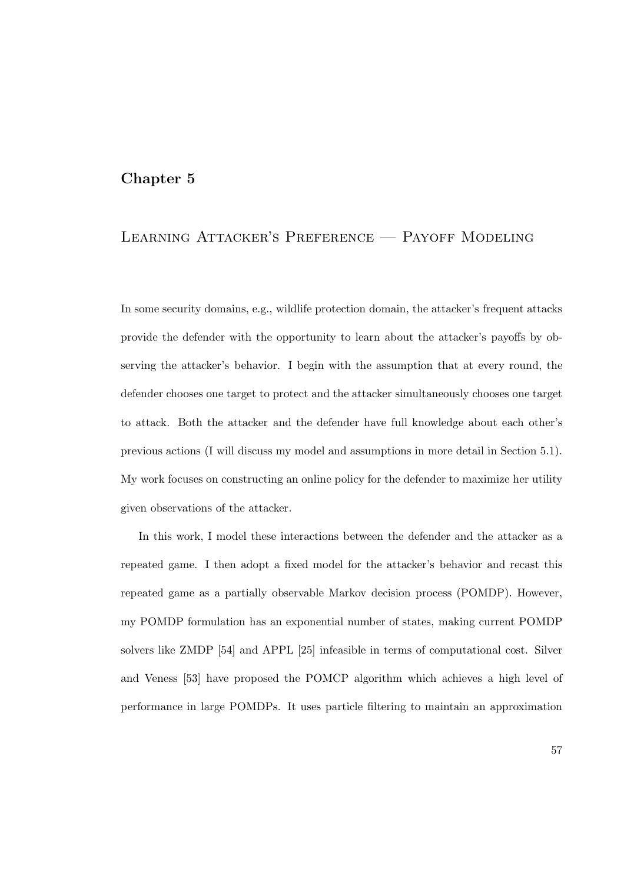# Chapter 5

## Learning Attacker's Preference — Payoff Modeling

In some security domains, e.g., wildlife protection domain, the attacker's frequent attacks provide the defender with the opportunity to learn about the attacker's payoffs by observing the attacker's behavior. I begin with the assumption that at every round, the defender chooses one target to protect and the attacker simultaneously chooses one target to attack. Both the attacker and the defender have full knowledge about each other's previous actions (I will discuss my model and assumptions in more detail in Section 5.1). My work focuses on constructing an online policy for the defender to maximize her utility given observations of the attacker.

In this work, I model these interactions between the defender and the attacker as a repeated game. I then adopt a fixed model for the attacker's behavior and recast this repeated game as a partially observable Markov decision process (POMDP). However, my POMDP formulation has an exponential number of states, making current POMDP solvers like ZMDP [54] and APPL [25] infeasible in terms of computational cost. Silver and Veness [53] have proposed the POMCP algorithm which achieves a high level of performance in large POMDPs. It uses particle filtering to maintain an approximation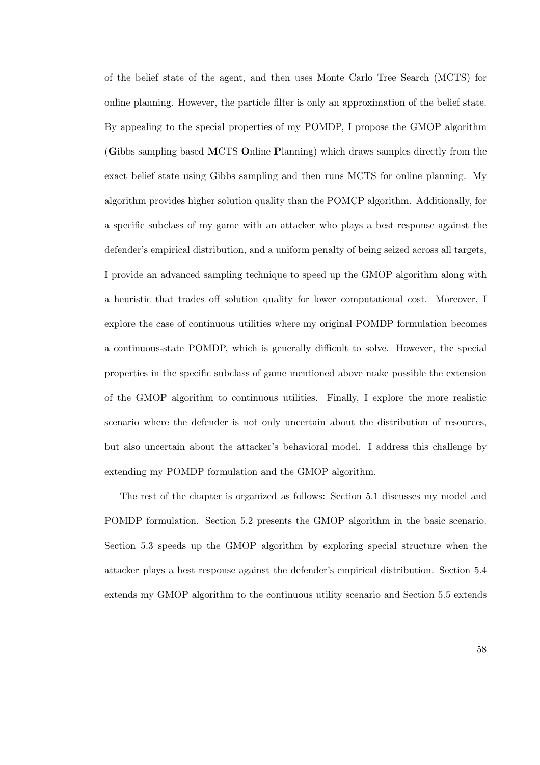of the belief state of the agent, and then uses Monte Carlo Tree Search (MCTS) for online planning. However, the particle filter is only an approximation of the belief state. By appealing to the special properties of my POMDP, I propose the GMOP algorithm (**G**ibbs sampling based **M**CTS **O**nline **P**lanning) which draws samples directly from the exact belief state using Gibbs sampling and then runs MCTS for online planning. My algorithm provides higher solution quality than the POMCP algorithm. Additionally, for a specific subclass of my game with an attacker who plays a best response against the defender's empirical distribution, and a uniform penalty of being seized across all targets, I provide an advanced sampling technique to speed up the GMOP algorithm along with a heuristic that trades off solution quality for lower computational cost. Moreover, I explore the case of continuous utilities where my original POMDP formulation becomes a continuous-state POMDP, which is generally difficult to solve. However, the special properties in the specific subclass of game mentioned above make possible the extension of the GMOP algorithm to continuous utilities. Finally, I explore the more realistic scenario where the defender is not only uncertain about the distribution of resources, but also uncertain about the attacker's behavioral model. I address this challenge by extending my POMDP formulation and the GMOP algorithm.

The rest of the chapter is organized as follows: Section 5.1 discusses my model and POMDP formulation. Section 5.2 presents the GMOP algorithm in the basic scenario. Section 5.3 speeds up the GMOP algorithm by exploring special structure when the attacker plays a best response against the defender's empirical distribution. Section 5.4 extends my GMOP algorithm to the continuous utility scenario and Section 5.5 extends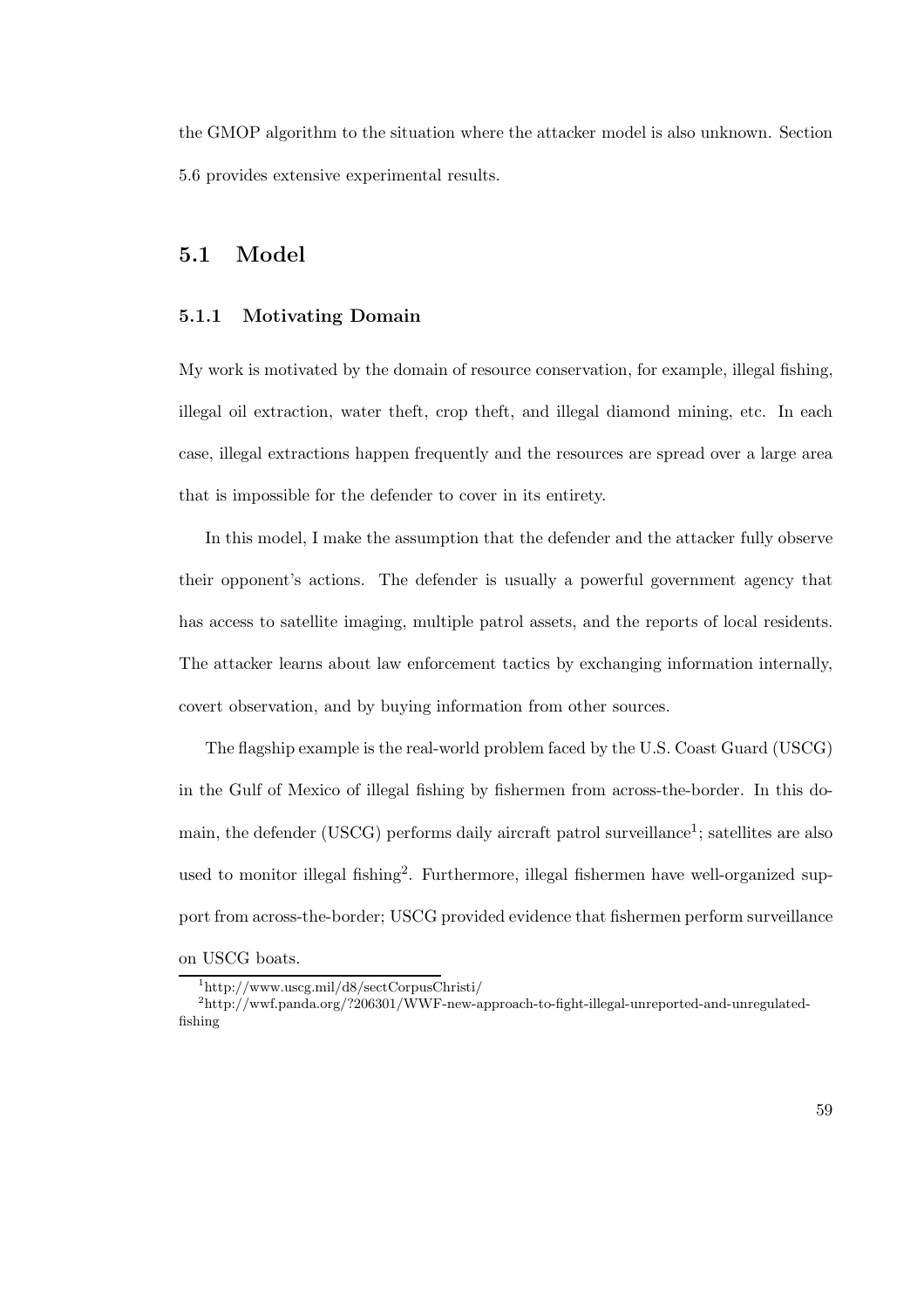the GMOP algorithm to the situation where the attacker model is also unknown. Section 5.6 provides extensive experimental results.

## 5.1 Model

### 5.1.1 Motivating Domain

My work is motivated by the domain of resource conservation, for example, illegal fishing, illegal oil extraction, water theft, crop theft, and illegal diamond mining, etc. In each case, illegal extractions happen frequently and the resources are spread over a large area that is impossible for the defender to cover in its entirety.

In this model, I make the assumption that the defender and the attacker fully observe their opponent's actions. The defender is usually a powerful government agency that has access to satellite imaging, multiple patrol assets, and the reports of local residents. The attacker learns about law enforcement tactics by exchanging information internally, covert observation, and by buying information from other sources.

The flagship example is the real-world problem faced by the U.S. Coast Guard (USCG) in the Gulf of Mexico of illegal fishing by fishermen from across-the-border. In this domain, the defender (USCG) performs daily aircraft patrol surveillance[1]; satellites are also used to monitor illegal fishing[2]. Furthermore, illegal fishermen have well-organized support from across-the-border; USCG provided evidence that fishermen perform surveillance on USCG boats.

[1] http://www.uscg.mil/d8/sectCorpusChristi/

[2] http://wwf.panda.org/?206301/WWF-new-approach-to-fight-illegal-unreported-and-unregulated-fishing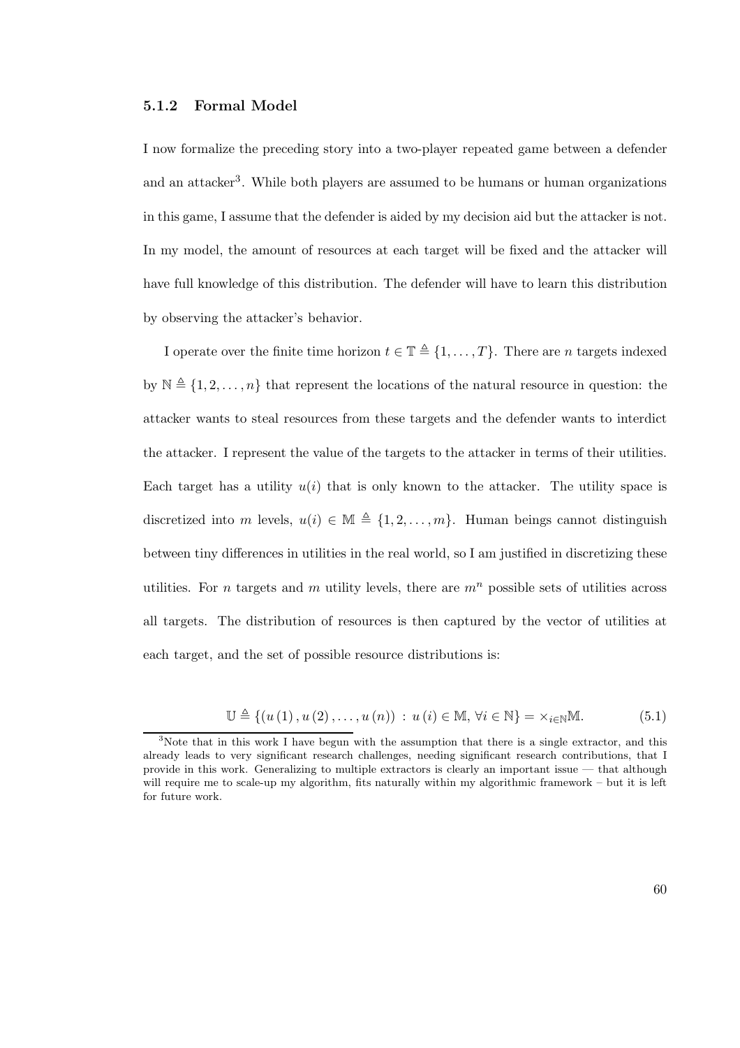### 5.1.2 Formal Model

I now formalize the preceding story into a two-player repeated game between a defender and an attacker[3]. While both players are assumed to be humans or human organizations in this game, I assume that the defender is aided by my decision aid but the attacker is not. In my model, the amount of resources at each target will be fixed and the attacker will have full knowledge of this distribution. The defender will have to learn this distribution by observing the attacker's behavior.

I operate over the finite time horizon $t \in \mathbb{T} \triangleq \{1, \ldots, T\}$. There are $n$ targets indexed by $\mathbb{N} \triangleq \{1, 2, \ldots, n\}$ that represent the locations of the natural resource in question: the attacker wants to steal resources from these targets and the defender wants to interdict the attacker. I represent the value of the targets to the attacker in terms of their utilities. Each target has a utility $u(i)$ that is only known to the attacker. The utility space is discretized into $m$ levels, $u(i) \in \mathbb{M} \triangleq \{1, 2, \ldots, m\}$. Human beings cannot distinguish between tiny differences in utilities in the real world, so I am justified in discretizing these utilities. For $n$ targets and $m$ utility levels, there are $m^n$ possible sets of utilities across all targets. The distribution of resources is then captured by the vector of utilities at each target, and the set of possible resource distributions is:

$$\mathbb{U} \triangleq \{(u(1), u(2), \ldots, u(n)) \, : \, u(i) \in \mathbb{M}, \, \forall i \in \mathbb{N}\} = \times_{i \in \mathbb{N}} \mathbb{M}. \tag{5.1}$$

[3]Note that in this work I have begun with the assumption that there is a single extractor, and this already leads to very significant research challenges, needing significant research contributions, that I provide in this work. Generalizing to multiple extractors is clearly an important issue — that although will require me to scale-up my algorithm, fits naturally within my algorithmic framework – but it is left for future work.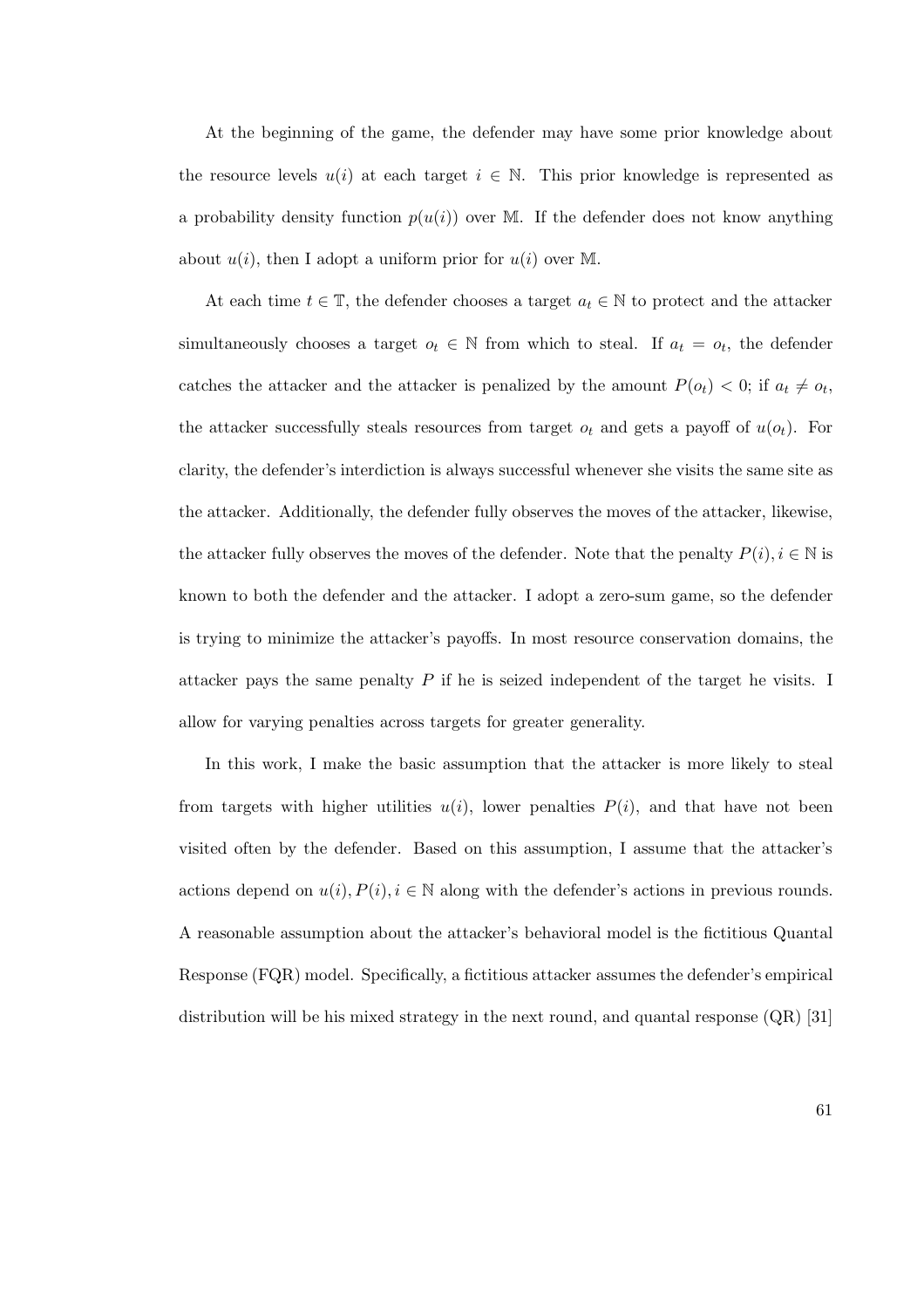At the beginning of the game, the defender may have some prior knowledge about the resource levels $u(i)$ at each target $i \in \mathbb{N}$. This prior knowledge is represented as a probability density function $p(u(i))$ over $\mathbb{M}$. If the defender does not know anything about $u(i)$, then I adopt a uniform prior for $u(i)$ over $\mathbb{M}$.

At each time $t \in \mathbb{T}$, the defender chooses a target $a_t \in \mathbb{N}$ to protect and the attacker simultaneously chooses a target $o_t \in \mathbb{N}$ from which to steal. If $a_t = o_t$, the defender catches the attacker and the attacker is penalized by the amount $P(o_t) < 0$; if $a_t \neq o_t$, the attacker successfully steals resources from target $o_t$ and gets a payoff of $u(o_t)$. For clarity, the defender's interdiction is always successful whenever she visits the same site as the attacker. Additionally, the defender fully observes the moves of the attacker, likewise, the attacker fully observes the moves of the defender. Note that the penalty $P(i), i \in \mathbb{N}$ is known to both the defender and the attacker. I adopt a zero-sum game, so the defender is trying to minimize the attacker's payoffs. In most resource conservation domains, the attacker pays the same penalty $P$ if he is seized independent of the target he visits. I allow for varying penalties across targets for greater generality.

In this work, I make the basic assumption that the attacker is more likely to steal from targets with higher utilities $u(i)$, lower penalties $P(i)$, and that have not been visited often by the defender. Based on this assumption, I assume that the attacker's actions depend on $u(i), P(i), i \in \mathbb{N}$ along with the defender's actions in previous rounds. A reasonable assumption about the attacker's behavioral model is the fictitious Quantal Response (FQR) model. Specifically, a fictitious attacker assumes the defender's empirical distribution will be his mixed strategy in the next round, and quantal response (QR) [31]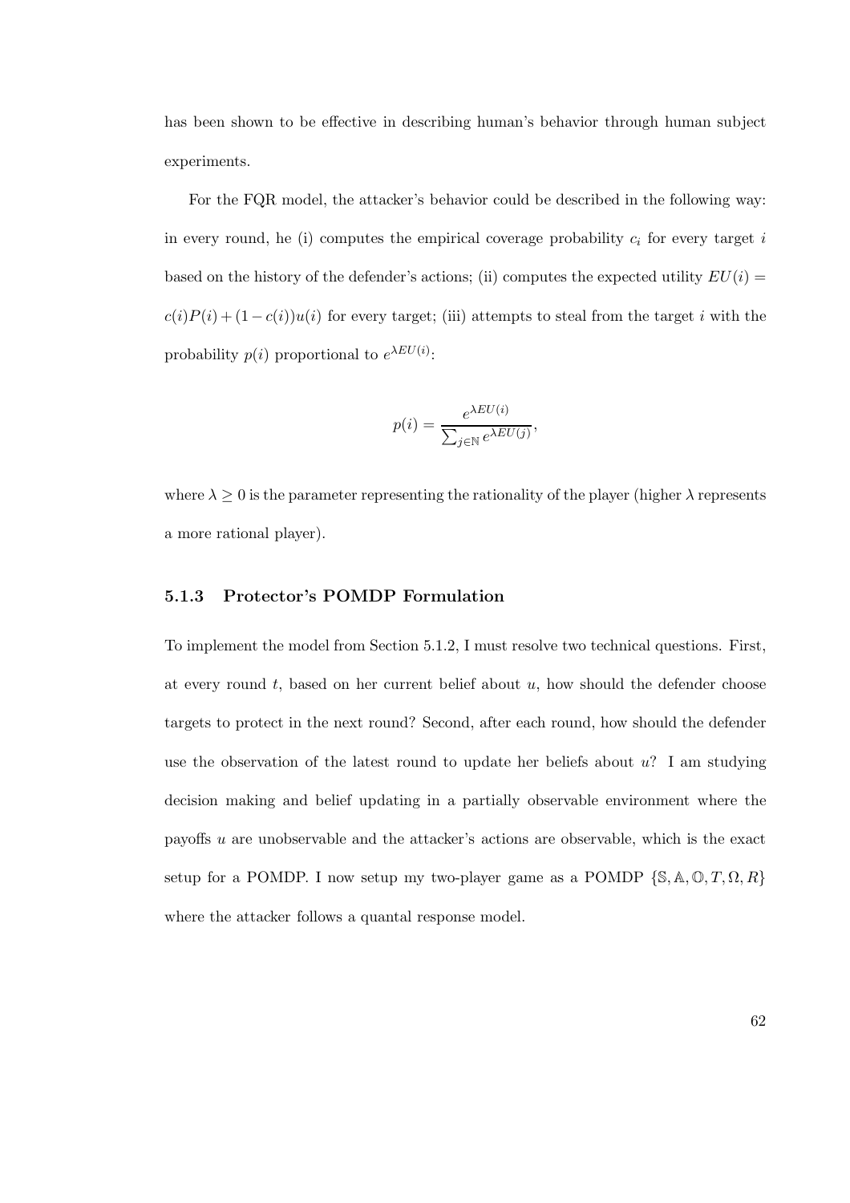has been shown to be effective in describing human's behavior through human subject experiments.

For the FQR model, the attacker's behavior could be described in the following way: in every round, he (i) computes the empirical coverage probability $c_i$ for every target $i$ based on the history of the defender's actions; (ii) computes the expected utility $EU(i) = c(i)P(i) + (1 - c(i))u(i)$ for every target; (iii) attempts to steal from the target $i$ with the probability $p(i)$ proportional to $e^{\lambda EU(i)}$:

$$p(i) = \frac{e^{\lambda EU(i)}}{\sum_{j \in \mathbb{N}} e^{\lambda EU(j)}},$$

where $\lambda \geq 0$ is the parameter representing the rationality of the player (higher $\lambda$ represents a more rational player).

### 5.1.3 Protector's POMDP Formulation

To implement the model from Section 5.1.2, I must resolve two technical questions. First, at every round $t$, based on her current belief about $u$, how should the defender choose targets to protect in the next round? Second, after each round, how should the defender use the observation of the latest round to update her beliefs about $u$? I am studying decision making and belief updating in a partially observable environment where the payoffs $u$ are unobservable and the attacker's actions are observable, which is the exact setup for a POMDP. I now setup my two-player game as a POMDP $\{\mathbb{S}, \mathbb{A}, \mathbb{O}, T, \Omega, R\}$ where the attacker follows a quantal response model.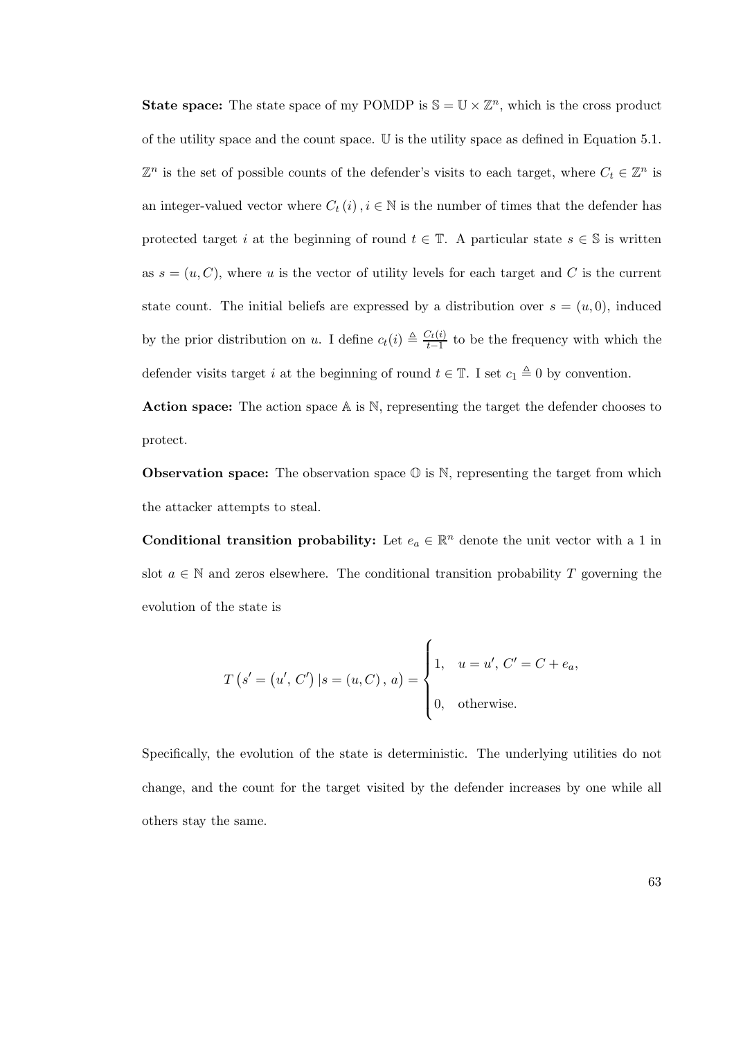**State space:** The state space of my POMDP is $\mathbb{S} = \mathbb{U} \times \mathbb{Z}^n$, which is the cross product of the utility space and the count space. $\mathbb{U}$ is the utility space as defined in Equation 5.1. $\mathbb{Z}^n$ is the set of possible counts of the defender's visits to each target, where $C_t \in \mathbb{Z}^n$ is an integer-valued vector where $C_t(i), i \in \mathbb{N}$ is the number of times that the defender has protected target $i$ at the beginning of round $t \in \mathbb{T}$. A particular state $s \in \mathbb{S}$ is written as $s = (u, C)$, where $u$ is the vector of utility levels for each target and $C$ is the current state count. The initial beliefs are expressed by a distribution over $s = (u, 0)$, induced by the prior distribution on $u$. I define $c_t(i) \triangleq \frac{C_t(i)}{t-1}$ to be the frequency with which the defender visits target $i$ at the beginning of round $t \in \mathbb{T}$. I set $c_1 \triangleq 0$ by convention.

**Action space:** The action space $\mathbb{A}$ is $\mathbb{N}$, representing the target the defender chooses to protect.

**Observation space:** The observation space $\mathbb{O}$ is $\mathbb{N}$, representing the target from which the attacker attempts to steal.

**Conditional transition probability:** Let $e_a \in \mathbb{R}^n$ denote the unit vector with a 1 in slot $a \in \mathbb{N}$ and zeros elsewhere. The conditional transition probability $T$ governing the evolution of the state is

$$T\left(s' = \left(u', C'\right) | s = (u, C), a\right) = \begin{cases} 1, & u = u', \, C' = C + e_a, \\ 0, & \text{otherwise.} \end{cases}$$

Specifically, the evolution of the state is deterministic. The underlying utilities do not change, and the count for the target visited by the defender increases by one while all others stay the same.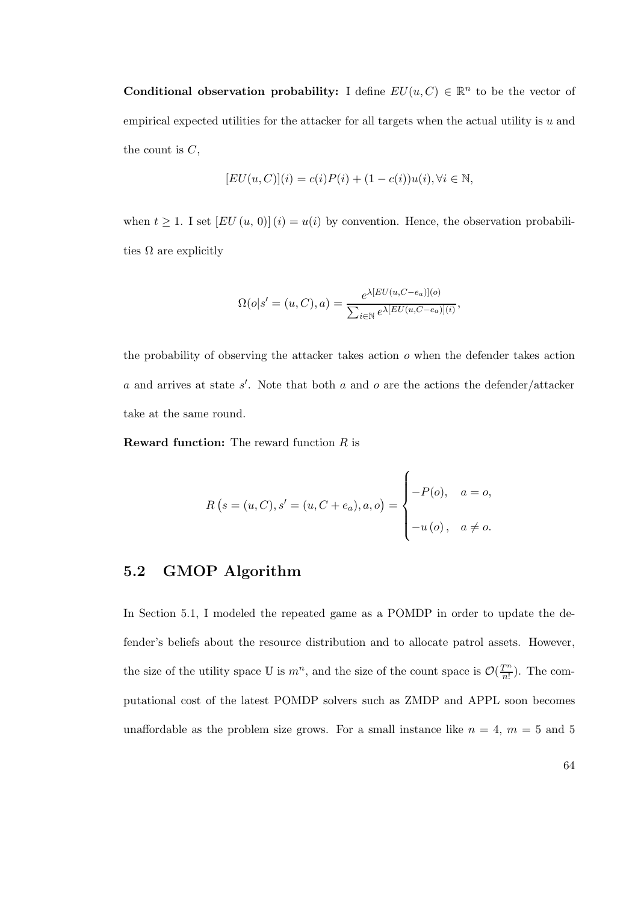**Conditional observation probability:** I define $EU(u, C) \in \mathbb{R}^n$ to be the vector of empirical expected utilities for the attacker for all targets when the actual utility is $u$ and the count is $C$,

$$[EU(u, C)](i) = c(i)P(i) + (1 - c(i))u(i), \forall i \in \mathbb{N},$$

when $t \geq 1$. I set $[EU(u, 0)](i) = u(i)$ by convention. Hence, the observation probabilities $\Omega$ are explicitly

$$\Omega(o|s' = (u, C), a) = \frac{e^{\lambda[EU(u, C - e_a)](o)}}{\sum_{i \in \mathbb{N}} e^{\lambda[EU(u, C - e_a)](i)}},$$

the probability of observing the attacker takes action $o$ when the defender takes action $a$ and arrives at state $s'$. Note that both $a$ and $o$ are the actions the defender/attacker take at the same round.

**Reward function:** The reward function $R$ is

$$R\left(s = (u, C), s' = (u, C + e_a), a, o\right) = \begin{cases} -P(o), & a = o, \\ -u(o), & a \neq o. \end{cases}$$

## 5.2 GMOP Algorithm

In Section 5.1, I modeled the repeated game as a POMDP in order to update the defender's beliefs about the resource distribution and to allocate patrol assets. However, the size of the utility space $\mathbb{U}$ is $m^n$, and the size of the count space is $\mathcal{O}(\frac{T^n}{n!})$. The computational cost of the latest POMDP solvers such as ZMDP and APPL soon becomes unaffordable as the problem size grows. For a small instance like $n = 4$, $m = 5$ and 5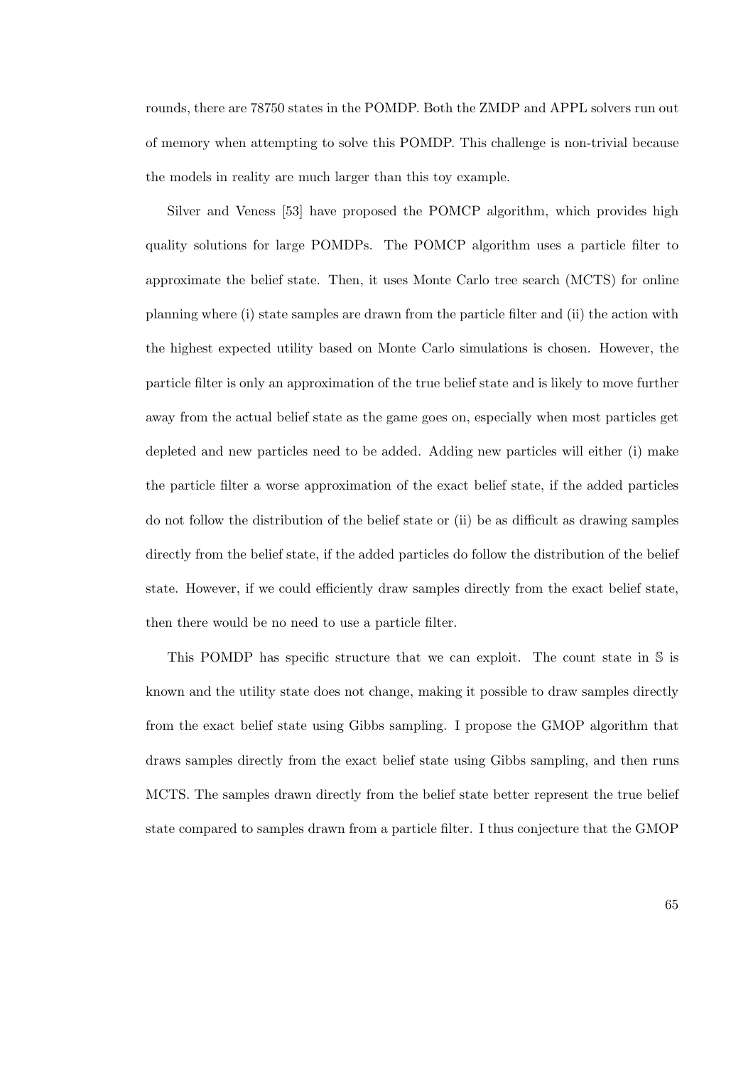rounds, there are 78750 states in the POMDP. Both the ZMDP and APPL solvers run out of memory when attempting to solve this POMDP. This challenge is non-trivial because the models in reality are much larger than this toy example.

Silver and Veness [53] have proposed the POMCP algorithm, which provides high quality solutions for large POMDPs. The POMCP algorithm uses a particle filter to approximate the belief state. Then, it uses Monte Carlo tree search (MCTS) for online planning where (i) state samples are drawn from the particle filter and (ii) the action with the highest expected utility based on Monte Carlo simulations is chosen. However, the particle filter is only an approximation of the true belief state and is likely to move further away from the actual belief state as the game goes on, especially when most particles get depleted and new particles need to be added. Adding new particles will either (i) make the particle filter a worse approximation of the exact belief state, if the added particles do not follow the distribution of the belief state or (ii) be as difficult as drawing samples directly from the belief state, if the added particles do follow the distribution of the belief state. However, if we could efficiently draw samples directly from the exact belief state, then there would be no need to use a particle filter.

This POMDP has specific structure that we can exploit. The count state in $\mathbb{S}$ is known and the utility state does not change, making it possible to draw samples directly from the exact belief state using Gibbs sampling. I propose the GMOP algorithm that draws samples directly from the exact belief state using Gibbs sampling, and then runs MCTS. The samples drawn directly from the belief state better represent the true belief state compared to samples drawn from a particle filter. I thus conjecture that the GMOP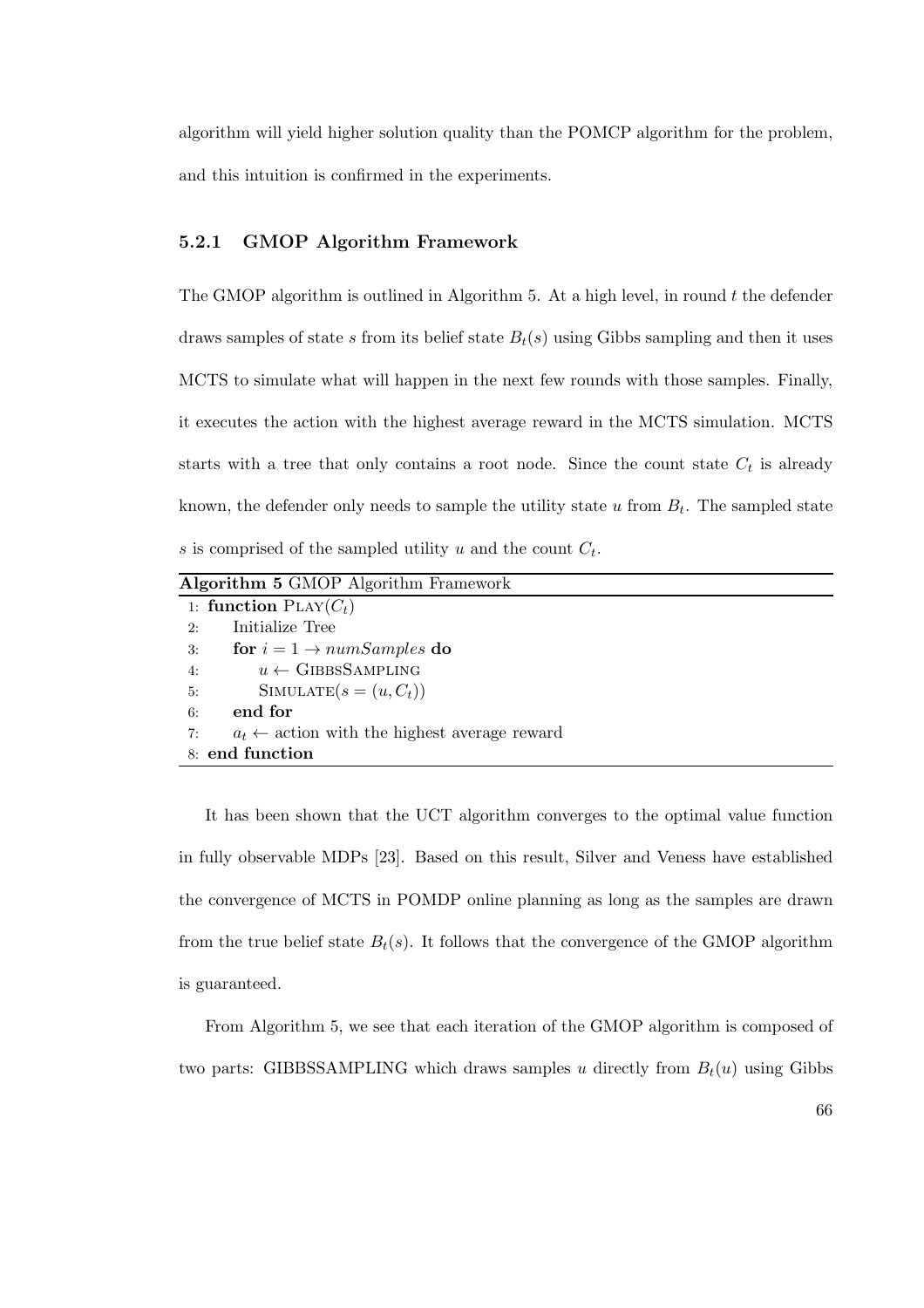algorithm will yield higher solution quality than the POMCP algorithm for the problem, and this intuition is confirmed in the experiments.

### 5.2.1 GMOP Algorithm Framework

The GMOP algorithm is outlined in Algorithm 5. At a high level, in round $t$ the defender draws samples of state $s$ from its belief state $B_t(s)$ using Gibbs sampling and then it uses MCTS to simulate what will happen in the next few rounds with those samples. Finally, it executes the action with the highest average reward in the MCTS simulation. MCTS starts with a tree that only contains a root node. Since the count state $C_t$ is already known, the defender only needs to sample the utility state $u$ from $B_t$. The sampled state $s$ is comprised of the sampled utility $u$ and the count $C_t$.

**Algorithm 5** GMOP Algorithm Framework

```
1: function PLAY(C_t)
2:     Initialize Tree
3:     for i = 1 → numSamples do
4:         u ← GIBBSSAMPLING
5:         SIMULATE(s = (u, C_t))
6:     end for
7:     a_t ← action with the highest average reward
8: end function
```

It has been shown that the UCT algorithm converges to the optimal value function in fully observable MDPs [23]. Based on this result, Silver and Veness have established the convergence of MCTS in POMDP online planning as long as the samples are drawn from the true belief state $B_t(s)$. It follows that the convergence of the GMOP algorithm is guaranteed.

From Algorithm 5, we see that each iteration of the GMOP algorithm is composed of two parts: GIBBSSAMPLING which draws samples $u$ directly from $B_t(u)$ using Gibbs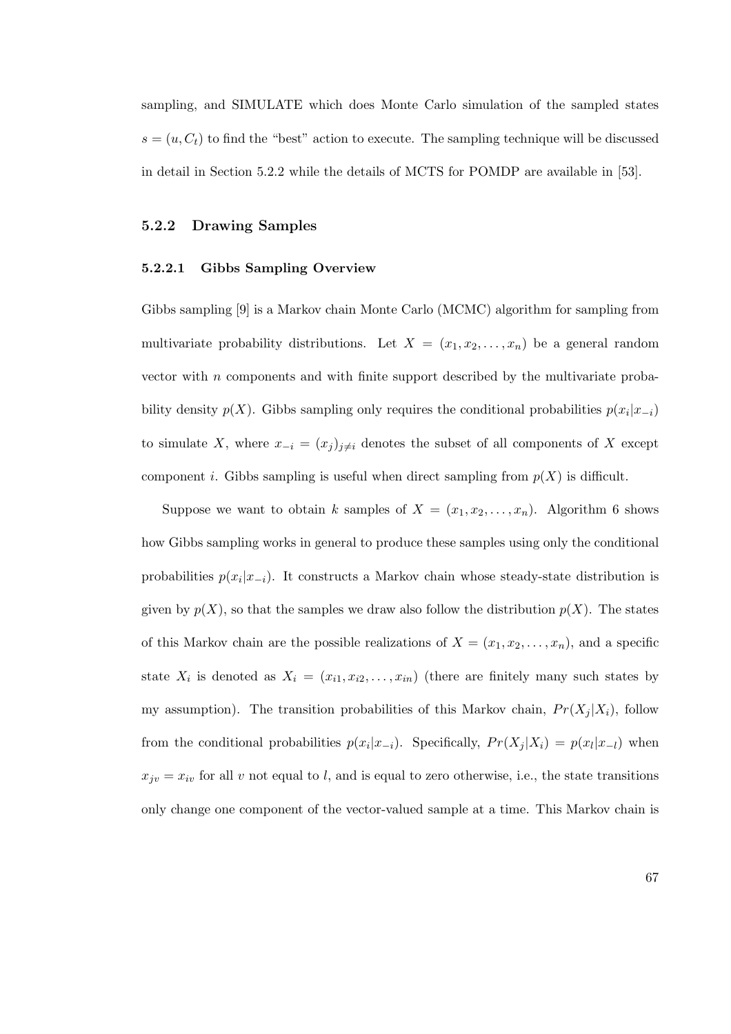sampling, and SIMULATE which does Monte Carlo simulation of the sampled states $s = (u, C_t)$ to find the "best" action to execute. The sampling technique will be discussed in detail in Section 5.2.2 while the details of MCTS for POMDP are available in [53].

### 5.2.2 Drawing Samples

#### 5.2.2.1 Gibbs Sampling Overview

Gibbs sampling [9] is a Markov chain Monte Carlo (MCMC) algorithm for sampling from multivariate probability distributions. Let $X = (x_1, x_2, \ldots, x_n)$ be a general random vector with $n$ components and with finite support described by the multivariate probability density $p(X)$. Gibbs sampling only requires the conditional probabilities $p(x_i|x_{-i})$ to simulate $X$, where $x_{-i} = (x_j)_{j \neq i}$ denotes the subset of all components of $X$ except component $i$. Gibbs sampling is useful when direct sampling from $p(X)$ is difficult.

Suppose we want to obtain $k$ samples of $X = (x_1, x_2, \ldots, x_n)$. Algorithm 6 shows how Gibbs sampling works in general to produce these samples using only the conditional probabilities $p(x_i|x_{-i})$. It constructs a Markov chain whose steady-state distribution is given by $p(X)$, so that the samples we draw also follow the distribution $p(X)$. The states of this Markov chain are the possible realizations of $X = (x_1, x_2, \ldots, x_n)$, and a specific state $X_i$ is denoted as $X_i = (x_{i1}, x_{i2}, \ldots, x_{in})$ (there are finitely many such states by my assumption). The transition probabilities of this Markov chain, $Pr(X_j|X_i)$, follow from the conditional probabilities $p(x_i|x_{-i})$. Specifically, $Pr(X_j|X_i) = p(x_l|x_{-l})$ when $x_{jv} = x_{iv}$ for all $v$ not equal to $l$, and is equal to zero otherwise, i.e., the state transitions only change one component of the vector-valued sample at a time. This Markov chain is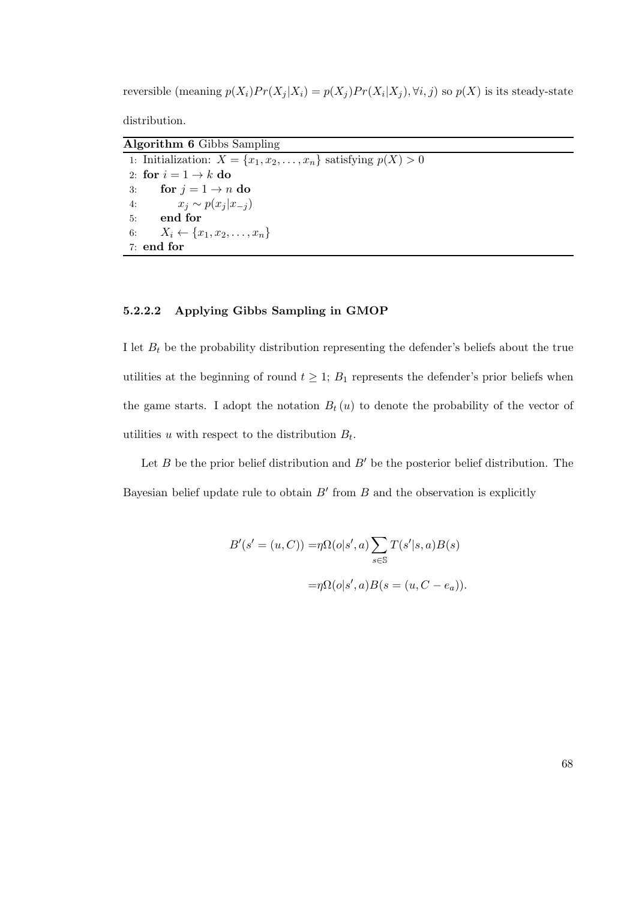reversible (meaning $p(X_i)Pr(X_j|X_i) = p(X_j)Pr(X_i|X_j), \forall i, j$) so $p(X)$ is its steady-state distribution.

**Algorithm 6** Gibbs Sampling

```
1: Initialization: X = {x_1, x_2, ..., x_n} satisfying p(X) > 0
2: for i = 1 → k do
3:     for j = 1 → n do
4:         x_j ~ p(x_j | x_{-j})
5:     end for
6:     X_i ← {x_1, x_2, ..., x_n}
7: end for
```

#### 5.2.2.2 Applying Gibbs Sampling in GMOP

I let $B_t$ be the probability distribution representing the defender's beliefs about the true utilities at the beginning of round $t \geq 1$; $B_1$ represents the defender's prior beliefs when the game starts. I adopt the notation $B_t(u)$ to denote the probability of the vector of utilities $u$ with respect to the distribution $B_t$.

Let $B$ be the prior belief distribution and $B'$ be the posterior belief distribution. The Bayesian belief update rule to obtain $B'$ from $B$ and the observation is explicitly

$$
\begin{aligned}
B'(s' = (u, C)) =& \eta \Omega(o|s', a) \sum_{s \in \mathbb{S}} T(s'|s, a) B(s) \\
=& \eta \Omega(o|s', a) B(s = (u, C - e_a)).
\end{aligned}
$$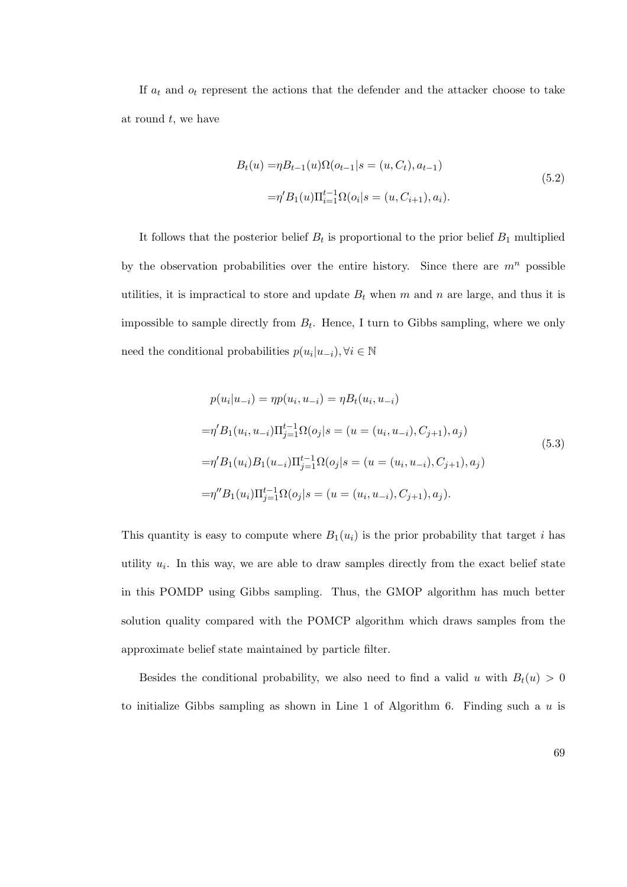If $a_t$ and $o_t$ represent the actions that the defender and the attacker choose to take at round $t$, we have

$$
\begin{aligned}
B_t(u) =& \eta B_{t-1}(u)\Omega(o_{t-1}|s = (u, C_t), a_{t-1}) \\
=& \eta' B_1(u)\Pi_{i=1}^{t-1}\Omega(o_i|s = (u, C_{i+1}), a_i).
\end{aligned}
\tag{5.2}
$$

It follows that the posterior belief $B_t$ is proportional to the prior belief $B_1$ multiplied by the observation probabilities over the entire history. Since there are $m^n$ possible utilities, it is impractical to store and update $B_t$ when $m$ and $n$ are large, and thus it is impossible to sample directly from $B_t$. Hence, I turn to Gibbs sampling, where we only need the conditional probabilities $p(u_i|u_{-i}), \forall i \in \mathbb{N}$

$$
\begin{aligned}
& p(u_i|u_{-i}) = \eta p(u_i, u_{-i}) = \eta B_t(u_i, u_{-i}) \\
=& \eta' B_1(u_i, u_{-i})\Pi_{j=1}^{t-1}\Omega(o_j|s = (u = (u_i, u_{-i}), C_{j+1}), a_j) \\
=& \eta' B_1(u_i)B_1(u_{-i})\Pi_{j=1}^{t-1}\Omega(o_j|s = (u = (u_i, u_{-i}), C_{j+1}), a_j) \\
=& \eta'' B_1(u_i)\Pi_{j=1}^{t-1}\Omega(o_j|s = (u = (u_i, u_{-i}), C_{j+1}), a_j).
\end{aligned}
\tag{5.3}
$$

This quantity is easy to compute where $B_1(u_i)$ is the prior probability that target $i$ has utility $u_i$. In this way, we are able to draw samples directly from the exact belief state in this POMDP using Gibbs sampling. Thus, the GMOP algorithm has much better solution quality compared with the POMCP algorithm which draws samples from the approximate belief state maintained by particle filter.

Besides the conditional probability, we also need to find a valid $u$ with $B_t(u) > 0$ to initialize Gibbs sampling as shown in Line 1 of Algorithm 6. Finding such a $u$ is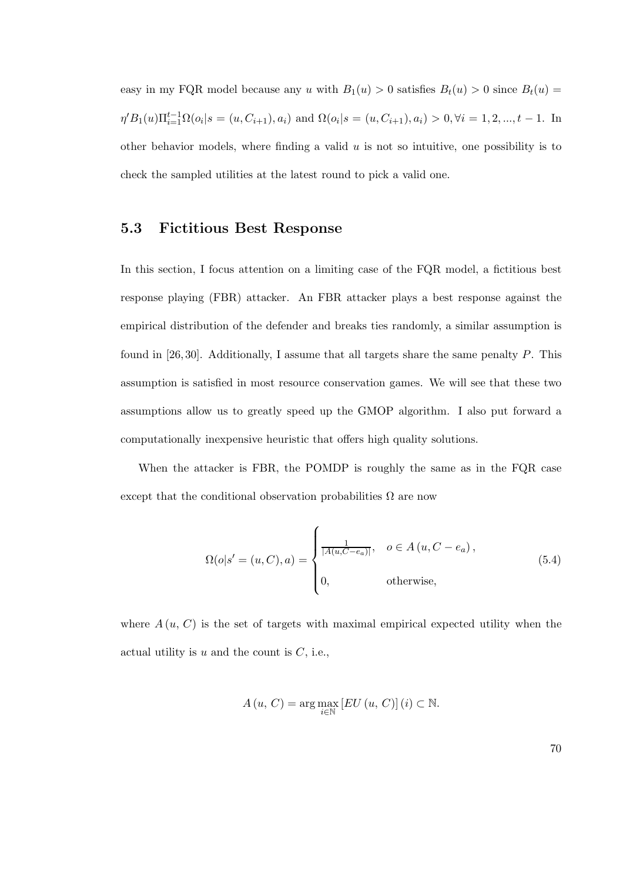easy in my FQR model because any $u$ with $B_1(u) > 0$ satisfies $B_t(u) > 0$ since $B_t(u) = \eta' B_1(u) \Pi_{i=1}^{t-1} \Omega(o_i | s = (u, C_{i+1}), a_i)$ and $\Omega(o_i | s = (u, C_{i+1}), a_i) > 0, \forall i = 1, 2, ..., t-1$. In other behavior models, where finding a valid $u$ is not so intuitive, one possibility is to check the sampled utilities at the latest round to pick a valid one.

## 5.3 Fictitious Best Response

In this section, I focus attention on a limiting case of the FQR model, a fictitious best response playing (FBR) attacker. An FBR attacker plays a best response against the empirical distribution of the defender and breaks ties randomly, a similar assumption is found in [26, 30]. Additionally, I assume that all targets share the same penalty $P$. This assumption is satisfied in most resource conservation games. We will see that these two assumptions allow us to greatly speed up the GMOP algorithm. I also put forward a computationally inexpensive heuristic that offers high quality solutions.

When the attacker is FBR, the POMDP is roughly the same as in the FQR case except that the conditional observation probabilities $\Omega$ are now

$$\Omega(o | s' = (u, C), a) = \begin{cases} \frac{1}{|A(u, C - e_a)|}, & o \in A\left(u, C - e_a\right), \\ 0, & \text{otherwise}, \end{cases} \tag{5.4}$$

where $A\left(u, C\right)$ is the set of targets with maximal empirical expected utility when the actual utility is $u$ and the count is $C$, i.e.,

$$A\left(u, C\right) = \arg\max_{i \in \mathbb{N}} \left[EU\left(u, C\right)\right](i) \subset \mathbb{N}.$$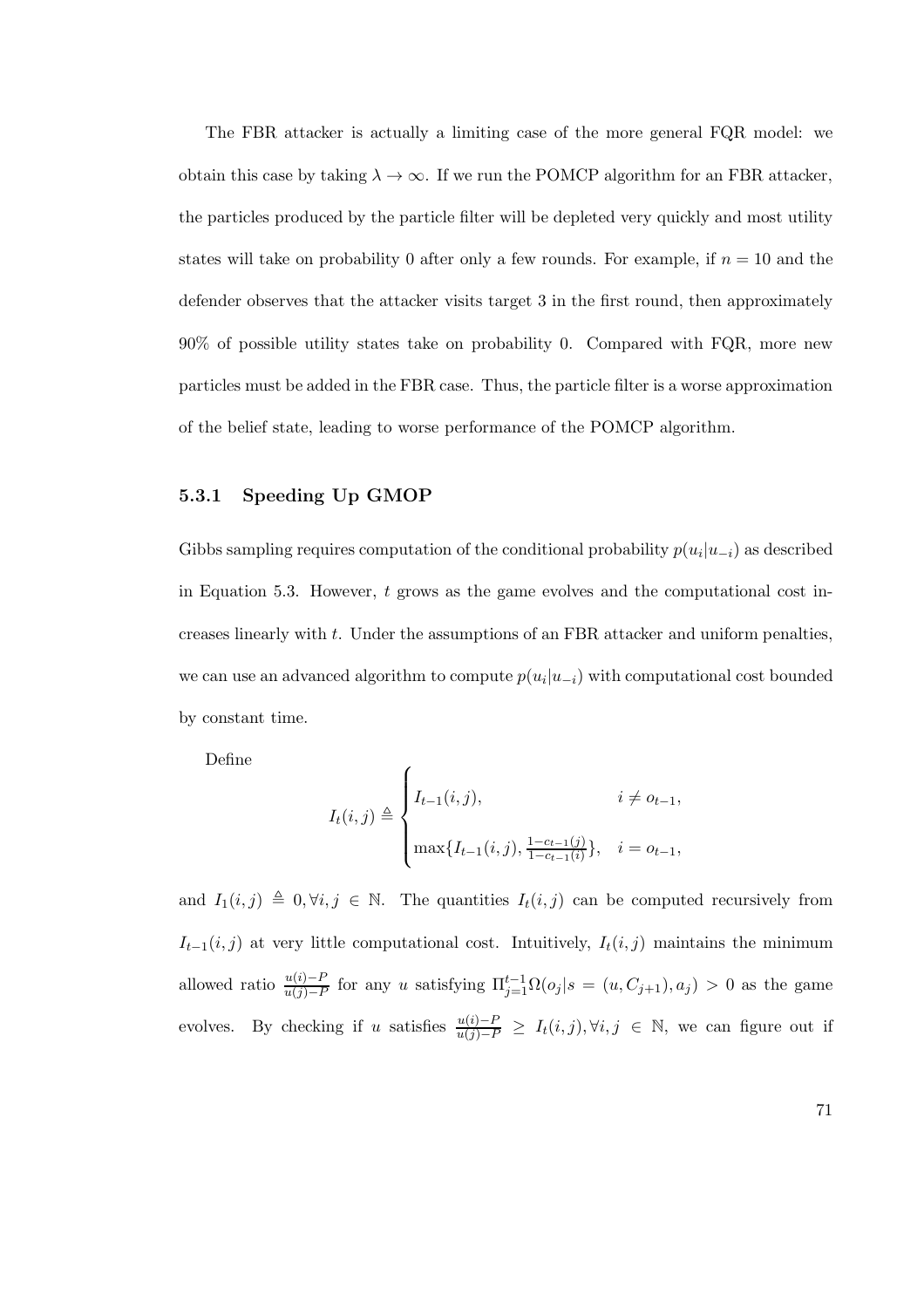The FBR attacker is actually a limiting case of the more general FQR model: we obtain this case by taking $\lambda \to \infty$. If we run the POMCP algorithm for an FBR attacker, the particles produced by the particle filter will be depleted very quickly and most utility states will take on probability 0 after only a few rounds. For example, if $n = 10$ and the defender observes that the attacker visits target 3 in the first round, then approximately 90% of possible utility states take on probability 0. Compared with FQR, more new particles must be added in the FBR case. Thus, the particle filter is a worse approximation of the belief state, leading to worse performance of the POMCP algorithm.

### 5.3.1 Speeding Up GMOP

Gibbs sampling requires computation of the conditional probability $p(u_i|u_{-i})$ as described in Equation 5.3. However, $t$ grows as the game evolves and the computational cost increases linearly with $t$. Under the assumptions of an FBR attacker and uniform penalties, we can use an advanced algorithm to compute $p(u_i|u_{-i})$ with computational cost bounded by constant time.

Define

$$I_t(i,j) \triangleq \begin{cases} I_{t-1}(i,j), & i \neq o_{t-1}, \\ \max\{I_{t-1}(i,j), \frac{1-c_{t-1}(j)}{1-c_{t-1}(i)}\}, & i = o_{t-1}, \end{cases}$$

and $I_1(i,j) \triangleq 0, \forall i,j \in \mathbb{N}$. The quantities $I_t(i,j)$ can be computed recursively from $I_{t-1}(i,j)$ at very little computational cost. Intuitively, $I_t(i,j)$ maintains the minimum allowed ratio $\frac{u(i)-P}{u(j)-P}$ for any $u$ satisfying $\Pi_{j=1}^{t-1}\Omega(o_j|s = (u, C_{j+1}), a_j) > 0$ as the game evolves. By checking if $u$ satisfies $\frac{u(i)-P}{u(j)-P} \geq I_t(i,j), \forall i,j \in \mathbb{N}$, we can figure out if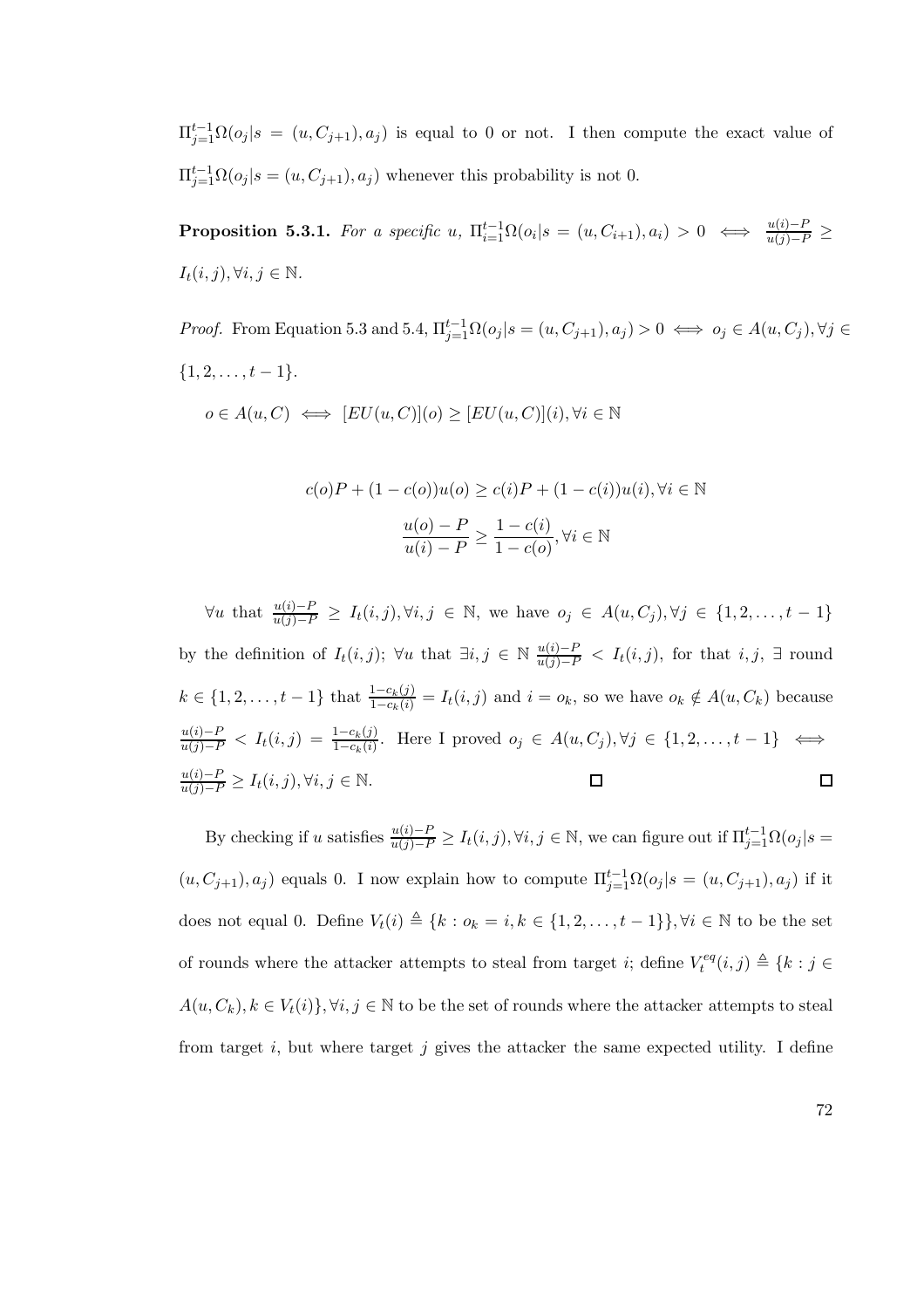$\Pi_{j=1}^{t-1}\Omega(o_j|s = (u, C_{j+1}), a_j)$ is equal to 0 or not. I then compute the exact value of $\Pi_{j=1}^{t-1}\Omega(o_j|s = (u, C_{j+1}), a_j)$ whenever this probability is not 0.

**Proposition 5.3.1.** *For a specific $u$, $\Pi_{i=1}^{t-1}\Omega(o_i|s = (u, C_{i+1}), a_i) > 0 \iff \frac{u(i)-P}{u(j)-P} \geq I_t(i,j), \forall i,j \in \mathbb{N}$.*

*Proof.* From Equation 5.3 and 5.4, $\Pi_{j=1}^{t-1}\Omega(o_j|s = (u, C_{j+1}), a_j) > 0 \iff o_j \in A(u, C_j), \forall j \in \{1, 2, \ldots, t-1\}$.

$o \in A(u, C) \iff [EU(u, C)](o) \geq [EU(u, C)](i), \forall i \in \mathbb{N}$

$$c(o)P + (1 - c(o))u(o) \geq c(i)P + (1 - c(i))u(i), \forall i \in \mathbb{N}$$

$$\frac{u(o) - P}{u(i) - P} \geq \frac{1 - c(i)}{1 - c(o)}, \forall i \in \mathbb{N}$$

$\forall u$ that $\frac{u(i)-P}{u(j)-P} \geq I_t(i,j), \forall i,j \in \mathbb{N}$, we have $o_j \in A(u, C_j), \forall j \in \{1, 2, \ldots, t-1\}$ by the definition of $I_t(i,j)$; $\forall u$ that $\exists i,j \in \mathbb{N}$ $\frac{u(i)-P}{u(j)-P} < I_t(i,j)$, for that $i,j$, $\exists$ round $k \in \{1, 2, \ldots, t-1\}$ that $\frac{1-c_k(j)}{1-c_k(i)} = I_t(i,j)$ and $i = o_k$, so we have $o_k \notin A(u, C_k)$ because $\frac{u(i)-P}{u(j)-P} < I_t(i,j) = \frac{1-c_k(j)}{1-c_k(i)}$. Here I proved $o_j \in A(u, C_j), \forall j \in \{1, 2, \ldots, t-1\} \iff \frac{u(i)-P}{u(j)-P} \geq I_t(i,j), \forall i,j \in \mathbb{N}$. □ □

By checking if $u$ satisfies $\frac{u(i)-P}{u(j)-P} \geq I_t(i,j), \forall i,j \in \mathbb{N}$, we can figure out if $\Pi_{j=1}^{t-1}\Omega(o_j|s = (u, C_{j+1}), a_j)$ equals 0. I now explain how to compute $\Pi_{j=1}^{t-1}\Omega(o_j|s = (u, C_{j+1}), a_j)$ if it does not equal 0. Define $V_t(i) \triangleq \{k : o_k = i, k \in \{1, 2, \ldots, t-1\}\}, \forall i \in \mathbb{N}$ to be the set of rounds where the attacker attempts to steal from target $i$; define $V_t^{eq}(i,j) \triangleq \{k : j \in A(u, C_k), k \in V_t(i)\}, \forall i,j \in \mathbb{N}$ to be the set of rounds where the attacker attempts to steal from target $i$, but where target $j$ gives the attacker the same expected utility. I define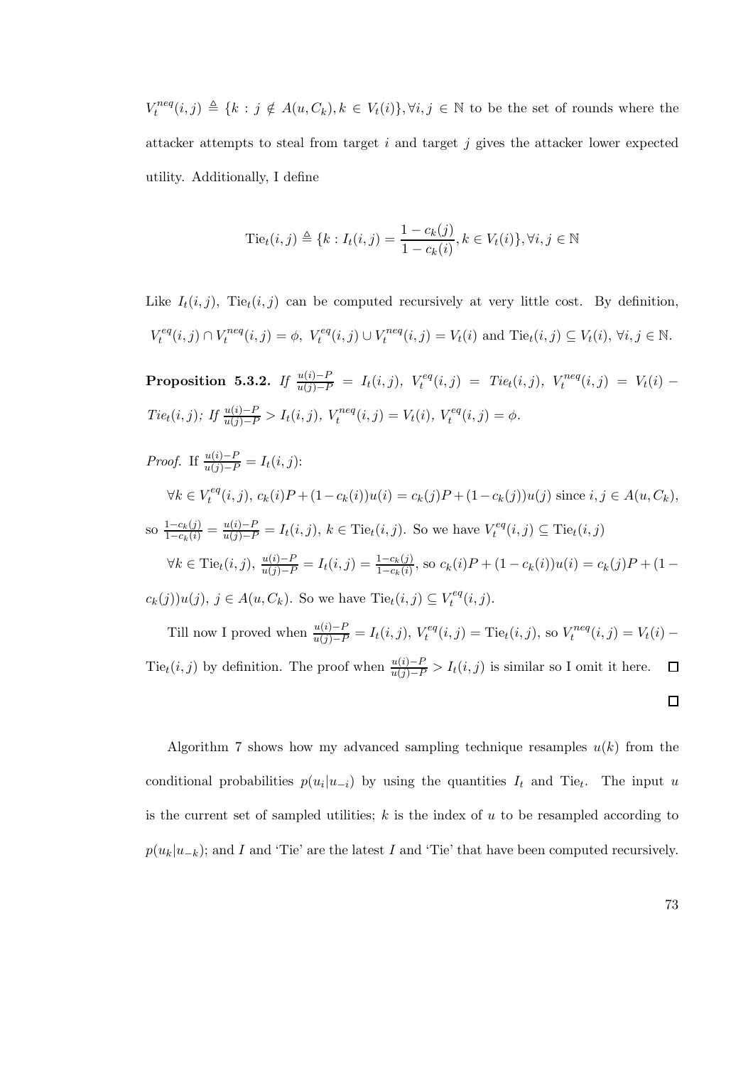$V_t^{neq}(i,j) \triangleq \{k : j \notin A(u, C_k), k \in V_t(i)\}, \forall i,j \in \mathbb{N}$ to be the set of rounds where the attacker attempts to steal from target $i$ and target $j$ gives the attacker lower expected utility. Additionally, I define

$$\text{Tie}_t(i,j) \triangleq \{k : I_t(i,j) = \frac{1 - c_k(j)}{1 - c_k(i)}, k \in V_t(i)\}, \forall i,j \in \mathbb{N}$$

Like $I_t(i,j)$, $\text{Tie}_t(i,j)$ can be computed recursively at very little cost. By definition, $V_t^{eq}(i,j) \cap V_t^{neq}(i,j) = \phi$, $V_t^{eq}(i,j) \cup V_t^{neq}(i,j) = V_t(i)$ and $\text{Tie}_t(i,j) \subseteq V_t(i)$, $\forall i,j \in \mathbb{N}$.

**Proposition 5.3.2.** *If* $\frac{u(i)-P}{u(j)-P} = I_t(i,j)$*,* $V_t^{eq}(i,j) = Tie_t(i,j)$*,* $V_t^{neq}(i,j) = V_t(i) - Tie_t(i,j)$*; If* $\frac{u(i)-P}{u(j)-P} > I_t(i,j)$*,* $V_t^{neq}(i,j) = V_t(i)$*,* $V_t^{eq}(i,j) = \phi$*.*

*Proof.* If $\frac{u(i)-P}{u(j)-P} = I_t(i,j)$:

$\forall k \in V_t^{eq}(i,j)$, $c_k(i)P + (1-c_k(i))u(i) = c_k(j)P + (1-c_k(j))u(j)$ since $i, j \in A(u, C_k)$, so $\frac{1-c_k(j)}{1-c_k(i)} = \frac{u(i)-P}{u(j)-P} = I_t(i,j)$, $k \in \text{Tie}_t(i,j)$. So we have $V_t^{eq}(i,j) \subseteq \text{Tie}_t(i,j)$

$\forall k \in \text{Tie}_t(i,j)$, $\frac{u(i)-P}{u(j)-P} = I_t(i,j) = \frac{1-c_k(j)}{1-c_k(i)}$, so $c_k(i)P + (1-c_k(i))u(i) = c_k(j)P + (1-c_k(j))u(j)$, $j \in A(u, C_k)$. So we have $\text{Tie}_t(i,j) \subseteq V_t^{eq}(i,j)$.

Till now I proved when $\frac{u(i)-P}{u(j)-P} = I_t(i,j)$, $V_t^{eq}(i,j) = \text{Tie}_t(i,j)$, so $V_t^{neq}(i,j) = V_t(i) - \text{Tie}_t(i,j)$ by definition. The proof when $\frac{u(i)-P}{u(j)-P} > I_t(i,j)$ is similar so I omit it here. ∎

∎

Algorithm 7 shows how my advanced sampling technique resamples $u(k)$ from the conditional probabilities $p(u_i|u_{-i})$ by using the quantities $I_t$ and $\text{Tie}_t$. The input $u$ is the current set of sampled utilities; $k$ is the index of $u$ to be resampled according to $p(u_k|u_{-k})$; and $I$ and 'Tie' are the latest $I$ and 'Tie' that have been computed recursively.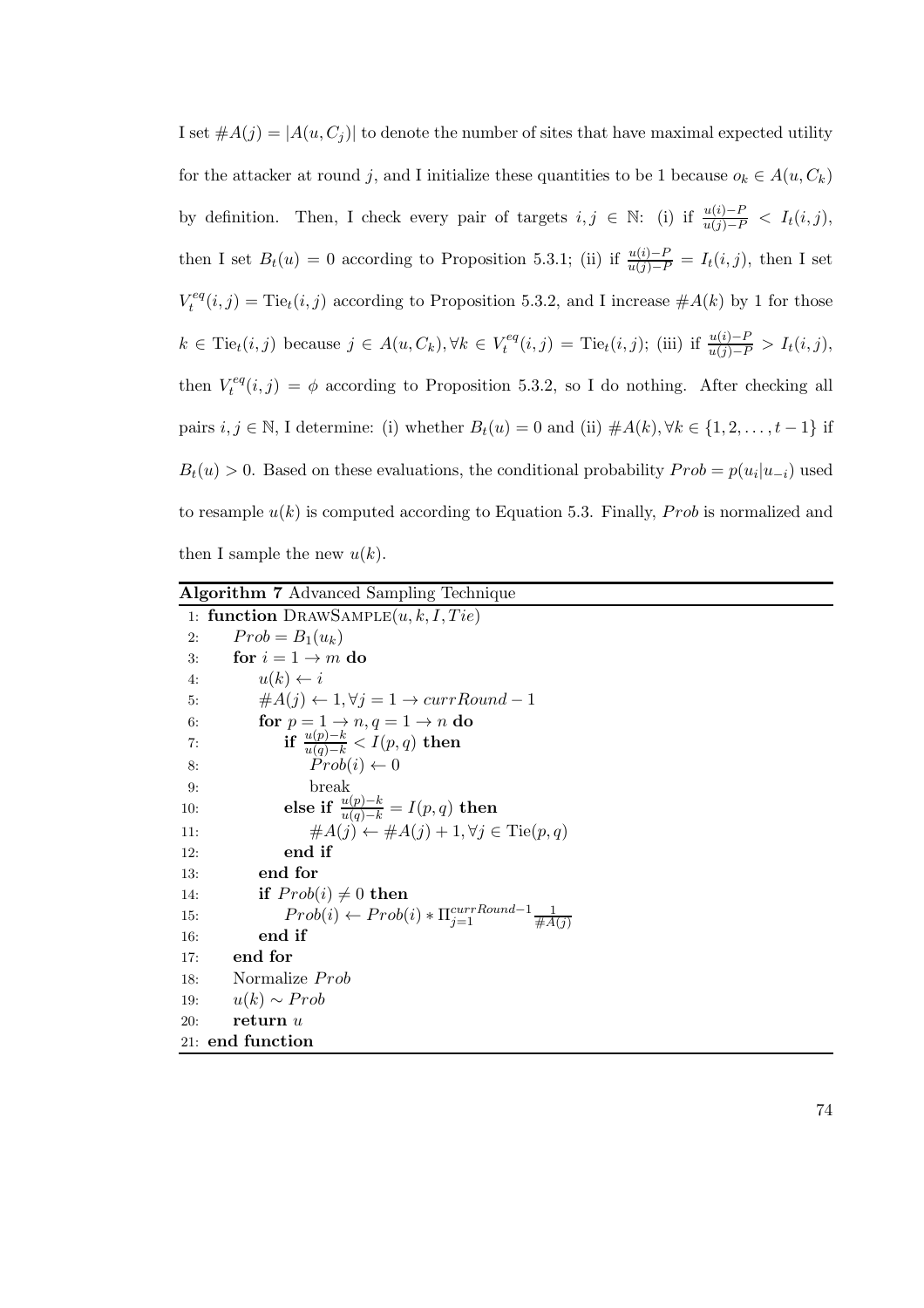I set $\#A(j) = |A(u, C_j)|$ to denote the number of sites that have maximal expected utility for the attacker at round $j$, and I initialize these quantities to be 1 because $o_k \in A(u, C_k)$ by definition. Then, I check every pair of targets $i, j \in \mathbb{N}$: (i) if $\frac{u(i)-P}{u(j)-P} < I_t(i,j)$, then I set $B_t(u) = 0$ according to Proposition 5.3.1; (ii) if $\frac{u(i)-P}{u(j)-P} = I_t(i,j)$, then I set $V_t^{eq}(i,j) = \text{Tie}_t(i,j)$ according to Proposition 5.3.2, and I increase $\#A(k)$ by 1 for those $k \in \text{Tie}_t(i,j)$ because $j \in A(u, C_k), \forall k \in V_t^{eq}(i,j) = \text{Tie}_t(i,j)$; (iii) if $\frac{u(i)-P}{u(j)-P} > I_t(i,j)$, then $V_t^{eq}(i,j) = \phi$ according to Proposition 5.3.2, so I do nothing. After checking all pairs $i, j \in \mathbb{N}$, I determine: (i) whether $B_t(u) = 0$ and (ii) $\#A(k), \forall k \in \{1, 2, \ldots, t-1\}$ if $B_t(u) > 0$. Based on these evaluations, the conditional probability $Prob = p(u_i|u_{-i})$ used to resample $u(k)$ is computed according to Equation 5.3. Finally, $Prob$ is normalized and then I sample the new $u(k)$.

**Algorithm 7** Advanced Sampling Technique

```
1:  function DrawSample(u, k, I, Tie)
2:      Prob = B_1(u_k)
3:      for i = 1 → m do
4:          u(k) ← i
5:          #A(j) ← 1, ∀j = 1 → currRound − 1
6:          for p = 1 → n, q = 1 → n do
7:              if (u(p)−k)/(u(q)−k) < I(p,q) then
8:                  Prob(i) ← 0
9:                  break
10:             else if (u(p)−k)/(u(q)−k) = I(p,q) then
11:                 #A(j) ← #A(j) + 1, ∀j ∈ Tie(p,q)
12:             end if
13:         end for
14:         if Prob(i) ≠ 0 then
15:             Prob(i) ← Prob(i) * Π_{j=1}^{currRound−1} 1/#A(j)
16:         end if
17:     end for
18:     Normalize Prob
19:     u(k) ~ Prob
20:     return u
21: end function
```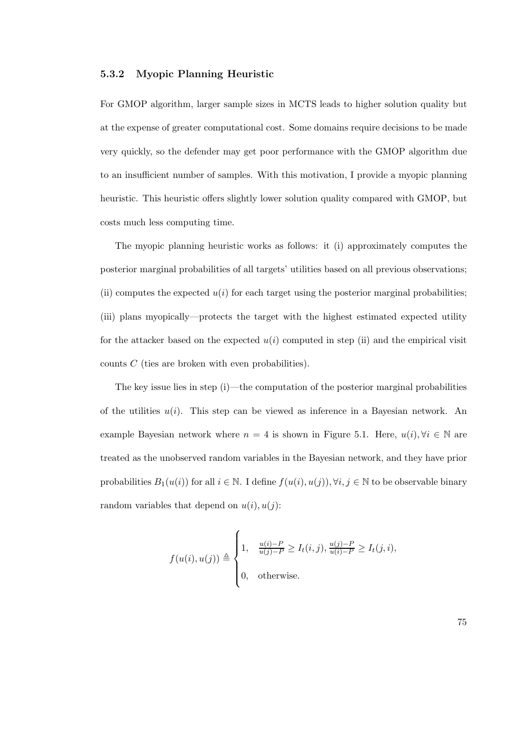### 5.3.2 Myopic Planning Heuristic

For GMOP algorithm, larger sample sizes in MCTS leads to higher solution quality but at the expense of greater computational cost. Some domains require decisions to be made very quickly, so the defender may get poor performance with the GMOP algorithm due to an insufficient number of samples. With this motivation, I provide a myopic planning heuristic. This heuristic offers slightly lower solution quality compared with GMOP, but costs much less computing time.

The myopic planning heuristic works as follows: it (i) approximately computes the posterior marginal probabilities of all targets' utilities based on all previous observations; (ii) computes the expected $u(i)$ for each target using the posterior marginal probabilities; (iii) plans myopically—protects the target with the highest estimated expected utility for the attacker based on the expected $u(i)$ computed in step (ii) and the empirical visit counts $C$ (ties are broken with even probabilities).

The key issue lies in step (i)—the computation of the posterior marginal probabilities of the utilities $u(i)$. This step can be viewed as inference in a Bayesian network. An example Bayesian network where $n = 4$ is shown in Figure 5.1. Here, $u(i), \forall i \in \mathbb{N}$ are treated as the unobserved random variables in the Bayesian network, and they have prior probabilities $B_1(u(i))$ for all $i \in \mathbb{N}$. I define $f(u(i), u(j)), \forall i, j \in \mathbb{N}$ to be observable binary random variables that depend on $u(i), u(j)$:

$$
f(u(i), u(j)) \triangleq \begin{cases} 1, & \frac{u(i)-P}{u(j)-P} \geq I_t(i,j), \frac{u(j)-P}{u(i)-P} \geq I_t(j,i), \\ 0, & \text{otherwise}. \end{cases}
$$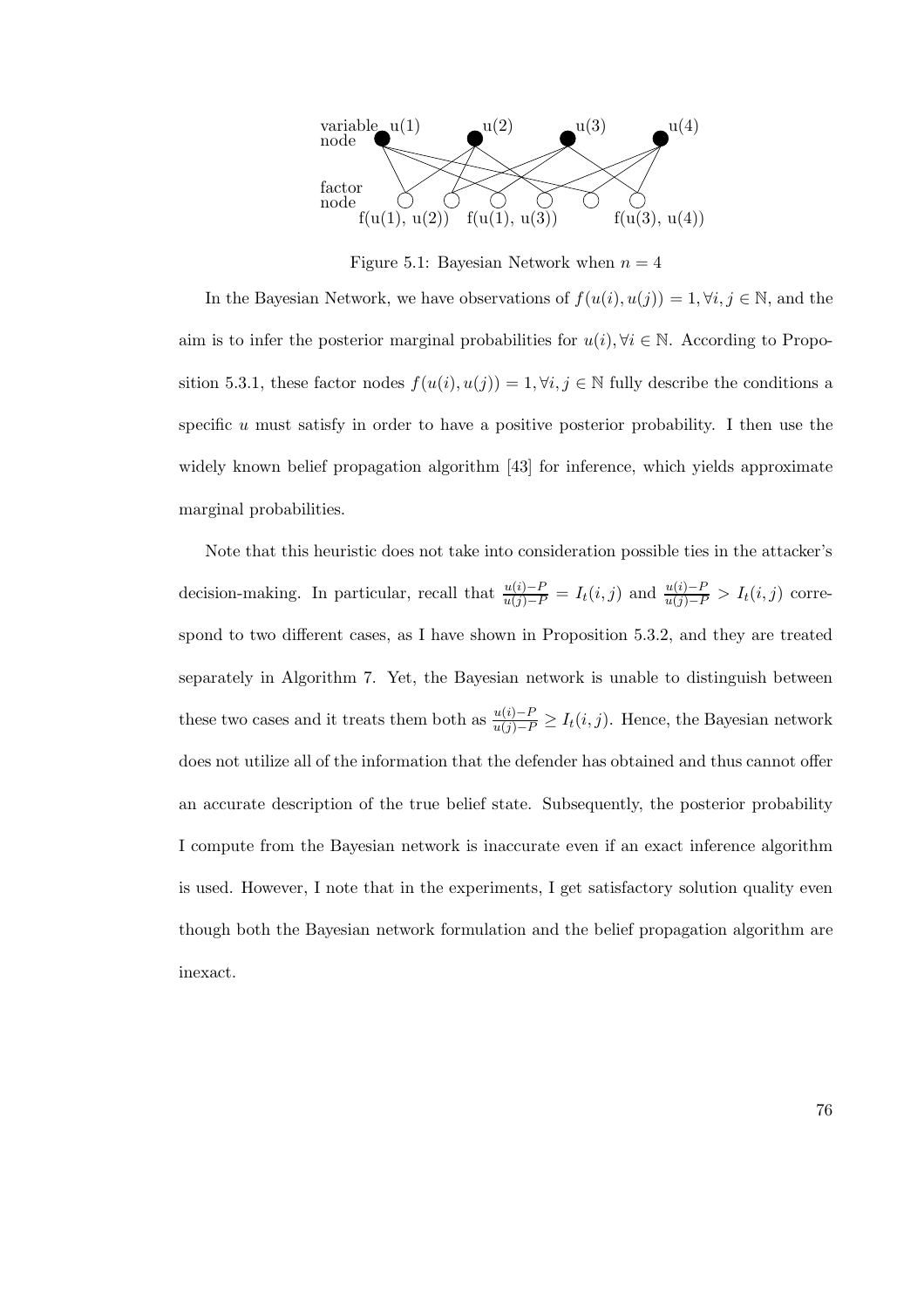variable node u(1) u(2) u(3) u(4)

factor node f(u(1), u(2)) f(u(1), u(3)) f(u(3), u(4))

Figure 5.1: Bayesian Network when $n = 4$

In the Bayesian Network, we have observations of $f(u(i), u(j)) = 1, \forall i, j \in \mathbb{N}$, and the aim is to infer the posterior marginal probabilities for $u(i), \forall i \in \mathbb{N}$. According to Proposition 5.3.1, these factor nodes $f(u(i), u(j)) = 1, \forall i, j \in \mathbb{N}$ fully describe the conditions a specific $u$ must satisfy in order to have a positive posterior probability. I then use the widely known belief propagation algorithm [43] for inference, which yields approximate marginal probabilities.

Note that this heuristic does not take into consideration possible ties in the attacker's decision-making. In particular, recall that $\frac{u(i)-P}{u(j)-P} = I_t(i, j)$ and $\frac{u(i)-P}{u(j)-P} > I_t(i, j)$ correspond to two different cases, as I have shown in Proposition 5.3.2, and they are treated separately in Algorithm 7. Yet, the Bayesian network is unable to distinguish between these two cases and it treats them both as $\frac{u(i)-P}{u(j)-P} \geq I_t(i, j)$. Hence, the Bayesian network does not utilize all of the information that the defender has obtained and thus cannot offer an accurate description of the true belief state. Subsequently, the posterior probability I compute from the Bayesian network is inaccurate even if an exact inference algorithm is used. However, I note that in the experiments, I get satisfactory solution quality even though both the Bayesian network formulation and the belief propagation algorithm are inexact.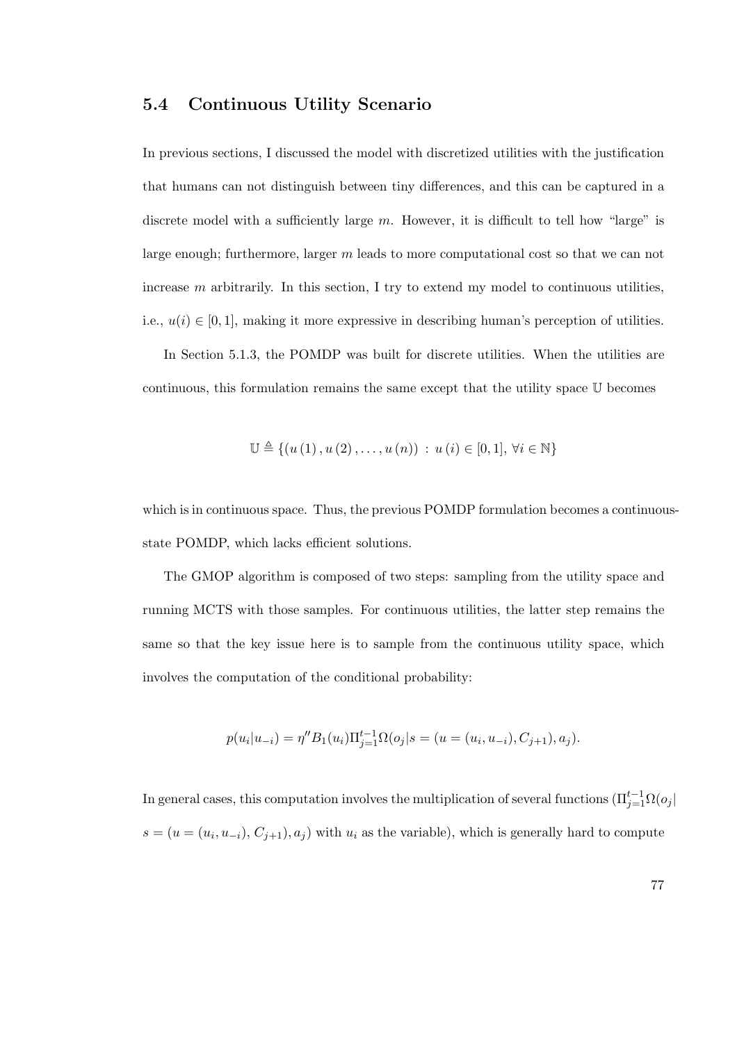## 5.4 Continuous Utility Scenario

In previous sections, I discussed the model with discretized utilities with the justification that humans can not distinguish between tiny differences, and this can be captured in a discrete model with a sufficiently large $m$. However, it is difficult to tell how "large" is large enough; furthermore, larger $m$ leads to more computational cost so that we can not increase $m$ arbitrarily. In this section, I try to extend my model to continuous utilities, i.e., $u(i) \in [0, 1]$, making it more expressive in describing human's perception of utilities.

In Section 5.1.3, the POMDP was built for discrete utilities. When the utilities are continuous, this formulation remains the same except that the utility space $\mathbb{U}$ becomes

$$\mathbb{U} \triangleq \{(u(1), u(2), \ldots, u(n)) \, : \, u(i) \in [0, 1], \, \forall i \in \mathbb{N}\}$$

which is in continuous space. Thus, the previous POMDP formulation becomes a continuous-state POMDP, which lacks efficient solutions.

The GMOP algorithm is composed of two steps: sampling from the utility space and running MCTS with those samples. For continuous utilities, the latter step remains the same so that the key issue here is to sample from the continuous utility space, which involves the computation of the conditional probability:

$$p(u_i|u_{-i}) = \eta'' B_1(u_i) \Pi_{j=1}^{t-1} \Omega(o_j | s = (u = (u_i, u_{-i}), C_{j+1}), a_j).$$

In general cases, this computation involves the multiplication of several functions ($\Pi_{j=1}^{t-1} \Omega(o_j | s = (u = (u_i, u_{-i}), C_{j+1}), a_j)$ with $u_i$ as the variable), which is generally hard to compute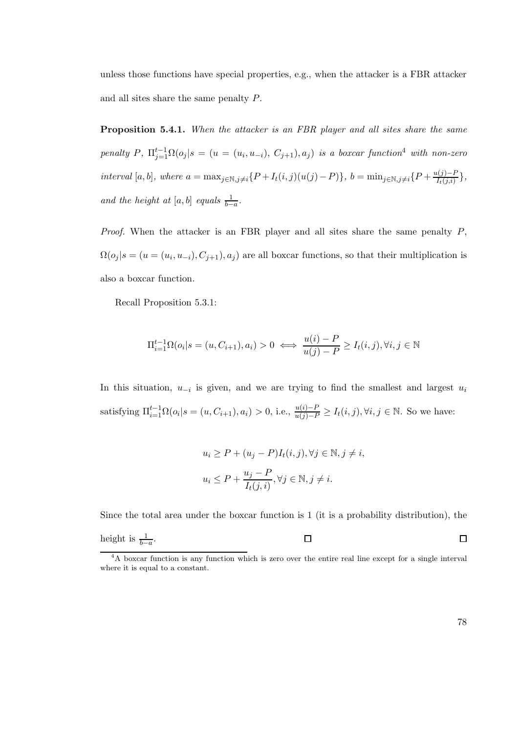unless those functions have special properties, e.g., when the attacker is a FBR attacker and all sites share the same penalty $P$.

**Proposition 5.4.1.** *When the attacker is an FBR player and all sites share the same penalty $P$, $\Pi_{j=1}^{t-1}\Omega(o_j|s = (u = (u_i, u_{-i}),\ C_{j+1}), a_j)$ is a boxcar function*[4] *with non-zero interval $[a, b]$, where $a = \max_{j\in\mathbb{N}, j\neq i}\{P + I_t(i,j)(u(j) - P)\}$, $b = \min_{j\in\mathbb{N}, j\neq i}\{P + \frac{u(j)-P}{I_t(j,i)}\}$, and the height at $[a, b]$ equals $\frac{1}{b-a}$.*

*Proof.* When the attacker is an FBR player and all sites share the same penalty $P$, $\Omega(o_j|s = (u = (u_i, u_{-i}), C_{j+1}), a_j)$ are all boxcar functions, so that their multiplication is also a boxcar function.

Recall Proposition 5.3.1:

$$\Pi_{i=1}^{t-1}\Omega(o_i|s = (u, C_{i+1}), a_i) > 0 \iff \frac{u(i) - P}{u(j) - P} \geq I_t(i,j), \forall i, j \in \mathbb{N}$$

In this situation, $u_{-i}$ is given, and we are trying to find the smallest and largest $u_i$ satisfying $\Pi_{i=1}^{t-1}\Omega(o_i|s = (u, C_{i+1}), a_i) > 0$, i.e., $\frac{u(i)-P}{u(j)-P} \geq I_t(i,j), \forall i, j \in \mathbb{N}$. So we have:

$$u_i \geq P + (u_j - P)I_t(i,j), \forall j \in \mathbb{N}, j \neq i,$$

$$u_i \leq P + \frac{u_j - P}{I_t(j,i)}, \forall j \in \mathbb{N}, j \neq i.$$

Since the total area under the boxcar function is 1 (it is a probability distribution), the height is $\frac{1}{b-a}$. $\square$ $\square$

[4] A boxcar function is any function which is zero over the entire real line except for a single interval where it is equal to a constant.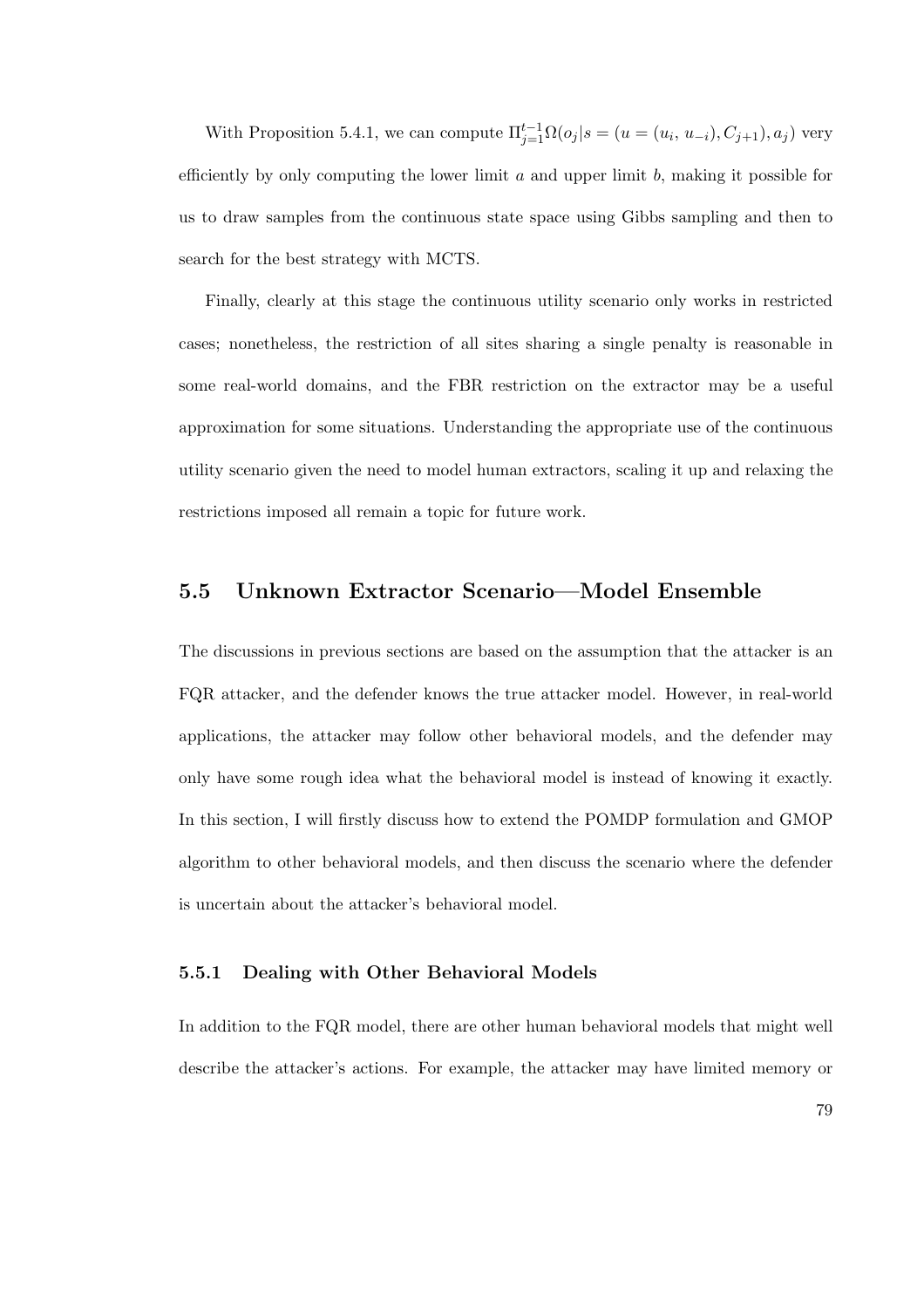With Proposition 5.4.1, we can compute $\Pi_{j=1}^{t-1}\Omega(o_j|s = (u = (u_i,\, u_{-i}), C_{j+1}), a_j)$ very efficiently by only computing the lower limit $a$ and upper limit $b$, making it possible for us to draw samples from the continuous state space using Gibbs sampling and then to search for the best strategy with MCTS.

Finally, clearly at this stage the continuous utility scenario only works in restricted cases; nonetheless, the restriction of all sites sharing a single penalty is reasonable in some real-world domains, and the FBR restriction on the extractor may be a useful approximation for some situations. Understanding the appropriate use of the continuous utility scenario given the need to model human extractors, scaling it up and relaxing the restrictions imposed all remain a topic for future work.

## 5.5 Unknown Extractor Scenario—Model Ensemble

The discussions in previous sections are based on the assumption that the attacker is an FQR attacker, and the defender knows the true attacker model. However, in real-world applications, the attacker may follow other behavioral models, and the defender may only have some rough idea what the behavioral model is instead of knowing it exactly. In this section, I will firstly discuss how to extend the POMDP formulation and GMOP algorithm to other behavioral models, and then discuss the scenario where the defender is uncertain about the attacker's behavioral model.

### 5.5.1 Dealing with Other Behavioral Models

In addition to the FQR model, there are other human behavioral models that might well describe the attacker's actions. For example, the attacker may have limited memory or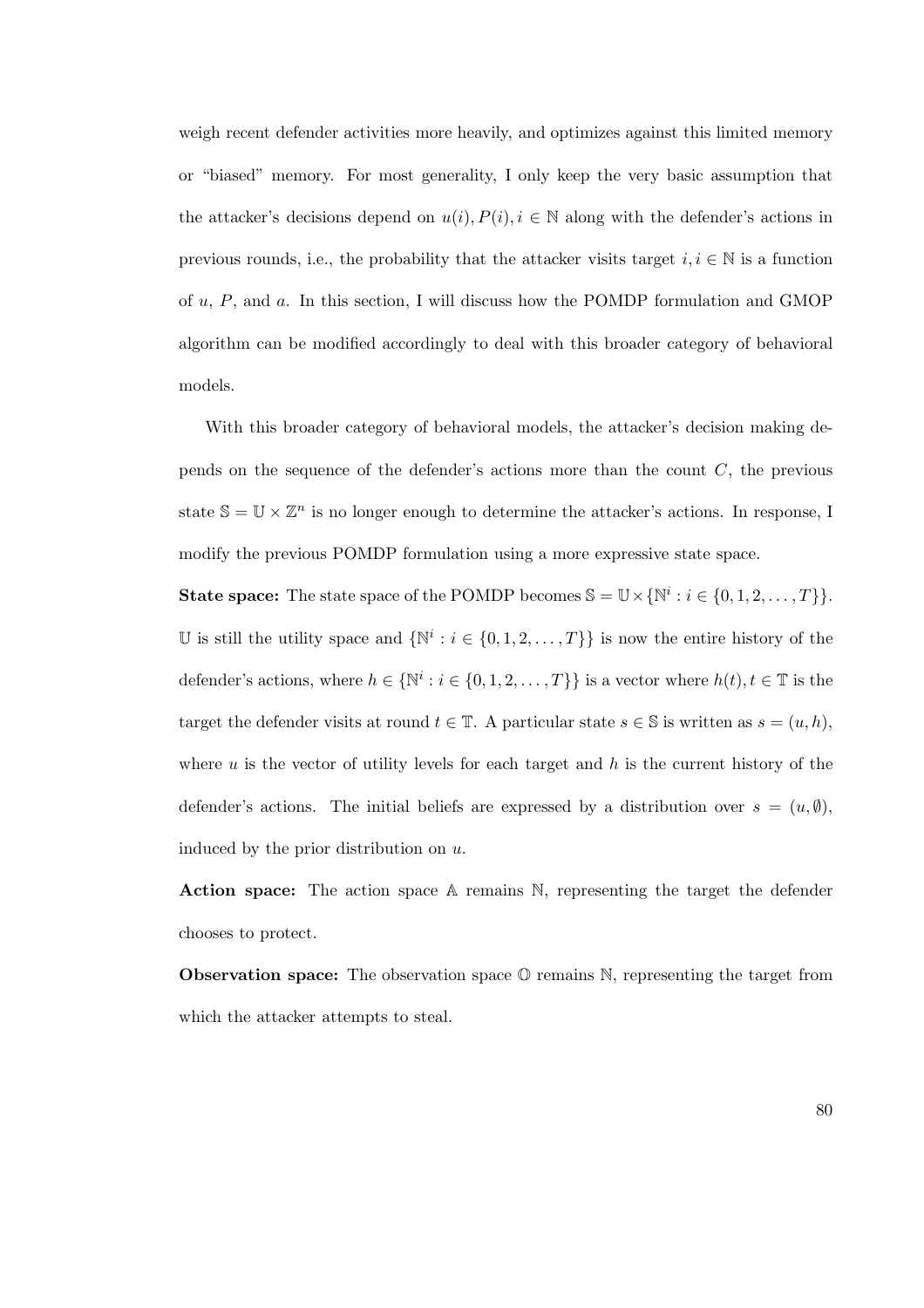weigh recent defender activities more heavily, and optimizes against this limited memory or "biased" memory. For most generality, I only keep the very basic assumption that the attacker's decisions depend on $u(i), P(i), i \in \mathbb{N}$ along with the defender's actions in previous rounds, i.e., the probability that the attacker visits target $i, i \in \mathbb{N}$ is a function of $u$, $P$, and $a$. In this section, I will discuss how the POMDP formulation and GMOP algorithm can be modified accordingly to deal with this broader category of behavioral models.

With this broader category of behavioral models, the attacker's decision making depends on the sequence of the defender's actions more than the count $C$, the previous state $\mathbb{S} = \mathbb{U} \times \mathbb{Z}^n$ is no longer enough to determine the attacker's actions. In response, I modify the previous POMDP formulation using a more expressive state space.

**State space:** The state space of the POMDP becomes $\mathbb{S} = \mathbb{U} \times \{\mathbb{N}^i : i \in \{0, 1, 2, \ldots, T\}\}$. $\mathbb{U}$ is still the utility space and $\{\mathbb{N}^i : i \in \{0, 1, 2, \ldots, T\}\}$ is now the entire history of the defender's actions, where $h \in \{\mathbb{N}^i : i \in \{0, 1, 2, \ldots, T\}\}$ is a vector where $h(t), t \in \mathbb{T}$ is the target the defender visits at round $t \in \mathbb{T}$. A particular state $s \in \mathbb{S}$ is written as $s = (u, h)$, where $u$ is the vector of utility levels for each target and $h$ is the current history of the defender's actions. The initial beliefs are expressed by a distribution over $s = (u, \emptyset)$, induced by the prior distribution on $u$.

**Action space:** The action space $\mathbb{A}$ remains $\mathbb{N}$, representing the target the defender chooses to protect.

**Observation space:** The observation space $\mathbb{O}$ remains $\mathbb{N}$, representing the target from which the attacker attempts to steal.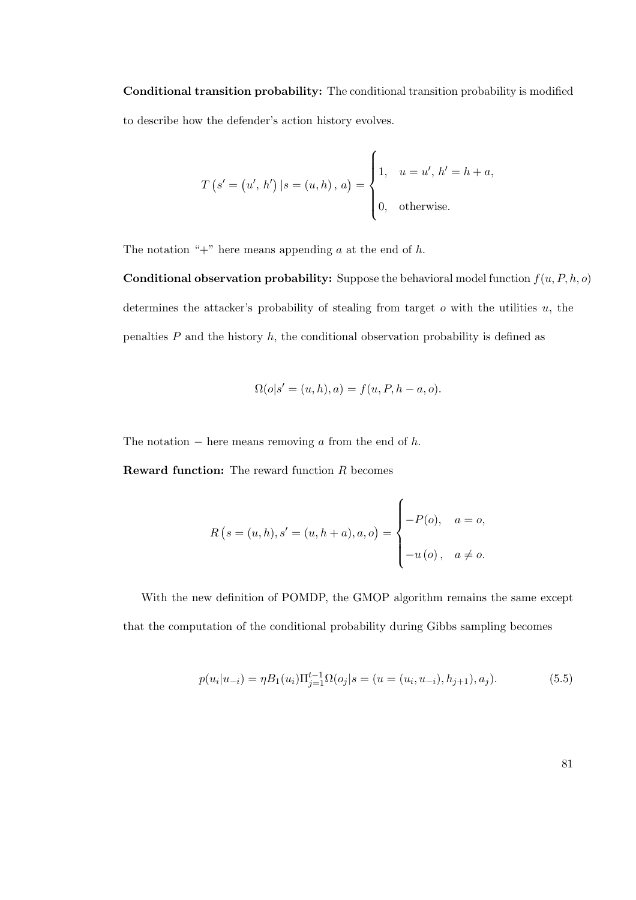**Conditional transition probability:** The conditional transition probability is modified to describe how the defender's action history evolves.

$$T\left(s' = \left(u',\, h'\right) | s = \left(u, h\right),\, a\right) = \begin{cases} 1, & u = u',\, h' = h + a, \\ 0, & \text{otherwise.} \end{cases}$$

The notation "+" here means appending $a$ at the end of $h$.

**Conditional observation probability:** Suppose the behavioral model function $f(u, P, h, o)$ determines the attacker's probability of stealing from target $o$ with the utilities $u$, the penalties $P$ and the history $h$, the conditional observation probability is defined as

$$\Omega(o|s' = (u, h), a) = f(u, P, h - a, o).$$

The notation $-$ here means removing $a$ from the end of $h$.

**Reward function:** The reward function $R$ becomes

$$R\left(s = (u, h), s' = (u, h + a), a, o\right) = \begin{cases} -P(o), & a = o, \\ -u\left(o\right), & a \neq o. \end{cases}$$

With the new definition of POMDP, the GMOP algorithm remains the same except that the computation of the conditional probability during Gibbs sampling becomes

$$p(u_i|u_{-i}) = \eta B_1(u_i) \Pi_{j=1}^{t-1} \Omega(o_j|s = (u = (u_i, u_{-i}), h_{j+1}), a_j). \tag{5.5}$$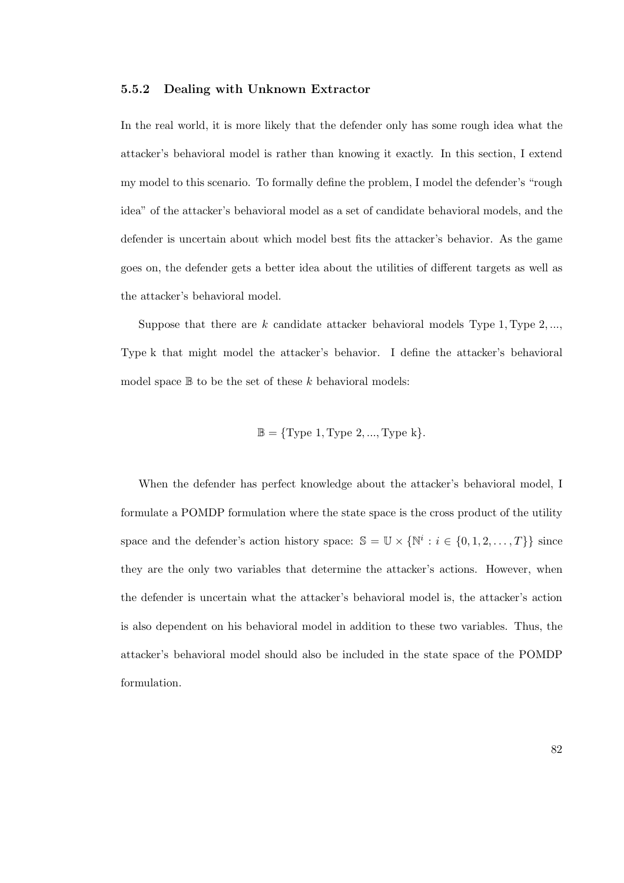### 5.5.2 Dealing with Unknown Extractor

In the real world, it is more likely that the defender only has some rough idea what the attacker's behavioral model is rather than knowing it exactly. In this section, I extend my model to this scenario. To formally define the problem, I model the defender's "rough idea" of the attacker's behavioral model as a set of candidate behavioral models, and the defender is uncertain about which model best fits the attacker's behavior. As the game goes on, the defender gets a better idea about the utilities of different targets as well as the attacker's behavioral model.

Suppose that there are $k$ candidate attacker behavioral models Type 1, Type 2, ..., Type k that might model the attacker's behavior. I define the attacker's behavioral model space $\mathbb{B}$ to be the set of these $k$ behavioral models:

$$\mathbb{B} = \{\text{Type 1}, \text{Type 2}, ..., \text{Type k}\}.$$

When the defender has perfect knowledge about the attacker's behavioral model, I formulate a POMDP formulation where the state space is the cross product of the utility space and the defender's action history space: $\mathbb{S} = \mathbb{U} \times \{\mathbb{N}^i : i \in \{0, 1, 2, \ldots, T\}\}$ since they are the only two variables that determine the attacker's actions. However, when the defender is uncertain what the attacker's behavioral model is, the attacker's action is also dependent on his behavioral model in addition to these two variables. Thus, the attacker's behavioral model should also be included in the state space of the POMDP formulation.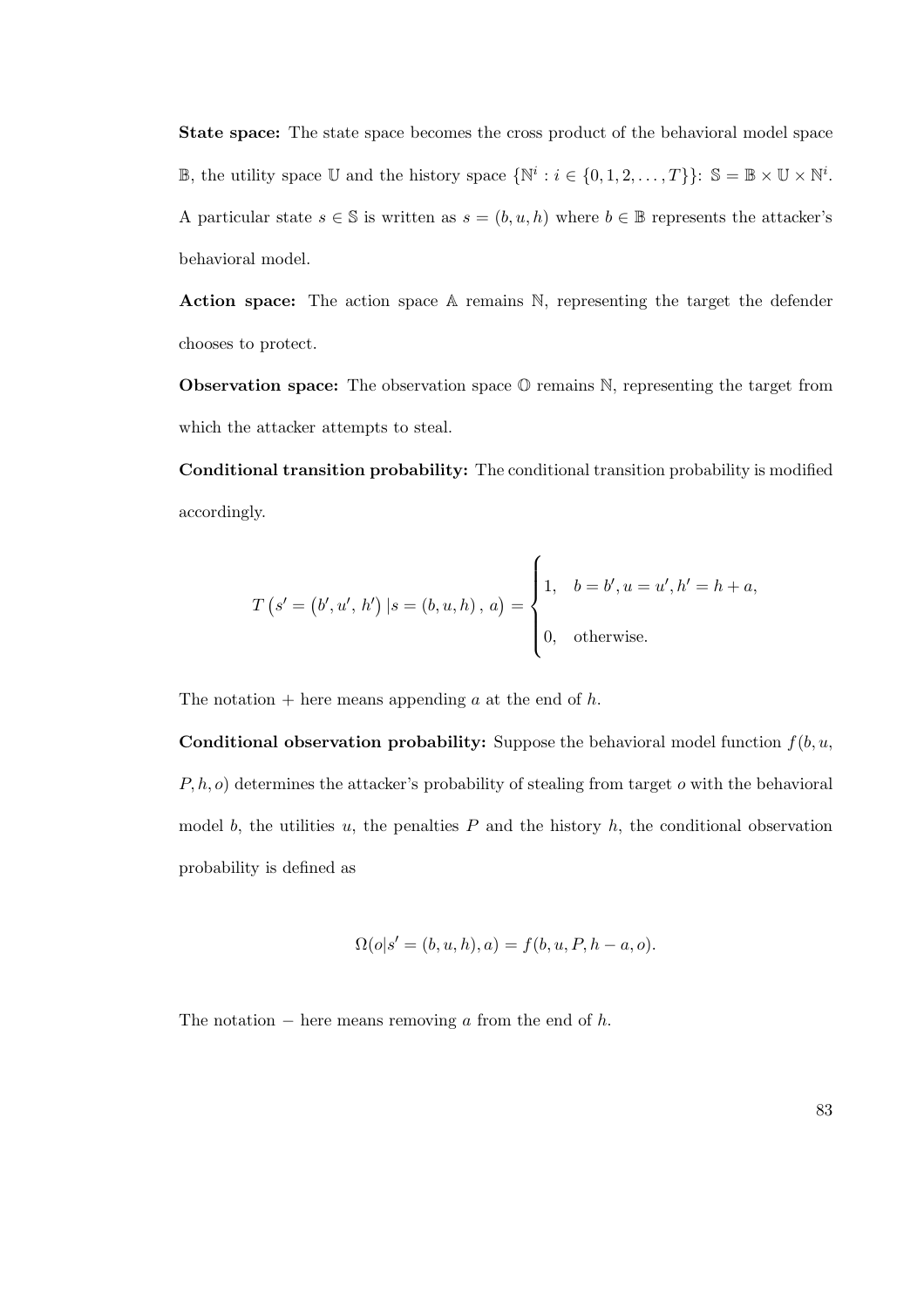**State space:** The state space becomes the cross product of the behavioral model space $\mathbb{B}$, the utility space $\mathbb{U}$ and the history space $\{\mathbb{N}^i : i \in \{0, 1, 2, \dots, T\}\}$: $\mathbb{S} = \mathbb{B} \times \mathbb{U} \times \mathbb{N}^i$. A particular state $s \in \mathbb{S}$ is written as $s = (b, u, h)$ where $b \in \mathbb{B}$ represents the attacker's behavioral model.

**Action space:** The action space $\mathbb{A}$ remains $\mathbb{N}$, representing the target the defender chooses to protect.

**Observation space:** The observation space $\mathbb{O}$ remains $\mathbb{N}$, representing the target from which the attacker attempts to steal.

**Conditional transition probability:** The conditional transition probability is modified accordingly.

$$T\left(s' = \left(b', u', h'\right) | s = (b, u, h), a\right) = \begin{cases} 1, & b = b', u = u', h' = h + a, \\ 0, & \text{otherwise.} \end{cases}$$

The notation $+$ here means appending $a$ at the end of $h$.

**Conditional observation probability:** Suppose the behavioral model function $f(b, u, P, h, o)$ determines the attacker's probability of stealing from target $o$ with the behavioral model $b$, the utilities $u$, the penalties $P$ and the history $h$, the conditional observation probability is defined as

$$\Omega(o|s' = (b, u, h), a) = f(b, u, P, h - a, o).$$

The notation $-$ here means removing $a$ from the end of $h$.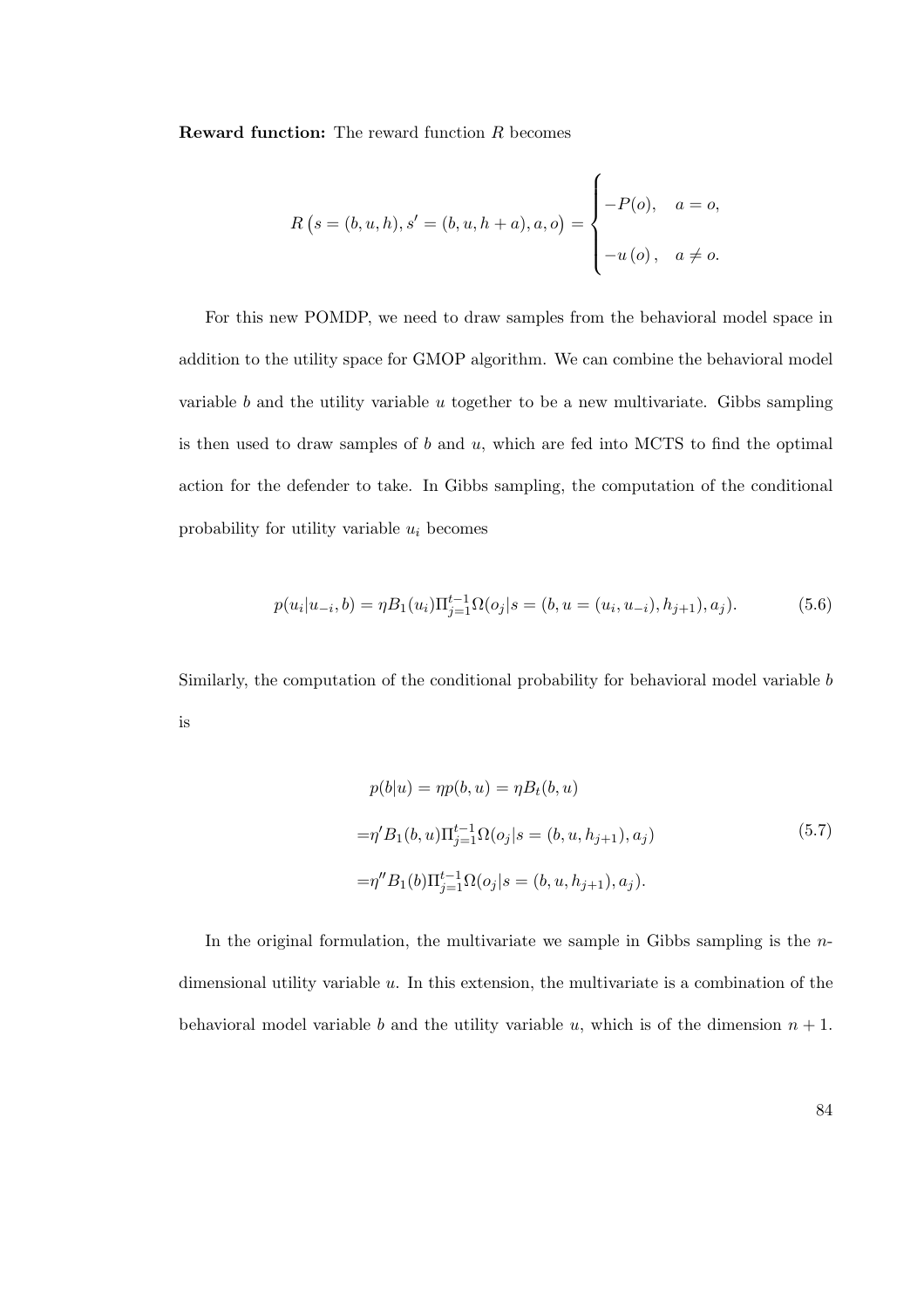**Reward function:** The reward function $R$ becomes

$$R\big(s=(b,u,h),s'=(b,u,h+a),a,o\big)=\begin{cases}-P(o), & a=o,\\ -u\left(o\right), & a\neq o.\end{cases}$$

For this new POMDP, we need to draw samples from the behavioral model space in addition to the utility space for GMOP algorithm. We can combine the behavioral model variable $b$ and the utility variable $u$ together to be a new multivariate. Gibbs sampling is then used to draw samples of $b$ and $u$, which are fed into MCTS to find the optimal action for the defender to take. In Gibbs sampling, the computation of the conditional probability for utility variable $u_i$ becomes

$$p(u_i|u_{-i},b)=\eta B_1(u_i)\Pi_{j=1}^{t-1}\Omega(o_j|s=(b,u=(u_i,u_{-i}),h_{j+1}),a_j). \tag{5.6}$$

Similarly, the computation of the conditional probability for behavioral model variable $b$ is

$$\begin{aligned}
&p(b|u)=\eta p(b,u)=\eta B_t(b,u)\\
=&\eta' B_1(b,u)\Pi_{j=1}^{t-1}\Omega(o_j|s=(b,u,h_{j+1}),a_j)\\
=&\eta'' B_1(b)\Pi_{j=1}^{t-1}\Omega(o_j|s=(b,u,h_{j+1}),a_j).
\end{aligned} \tag{5.7}$$

In the original formulation, the multivariate we sample in Gibbs sampling is the $n$-dimensional utility variable $u$. In this extension, the multivariate is a combination of the behavioral model variable $b$ and the utility variable $u$, which is of the dimension $n+1$.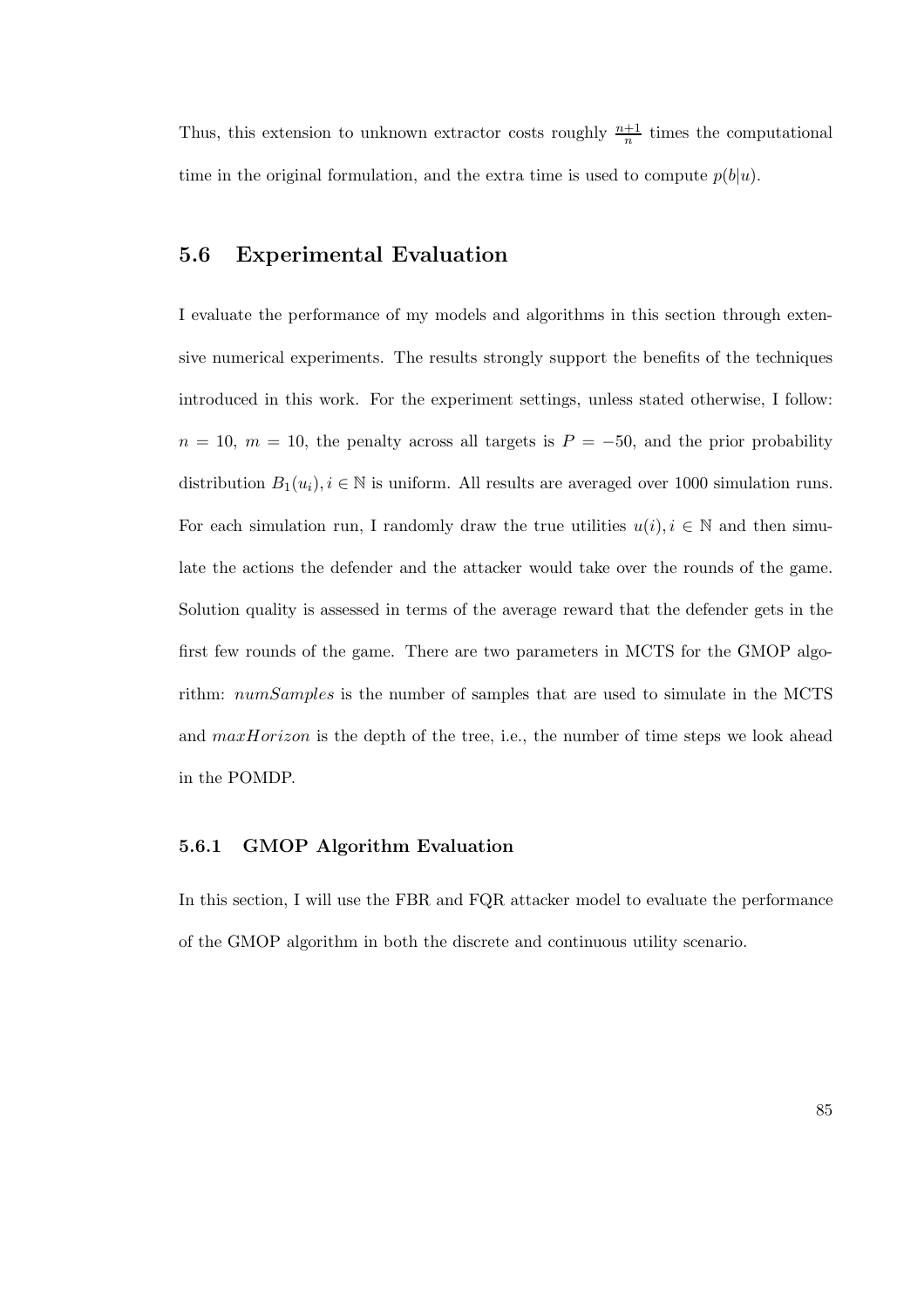Thus, this extension to unknown extractor costs roughly $\frac{n+1}{n}$ times the computational time in the original formulation, and the extra time is used to compute $p(b|u)$.

## 5.6 Experimental Evaluation

I evaluate the performance of my models and algorithms in this section through extensive numerical experiments. The results strongly support the benefits of the techniques introduced in this work. For the experiment settings, unless stated otherwise, I follow: $n = 10$, $m = 10$, the penalty across all targets is $P = -50$, and the prior probability distribution $B_1(u_i), i \in \mathbb{N}$ is uniform. All results are averaged over 1000 simulation runs. For each simulation run, I randomly draw the true utilities $u(i), i \in \mathbb{N}$ and then simulate the actions the defender and the attacker would take over the rounds of the game. Solution quality is assessed in terms of the average reward that the defender gets in the first few rounds of the game. There are two parameters in MCTS for the GMOP algorithm: $numSamples$ is the number of samples that are used to simulate in the MCTS and $maxHorizon$ is the depth of the tree, i.e., the number of time steps we look ahead in the POMDP.

### 5.6.1 GMOP Algorithm Evaluation

In this section, I will use the FBR and FQR attacker model to evaluate the performance of the GMOP algorithm in both the discrete and continuous utility scenario.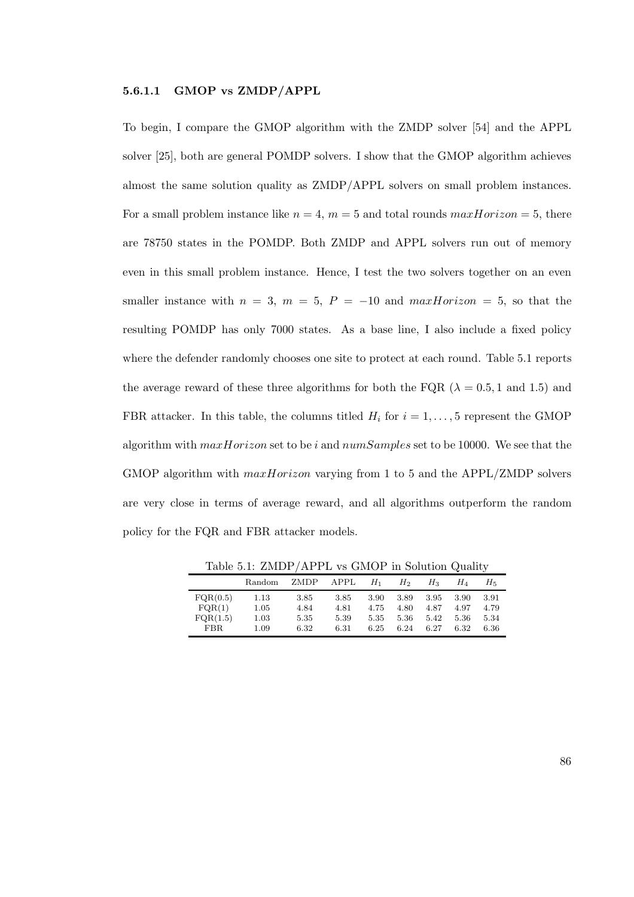#### 5.6.1.1 GMOP vs ZMDP/APPL

To begin, I compare the GMOP algorithm with the ZMDP solver [54] and the APPL solver [25], both are general POMDP solvers. I show that the GMOP algorithm achieves almost the same solution quality as ZMDP/APPL solvers on small problem instances. For a small problem instance like $n = 4$, $m = 5$ and total rounds $maxHorizon = 5$, there are 78750 states in the POMDP. Both ZMDP and APPL solvers run out of memory even in this small problem instance. Hence, I test the two solvers together on an even smaller instance with $n = 3$, $m = 5$, $P = -10$ and $maxHorizon = 5$, so that the resulting POMDP has only 7000 states. As a base line, I also include a fixed policy where the defender randomly chooses one site to protect at each round. Table 5.1 reports the average reward of these three algorithms for both the FQR ($\lambda = 0.5, 1$ and $1.5$) and FBR attacker. In this table, the columns titled $H_i$ for $i = 1, \ldots, 5$ represent the GMOP algorithm with $maxHorizon$ set to be $i$ and $numSamples$ set to be 10000. We see that the GMOP algorithm with $maxHorizon$ varying from 1 to 5 and the APPL/ZMDP solvers are very close in terms of average reward, and all algorithms outperform the random policy for the FQR and FBR attacker models.

Table 5.1: ZMDP/APPL vs GMOP in Solution Quality

| | Random | ZMDP | APPL | $H_1$ | $H_2$ | $H_3$ | $H_4$ | $H_5$ |
|---|---|---|---|---|---|---|---|---|
| FQR(0.5) | 1.13 | 3.85 | 3.85 | 3.90 | 3.89 | 3.95 | 3.90 | 3.91 |
| FQR(1) | 1.05 | 4.84 | 4.81 | 4.75 | 4.80 | 4.87 | 4.97 | 4.79 |
| FQR(1.5) | 1.03 | 5.35 | 5.39 | 5.35 | 5.36 | 5.42 | 5.36 | 5.34 |
| FBR | 1.09 | 6.32 | 6.31 | 6.25 | 6.24 | 6.27 | 6.32 | 6.36 |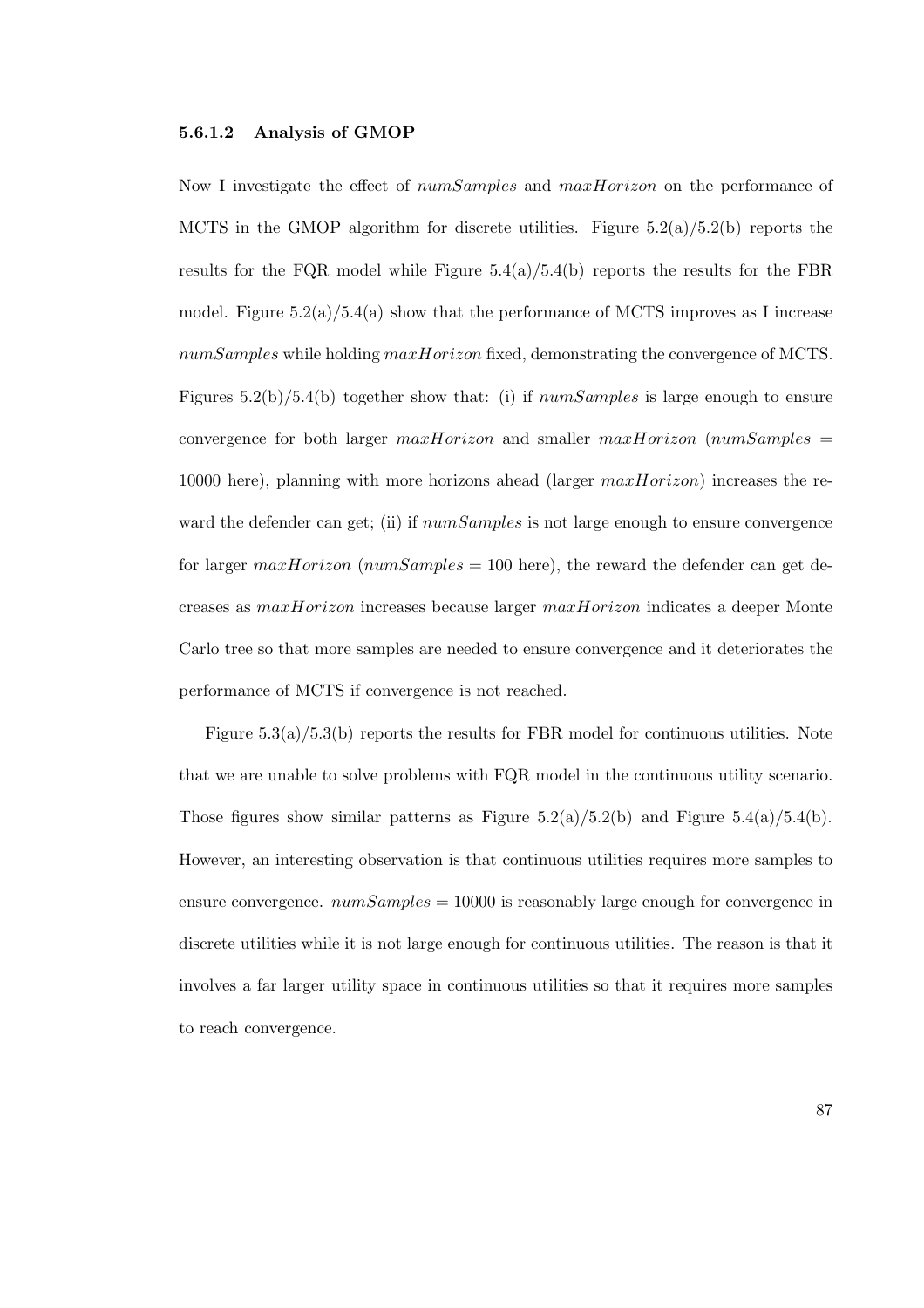#### 5.6.1.2 Analysis of GMOP

Now I investigate the effect of $numSamples$ and $maxHorizon$ on the performance of MCTS in the GMOP algorithm for discrete utilities. Figure 5.2(a)/5.2(b) reports the results for the FQR model while Figure 5.4(a)/5.4(b) reports the results for the FBR model. Figure 5.2(a)/5.4(a) show that the performance of MCTS improves as I increase $numSamples$ while holding $maxHorizon$ fixed, demonstrating the convergence of MCTS. Figures 5.2(b)/5.4(b) together show that: (i) if $numSamples$ is large enough to ensure convergence for both larger $maxHorizon$ and smaller $maxHorizon$ ($numSamples = 10000$ here), planning with more horizons ahead (larger $maxHorizon$) increases the reward the defender can get; (ii) if $numSamples$ is not large enough to ensure convergence for larger $maxHorizon$ ($numSamples = 100$ here), the reward the defender can get decreases as $maxHorizon$ increases because larger $maxHorizon$ indicates a deeper Monte Carlo tree so that more samples are needed to ensure convergence and it deteriorates the performance of MCTS if convergence is not reached.

Figure 5.3(a)/5.3(b) reports the results for FBR model for continuous utilities. Note that we are unable to solve problems with FQR model in the continuous utility scenario. Those figures show similar patterns as Figure 5.2(a)/5.2(b) and Figure 5.4(a)/5.4(b). However, an interesting observation is that continuous utilities requires more samples to ensure convergence. $numSamples = 10000$ is reasonably large enough for convergence in discrete utilities while it is not large enough for continuous utilities. The reason is that it involves a far larger utility space in continuous utilities so that it requires more samples to reach convergence.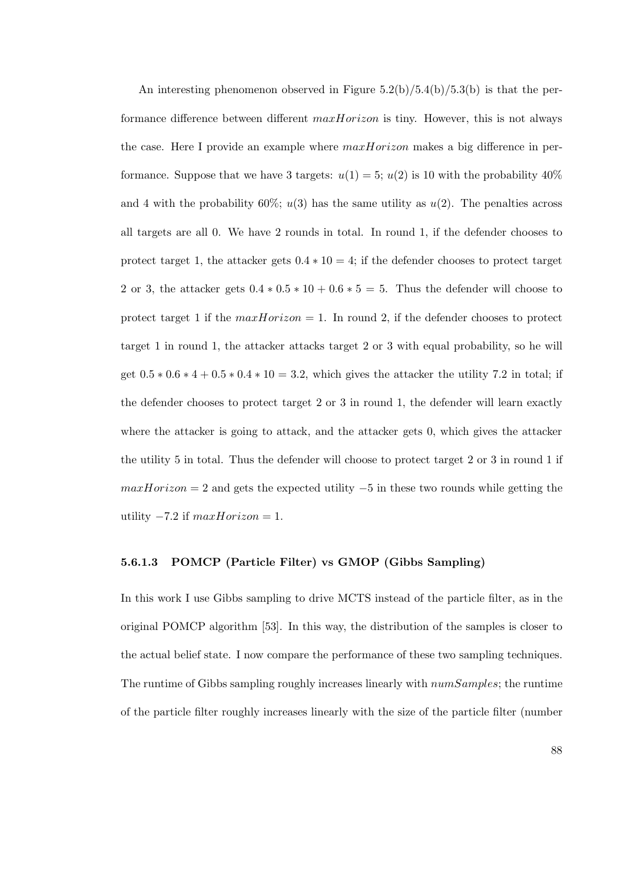An interesting phenomenon observed in Figure 5.2(b)/5.4(b)/5.3(b) is that the performance difference between different $maxHorizon$ is tiny. However, this is not always the case. Here I provide an example where $maxHorizon$ makes a big difference in performance. Suppose that we have 3 targets: $u(1) = 5$; $u(2)$ is 10 with the probability 40% and 4 with the probability 60%; $u(3)$ has the same utility as $u(2)$. The penalties across all targets are all 0. We have 2 rounds in total. In round 1, if the defender chooses to protect target 1, the attacker gets $0.4 * 10 = 4$; if the defender chooses to protect target 2 or 3, the attacker gets $0.4 * 0.5 * 10 + 0.6 * 5 = 5$. Thus the defender will choose to protect target 1 if the $maxHorizon = 1$. In round 2, if the defender chooses to protect target 1 in round 1, the attacker attacks target 2 or 3 with equal probability, so he will get $0.5 * 0.6 * 4 + 0.5 * 0.4 * 10 = 3.2$, which gives the attacker the utility 7.2 in total; if the defender chooses to protect target 2 or 3 in round 1, the defender will learn exactly where the attacker is going to attack, and the attacker gets 0, which gives the attacker the utility 5 in total. Thus the defender will choose to protect target 2 or 3 in round 1 if $maxHorizon = 2$ and gets the expected utility $-5$ in these two rounds while getting the utility $-7.2$ if $maxHorizon = 1$.

#### 5.6.1.3 POMCP (Particle Filter) vs GMOP (Gibbs Sampling)

In this work I use Gibbs sampling to drive MCTS instead of the particle filter, as in the original POMCP algorithm [53]. In this way, the distribution of the samples is closer to the actual belief state. I now compare the performance of these two sampling techniques. The runtime of Gibbs sampling roughly increases linearly with $numSamples$; the runtime of the particle filter roughly increases linearly with the size of the particle filter (number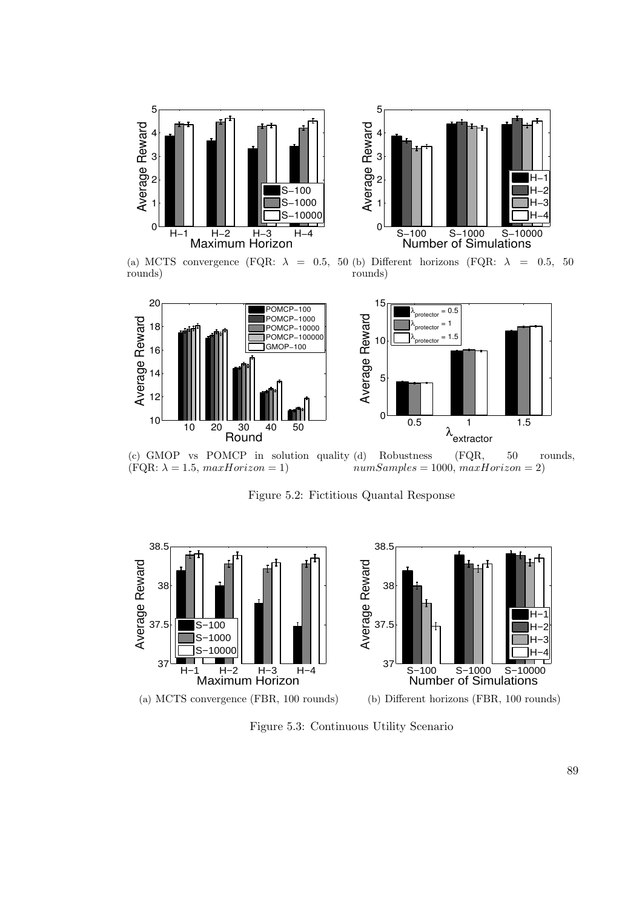(a) MCTS convergence (FQR: $\lambda = 0.5$, 50 rounds)

(b) Different horizons (FQR: $\lambda = 0.5$, 50 rounds)

(c) GMOP vs POMCP in solution quality (FQR: $\lambda = 1.5$, $maxHorizon = 1$)

(d) Robustness (FQR, 50 rounds, $numSamples = 1000$, $maxHorizon = 2$)

Figure 5.2: Fictitious Quantal Response

(a) MCTS convergence (FBR, 100 rounds)

(b) Different horizons (FBR, 100 rounds)

Figure 5.3: Continuous Utility Scenario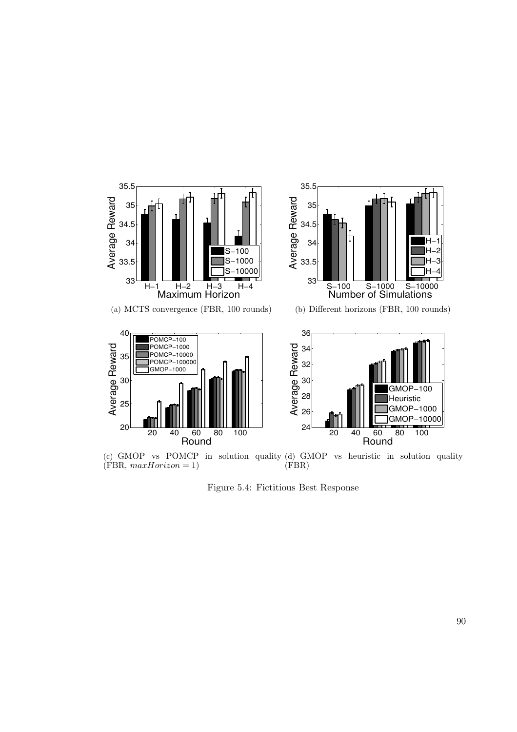(a) MCTS convergence (FBR, 100 rounds)

(b) Different horizons (FBR, 100 rounds)

(c) GMOP vs POMCP in solution quality (FBR, $maxHorizon = 1$)

(d) GMOP vs heuristic in solution quality (FBR)

Figure 5.4: Fictitious Best Response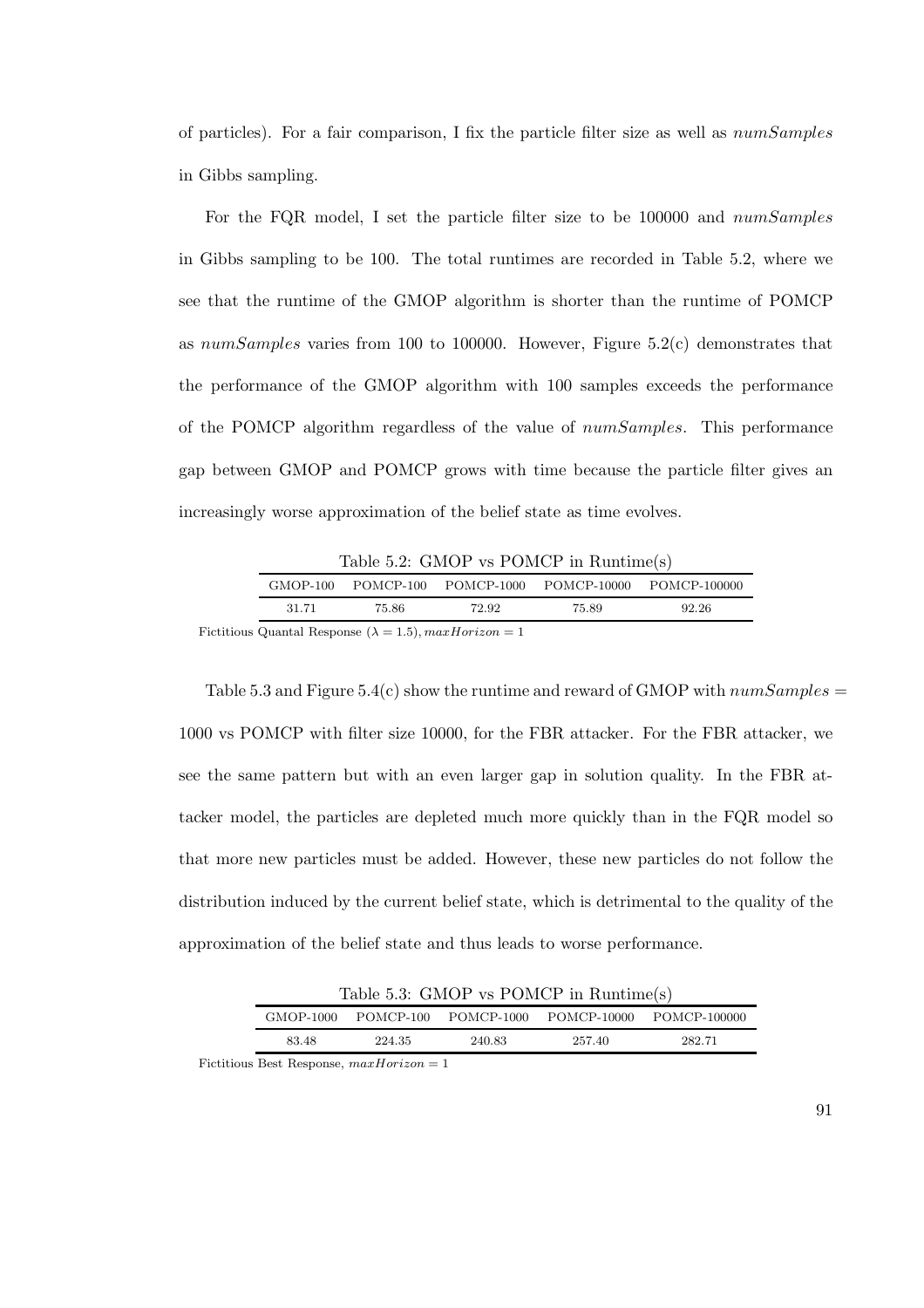of particles). For a fair comparison, I fix the particle filter size as well as *numSamples* in Gibbs sampling.

For the FQR model, I set the particle filter size to be 100000 and *numSamples* in Gibbs sampling to be 100. The total runtimes are recorded in Table 5.2, where we see that the runtime of the GMOP algorithm is shorter than the runtime of POMCP as *numSamples* varies from 100 to 100000. However, Figure 5.2(c) demonstrates that the performance of the GMOP algorithm with 100 samples exceeds the performance of the POMCP algorithm regardless of the value of *numSamples*. This performance gap between GMOP and POMCP grows with time because the particle filter gives an increasingly worse approximation of the belief state as time evolves.

Table 5.2: GMOP vs POMCP in Runtime(s)

| GMOP-100 | POMCP-100 | POMCP-1000 | POMCP-10000 | POMCP-100000 |
|---|---|---|---|---|
| 31.71 | 75.86 | 72.92 | 75.89 | 92.26 |

Fictitious Quantal Response ($\lambda = 1.5$), $maxHorizon = 1$

Table 5.3 and Figure 5.4(c) show the runtime and reward of GMOP with $numSamples = 1000$ vs POMCP with filter size 10000, for the FBR attacker. For the FBR attacker, we see the same pattern but with an even larger gap in solution quality. In the FBR attacker model, the particles are depleted much more quickly than in the FQR model so that more new particles must be added. However, these new particles do not follow the distribution induced by the current belief state, which is detrimental to the quality of the approximation of the belief state and thus leads to worse performance.

Table 5.3: GMOP vs POMCP in Runtime(s)

| GMOP-1000 | POMCP-100 | POMCP-1000 | POMCP-10000 | POMCP-100000 |
|---|---|---|---|---|
| 83.48 | 224.35 | 240.83 | 257.40 | 282.71 |

Fictitious Best Response, $maxHorizon = 1$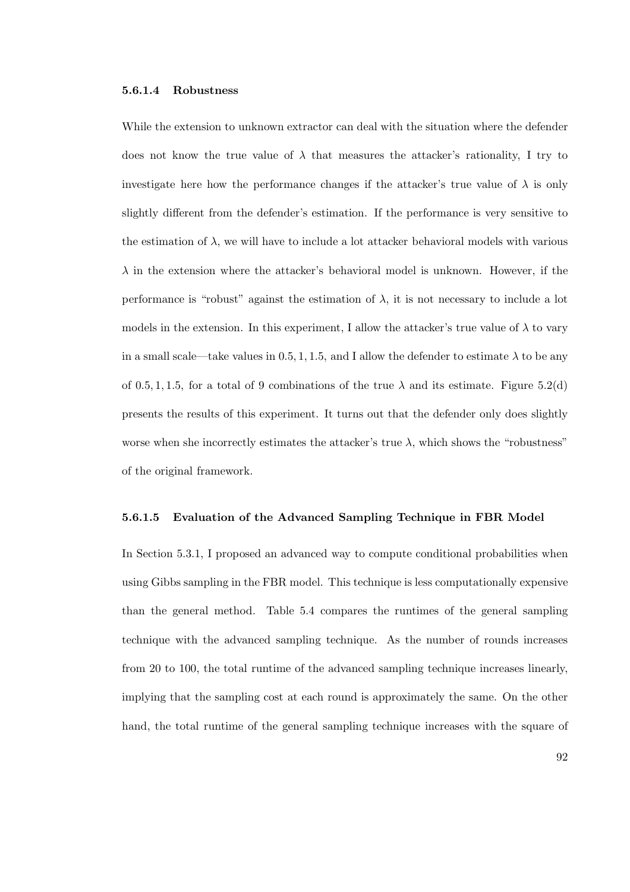#### 5.6.1.4 Robustness

While the extension to unknown extractor can deal with the situation where the defender does not know the true value of $\lambda$ that measures the attacker's rationality, I try to investigate here how the performance changes if the attacker's true value of $\lambda$ is only slightly different from the defender's estimation. If the performance is very sensitive to the estimation of $\lambda$, we will have to include a lot attacker behavioral models with various $\lambda$ in the extension where the attacker's behavioral model is unknown. However, if the performance is "robust" against the estimation of $\lambda$, it is not necessary to include a lot models in the extension. In this experiment, I allow the attacker's true value of $\lambda$ to vary in a small scale—take values in $0.5, 1, 1.5$, and I allow the defender to estimate $\lambda$ to be any of $0.5, 1, 1.5$, for a total of 9 combinations of the true $\lambda$ and its estimate. Figure 5.2(d) presents the results of this experiment. It turns out that the defender only does slightly worse when she incorrectly estimates the attacker's true $\lambda$, which shows the "robustness" of the original framework.

#### 5.6.1.5 Evaluation of the Advanced Sampling Technique in FBR Model

In Section 5.3.1, I proposed an advanced way to compute conditional probabilities when using Gibbs sampling in the FBR model. This technique is less computationally expensive than the general method. Table 5.4 compares the runtimes of the general sampling technique with the advanced sampling technique. As the number of rounds increases from 20 to 100, the total runtime of the advanced sampling technique increases linearly, implying that the sampling cost at each round is approximately the same. On the other hand, the total runtime of the general sampling technique increases with the square of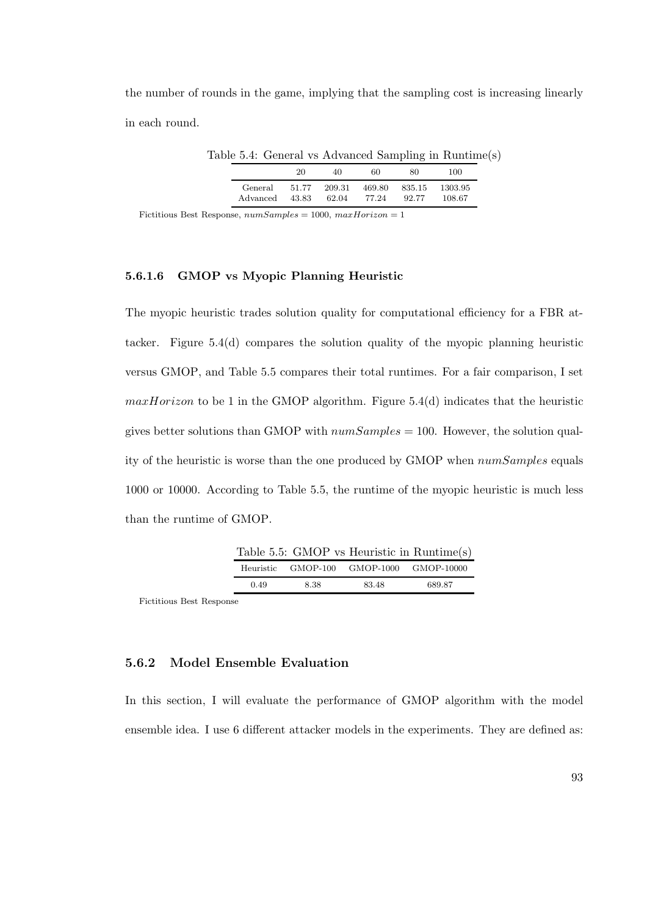the number of rounds in the game, implying that the sampling cost is increasing linearly in each round.

Table 5.4: General vs Advanced Sampling in Runtime(s)

| | 20 | 40 | 60 | 80 | 100 |
|---|---|---|---|---|---|
| General | 51.77 | 209.31 | 469.80 | 835.15 | 1303.95 |
| Advanced | 43.83 | 62.04 | 77.24 | 92.77 | 108.67 |

Fictitious Best Response, $numSamples = 1000$, $maxHorizon = 1$

#### 5.6.1.6 GMOP vs Myopic Planning Heuristic

The myopic heuristic trades solution quality for computational efficiency for a FBR attacker. Figure 5.4(d) compares the solution quality of the myopic planning heuristic versus GMOP, and Table 5.5 compares their total runtimes. For a fair comparison, I set $maxHorizon$ to be 1 in the GMOP algorithm. Figure 5.4(d) indicates that the heuristic gives better solutions than GMOP with $numSamples = 100$. However, the solution quality of the heuristic is worse than the one produced by GMOP when $numSamples$ equals 1000 or 10000. According to Table 5.5, the runtime of the myopic heuristic is much less than the runtime of GMOP.

Table 5.5: GMOP vs Heuristic in Runtime(s)

| Heuristic | GMOP-100 | GMOP-1000 | GMOP-10000 |
|---|---|---|---|
| 0.49 | 8.38 | 83.48 | 689.87 |

Fictitious Best Response

### 5.6.2 Model Ensemble Evaluation

In this section, I will evaluate the performance of GMOP algorithm with the model ensemble idea. I use 6 different attacker models in the experiments. They are defined as: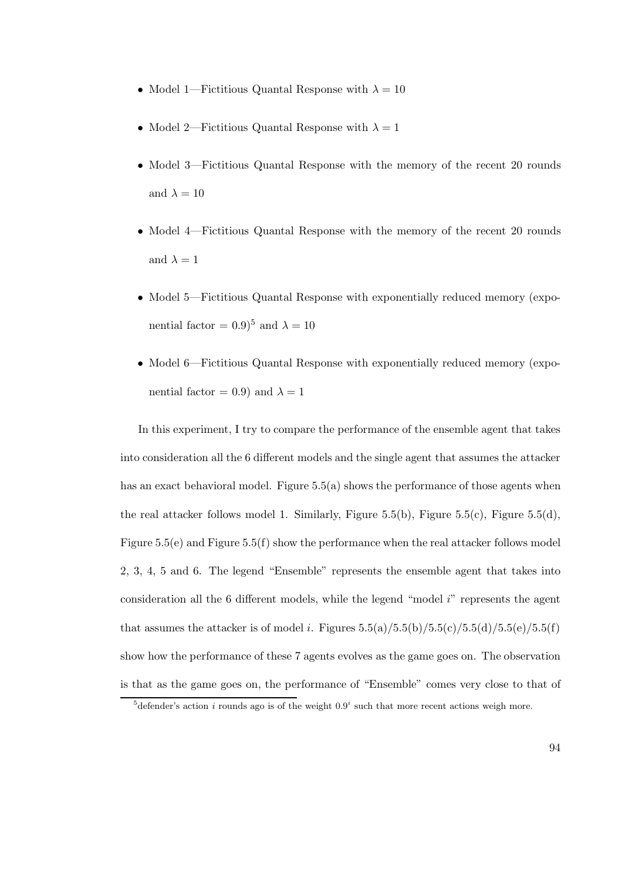- Model 1—Fictitious Quantal Response with $\lambda = 10$
- Model 2—Fictitious Quantal Response with $\lambda = 1$
- Model 3—Fictitious Quantal Response with the memory of the recent 20 rounds and $\lambda = 10$
- Model 4—Fictitious Quantal Response with the memory of the recent 20 rounds and $\lambda = 1$
- Model 5—Fictitious Quantal Response with exponentially reduced memory (exponential factor = 0.9)[5] and $\lambda = 10$
- Model 6—Fictitious Quantal Response with exponentially reduced memory (exponential factor = 0.9) and $\lambda = 1$

In this experiment, I try to compare the performance of the ensemble agent that takes into consideration all the 6 different models and the single agent that assumes the attacker has an exact behavioral model. Figure 5.5(a) shows the performance of those agents when the real attacker follows model 1. Similarly, Figure 5.5(b), Figure 5.5(c), Figure 5.5(d), Figure 5.5(e) and Figure 5.5(f) show the performance when the real attacker follows model 2, 3, 4, 5 and 6. The legend "Ensemble" represents the ensemble agent that takes into consideration all the 6 different models, while the legend "model $i$" represents the agent that assumes the attacker is of model $i$. Figures 5.5(a)/5.5(b)/5.5(c)/5.5(d)/5.5(e)/5.5(f) show how the performance of these 7 agents evolves as the game goes on. The observation is that as the game goes on, the performance of "Ensemble" comes very close to that of

[5] defender's action $i$ rounds ago is of the weight $0.9^i$ such that more recent actions weigh more.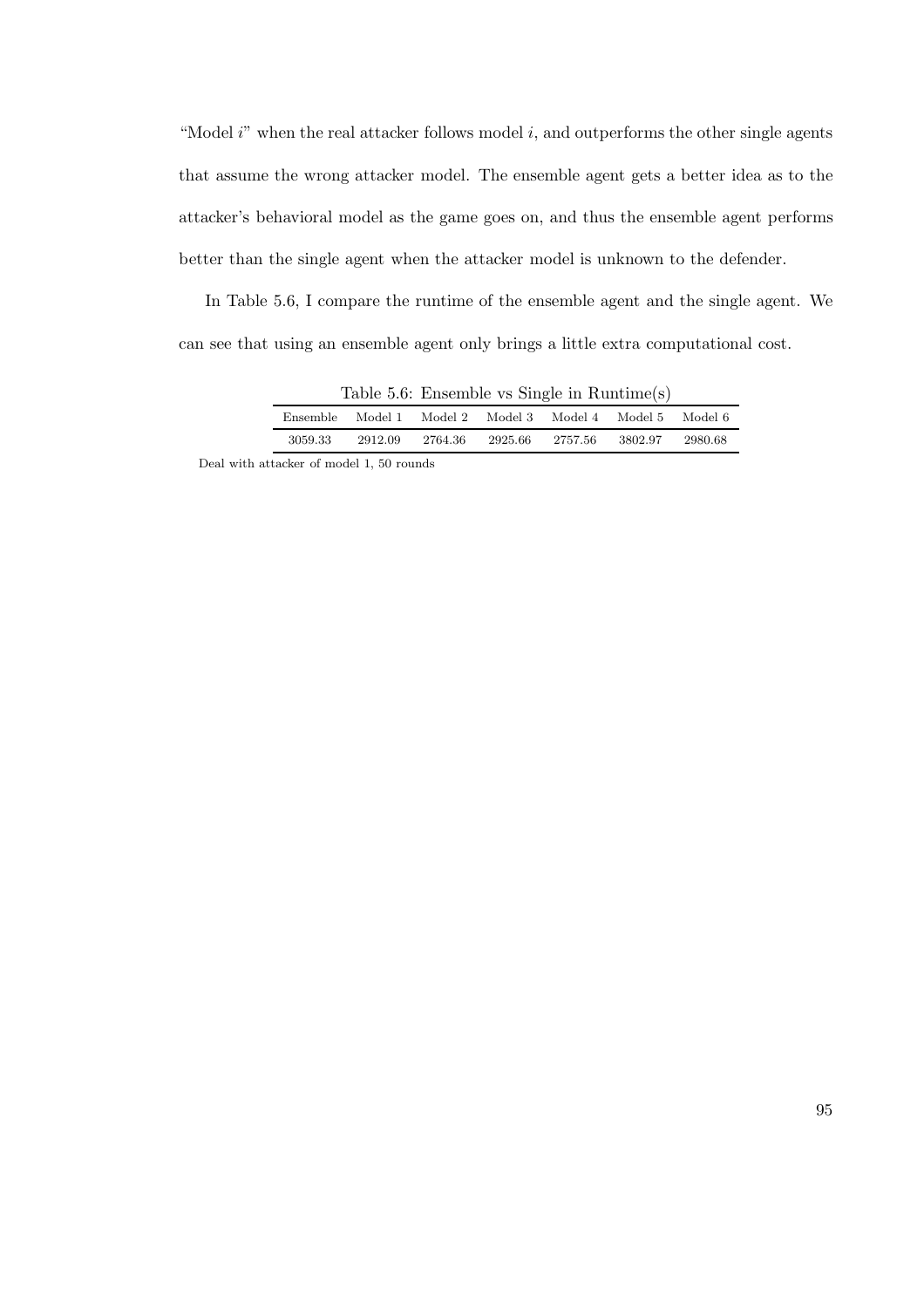"Model $i$" when the real attacker follows model $i$, and outperforms the other single agents that assume the wrong attacker model. The ensemble agent gets a better idea as to the attacker's behavioral model as the game goes on, and thus the ensemble agent performs better than the single agent when the attacker model is unknown to the defender.

In Table 5.6, I compare the runtime of the ensemble agent and the single agent. We can see that using an ensemble agent only brings a little extra computational cost.

Table 5.6: Ensemble vs Single in Runtime(s)

| Ensemble | Model 1 | Model 2 | Model 3 | Model 4 | Model 5 | Model 6 |
|---|---|---|---|---|---|---|
| 3059.33 | 2912.09 | 2764.36 | 2925.66 | 2757.56 | 3802.97 | 2980.68 |

Deal with attacker of model 1, 50 rounds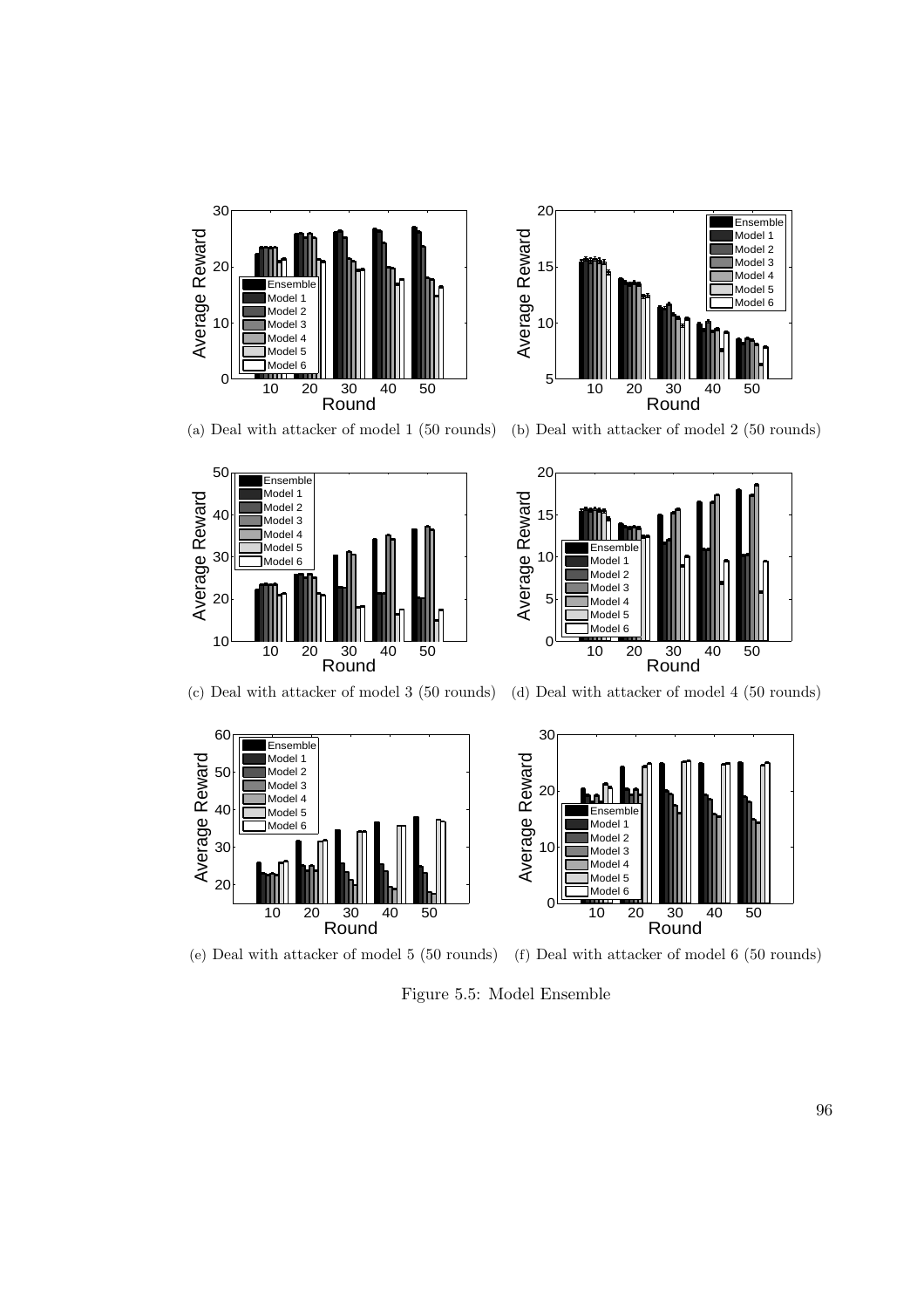(a) Deal with attacker of model 1 (50 rounds)

(b) Deal with attacker of model 2 (50 rounds)

(c) Deal with attacker of model 3 (50 rounds)

(d) Deal with attacker of model 4 (50 rounds)

(e) Deal with attacker of model 5 (50 rounds)

(f) Deal with attacker of model 6 (50 rounds)

Figure 5.5: Model Ensemble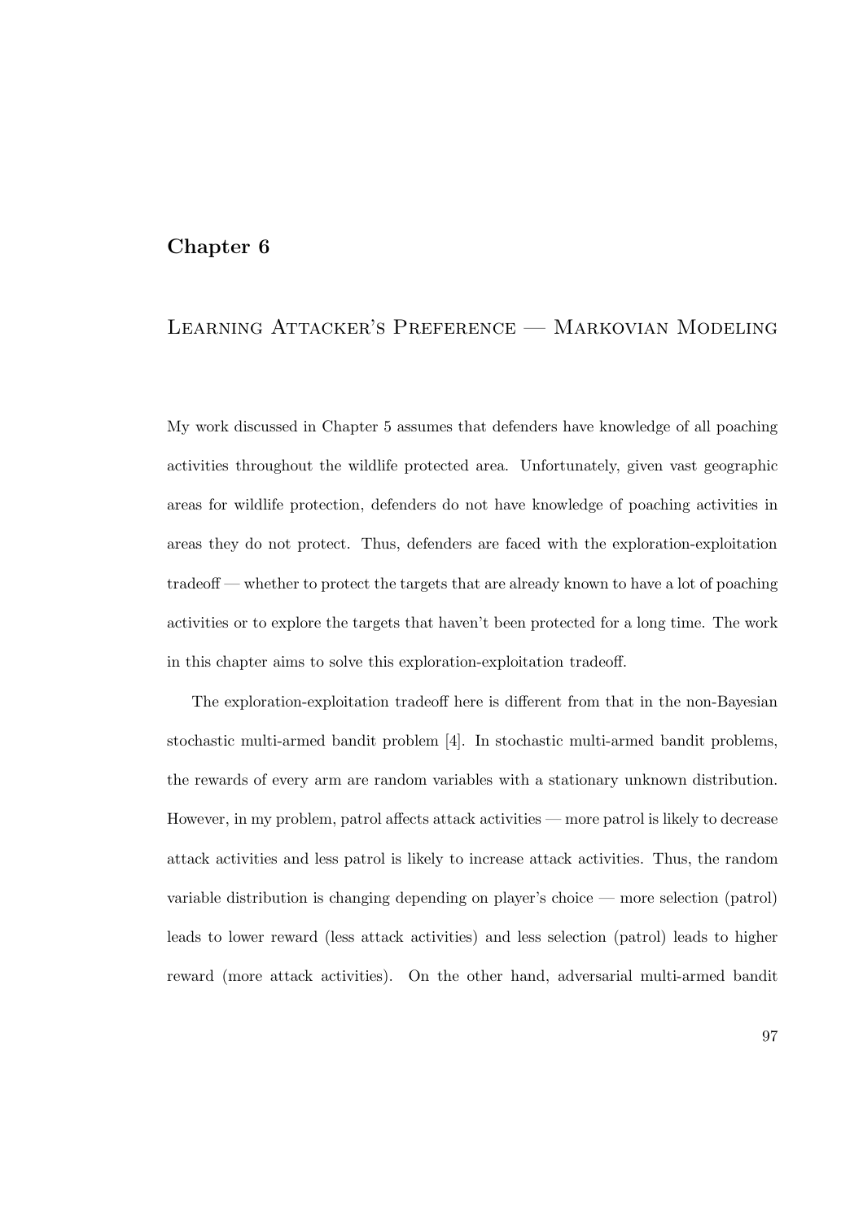# Chapter 6

## Learning Attacker's Preference — Markovian Modeling

My work discussed in Chapter 5 assumes that defenders have knowledge of all poaching activities throughout the wildlife protected area. Unfortunately, given vast geographic areas for wildlife protection, defenders do not have knowledge of poaching activities in areas they do not protect. Thus, defenders are faced with the exploration-exploitation tradeoff — whether to protect the targets that are already known to have a lot of poaching activities or to explore the targets that haven't been protected for a long time. The work in this chapter aims to solve this exploration-exploitation tradeoff.

The exploration-exploitation tradeoff here is different from that in the non-Bayesian stochastic multi-armed bandit problem [4]. In stochastic multi-armed bandit problems, the rewards of every arm are random variables with a stationary unknown distribution. However, in my problem, patrol affects attack activities — more patrol is likely to decrease attack activities and less patrol is likely to increase attack activities. Thus, the random variable distribution is changing depending on player's choice — more selection (patrol) leads to lower reward (less attack activities) and less selection (patrol) leads to higher reward (more attack activities). On the other hand, adversarial multi-armed bandit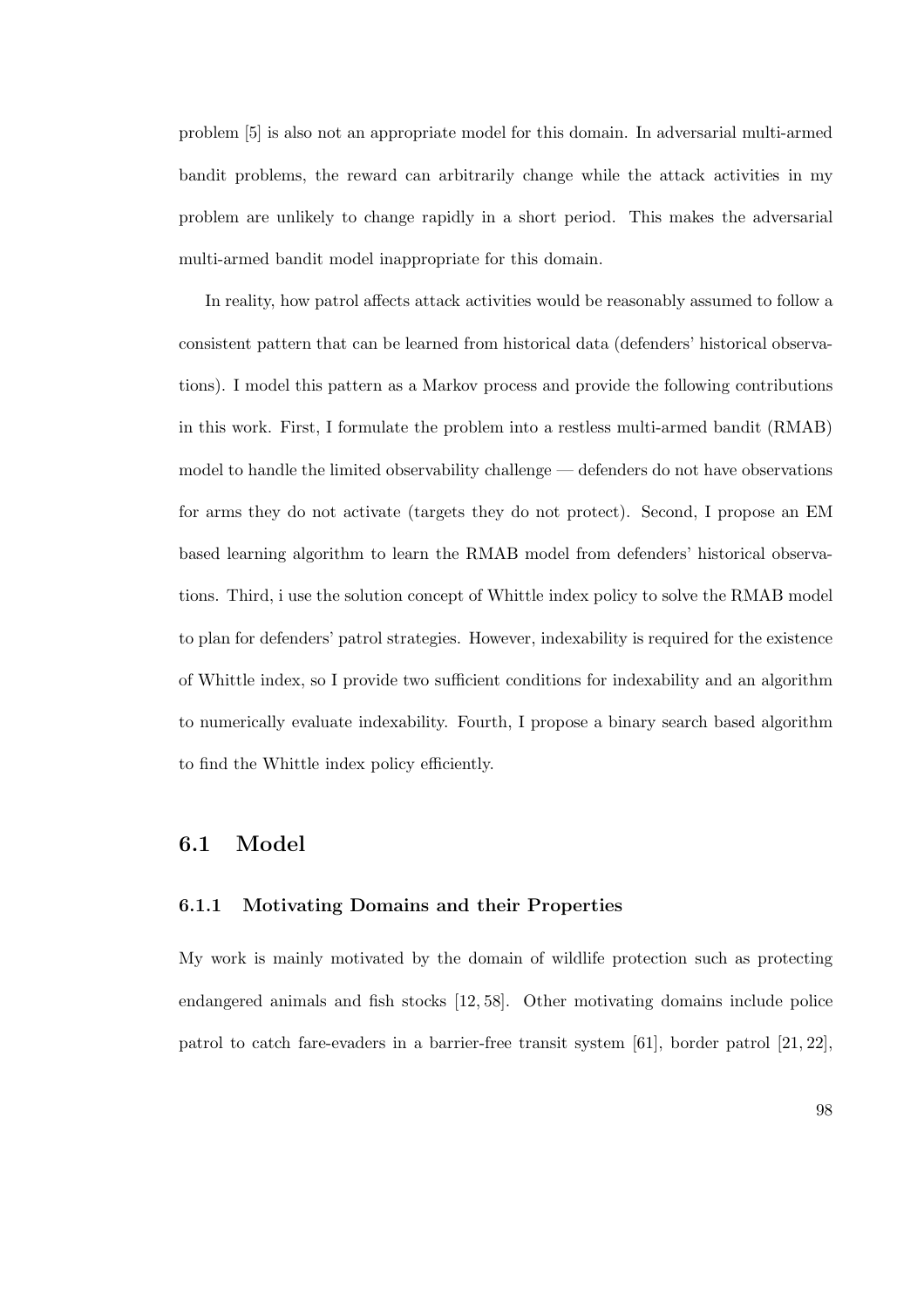problem [5] is also not an appropriate model for this domain. In adversarial multi-armed bandit problems, the reward can arbitrarily change while the attack activities in my problem are unlikely to change rapidly in a short period. This makes the adversarial multi-armed bandit model inappropriate for this domain.

In reality, how patrol affects attack activities would be reasonably assumed to follow a consistent pattern that can be learned from historical data (defenders' historical observations). I model this pattern as a Markov process and provide the following contributions in this work. First, I formulate the problem into a restless multi-armed bandit (RMAB) model to handle the limited observability challenge — defenders do not have observations for arms they do not activate (targets they do not protect). Second, I propose an EM based learning algorithm to learn the RMAB model from defenders' historical observations. Third, i use the solution concept of Whittle index policy to solve the RMAB model to plan for defenders' patrol strategies. However, indexability is required for the existence of Whittle index, so I provide two sufficient conditions for indexability and an algorithm to numerically evaluate indexability. Fourth, I propose a binary search based algorithm to find the Whittle index policy efficiently.

## 6.1 Model

### 6.1.1 Motivating Domains and their Properties

My work is mainly motivated by the domain of wildlife protection such as protecting endangered animals and fish stocks [12, 58]. Other motivating domains include police patrol to catch fare-evaders in a barrier-free transit system [61], border patrol [21, 22],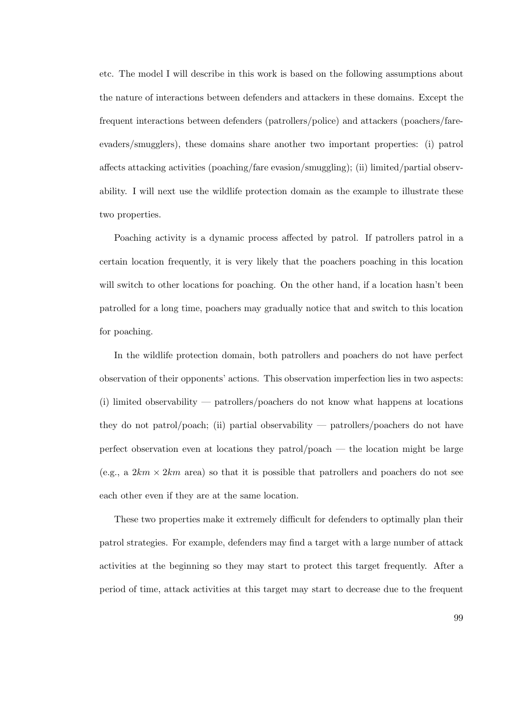etc. The model I will describe in this work is based on the following assumptions about the nature of interactions between defenders and attackers in these domains. Except the frequent interactions between defenders (patrollers/police) and attackers (poachers/fare-evaders/smugglers), these domains share another two important properties: (i) patrol affects attacking activities (poaching/fare evasion/smuggling); (ii) limited/partial observability. I will next use the wildlife protection domain as the example to illustrate these two properties.

Poaching activity is a dynamic process affected by patrol. If patrollers patrol in a certain location frequently, it is very likely that the poachers poaching in this location will switch to other locations for poaching. On the other hand, if a location hasn't been patrolled for a long time, poachers may gradually notice that and switch to this location for poaching.

In the wildlife protection domain, both patrollers and poachers do not have perfect observation of their opponents' actions. This observation imperfection lies in two aspects: (i) limited observability — patrollers/poachers do not know what happens at locations they do not patrol/poach; (ii) partial observability — patrollers/poachers do not have perfect observation even at locations they patrol/poach — the location might be large (e.g., a $2km \times 2km$ area) so that it is possible that patrollers and poachers do not see each other even if they are at the same location.

These two properties make it extremely difficult for defenders to optimally plan their patrol strategies. For example, defenders may find a target with a large number of attack activities at the beginning so they may start to protect this target frequently. After a period of time, attack activities at this target may start to decrease due to the frequent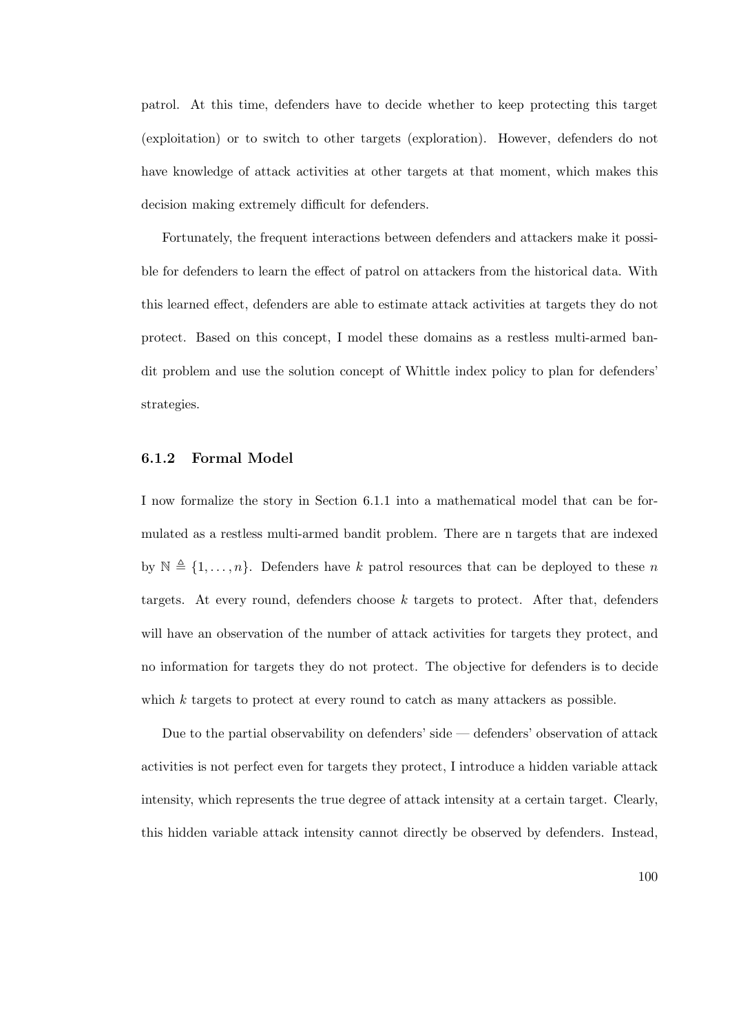patrol. At this time, defenders have to decide whether to keep protecting this target (exploitation) or to switch to other targets (exploration). However, defenders do not have knowledge of attack activities at other targets at that moment, which makes this decision making extremely difficult for defenders.

Fortunately, the frequent interactions between defenders and attackers make it possible for defenders to learn the effect of patrol on attackers from the historical data. With this learned effect, defenders are able to estimate attack activities at targets they do not protect. Based on this concept, I model these domains as a restless multi-armed bandit problem and use the solution concept of Whittle index policy to plan for defenders' strategies.

### 6.1.2 Formal Model

I now formalize the story in Section 6.1.1 into a mathematical model that can be formulated as a restless multi-armed bandit problem. There are n targets that are indexed by $\mathbb{N} \triangleq \{1, \ldots, n\}$. Defenders have $k$ patrol resources that can be deployed to these $n$ targets. At every round, defenders choose $k$ targets to protect. After that, defenders will have an observation of the number of attack activities for targets they protect, and no information for targets they do not protect. The objective for defenders is to decide which $k$ targets to protect at every round to catch as many attackers as possible.

Due to the partial observability on defenders' side — defenders' observation of attack activities is not perfect even for targets they protect, I introduce a hidden variable attack intensity, which represents the true degree of attack intensity at a certain target. Clearly, this hidden variable attack intensity cannot directly be observed by defenders. Instead,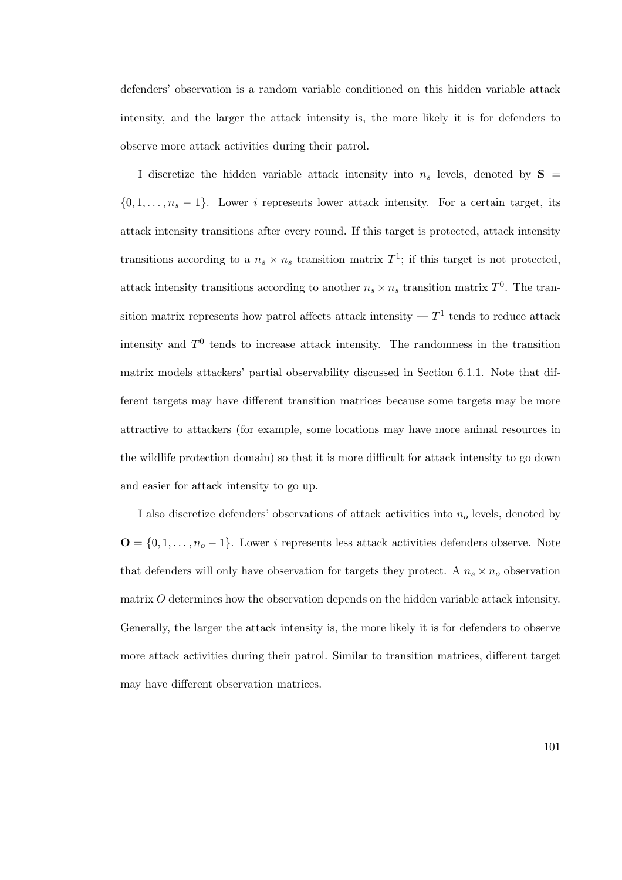defenders' observation is a random variable conditioned on this hidden variable attack intensity, and the larger the attack intensity is, the more likely it is for defenders to observe more attack activities during their patrol.

I discretize the hidden variable attack intensity into $n_s$ levels, denoted by $\mathbf{S} = \{0, 1, \ldots, n_s - 1\}$. Lower $i$ represents lower attack intensity. For a certain target, its attack intensity transitions after every round. If this target is protected, attack intensity transitions according to a $n_s \times n_s$ transition matrix $T^1$; if this target is not protected, attack intensity transitions according to another $n_s \times n_s$ transition matrix $T^0$. The transition matrix represents how patrol affects attack intensity — $T^1$ tends to reduce attack intensity and $T^0$ tends to increase attack intensity. The randomness in the transition matrix models attackers' partial observability discussed in Section 6.1.1. Note that different targets may have different transition matrices because some targets may be more attractive to attackers (for example, some locations may have more animal resources in the wildlife protection domain) so that it is more difficult for attack intensity to go down and easier for attack intensity to go up.

I also discretize defenders' observations of attack activities into $n_o$ levels, denoted by $\mathbf{O} = \{0, 1, \ldots, n_o - 1\}$. Lower $i$ represents less attack activities defenders observe. Note that defenders will only have observation for targets they protect. A $n_s \times n_o$ observation matrix $O$ determines how the observation depends on the hidden variable attack intensity. Generally, the larger the attack intensity is, the more likely it is for defenders to observe more attack activities during their patrol. Similar to transition matrices, different target may have different observation matrices.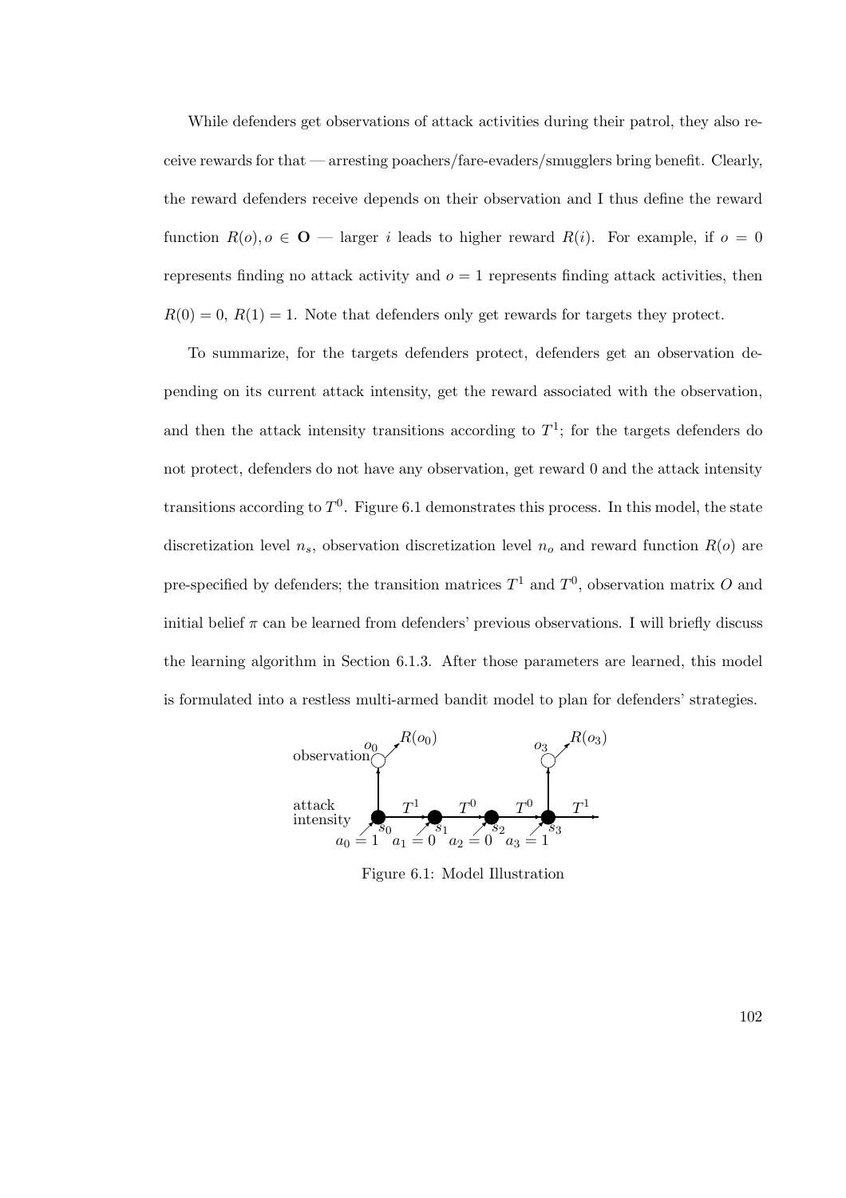While defenders get observations of attack activities during their patrol, they also receive rewards for that — arresting poachers/fare-evaders/smugglers bring benefit. Clearly, the reward defenders receive depends on their observation and I thus define the reward function $R(o), o \in \mathbf{O}$ — larger $i$ leads to higher reward $R(i)$. For example, if $o = 0$ represents finding no attack activity and $o = 1$ represents finding attack activities, then $R(0) = 0$, $R(1) = 1$. Note that defenders only get rewards for targets they protect.

To summarize, for the targets defenders protect, defenders get an observation depending on its current attack intensity, get the reward associated with the observation, and then the attack intensity transitions according to $T^1$; for the targets defenders do not protect, defenders do not have any observation, get reward 0 and the attack intensity transitions according to $T^0$. Figure 6.1 demonstrates this process. In this model, the state discretization level $n_s$, observation discretization level $n_o$ and reward function $R(o)$ are pre-specified by defenders; the transition matrices $T^1$ and $T^0$, observation matrix $O$ and initial belief $\pi$ can be learned from defenders' previous observations. I will briefly discuss the learning algorithm in Section 6.1.3. After those parameters are learned, this model is formulated into a restless multi-armed bandit model to plan for defenders' strategies.

Figure 6.1: Model Illustration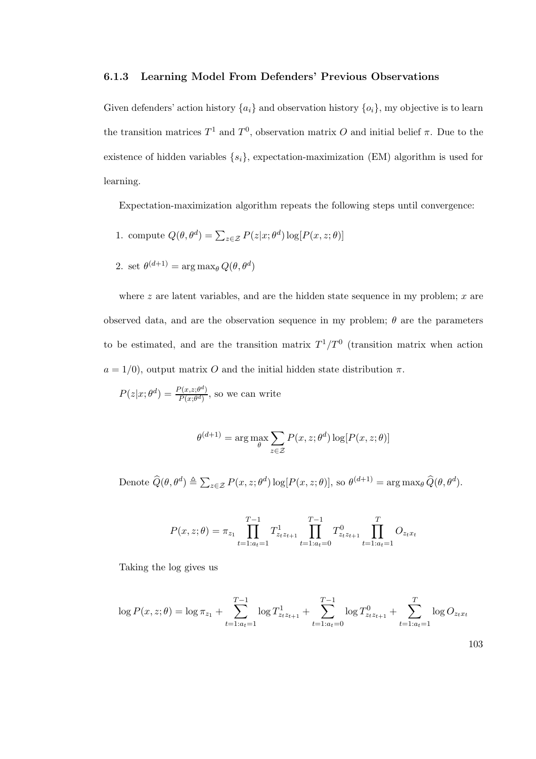### 6.1.3 Learning Model From Defenders' Previous Observations

Given defenders' action history $\{a_i\}$ and observation history $\{o_i\}$, my objective is to learn the transition matrices $T^1$ and $T^0$, observation matrix $O$ and initial belief $\pi$. Due to the existence of hidden variables $\{s_i\}$, expectation-maximization (EM) algorithm is used for learning.

Expectation-maximization algorithm repeats the following steps until convergence:

1. compute $Q(\theta, \theta^d) = \sum_{z \in \mathcal{Z}} P(z|x; \theta^d) \log[P(x, z; \theta)]$
2. set $\theta^{(d+1)} = \arg\max_\theta Q(\theta, \theta^d)$

where $z$ are latent variables, and are the hidden state sequence in my problem; $x$ are observed data, and are the observation sequence in my problem; $\theta$ are the parameters to be estimated, and are the transition matrix $T^1/T^0$ (transition matrix when action $a = 1/0$), output matrix $O$ and the initial hidden state distribution $\pi$.

$P(z|x; \theta^d) = \frac{P(x,z;\theta^d)}{P(x;\theta^d)}$, so we can write

$$\theta^{(d+1)} = \arg\max_\theta \sum_{z \in \mathcal{Z}} P(x, z; \theta^d) \log[P(x, z; \theta)]$$

Denote $\widehat{Q}(\theta, \theta^d) \triangleq \sum_{z \in \mathcal{Z}} P(x, z; \theta^d) \log[P(x, z; \theta)]$, so $\theta^{(d+1)} = \arg\max_\theta \widehat{Q}(\theta, \theta^d)$.

$$P(x, z; \theta) = \pi_{z_1} \prod_{t=1:a_t=1}^{T-1} T^1_{z_t z_{t+1}} \prod_{t=1:a_t=0}^{T-1} T^0_{z_t z_{t+1}} \prod_{t=1:a_t=1}^{T} O_{z_t x_t}$$

Taking the log gives us

$$\log P(x, z; \theta) = \log \pi_{z_1} + \sum_{t=1:a_t=1}^{T-1} \log T^1_{z_t z_{t+1}} + \sum_{t=1:a_t=0}^{T-1} \log T^0_{z_t z_{t+1}} + \sum_{t=1:a_t=1}^{T} \log O_{z_t x_t}$$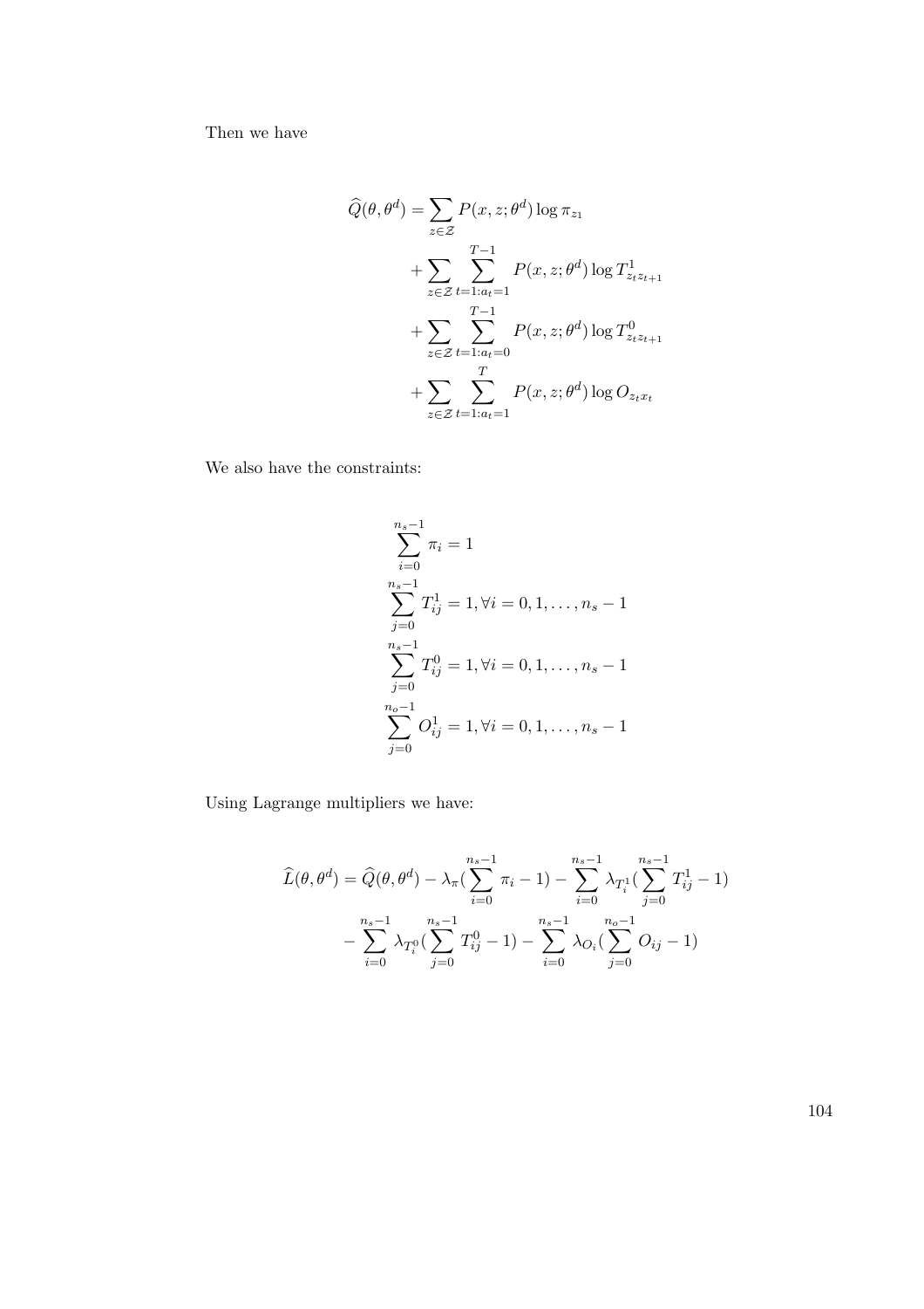Then we have

$$
\begin{aligned}
\widehat{Q}(\theta, \theta^d) = & \sum_{z \in \mathcal{Z}} P(x, z; \theta^d) \log \pi_{z_1} \\
& + \sum_{z \in \mathcal{Z}} \sum_{t=1:a_t=1}^{T-1} P(x, z; \theta^d) \log T^1_{z_t z_{t+1}} \\
& + \sum_{z \in \mathcal{Z}} \sum_{t=1:a_t=0}^{T-1} P(x, z; \theta^d) \log T^0_{z_t z_{t+1}} \\
& + \sum_{z \in \mathcal{Z}} \sum_{t=1:a_t=1}^{T} P(x, z; \theta^d) \log O_{z_t x_t}
\end{aligned}
$$

We also have the constraints:

$$
\begin{aligned}
& \sum_{i=0}^{n_s-1} \pi_i = 1 \\
& \sum_{j=0}^{n_s-1} T^1_{ij} = 1, \forall i = 0, 1, \ldots, n_s - 1 \\
& \sum_{j=0}^{n_s-1} T^0_{ij} = 1, \forall i = 0, 1, \ldots, n_s - 1 \\
& \sum_{j=0}^{n_o-1} O^1_{ij} = 1, \forall i = 0, 1, \ldots, n_s - 1
\end{aligned}
$$

Using Lagrange multipliers we have:

$$
\begin{aligned}
\widehat{L}(\theta, \theta^d) = \widehat{Q}(\theta, \theta^d) & - \lambda_\pi \left( \sum_{i=0}^{n_s-1} \pi_i - 1 \right) - \sum_{i=0}^{n_s-1} \lambda_{T^1_i} \left( \sum_{j=0}^{n_s-1} T^1_{ij} - 1 \right) \\
& - \sum_{i=0}^{n_s-1} \lambda_{T^0_i} \left( \sum_{j=0}^{n_s-1} T^0_{ij} - 1 \right) - \sum_{i=0}^{n_s-1} \lambda_{O_i} \left( \sum_{j=0}^{n_o-1} O_{ij} - 1 \right)
\end{aligned}
$$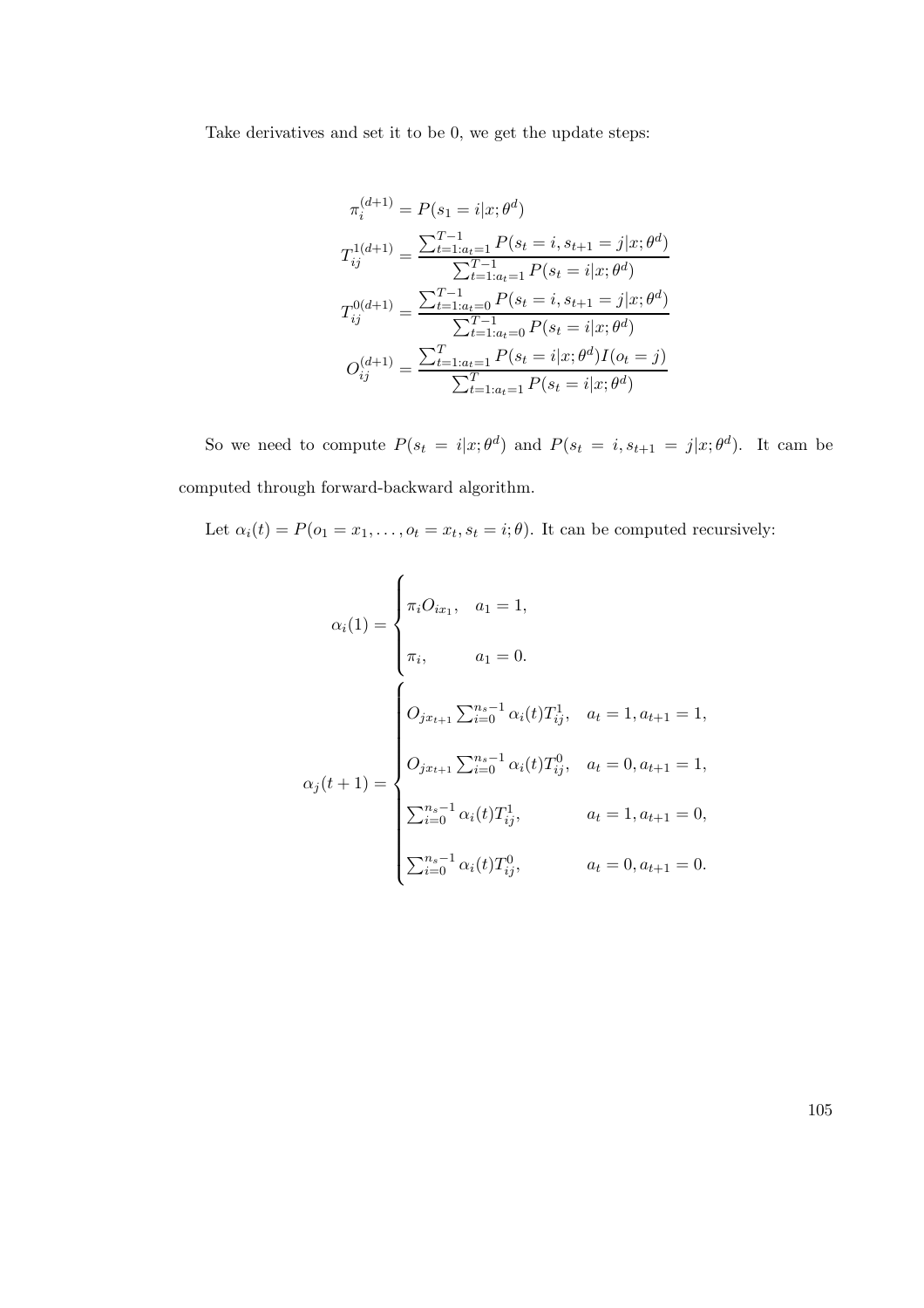Take derivatives and set it to be 0, we get the update steps:

$$
\begin{aligned}
\pi_i^{(d+1)} &= P(s_1 = i|x;\theta^d) \\
T_{ij}^{1(d+1)} &= \frac{\sum_{t=1:a_t=1}^{T-1} P(s_t = i, s_{t+1} = j|x;\theta^d)}{\sum_{t=1:a_t=1}^{T-1} P(s_t = i|x;\theta^d)} \\
T_{ij}^{0(d+1)} &= \frac{\sum_{t=1:a_t=0}^{T-1} P(s_t = i, s_{t+1} = j|x;\theta^d)}{\sum_{t=1:a_t=0}^{T-1} P(s_t = i|x;\theta^d)} \\
O_{ij}^{(d+1)} &= \frac{\sum_{t=1:a_t=1}^{T} P(s_t = i|x;\theta^d) I(o_t = j)}{\sum_{t=1:a_t=1}^{T} P(s_t = i|x;\theta^d)}
\end{aligned}
$$

So we need to compute $P(s_t = i|x;\theta^d)$ and $P(s_t = i, s_{t+1} = j|x;\theta^d)$. It cam be computed through forward-backward algorithm.

Let $\alpha_i(t) = P(o_1 = x_1, \ldots, o_t = x_t, s_t = i;\theta)$. It can be computed recursively:

$$
\alpha_i(1) = \begin{cases} \pi_i O_{ix_1}, & a_1 = 1, \\ \pi_i, & a_1 = 0. \end{cases}
$$

$$
\alpha_j(t+1) = \begin{cases} O_{jx_{t+1}} \sum_{i=0}^{n_s-1} \alpha_i(t) T_{ij}^1, & a_t = 1, a_{t+1} = 1, \\ O_{jx_{t+1}} \sum_{i=0}^{n_s-1} \alpha_i(t) T_{ij}^0, & a_t = 0, a_{t+1} = 1, \\ \sum_{i=0}^{n_s-1} \alpha_i(t) T_{ij}^1, & a_t = 1, a_{t+1} = 0, \\ \sum_{i=0}^{n_s-1} \alpha_i(t) T_{ij}^0, & a_t = 0, a_{t+1} = 0. \end{cases}
$$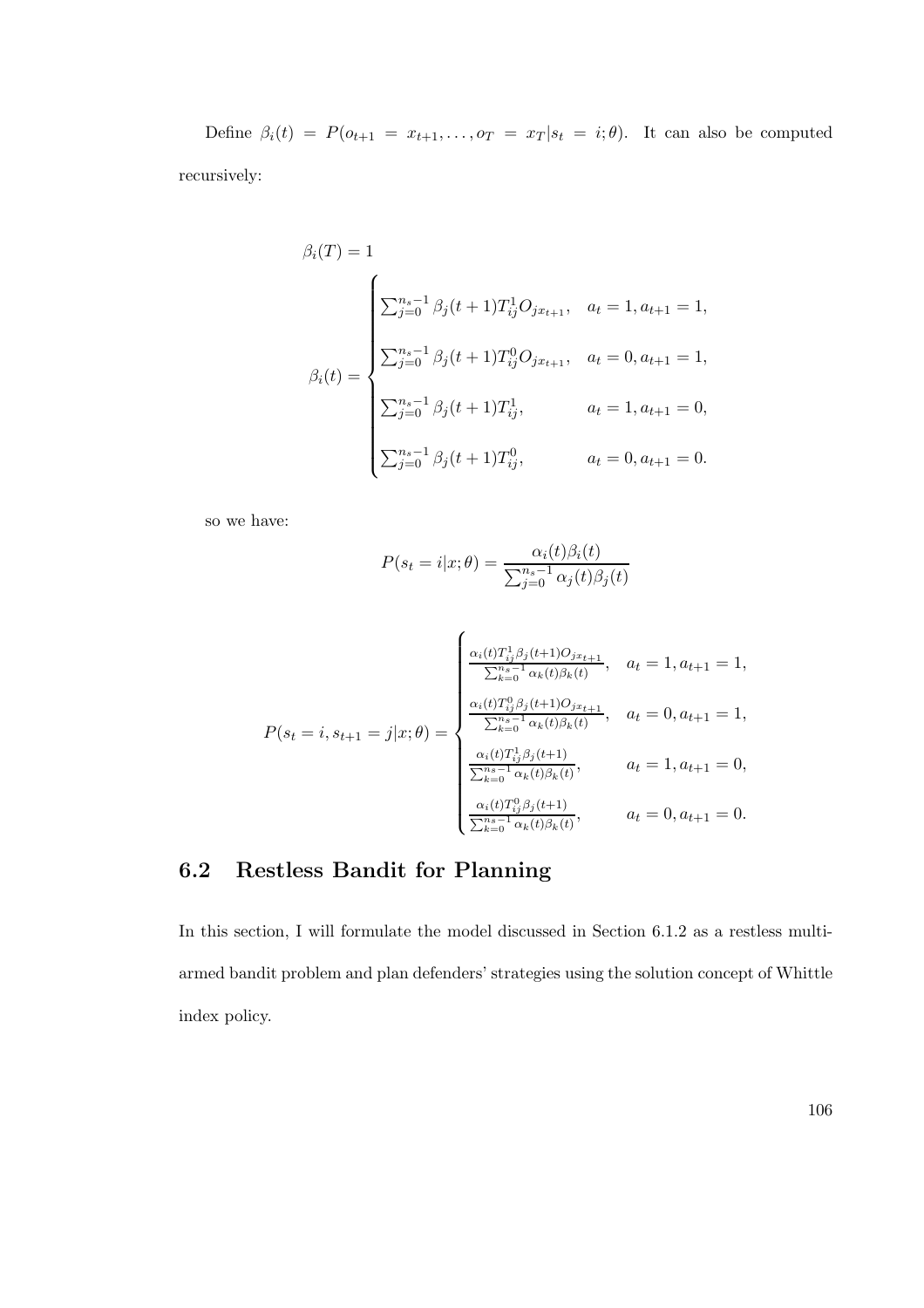Define $\beta_i(t) = P(o_{t+1} = x_{t+1}, \ldots, o_T = x_T | s_t = i; \theta)$. It can also be computed recursively:

$$\beta_i(T) = 1$$

$$\beta_i(t) = \begin{cases} \sum_{j=0}^{n_s-1} \beta_j(t+1) T_{ij}^1 O_{jx_{t+1}}, & a_t = 1, a_{t+1} = 1, \\ \sum_{j=0}^{n_s-1} \beta_j(t+1) T_{ij}^0 O_{jx_{t+1}}, & a_t = 0, a_{t+1} = 1, \\ \sum_{j=0}^{n_s-1} \beta_j(t+1) T_{ij}^1, & a_t = 1, a_{t+1} = 0, \\ \sum_{j=0}^{n_s-1} \beta_j(t+1) T_{ij}^0, & a_t = 0, a_{t+1} = 0. \end{cases}$$

so we have:

$$P(s_t = i | x; \theta) = \frac{\alpha_i(t) \beta_i(t)}{\sum_{j=0}^{n_s-1} \alpha_j(t) \beta_j(t)}$$

$$P(s_t = i, s_{t+1} = j | x; \theta) = \begin{cases} \frac{\alpha_i(t) T_{ij}^1 \beta_j(t+1) O_{jx_{t+1}}}{\sum_{k=0}^{n_s-1} \alpha_k(t) \beta_k(t)}, & a_t = 1, a_{t+1} = 1, \\ \frac{\alpha_i(t) T_{ij}^0 \beta_j(t+1) O_{jx_{t+1}}}{\sum_{k=0}^{n_s-1} \alpha_k(t) \beta_k(t)}, & a_t = 0, a_{t+1} = 1, \\ \frac{\alpha_i(t) T_{ij}^1 \beta_j(t+1)}{\sum_{k=0}^{n_s-1} \alpha_k(t) \beta_k(t)}, & a_t = 1, a_{t+1} = 0, \\ \frac{\alpha_i(t) T_{ij}^0 \beta_j(t+1)}{\sum_{k=0}^{n_s-1} \alpha_k(t) \beta_k(t)}, & a_t = 0, a_{t+1} = 0. \end{cases}$$

## 6.2 Restless Bandit for Planning

In this section, I will formulate the model discussed in Section 6.1.2 as a restless multi-armed bandit problem and plan defenders' strategies using the solution concept of Whittle index policy.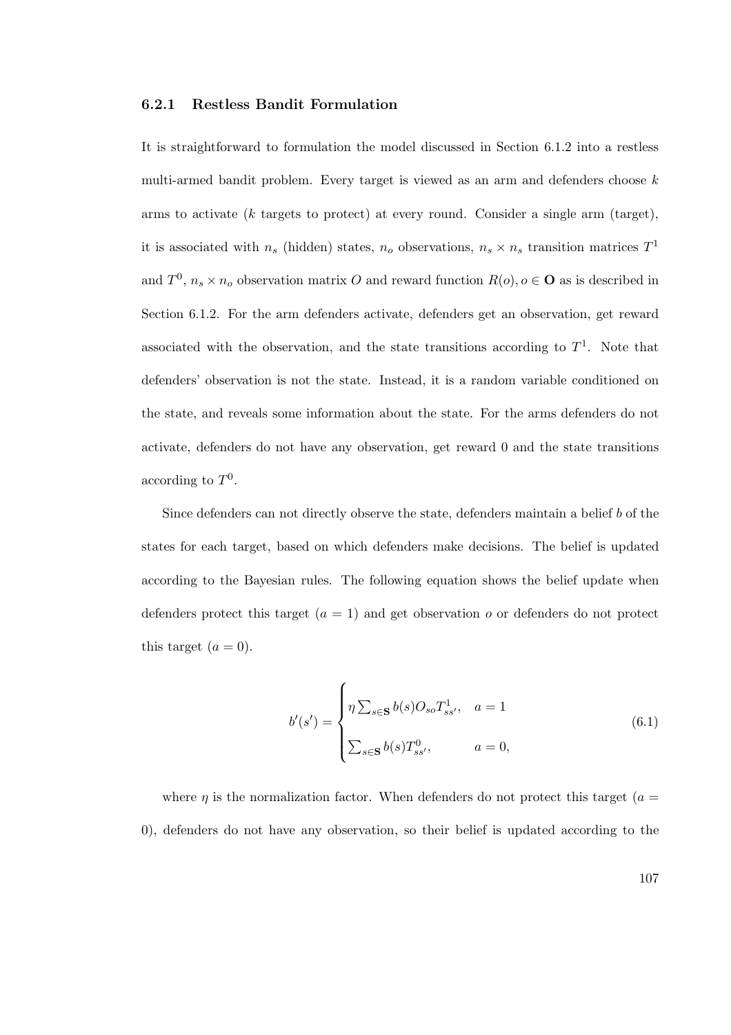### 6.2.1 Restless Bandit Formulation

It is straightforward to formulation the model discussed in Section 6.1.2 into a restless multi-armed bandit problem. Every target is viewed as an arm and defenders choose $k$ arms to activate ($k$ targets to protect) at every round. Consider a single arm (target), it is associated with $n_s$ (hidden) states, $n_o$ observations, $n_s \times n_s$ transition matrices $T^1$ and $T^0$, $n_s \times n_o$ observation matrix $O$ and reward function $R(o), o \in \mathbf{O}$ as is described in Section 6.1.2. For the arm defenders activate, defenders get an observation, get reward associated with the observation, and the state transitions according to $T^1$. Note that defenders' observation is not the state. Instead, it is a random variable conditioned on the state, and reveals some information about the state. For the arms defenders do not activate, defenders do not have any observation, get reward 0 and the state transitions according to $T^0$.

Since defenders can not directly observe the state, defenders maintain a belief $b$ of the states for each target, based on which defenders make decisions. The belief is updated according to the Bayesian rules. The following equation shows the belief update when defenders protect this target ($a = 1$) and get observation $o$ or defenders do not protect this target ($a = 0$).

$$b'(s') = \begin{cases} \eta \sum_{s \in \mathbf{S}} b(s) O_{so} T^1_{ss'}, & a = 1 \\ \sum_{s \in \mathbf{S}} b(s) T^0_{ss'}, & a = 0, \end{cases} \tag{6.1}$$

where $\eta$ is the normalization factor. When defenders do not protect this target ($a = 0$), defenders do not have any observation, so their belief is updated according to the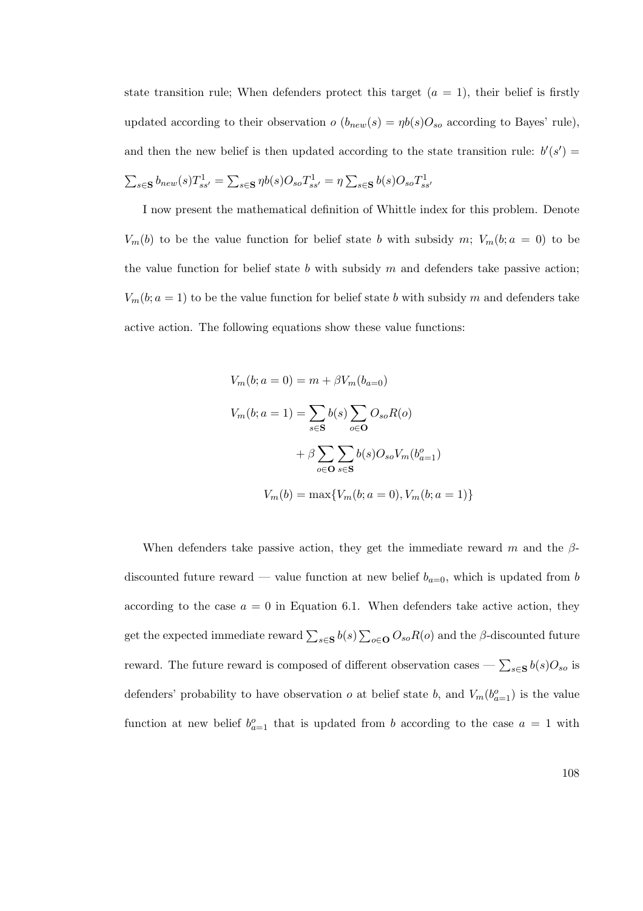state transition rule; When defenders protect this target ($a = 1$), their belief is firstly updated according to their observation $o$ ($b_{new}(s) = \eta b(s) O_{so}$ according to Bayes' rule), and then the new belief is then updated according to the state transition rule: $b'(s') = \sum_{s \in \mathbf{S}} b_{new}(s) T^1_{ss'} = \sum_{s \in \mathbf{S}} \eta b(s) O_{so} T^1_{ss'} = \eta \sum_{s \in \mathbf{S}} b(s) O_{so} T^1_{ss'}$

I now present the mathematical definition of Whittle index for this problem. Denote $V_m(b)$ to be the value function for belief state $b$ with subsidy $m$; $V_m(b; a = 0)$ to be the value function for belief state $b$ with subsidy $m$ and defenders take passive action; $V_m(b; a = 1)$ to be the value function for belief state $b$ with subsidy $m$ and defenders take active action. The following equations show these value functions:

$$
\begin{aligned}
V_m(b; a = 0) &= m + \beta V_m(b_{a=0}) \\
V_m(b; a = 1) &= \sum_{s \in \mathbf{S}} b(s) \sum_{o \in \mathbf{O}} O_{so} R(o) \\
&\quad + \beta \sum_{o \in \mathbf{O}} \sum_{s \in \mathbf{S}} b(s) O_{so} V_m(b^o_{a=1}) \\
V_m(b) &= \max\{V_m(b; a = 0), V_m(b; a = 1)\}
\end{aligned}
$$

When defenders take passive action, they get the immediate reward $m$ and the $\beta$-discounted future reward — value function at new belief $b_{a=0}$, which is updated from $b$ according to the case $a = 0$ in Equation 6.1. When defenders take active action, they get the expected immediate reward $\sum_{s \in \mathbf{S}} b(s) \sum_{o \in \mathbf{O}} O_{so} R(o)$ and the $\beta$-discounted future reward. The future reward is composed of different observation cases — $\sum_{s \in \mathbf{S}} b(s) O_{so}$ is defenders' probability to have observation $o$ at belief state $b$, and $V_m(b^o_{a=1})$ is the value function at new belief $b^o_{a=1}$ that is updated from $b$ according to the case $a = 1$ with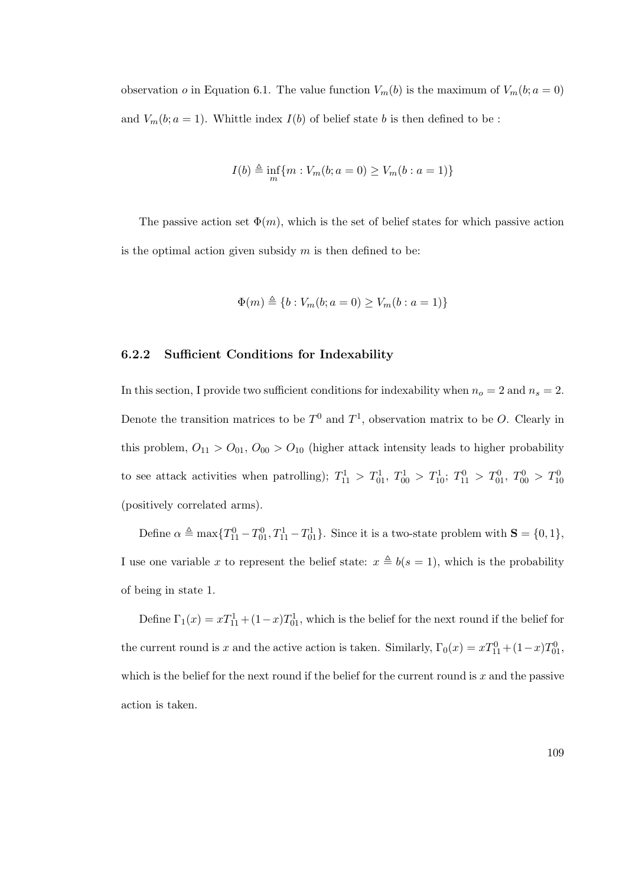observation $o$ in Equation 6.1. The value function $V_m(b)$ is the maximum of $V_m(b; a = 0)$ and $V_m(b; a = 1)$. Whittle index $I(b)$ of belief state $b$ is then defined to be :

$$I(b) \triangleq \inf_m \{m : V_m(b; a = 0) \geq V_m(b : a = 1)\}$$

The passive action set $\Phi(m)$, which is the set of belief states for which passive action is the optimal action given subsidy $m$ is then defined to be:

$$\Phi(m) \triangleq \{b : V_m(b; a = 0) \geq V_m(b : a = 1)\}$$

### 6.2.2 Sufficient Conditions for Indexability

In this section, I provide two sufficient conditions for indexability when $n_o = 2$ and $n_s = 2$. Denote the transition matrices to be $T^0$ and $T^1$, observation matrix to be $O$. Clearly in this problem, $O_{11} > O_{01}$, $O_{00} > O_{10}$ (higher attack intensity leads to higher probability to see attack activities when patrolling); $T^1_{11} > T^1_{01}$, $T^1_{00} > T^1_{10}$; $T^0_{11} > T^0_{01}$, $T^0_{00} > T^0_{10}$ (positively correlated arms).

Define $\alpha \triangleq \max\{T^0_{11} - T^0_{01}, T^1_{11} - T^1_{01}\}$. Since it is a two-state problem with $\mathbf{S} = \{0, 1\}$, I use one variable $x$ to represent the belief state: $x \triangleq b(s = 1)$, which is the probability of being in state 1.

Define $\Gamma_1(x) = xT^1_{11} + (1-x)T^1_{01}$, which is the belief for the next round if the belief for the current round is $x$ and the active action is taken. Similarly, $\Gamma_0(x) = xT^0_{11} + (1-x)T^0_{01}$, which is the belief for the next round if the belief for the current round is $x$ and the passive action is taken.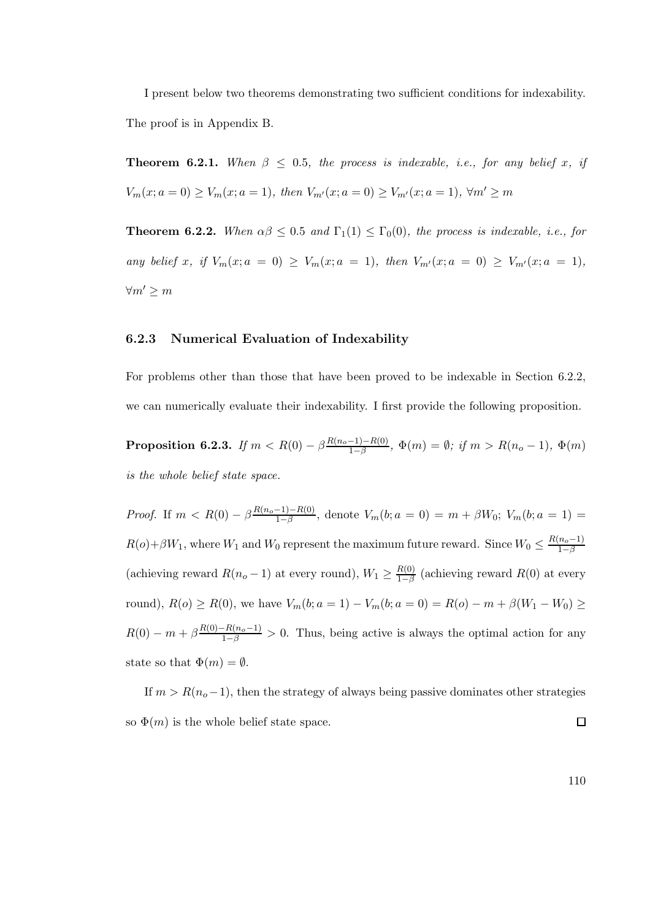I present below two theorems demonstrating two sufficient conditions for indexability. The proof is in Appendix B.

**Theorem 6.2.1.** *When $\beta \leq 0.5$, the process is indexable, i.e., for any belief $x$, if $V_m(x; a = 0) \geq V_m(x; a = 1)$, then $V_{m'}(x; a = 0) \geq V_{m'}(x; a = 1)$, $\forall m' \geq m$*

**Theorem 6.2.2.** *When $\alpha\beta \leq 0.5$ and $\Gamma_1(1) \leq \Gamma_0(0)$, the process is indexable, i.e., for any belief $x$, if $V_m(x; a = 0) \geq V_m(x; a = 1)$, then $V_{m'}(x; a = 0) \geq V_{m'}(x; a = 1)$, $\forall m' \geq m$*

### 6.2.3 Numerical Evaluation of Indexability

For problems other than those that have been proved to be indexable in Section 6.2.2, we can numerically evaluate their indexability. I first provide the following proposition.

**Proposition 6.2.3.** *If $m < R(0) - \beta \frac{R(n_o-1)-R(0)}{1-\beta}$, $\Phi(m) = \emptyset$; if $m > R(n_o - 1)$, $\Phi(m)$ is the whole belief state space.*

*Proof.* If $m < R(0) - \beta \frac{R(n_o-1)-R(0)}{1-\beta}$, denote $V_m(b; a = 0) = m + \beta W_0$; $V_m(b; a = 1) = R(o) + \beta W_1$, where $W_1$ and $W_0$ represent the maximum future reward. Since $W_0 \leq \frac{R(n_o-1)}{1-\beta}$ (achieving reward $R(n_o - 1)$ at every round), $W_1 \geq \frac{R(0)}{1-\beta}$ (achieving reward $R(0)$ at every round), $R(o) \geq R(0)$, we have $V_m(b; a = 1) - V_m(b; a = 0) = R(o) - m + \beta(W_1 - W_0) \geq R(0) - m + \beta \frac{R(0)-R(n_o-1)}{1-\beta} > 0$. Thus, being active is always the optimal action for any state so that $\Phi(m) = \emptyset$.

If $m > R(n_o - 1)$, then the strategy of always being passive dominates other strategies so $\Phi(m)$ is the whole belief state space. $\square$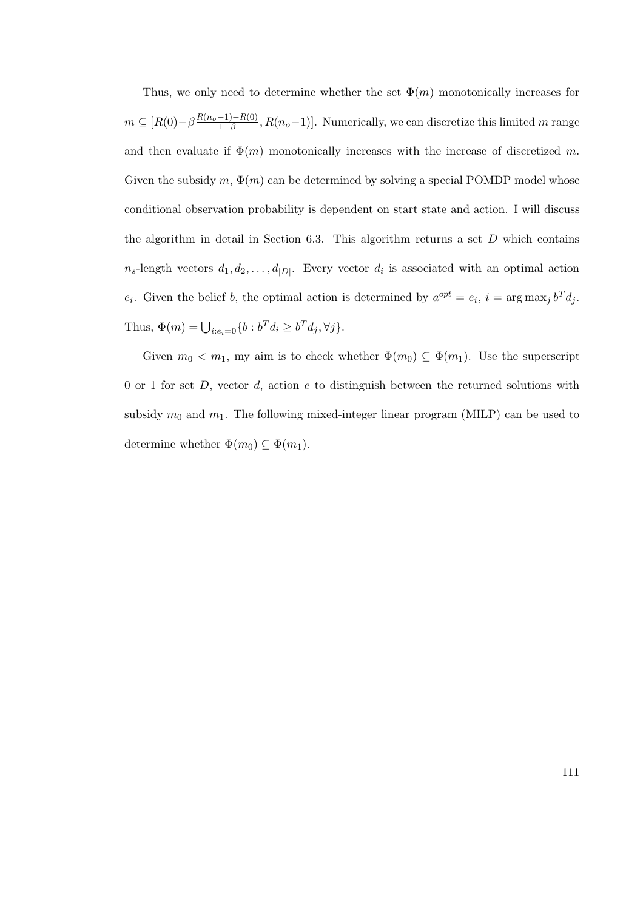Thus, we only need to determine whether the set $\Phi(m)$ monotonically increases for $m \subseteq [R(0) - \beta\frac{R(n_o-1)-R(0)}{1-\beta}, R(n_o-1)]$. Numerically, we can discretize this limited $m$ range and then evaluate if $\Phi(m)$ monotonically increases with the increase of discretized $m$. Given the subsidy $m$, $\Phi(m)$ can be determined by solving a special POMDP model whose conditional observation probability is dependent on start state and action. I will discuss the algorithm in detail in Section 6.3. This algorithm returns a set $D$ which contains $n_s$-length vectors $d_1, d_2, \ldots, d_{|D|}$. Every vector $d_i$ is associated with an optimal action $e_i$. Given the belief $b$, the optimal action is determined by $a^{opt} = e_i$, $i = \arg\max_j b^T d_j$. Thus, $\Phi(m) = \bigcup_{i:e_i=0} \{b : b^T d_i \geq b^T d_j, \forall j\}$.

Given $m_0 < m_1$, my aim is to check whether $\Phi(m_0) \subseteq \Phi(m_1)$. Use the superscript 0 or 1 for set $D$, vector $d$, action $e$ to distinguish between the returned solutions with subsidy $m_0$ and $m_1$. The following mixed-integer linear program (MILP) can be used to determine whether $\Phi(m_0) \subseteq \Phi(m_1)$.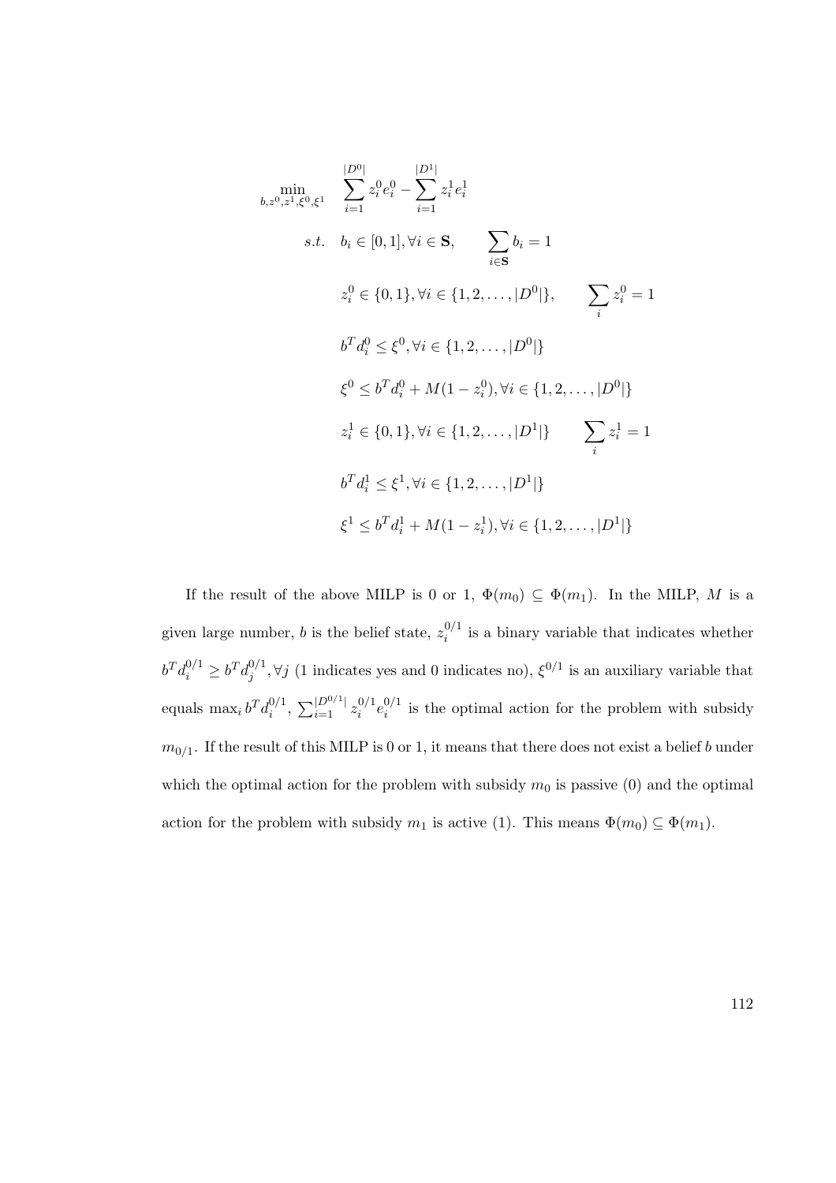$$
\begin{aligned}
\min_{b,z^0,z^1,\xi^0,\xi^1} \quad & \sum_{i=1}^{|D^0|} z_i^0 e_i^0 - \sum_{i=1}^{|D^1|} z_i^1 e_i^1 \\
s.t. \quad & b_i \in [0,1], \forall i \in \mathbf{S}, \qquad \sum_{i \in \mathbf{S}} b_i = 1 \\
& z_i^0 \in \{0,1\}, \forall i \in \{1,2,\ldots,|D^0|\}, \qquad \sum_i z_i^0 = 1 \\
& b^T d_i^0 \leq \xi^0, \forall i \in \{1,2,\ldots,|D^0|\} \\
& \xi^0 \leq b^T d_i^0 + M(1 - z_i^0), \forall i \in \{1,2,\ldots,|D^0|\} \\
& z_i^1 \in \{0,1\}, \forall i \in \{1,2,\ldots,|D^1|\} \qquad \sum_i z_i^1 = 1 \\
& b^T d_i^1 \leq \xi^1, \forall i \in \{1,2,\ldots,|D^1|\} \\
& \xi^1 \leq b^T d_i^1 + M(1 - z_i^1), \forall i \in \{1,2,\ldots,|D^1|\}
\end{aligned}
$$

If the result of the above MILP is 0 or 1, $\Phi(m_0) \subseteq \Phi(m_1)$. In the MILP, $M$ is a given large number, $b$ is the belief state, $z_i^{0/1}$ is a binary variable that indicates whether $b^T d_i^{0/1} \geq b^T d_j^{0/1}, \forall j$ (1 indicates yes and 0 indicates no), $\xi^{0/1}$ is an auxiliary variable that equals $\max_i b^T d_i^{0/1}$, $\sum_{i=1}^{|D^{0/1}|} z_i^{0/1} e_i^{0/1}$ is the optimal action for the problem with subsidy $m_{0/1}$. If the result of this MILP is 0 or 1, it means that there does not exist a belief $b$ under which the optimal action for the problem with subsidy $m_0$ is passive (0) and the optimal action for the problem with subsidy $m_1$ is active (1). This means $\Phi(m_0) \subseteq \Phi(m_1)$.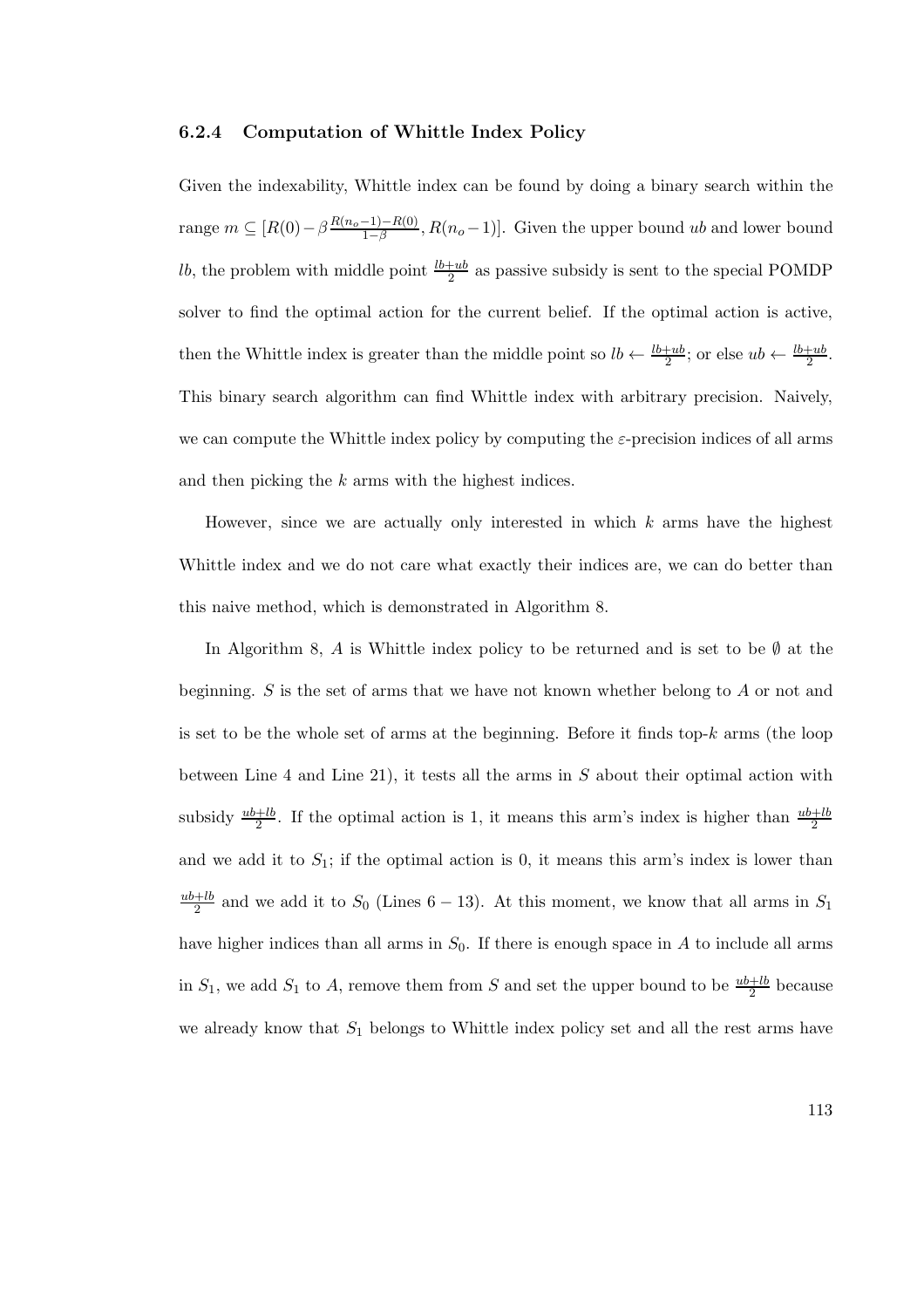### 6.2.4 Computation of Whittle Index Policy

Given the indexability, Whittle index can be found by doing a binary search within the range $m \subseteq [R(0) - \beta \frac{R(n_o-1)-R(0)}{1-\beta}, R(n_o-1)]$. Given the upper bound $ub$ and lower bound $lb$, the problem with middle point $\frac{lb+ub}{2}$ as passive subsidy is sent to the special POMDP solver to find the optimal action for the current belief. If the optimal action is active, then the Whittle index is greater than the middle point so $lb \leftarrow \frac{lb+ub}{2}$; or else $ub \leftarrow \frac{lb+ub}{2}$. This binary search algorithm can find Whittle index with arbitrary precision. Naively, we can compute the Whittle index policy by computing the $\varepsilon$-precision indices of all arms and then picking the $k$ arms with the highest indices.

However, since we are actually only interested in which $k$ arms have the highest Whittle index and we do not care what exactly their indices are, we can do better than this naive method, which is demonstrated in Algorithm 8.

In Algorithm 8, $A$ is Whittle index policy to be returned and is set to be $\emptyset$ at the beginning. $S$ is the set of arms that we have not known whether belong to $A$ or not and is set to be the whole set of arms at the beginning. Before it finds top-$k$ arms (the loop between Line 4 and Line 21), it tests all the arms in $S$ about their optimal action with subsidy $\frac{ub+lb}{2}$. If the optimal action is 1, it means this arm's index is higher than $\frac{ub+lb}{2}$ and we add it to $S_1$; if the optimal action is 0, it means this arm's index is lower than $\frac{ub+lb}{2}$ and we add it to $S_0$ (Lines $6-13$). At this moment, we know that all arms in $S_1$ have higher indices than all arms in $S_0$. If there is enough space in $A$ to include all arms in $S_1$, we add $S_1$ to $A$, remove them from $S$ and set the upper bound to be $\frac{ub+lb}{2}$ because we already know that $S_1$ belongs to Whittle index policy set and all the rest arms have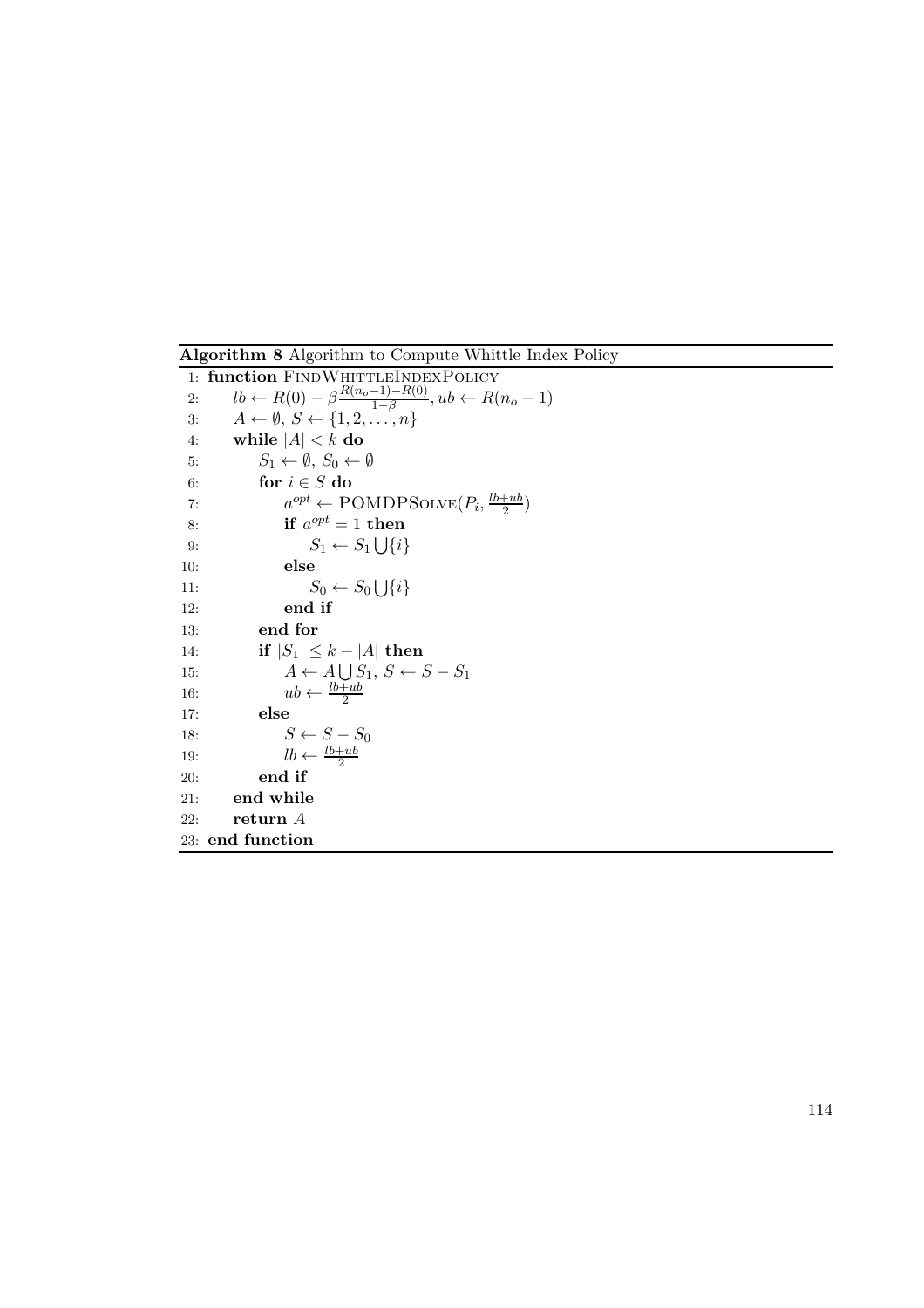**Algorithm 8** Algorithm to Compute Whittle Index Policy

```
1: function FindWhittleIndexPolicy
2:     lb ← R(0) − β (R(n_o − 1) − R(0))/(1 − β), ub ← R(n_o − 1)
3:     A ← ∅, S ← {1, 2, ..., n}
4:     while |A| < k do
5:         S_1 ← ∅, S_0 ← ∅
6:         for i ∈ S do
7:             a^opt ← POMDPSolve(P_i, (lb + ub)/2)
8:             if a^opt = 1 then
9:                 S_1 ← S_1 ⋃ {i}
10:            else
11:                S_0 ← S_0 ⋃ {i}
12:            end if
13:        end for
14:        if |S_1| ≤ k − |A| then
15:            A ← A ⋃ S_1, S ← S − S_1
16:            ub ← (lb + ub)/2
17:        else
18:            S ← S − S_0
19:            lb ← (lb + ub)/2
20:        end if
21:    end while
22:    return A
23: end function
```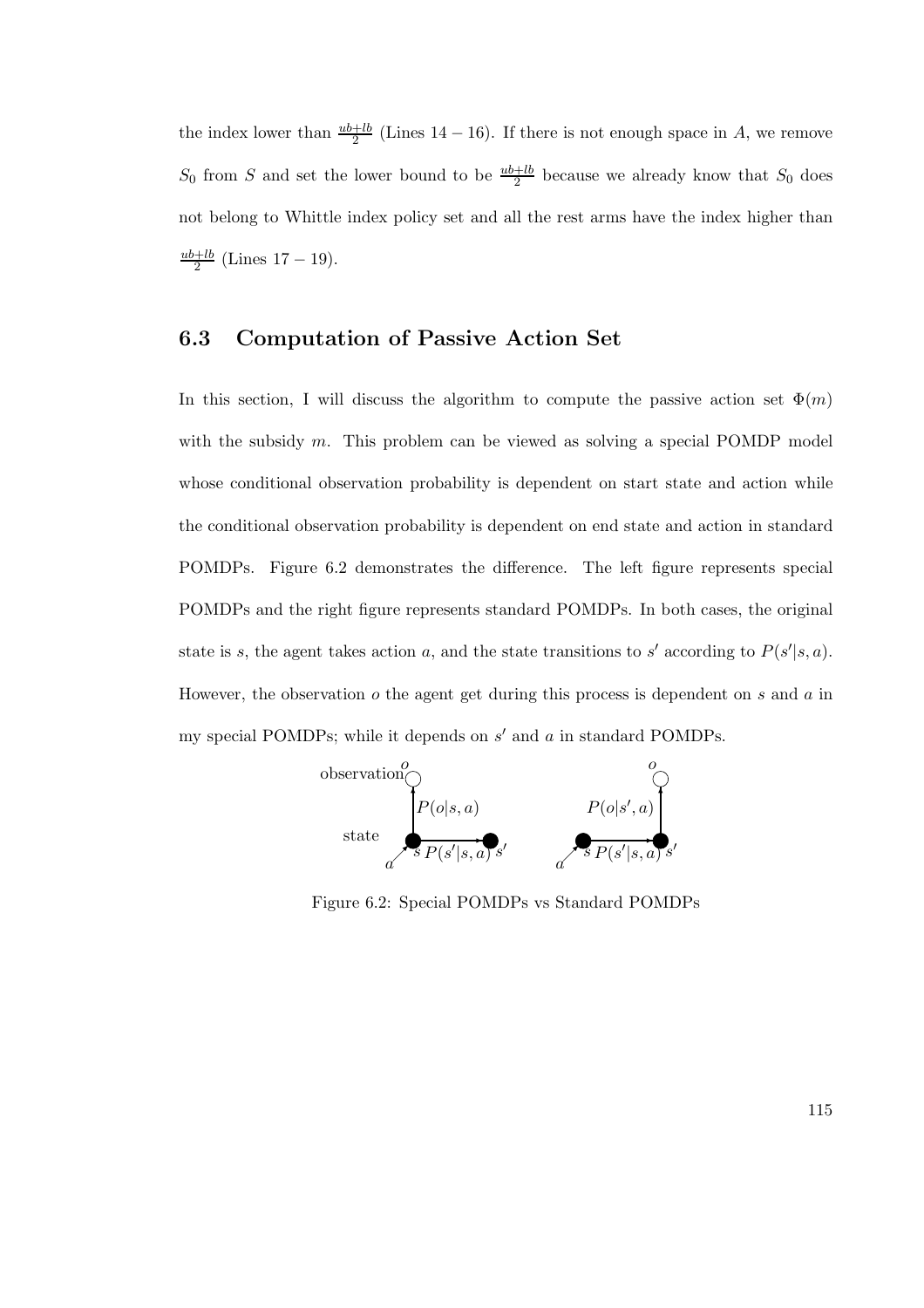the index lower than $\frac{ub+lb}{2}$ (Lines $14-16$). If there is not enough space in $A$, we remove $S_0$ from $S$ and set the lower bound to be $\frac{ub+lb}{2}$ because we already know that $S_0$ does not belong to Whittle index policy set and all the rest arms have the index higher than $\frac{ub+lb}{2}$ (Lines $17-19$).

## 6.3 Computation of Passive Action Set

In this section, I will discuss the algorithm to compute the passive action set $\Phi(m)$ with the subsidy $m$. This problem can be viewed as solving a special POMDP model whose conditional observation probability is dependent on start state and action while the conditional observation probability is dependent on end state and action in standard POMDPs. Figure 6.2 demonstrates the difference. The left figure represents special POMDPs and the right figure represents standard POMDPs. In both cases, the original state is $s$, the agent takes action $a$, and the state transitions to $s'$ according to $P(s'|s,a)$. However, the observation $o$ the agent get during this process is dependent on $s$ and $a$ in my special POMDPs; while it depends on $s'$ and $a$ in standard POMDPs.

Figure 6.2: Special POMDPs vs Standard POMDPs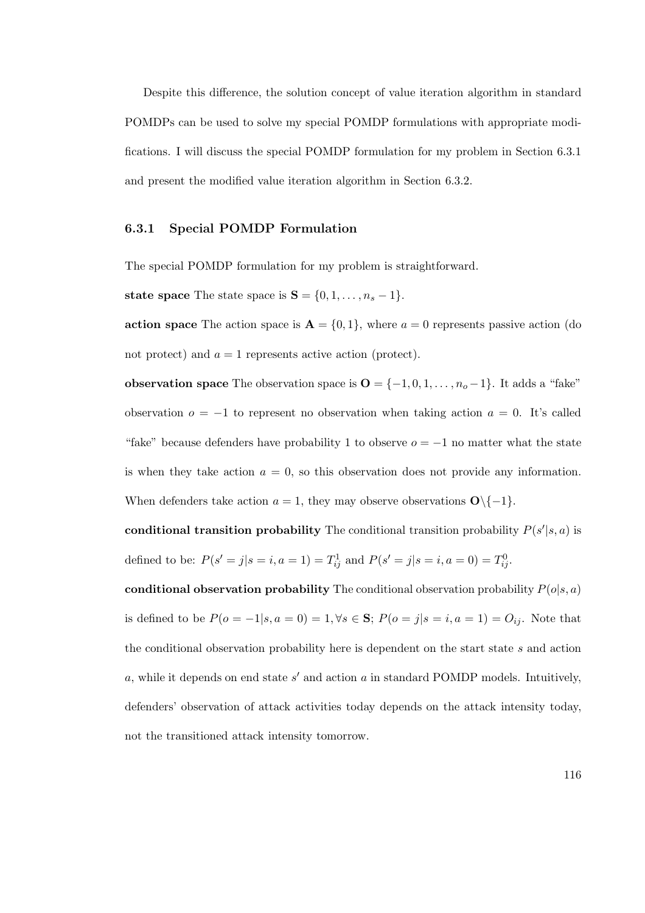Despite this difference, the solution concept of value iteration algorithm in standard POMDPs can be used to solve my special POMDP formulations with appropriate modifications. I will discuss the special POMDP formulation for my problem in Section 6.3.1 and present the modified value iteration algorithm in Section 6.3.2.

### 6.3.1 Special POMDP Formulation

The special POMDP formulation for my problem is straightforward.

**state space** The state space is $\mathbf{S} = \{0, 1, \ldots, n_s - 1\}$.

**action space** The action space is $\mathbf{A} = \{0, 1\}$, where $a = 0$ represents passive action (do not protect) and $a = 1$ represents active action (protect).

**observation space** The observation space is $\mathbf{O} = \{-1, 0, 1, \ldots, n_o - 1\}$. It adds a "fake" observation $o = -1$ to represent no observation when taking action $a = 0$. It's called "fake" because defenders have probability 1 to observe $o = -1$ no matter what the state is when they take action $a = 0$, so this observation does not provide any information. When defenders take action $a = 1$, they may observe observations $\mathbf{O} \backslash \{-1\}$.

**conditional transition probability** The conditional transition probability $P(s'|s, a)$ is defined to be: $P(s' = j | s = i, a = 1) = T^1_{ij}$ and $P(s' = j | s = i, a = 0) = T^0_{ij}$.

**conditional observation probability** The conditional observation probability $P(o|s, a)$ is defined to be $P(o = -1 | s, a = 0) = 1, \forall s \in \mathbf{S}$; $P(o = j | s = i, a = 1) = O_{ij}$. Note that the conditional observation probability here is dependent on the start state $s$ and action $a$, while it depends on end state $s'$ and action $a$ in standard POMDP models. Intuitively, defenders' observation of attack activities today depends on the attack intensity today, not the transitioned attack intensity tomorrow.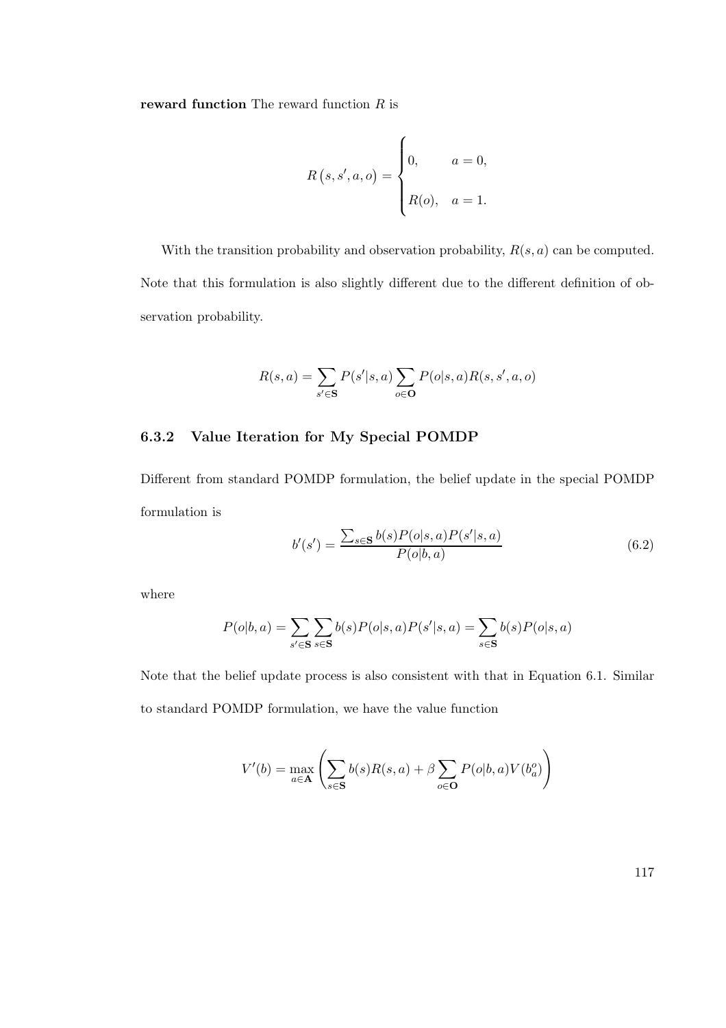**reward function** The reward function $R$ is

$$R\left(s, s', a, o\right) = \begin{cases} 0, & a = 0, \\ R(o), & a = 1. \end{cases}$$

With the transition probability and observation probability, $R(s, a)$ can be computed. Note that this formulation is also slightly different due to the different definition of observation probability.

$$R(s, a) = \sum_{s' \in \mathbf{S}} P(s'|s, a) \sum_{o \in \mathbf{O}} P(o|s, a) R(s, s', a, o)$$

### 6.3.2 Value Iteration for My Special POMDP

Different from standard POMDP formulation, the belief update in the special POMDP formulation is

$$b'(s') = \frac{\sum_{s \in \mathbf{S}} b(s) P(o|s, a) P(s'|s, a)}{P(o|b, a)} \tag{6.2}$$

where

$$P(o|b, a) = \sum_{s' \in \mathbf{S}} \sum_{s \in \mathbf{S}} b(s) P(o|s, a) P(s'|s, a) = \sum_{s \in \mathbf{S}} b(s) P(o|s, a)$$

Note that the belief update process is also consistent with that in Equation 6.1. Similar to standard POMDP formulation, we have the value function

$$V'(b) = \max_{a \in \mathbf{A}} \left( \sum_{s \in \mathbf{S}} b(s) R(s, a) + \beta \sum_{o \in \mathbf{O}} P(o|b, a) V(b_a^o) \right)$$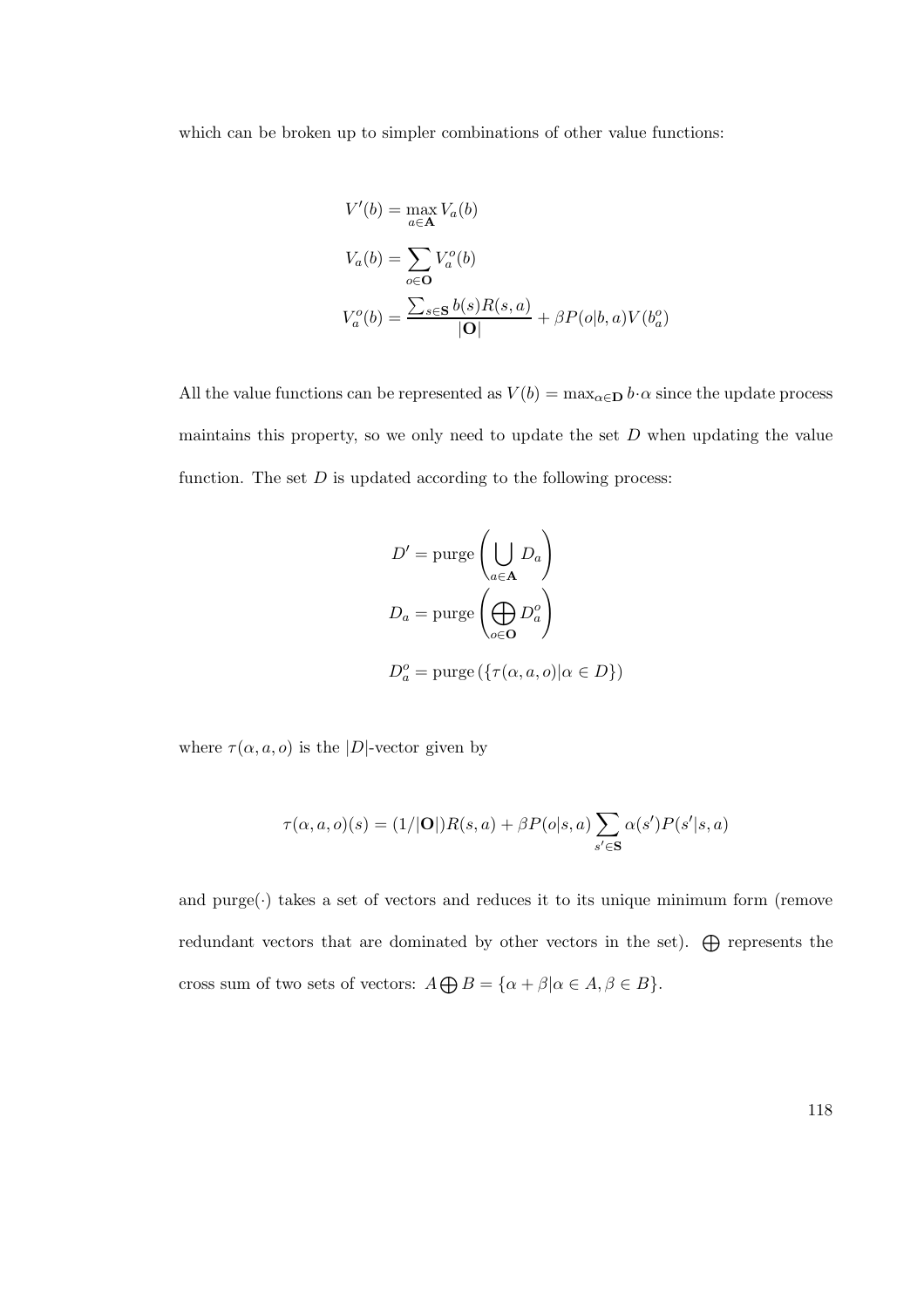which can be broken up to simpler combinations of other value functions:

$$V'(b) = \max_{a \in \mathbf{A}} V_a(b)$$

$$V_a(b) = \sum_{o \in \mathbf{O}} V_a^o(b)$$

$$V_a^o(b) = \frac{\sum_{s \in \mathbf{S}} b(s) R(s,a)}{|\mathbf{O}|} + \beta P(o|b,a) V(b_a^o)$$

All the value functions can be represented as $V(b) = \max_{\alpha \in \mathbf{D}} b \cdot \alpha$ since the update process maintains this property, so we only need to update the set $D$ when updating the value function. The set $D$ is updated according to the following process:

$$D' = \text{purge}\left( \bigcup_{a \in \mathbf{A}} D_a \right)$$

$$D_a = \text{purge}\left( \bigoplus_{o \in \mathbf{O}} D_a^o \right)$$

$$D_a^o = \text{purge}\left( \{ \tau(\alpha, a, o) | \alpha \in D \} \right)$$

where $\tau(\alpha, a, o)$ is the $|D|$-vector given by

$$\tau(\alpha, a, o)(s) = (1/|\mathbf{O}|) R(s,a) + \beta P(o|s,a) \sum_{s' \in \mathbf{S}} \alpha(s') P(s'|s,a)$$

and purge$(\cdot)$ takes a set of vectors and reduces it to its unique minimum form (remove redundant vectors that are dominated by other vectors in the set). $\bigoplus$ represents the cross sum of two sets of vectors: $A \bigoplus B = \{\alpha + \beta | \alpha \in A, \beta \in B\}$.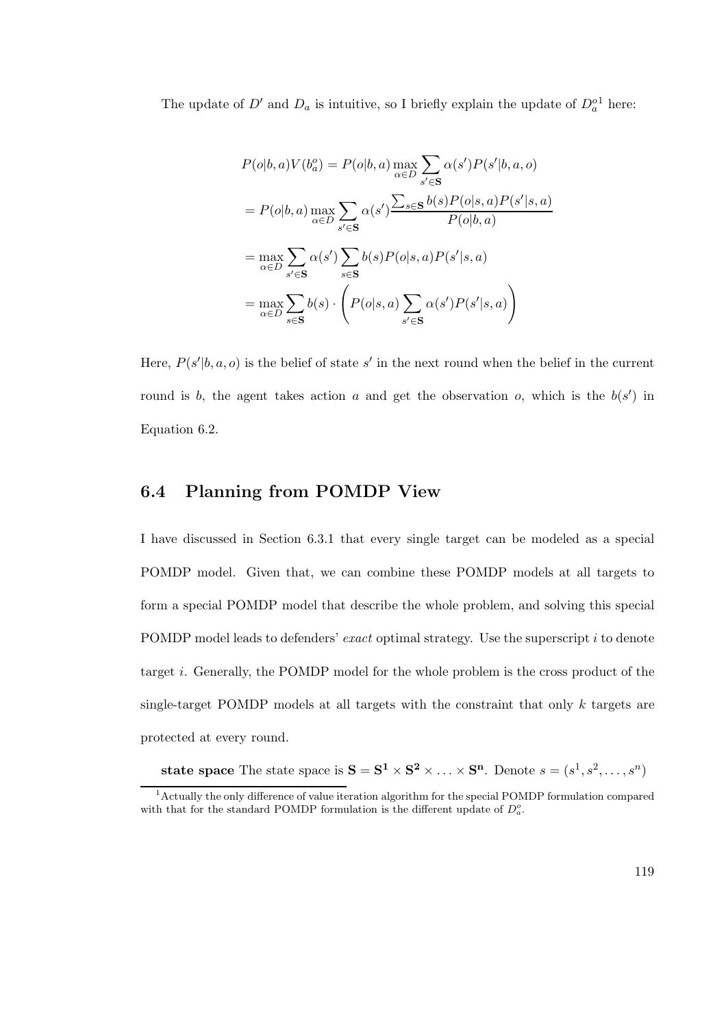The update of $D'$ and $D_a$ is intuitive, so I briefly explain the update of $D_a^o$[1] here:

$$
\begin{aligned}
P(o|b,a)V(b_a^o) &= P(o|b,a) \max_{\alpha \in D} \sum_{s' \in \mathbf{S}} \alpha(s') P(s'|b,a,o) \\
&= P(o|b,a) \max_{\alpha \in D} \sum_{s' \in \mathbf{S}} \alpha(s') \frac{\sum_{s \in \mathbf{S}} b(s) P(o|s,a) P(s'|s,a)}{P(o|b,a)} \\
&= \max_{\alpha \in D} \sum_{s' \in \mathbf{S}} \alpha(s') \sum_{s \in \mathbf{S}} b(s) P(o|s,a) P(s'|s,a) \\
&= \max_{\alpha \in D} \sum_{s \in \mathbf{S}} b(s) \cdot \left( P(o|s,a) \sum_{s' \in \mathbf{S}} \alpha(s') P(s'|s,a) \right)
\end{aligned}
$$

Here, $P(s'|b,a,o)$ is the belief of state $s'$ in the next round when the belief in the current round is $b$, the agent takes action $a$ and get the observation $o$, which is the $b(s')$ in Equation 6.2.

## 6.4 Planning from POMDP View

I have discussed in Section 6.3.1 that every single target can be modeled as a special POMDP model. Given that, we can combine these POMDP models at all targets to form a special POMDP model that describe the whole problem, and solving this special POMDP model leads to defenders' *exact* optimal strategy. Use the superscript $i$ to denote target $i$. Generally, the POMDP model for the whole problem is the cross product of the single-target POMDP models at all targets with the constraint that only $k$ targets are protected at every round.

**state space** The state space is $\mathbf{S} = \mathbf{S^1} \times \mathbf{S^2} \times \ldots \times \mathbf{S^n}$. Denote $s = (s^1, s^2, \ldots, s^n)$

[1] Actually the only difference of value iteration algorithm for the special POMDP formulation compared with that for the standard POMDP formulation is the different update of $D_a^o$.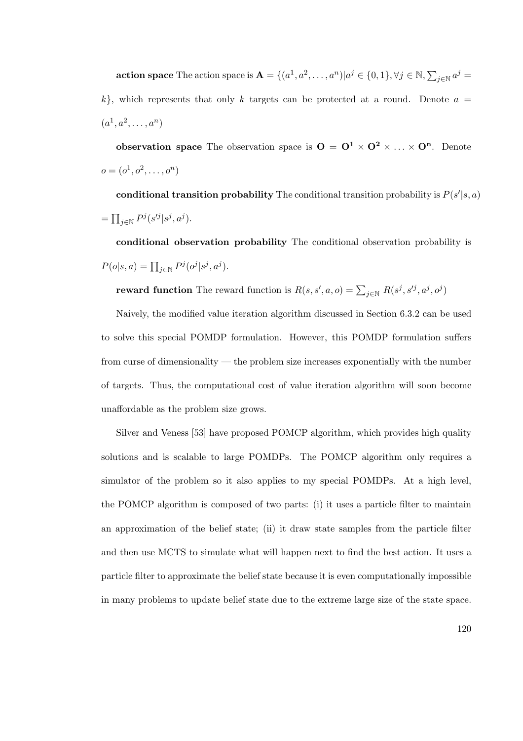**action space** The action space is $\mathbf{A} = \{(a^1, a^2, \ldots, a^n) | a^j \in \{0, 1\}, \forall j \in \mathbb{N}, \sum_{j \in \mathbb{N}} a^j = k\}$, which represents that only $k$ targets can be protected at a round. Denote $a = (a^1, a^2, \ldots, a^n)$

**observation space** The observation space is $\mathbf{O} = \mathbf{O^1} \times \mathbf{O^2} \times \ldots \times \mathbf{O^n}$. Denote $o = (o^1, o^2, \ldots, o^n)$

**conditional transition probability** The conditional transition probability is $P(s'|s, a) = \prod_{j \in \mathbb{N}} P^j(s'^j | s^j, a^j)$.

**conditional observation probability** The conditional observation probability is $P(o|s, a) = \prod_{j \in \mathbb{N}} P^j(o^j | s^j, a^j)$.

**reward function** The reward function is $R(s, s', a, o) = \sum_{j \in \mathbb{N}} R(s^j, s'^j, a^j, o^j)$

Naively, the modified value iteration algorithm discussed in Section 6.3.2 can be used to solve this special POMDP formulation. However, this POMDP formulation suffers from curse of dimensionality — the problem size increases exponentially with the number of targets. Thus, the computational cost of value iteration algorithm will soon become unaffordable as the problem size grows.

Silver and Veness [53] have proposed POMCP algorithm, which provides high quality solutions and is scalable to large POMDPs. The POMCP algorithm only requires a simulator of the problem so it also applies to my special POMDPs. At a high level, the POMCP algorithm is composed of two parts: (i) it uses a particle filter to maintain an approximation of the belief state; (ii) it draw state samples from the particle filter and then use MCTS to simulate what will happen next to find the best action. It uses a particle filter to approximate the belief state because it is even computationally impossible in many problems to update belief state due to the extreme large size of the state space.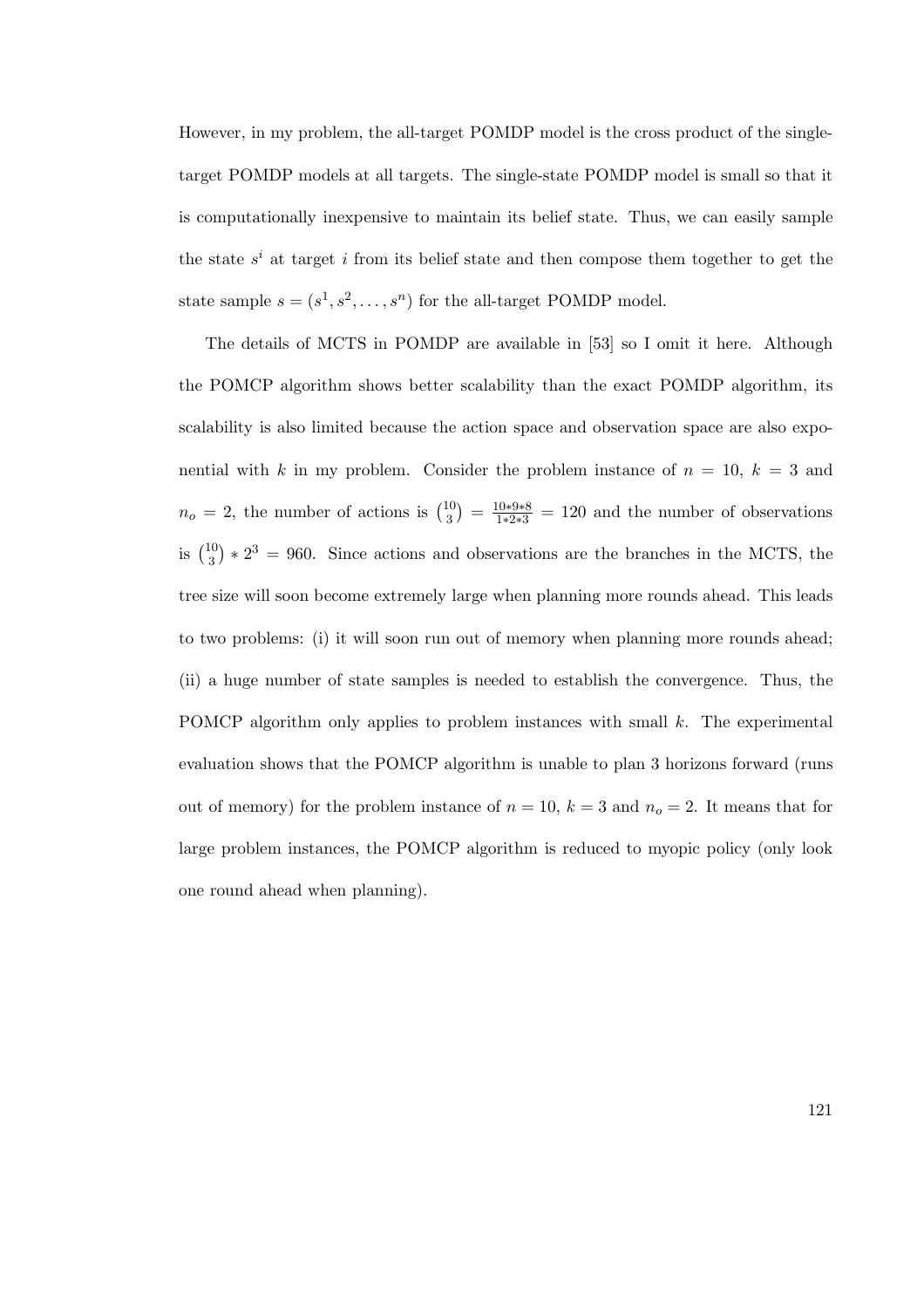However, in my problem, the all-target POMDP model is the cross product of the single-target POMDP models at all targets. The single-state POMDP model is small so that it is computationally inexpensive to maintain its belief state. Thus, we can easily sample the state $s^i$ at target $i$ from its belief state and then compose them together to get the state sample $s = (s^1, s^2, \ldots, s^n)$ for the all-target POMDP model.

The details of MCTS in POMDP are available in [53] so I omit it here. Although the POMCP algorithm shows better scalability than the exact POMDP algorithm, its scalability is also limited because the action space and observation space are also exponential with $k$ in my problem. Consider the problem instance of $n = 10$, $k = 3$ and $n_o = 2$, the number of actions is $\binom{10}{3} = \frac{10*9*8}{1*2*3} = 120$ and the number of observations is $\binom{10}{3} * 2^3 = 960$. Since actions and observations are the branches in the MCTS, the tree size will soon become extremely large when planning more rounds ahead. This leads to two problems: (i) it will soon run out of memory when planning more rounds ahead; (ii) a huge number of state samples is needed to establish the convergence. Thus, the POMCP algorithm only applies to problem instances with small $k$. The experimental evaluation shows that the POMCP algorithm is unable to plan 3 horizons forward (runs out of memory) for the problem instance of $n = 10$, $k = 3$ and $n_o = 2$. It means that for large problem instances, the POMCP algorithm is reduced to myopic policy (only look one round ahead when planning).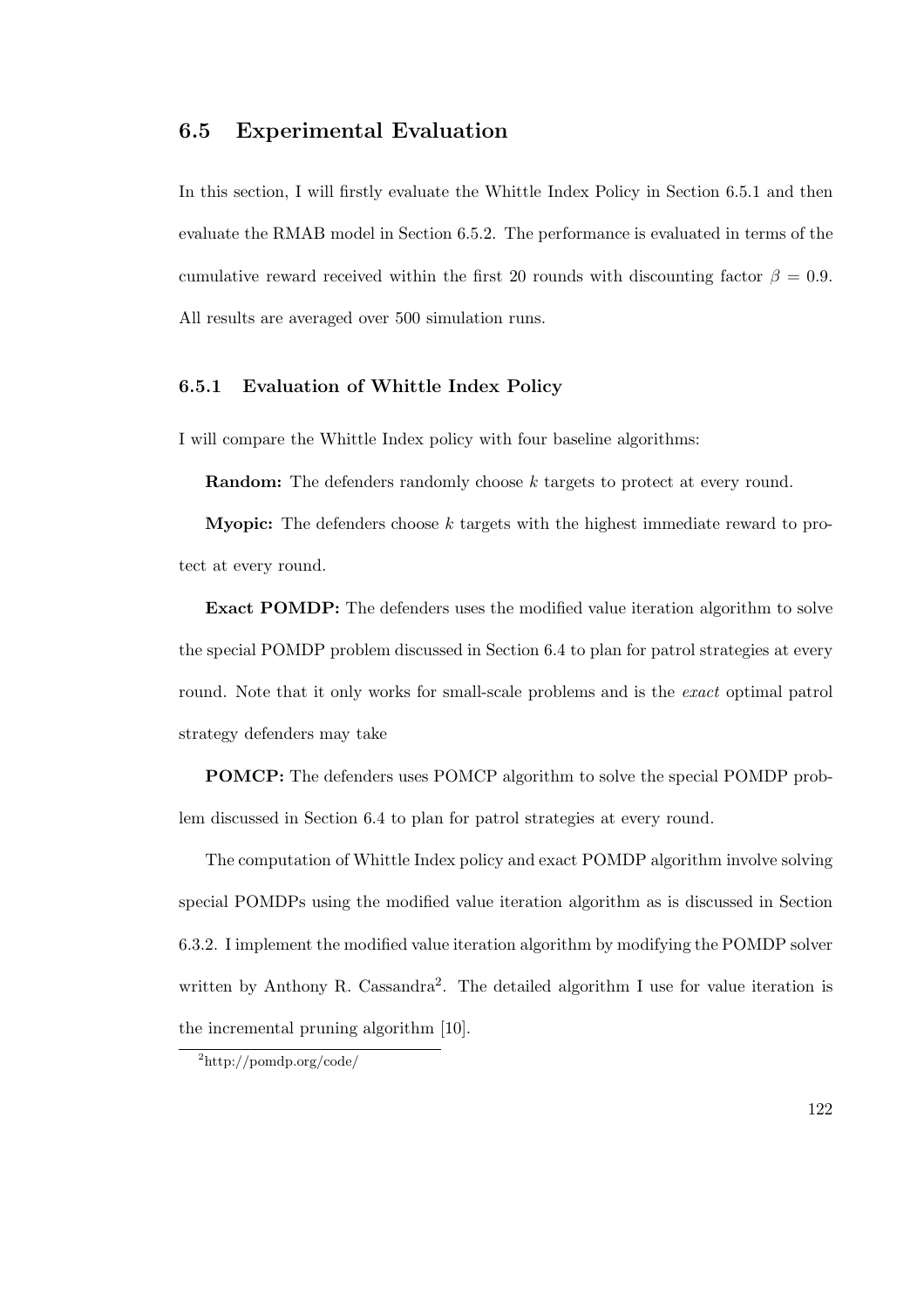## 6.5 Experimental Evaluation

In this section, I will firstly evaluate the Whittle Index Policy in Section 6.5.1 and then evaluate the RMAB model in Section 6.5.2. The performance is evaluated in terms of the cumulative reward received within the first 20 rounds with discounting factor $\beta = 0.9$. All results are averaged over 500 simulation runs.

### 6.5.1 Evaluation of Whittle Index Policy

I will compare the Whittle Index policy with four baseline algorithms:

**Random:** The defenders randomly choose $k$ targets to protect at every round.

**Myopic:** The defenders choose $k$ targets with the highest immediate reward to protect at every round.

**Exact POMDP:** The defenders uses the modified value iteration algorithm to solve the special POMDP problem discussed in Section 6.4 to plan for patrol strategies at every round. Note that it only works for small-scale problems and is the *exact* optimal patrol strategy defenders may take

**POMCP:** The defenders uses POMCP algorithm to solve the special POMDP problem discussed in Section 6.4 to plan for patrol strategies at every round.

The computation of Whittle Index policy and exact POMDP algorithm involve solving special POMDPs using the modified value iteration algorithm as is discussed in Section 6.3.2. I implement the modified value iteration algorithm by modifying the POMDP solver written by Anthony R. Cassandra[2]. The detailed algorithm I use for value iteration is the incremental pruning algorithm [10].

[2]http://pomdp.org/code/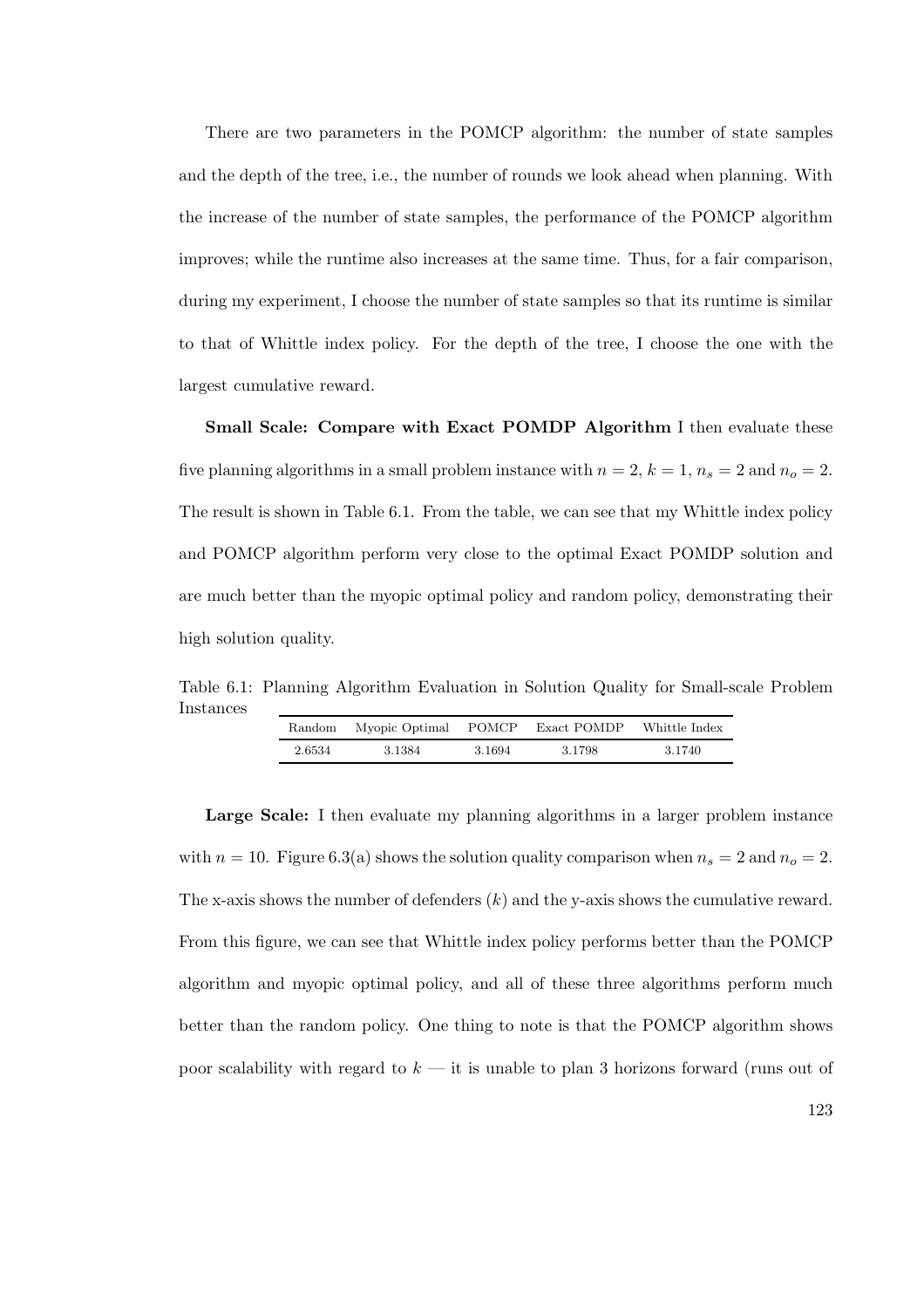There are two parameters in the POMCP algorithm: the number of state samples and the depth of the tree, i.e., the number of rounds we look ahead when planning. With the increase of the number of state samples, the performance of the POMCP algorithm improves; while the runtime also increases at the same time. Thus, for a fair comparison, during my experiment, I choose the number of state samples so that its runtime is similar to that of Whittle index policy. For the depth of the tree, I choose the one with the largest cumulative reward.

**Small Scale: Compare with Exact POMDP Algorithm** I then evaluate these five planning algorithms in a small problem instance with $n = 2$, $k = 1$, $n_s = 2$ and $n_o = 2$. The result is shown in Table 6.1. From the table, we can see that my Whittle index policy and POMCP algorithm perform very close to the optimal Exact POMDP solution and are much better than the myopic optimal policy and random policy, demonstrating their high solution quality.

Table 6.1: Planning Algorithm Evaluation in Solution Quality for Small-scale Problem Instances

| Random | Myopic Optimal | POMCP | Exact POMDP | Whittle Index |
|---|---|---|---|---|
| 2.6534 | 3.1384 | 3.1694 | 3.1798 | 3.1740 |

**Large Scale:** I then evaluate my planning algorithms in a larger problem instance with $n = 10$. Figure 6.3(a) shows the solution quality comparison when $n_s = 2$ and $n_o = 2$. The x-axis shows the number of defenders ($k$) and the y-axis shows the cumulative reward. From this figure, we can see that Whittle index policy performs better than the POMCP algorithm and myopic optimal policy, and all of these three algorithms perform much better than the random policy. One thing to note is that the POMCP algorithm shows poor scalability with regard to $k$ — it is unable to plan 3 horizons forward (runs out of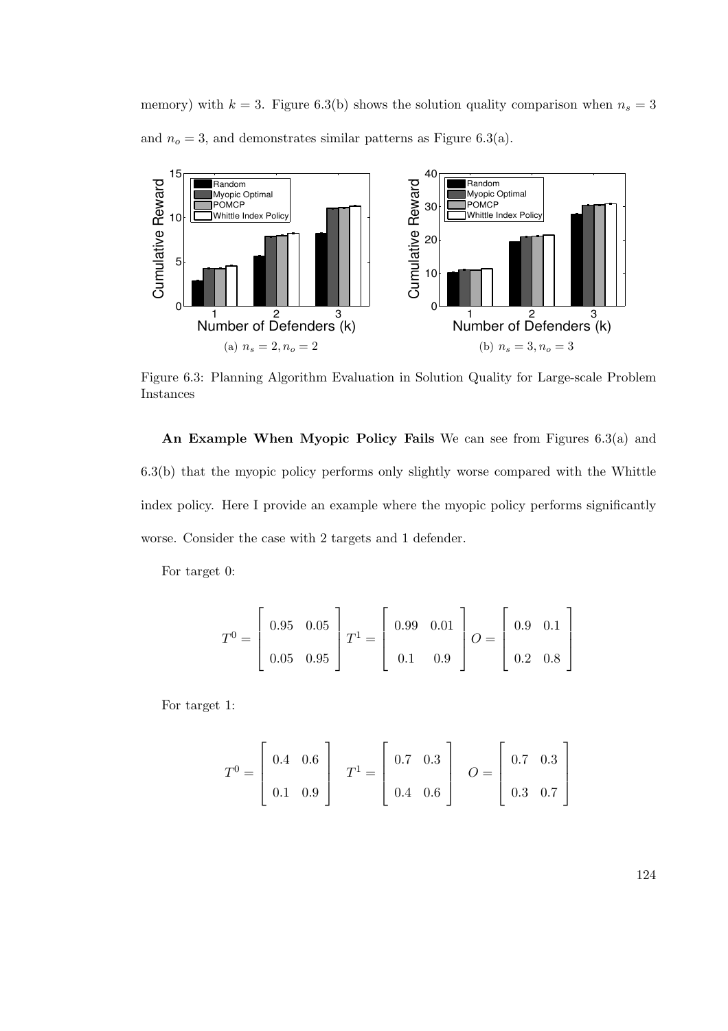memory) with $k = 3$. Figure 6.3(b) shows the solution quality comparison when $n_s = 3$ and $n_o = 3$, and demonstrates similar patterns as Figure 6.3(a).

(a) $n_s = 2, n_o = 2$

(b) $n_s = 3, n_o = 3$

Figure 6.3: Planning Algorithm Evaluation in Solution Quality for Large-scale Problem Instances

**An Example When Myopic Policy Fails** We can see from Figures 6.3(a) and 6.3(b) that the myopic policy performs only slightly worse compared with the Whittle index policy. Here I provide an example where the myopic policy performs significantly worse. Consider the case with 2 targets and 1 defender.

For target 0:

$$T^0 = \begin{bmatrix} 0.95 & 0.05 \\ 0.05 & 0.95 \end{bmatrix} T^1 = \begin{bmatrix} 0.99 & 0.01 \\ 0.1 & 0.9 \end{bmatrix} O = \begin{bmatrix} 0.9 & 0.1 \\ 0.2 & 0.8 \end{bmatrix}$$

For target 1:

$$T^0 = \begin{bmatrix} 0.4 & 0.6 \\ 0.1 & 0.9 \end{bmatrix} \quad T^1 = \begin{bmatrix} 0.7 & 0.3 \\ 0.4 & 0.6 \end{bmatrix} \quad O = \begin{bmatrix} 0.7 & 0.3 \\ 0.3 & 0.7 \end{bmatrix}$$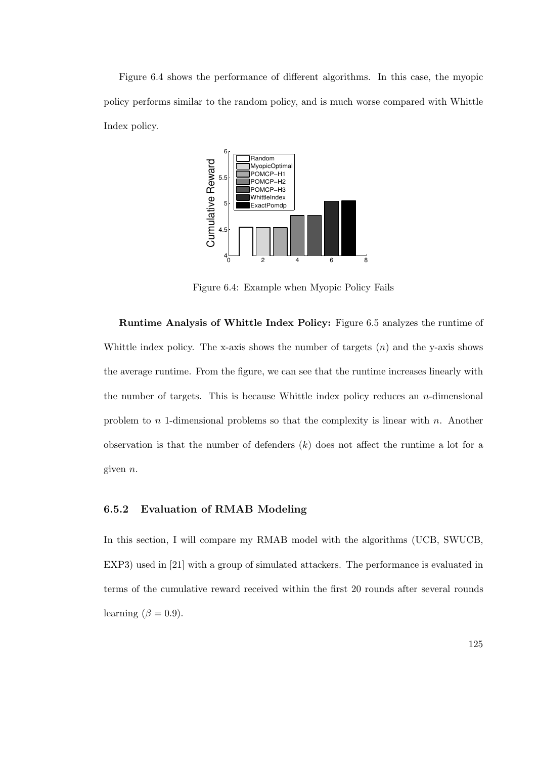Figure 6.4 shows the performance of different algorithms. In this case, the myopic policy performs similar to the random policy, and is much worse compared with Whittle Index policy.

Figure 6.4: Example when Myopic Policy Fails

**Runtime Analysis of Whittle Index Policy:** Figure 6.5 analyzes the runtime of Whittle index policy. The x-axis shows the number of targets ($n$) and the y-axis shows the average runtime. From the figure, we can see that the runtime increases linearly with the number of targets. This is because Whittle index policy reduces an $n$-dimensional problem to $n$ 1-dimensional problems so that the complexity is linear with $n$. Another observation is that the number of defenders ($k$) does not affect the runtime a lot for a given $n$.

### 6.5.2 Evaluation of RMAB Modeling

In this section, I will compare my RMAB model with the algorithms (UCB, SWUCB, EXP3) used in [21] with a group of simulated attackers. The performance is evaluated in terms of the cumulative reward received within the first 20 rounds after several rounds learning ($\beta = 0.9$).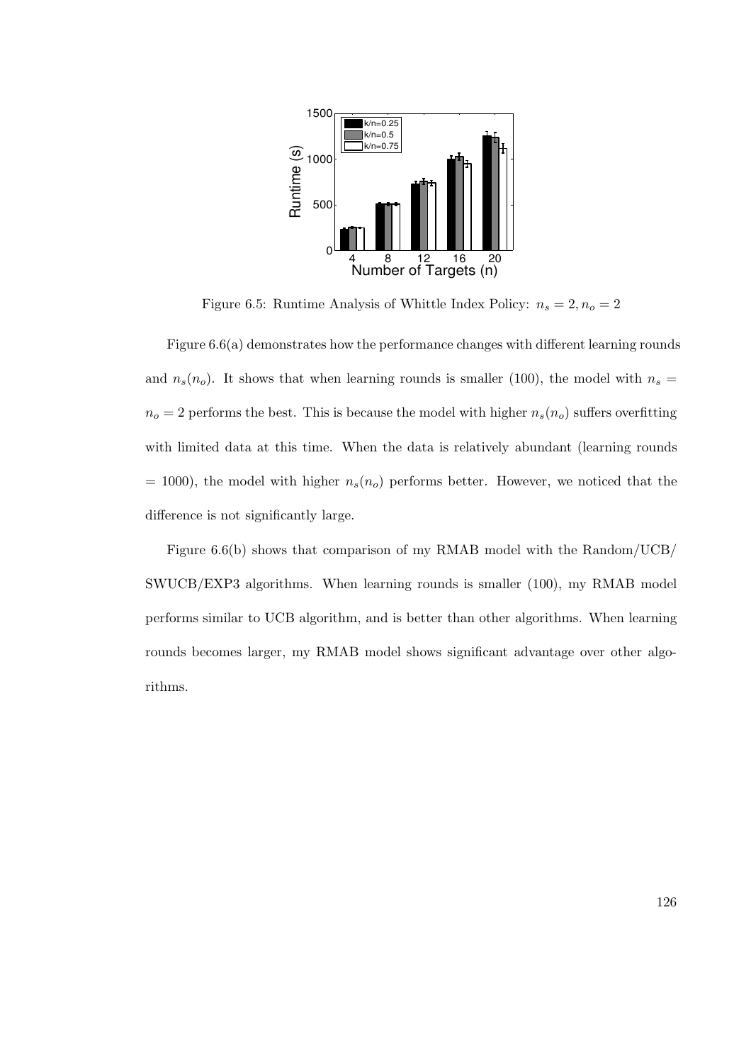Figure 6.5: Runtime Analysis of Whittle Index Policy: $n_s = 2, n_o = 2$

Figure 6.6(a) demonstrates how the performance changes with different learning rounds and $n_s(n_o)$. It shows that when learning rounds is smaller (100), the model with $n_s = n_o = 2$ performs the best. This is because the model with higher $n_s(n_o)$ suffers overfitting with limited data at this time. When the data is relatively abundant (learning rounds = 1000), the model with higher $n_s(n_o)$ performs better. However, we noticed that the difference is not significantly large.

Figure 6.6(b) shows that comparison of my RMAB model with the Random/UCB/SWUCB/EXP3 algorithms. When learning rounds is smaller (100), my RMAB model performs similar to UCB algorithm, and is better than other algorithms. When learning rounds becomes larger, my RMAB model shows significant advantage over other algorithms.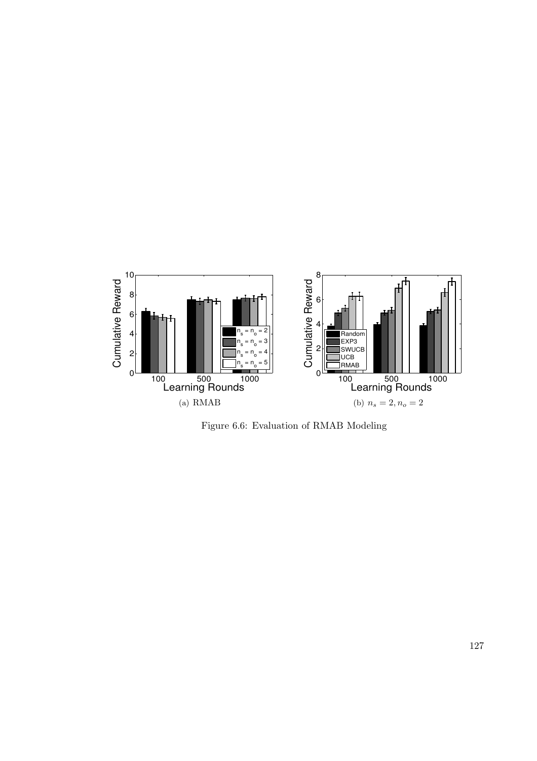(a) RMAB

(b) $n_s = 2, n_o = 2$

Figure 6.6: Evaluation of RMAB Modeling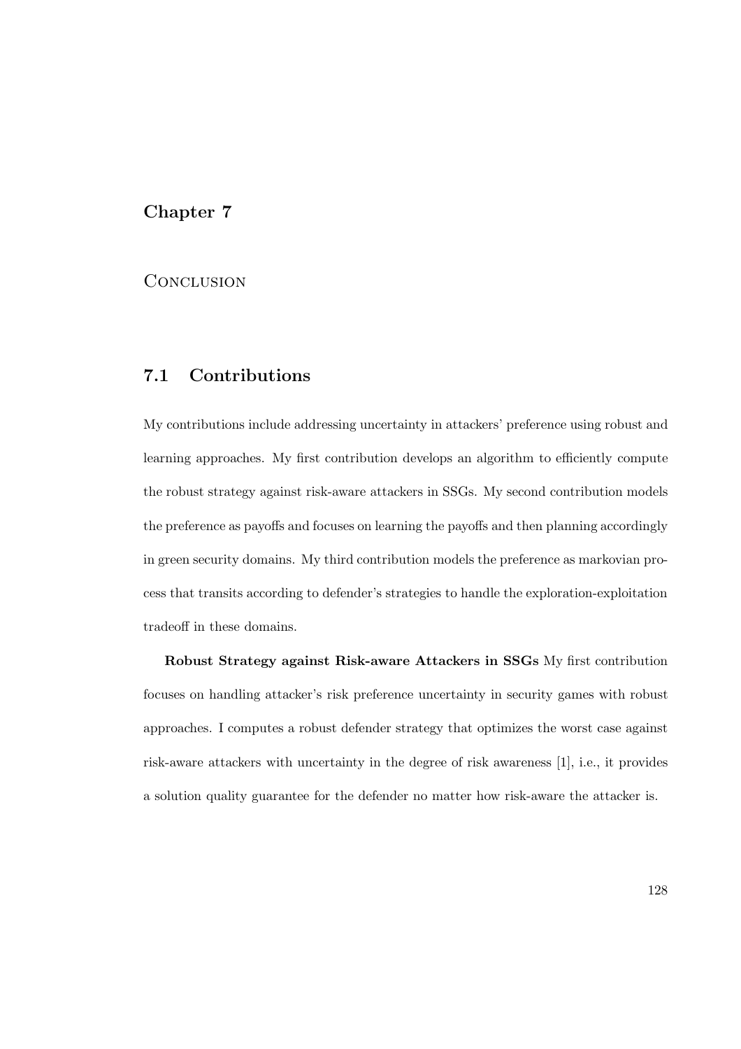# Chapter 7

## Conclusion

### 7.1 Contributions

My contributions include addressing uncertainty in attackers' preference using robust and learning approaches. My first contribution develops an algorithm to efficiently compute the robust strategy against risk-aware attackers in SSGs. My second contribution models the preference as payoffs and focuses on learning the payoffs and then planning accordingly in green security domains. My third contribution models the preference as markovian process that transits according to defender's strategies to handle the exploration-exploitation tradeoff in these domains.

**Robust Strategy against Risk-aware Attackers in SSGs** My first contribution focuses on handling attacker's risk preference uncertainty in security games with robust approaches. I computes a robust defender strategy that optimizes the worst case against risk-aware attackers with uncertainty in the degree of risk awareness [1], i.e., it provides a solution quality guarantee for the defender no matter how risk-aware the attacker is.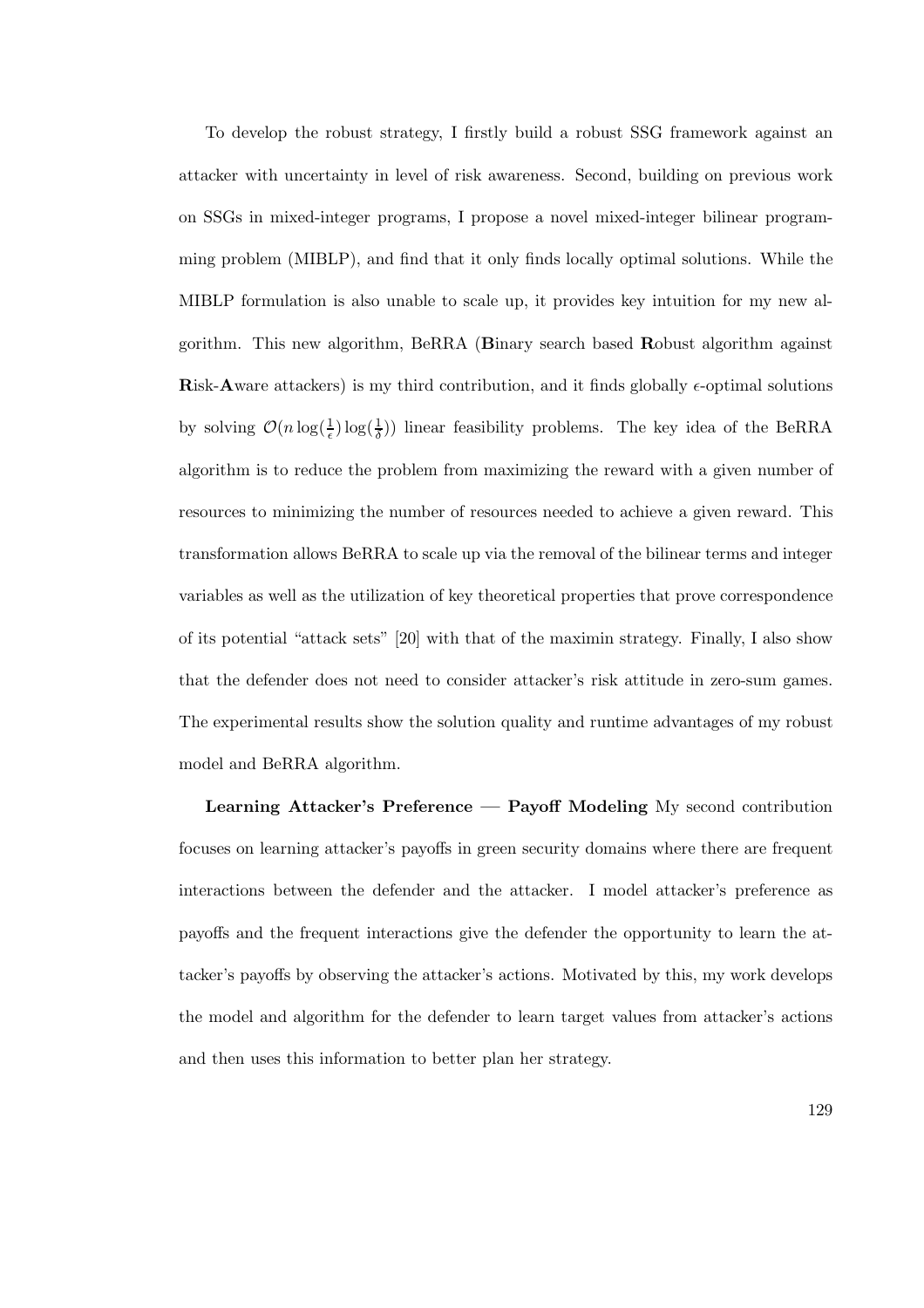To develop the robust strategy, I firstly build a robust SSG framework against an attacker with uncertainty in level of risk awareness. Second, building on previous work on SSGs in mixed-integer programs, I propose a novel mixed-integer bilinear programming problem (MIBLP), and find that it only finds locally optimal solutions. While the MIBLP formulation is also unable to scale up, it provides key intuition for my new algorithm. This new algorithm, BeRRA (**B**inary search based **R**obust algorithm against **R**isk-**A**ware attackers) is my third contribution, and it finds globally $\epsilon$-optimal solutions by solving $\mathcal{O}(n \log(\frac{1}{\epsilon}) \log(\frac{1}{\delta}))$ linear feasibility problems. The key idea of the BeRRA algorithm is to reduce the problem from maximizing the reward with a given number of resources to minimizing the number of resources needed to achieve a given reward. This transformation allows BeRRA to scale up via the removal of the bilinear terms and integer variables as well as the utilization of key theoretical properties that prove correspondence of its potential "attack sets" [20] with that of the maximin strategy. Finally, I also show that the defender does not need to consider attacker's risk attitude in zero-sum games. The experimental results show the solution quality and runtime advantages of my robust model and BeRRA algorithm.

**Learning Attacker's Preference — Payoff Modeling** My second contribution focuses on learning attacker's payoffs in green security domains where there are frequent interactions between the defender and the attacker. I model attacker's preference as payoffs and the frequent interactions give the defender the opportunity to learn the attacker's payoffs by observing the attacker's actions. Motivated by this, my work develops the model and algorithm for the defender to learn target values from attacker's actions and then uses this information to better plan her strategy.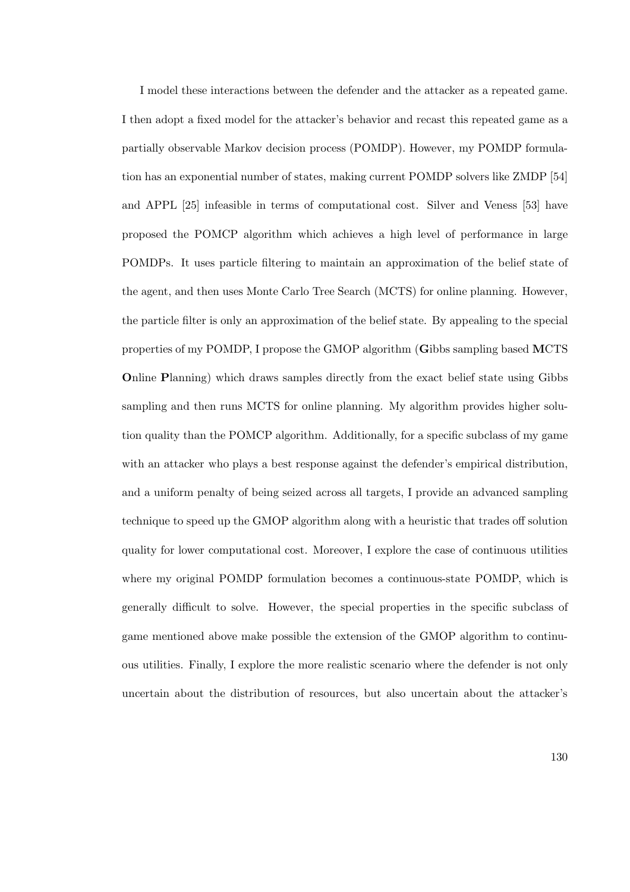I model these interactions between the defender and the attacker as a repeated game. I then adopt a fixed model for the attacker's behavior and recast this repeated game as a partially observable Markov decision process (POMDP). However, my POMDP formulation has an exponential number of states, making current POMDP solvers like ZMDP [54] and APPL [25] infeasible in terms of computational cost. Silver and Veness [53] have proposed the POMCP algorithm which achieves a high level of performance in large POMDPs. It uses particle filtering to maintain an approximation of the belief state of the agent, and then uses Monte Carlo Tree Search (MCTS) for online planning. However, the particle filter is only an approximation of the belief state. By appealing to the special properties of my POMDP, I propose the GMOP algorithm (**G**ibbs sampling based **M**CTS **O**nline **P**lanning) which draws samples directly from the exact belief state using Gibbs sampling and then runs MCTS for online planning. My algorithm provides higher solution quality than the POMCP algorithm. Additionally, for a specific subclass of my game with an attacker who plays a best response against the defender's empirical distribution, and a uniform penalty of being seized across all targets, I provide an advanced sampling technique to speed up the GMOP algorithm along with a heuristic that trades off solution quality for lower computational cost. Moreover, I explore the case of continuous utilities where my original POMDP formulation becomes a continuous-state POMDP, which is generally difficult to solve. However, the special properties in the specific subclass of game mentioned above make possible the extension of the GMOP algorithm to continuous utilities. Finally, I explore the more realistic scenario where the defender is not only uncertain about the distribution of resources, but also uncertain about the attacker's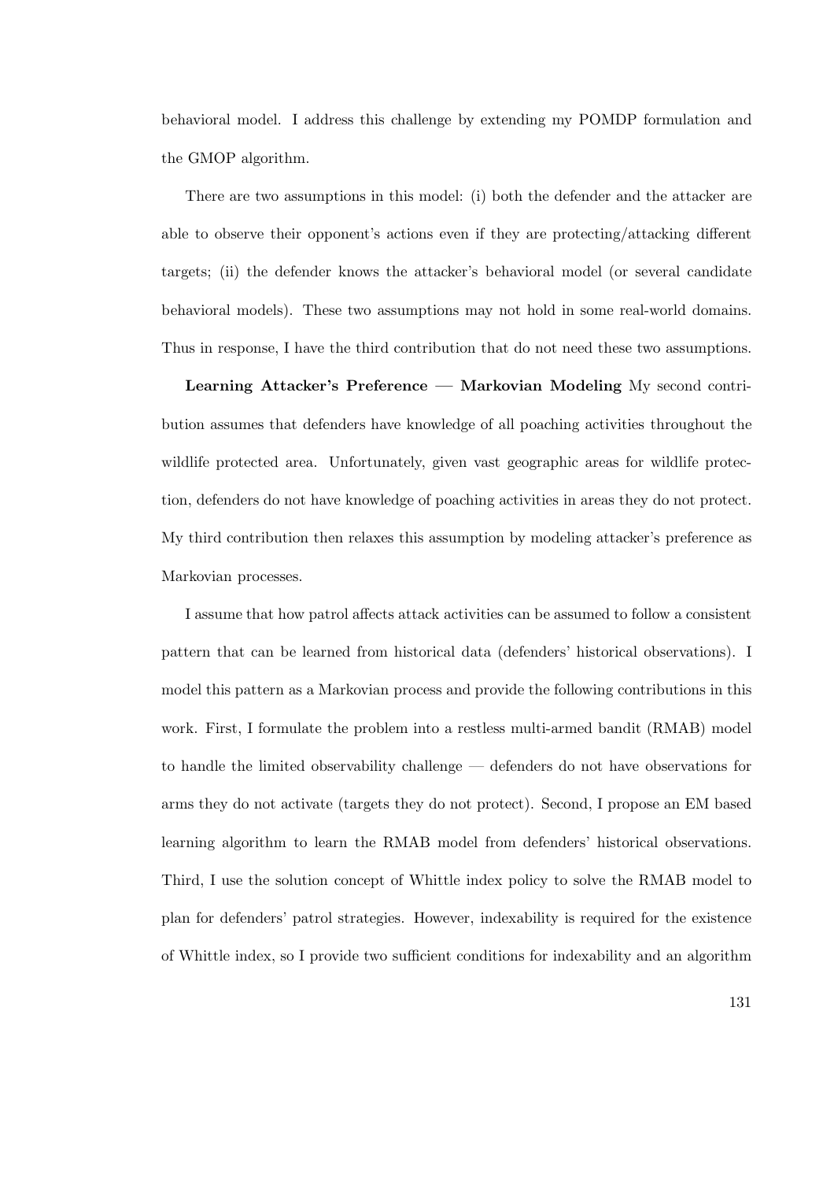behavioral model. I address this challenge by extending my POMDP formulation and the GMOP algorithm.

There are two assumptions in this model: (i) both the defender and the attacker are able to observe their opponent's actions even if they are protecting/attacking different targets; (ii) the defender knows the attacker's behavioral model (or several candidate behavioral models). These two assumptions may not hold in some real-world domains. Thus in response, I have the third contribution that do not need these two assumptions.

**Learning Attacker's Preference — Markovian Modeling** My second contribution assumes that defenders have knowledge of all poaching activities throughout the wildlife protected area. Unfortunately, given vast geographic areas for wildlife protection, defenders do not have knowledge of poaching activities in areas they do not protect. My third contribution then relaxes this assumption by modeling attacker's preference as Markovian processes.

I assume that how patrol affects attack activities can be assumed to follow a consistent pattern that can be learned from historical data (defenders' historical observations). I model this pattern as a Markovian process and provide the following contributions in this work. First, I formulate the problem into a restless multi-armed bandit (RMAB) model to handle the limited observability challenge — defenders do not have observations for arms they do not activate (targets they do not protect). Second, I propose an EM based learning algorithm to learn the RMAB model from defenders' historical observations. Third, I use the solution concept of Whittle index policy to solve the RMAB model to plan for defenders' patrol strategies. However, indexability is required for the existence of Whittle index, so I provide two sufficient conditions for indexability and an algorithm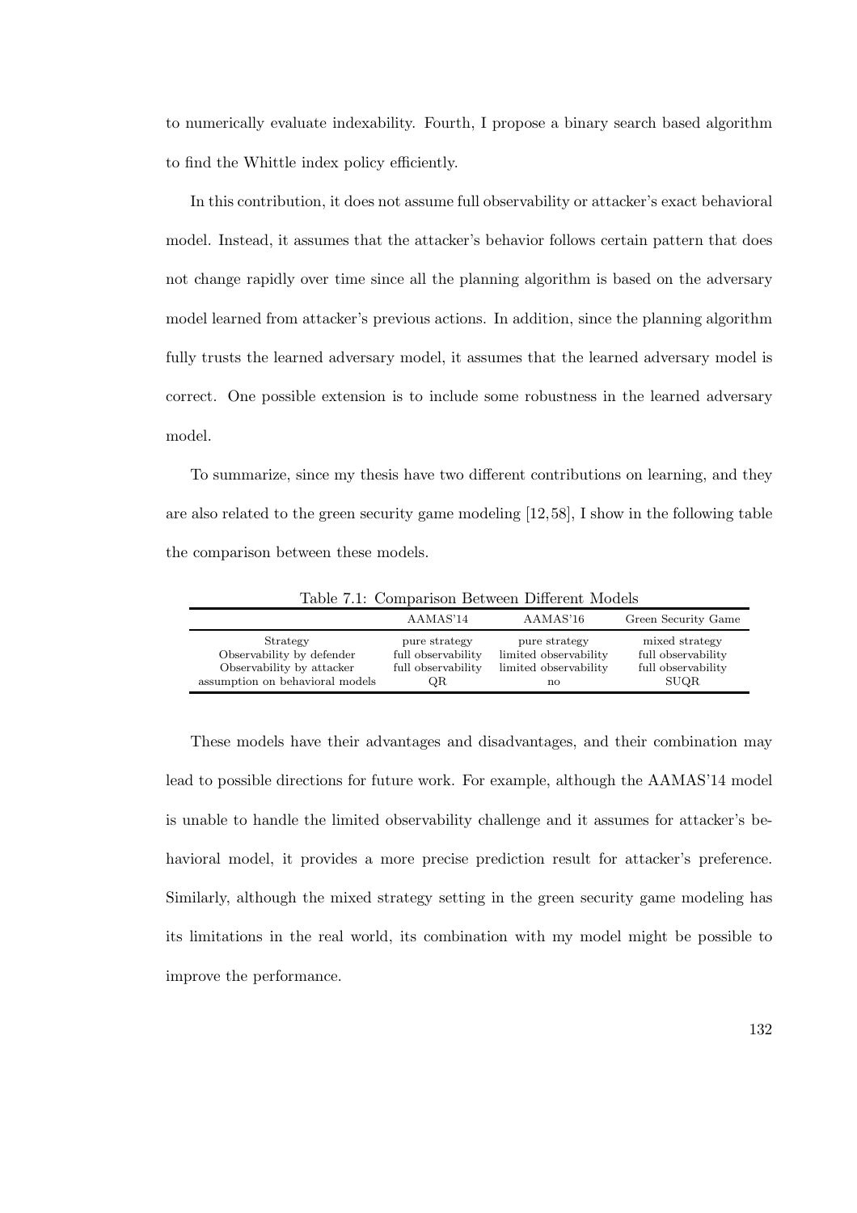to numerically evaluate indexability. Fourth, I propose a binary search based algorithm to find the Whittle index policy efficiently.

In this contribution, it does not assume full observability or attacker's exact behavioral model. Instead, it assumes that the attacker's behavior follows certain pattern that does not change rapidly over time since all the planning algorithm is based on the adversary model learned from attacker's previous actions. In addition, since the planning algorithm fully trusts the learned adversary model, it assumes that the learned adversary model is correct. One possible extension is to include some robustness in the learned adversary model.

To summarize, since my thesis have two different contributions on learning, and they are also related to the green security game modeling [12, 58], I show in the following table the comparison between these models.

Table 7.1: Comparison Between Different Models

| | AAMAS'14 | AAMAS'16 | Green Security Game |
|---|---|---|---|
| Strategy | pure strategy | pure strategy | mixed strategy |
| Observability by defender | full observability | limited observability | full observability |
| Observability by attacker | full observability | limited observability | full observability |
| assumption on behavioral models | QR | no | SUQR |

These models have their advantages and disadvantages, and their combination may lead to possible directions for future work. For example, although the AAMAS'14 model is unable to handle the limited observability challenge and it assumes for attacker's behavioral model, it provides a more precise prediction result for attacker's preference. Similarly, although the mixed strategy setting in the green security game modeling has its limitations in the real world, its combination with my model might be possible to improve the performance.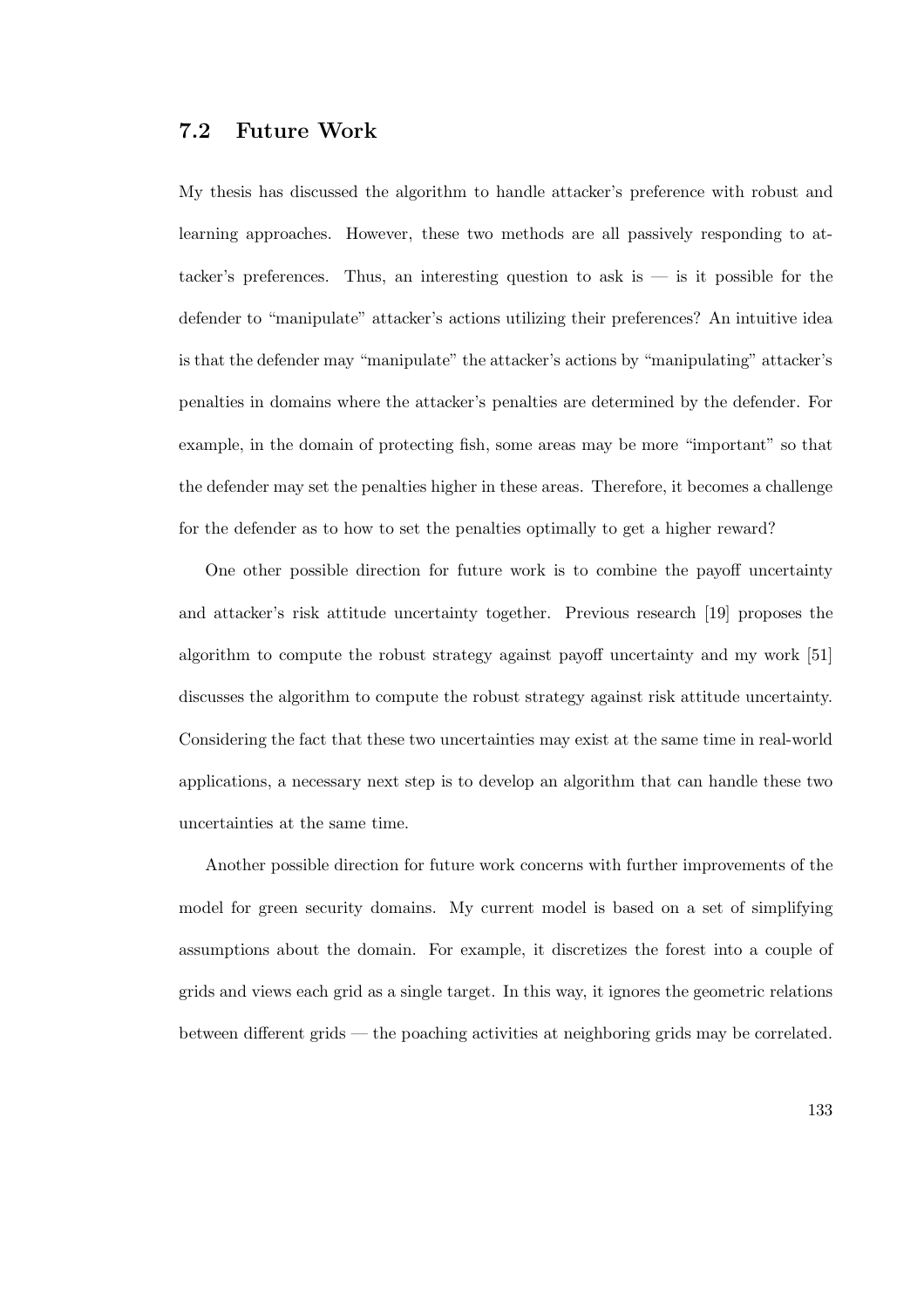## 7.2 Future Work

My thesis has discussed the algorithm to handle attacker's preference with robust and learning approaches. However, these two methods are all passively responding to attacker's preferences. Thus, an interesting question to ask is — is it possible for the defender to "manipulate" attacker's actions utilizing their preferences? An intuitive idea is that the defender may "manipulate" the attacker's actions by "manipulating" attacker's penalties in domains where the attacker's penalties are determined by the defender. For example, in the domain of protecting fish, some areas may be more "important" so that the defender may set the penalties higher in these areas. Therefore, it becomes a challenge for the defender as to how to set the penalties optimally to get a higher reward?

One other possible direction for future work is to combine the payoff uncertainty and attacker's risk attitude uncertainty together. Previous research [19] proposes the algorithm to compute the robust strategy against payoff uncertainty and my work [51] discusses the algorithm to compute the robust strategy against risk attitude uncertainty. Considering the fact that these two uncertainties may exist at the same time in real-world applications, a necessary next step is to develop an algorithm that can handle these two uncertainties at the same time.

Another possible direction for future work concerns with further improvements of the model for green security domains. My current model is based on a set of simplifying assumptions about the domain. For example, it discretizes the forest into a couple of grids and views each grid as a single target. In this way, it ignores the geometric relations between different grids — the poaching activities at neighboring grids may be correlated.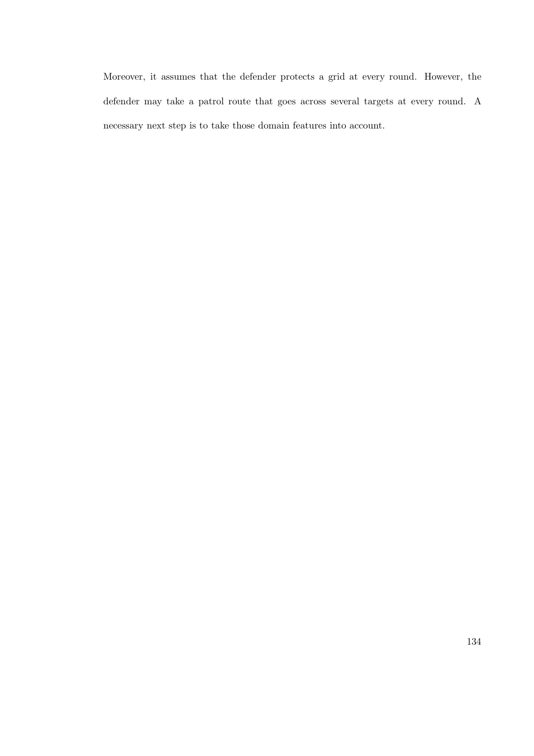Moreover, it assumes that the defender protects a grid at every round. However, the defender may take a patrol route that goes across several targets at every round. A necessary next step is to take those domain features into account.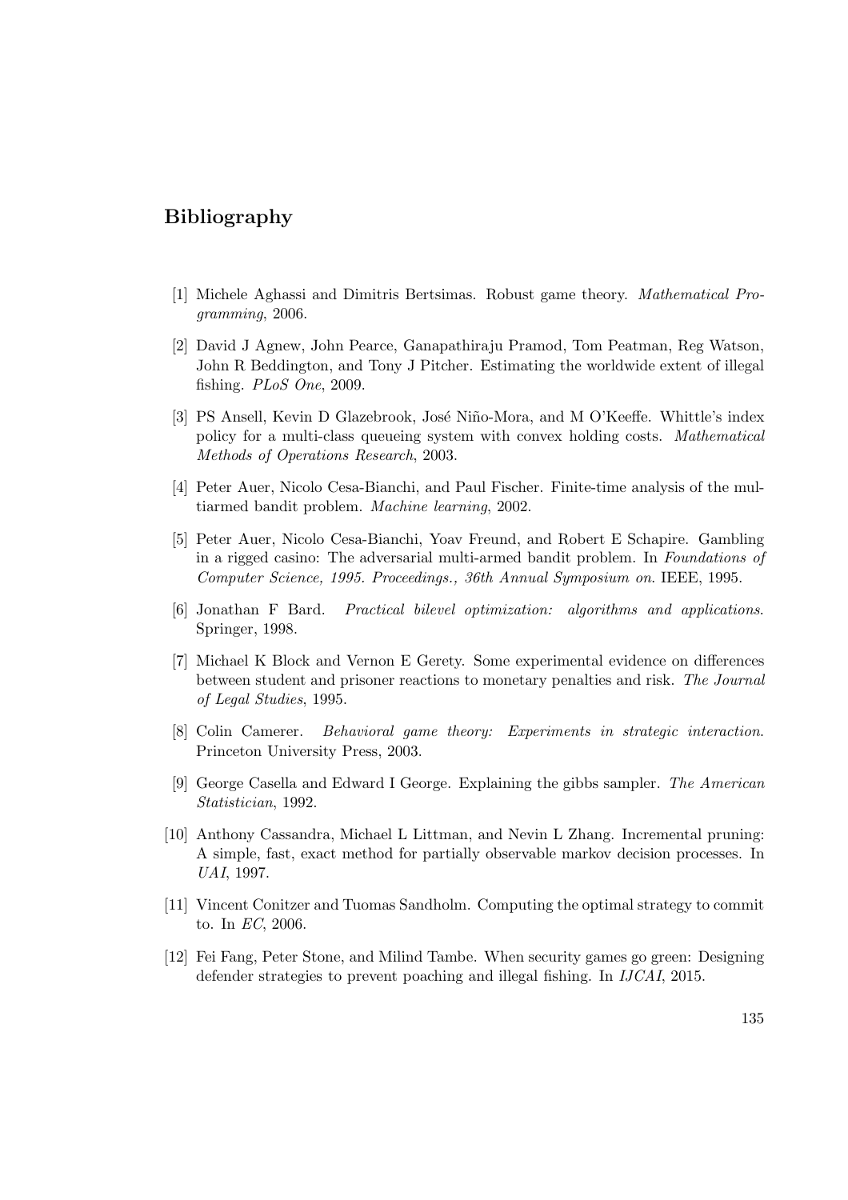# Bibliography

[1] Michele Aghassi and Dimitris Bertsimas. Robust game theory. *Mathematical Programming*, 2006.

[2] David J Agnew, John Pearce, Ganapathiraju Pramod, Tom Peatman, Reg Watson, John R Beddington, and Tony J Pitcher. Estimating the worldwide extent of illegal fishing. *PLoS One*, 2009.

[3] PS Ansell, Kevin D Glazebrook, José Niño-Mora, and M O'Keeffe. Whittle's index policy for a multi-class queueing system with convex holding costs. *Mathematical Methods of Operations Research*, 2003.

[4] Peter Auer, Nicolo Cesa-Bianchi, and Paul Fischer. Finite-time analysis of the multiarmed bandit problem. *Machine learning*, 2002.

[5] Peter Auer, Nicolo Cesa-Bianchi, Yoav Freund, and Robert E Schapire. Gambling in a rigged casino: The adversarial multi-armed bandit problem. In *Foundations of Computer Science, 1995. Proceedings., 36th Annual Symposium on*. IEEE, 1995.

[6] Jonathan F Bard. *Practical bilevel optimization: algorithms and applications*. Springer, 1998.

[7] Michael K Block and Vernon E Gerety. Some experimental evidence on differences between student and prisoner reactions to monetary penalties and risk. *The Journal of Legal Studies*, 1995.

[8] Colin Camerer. *Behavioral game theory: Experiments in strategic interaction*. Princeton University Press, 2003.

[9] George Casella and Edward I George. Explaining the gibbs sampler. *The American Statistician*, 1992.

[10] Anthony Cassandra, Michael L Littman, and Nevin L Zhang. Incremental pruning: A simple, fast, exact method for partially observable markov decision processes. In *UAI*, 1997.

[11] Vincent Conitzer and Tuomas Sandholm. Computing the optimal strategy to commit to. In *EC*, 2006.

[12] Fei Fang, Peter Stone, and Milind Tambe. When security games go green: Designing defender strategies to prevent poaching and illegal fishing. In *IJCAI*, 2015.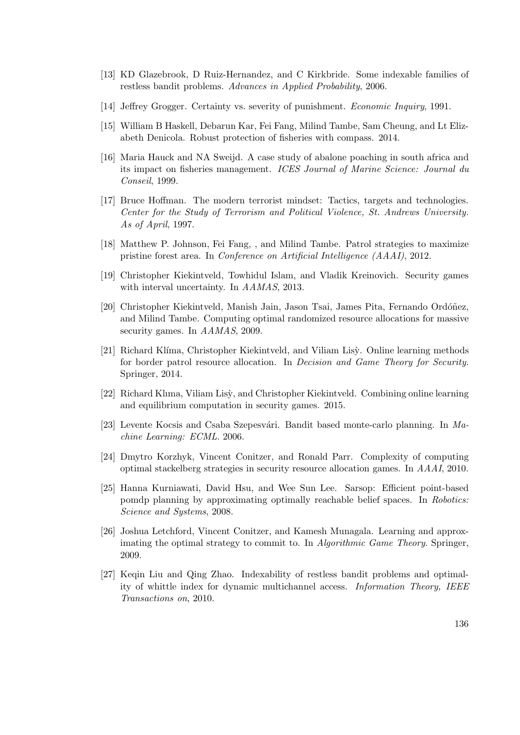[13] KD Glazebrook, D Ruiz-Hernandez, and C Kirkbride. Some indexable families of restless bandit problems. *Advances in Applied Probability*, 2006.

[14] Jeffrey Grogger. Certainty vs. severity of punishment. *Economic Inquiry*, 1991.

[15] William B Haskell, Debarun Kar, Fei Fang, Milind Tambe, Sam Cheung, and Lt Elizabeth Denicola. Robust protection of fisheries with compass. 2014.

[16] Maria Hauck and NA Sweijd. A case study of abalone poaching in south africa and its impact on fisheries management. *ICES Journal of Marine Science: Journal du Conseil*, 1999.

[17] Bruce Hoffman. The modern terrorist mindset: Tactics, targets and technologies. *Center for the Study of Terrorism and Political Violence, St. Andrews University. As of April*, 1997.

[18] Matthew P. Johnson, Fei Fang, , and Milind Tambe. Patrol strategies to maximize pristine forest area. In *Conference on Artificial Intelligence (AAAI)*, 2012.

[19] Christopher Kiekintveld, Towhidul Islam, and Vladik Kreinovich. Security games with interval uncertainty. In *AAMAS*, 2013.

[20] Christopher Kiekintveld, Manish Jain, Jason Tsai, James Pita, Fernando Ordóñez, and Milind Tambe. Computing optimal randomized resource allocations for massive security games. In *AAMAS*, 2009.

[21] Richard Klíma, Christopher Kiekintveld, and Viliam Lisỳ. Online learning methods for border patrol resource allocation. In *Decision and Game Theory for Security*. Springer, 2014.

[22] Richard Klıma, Viliam Lisỳ, and Christopher Kiekintveld. Combining online learning and equilibrium computation in security games. 2015.

[23] Levente Kocsis and Csaba Szepesvári. Bandit based monte-carlo planning. In *Machine Learning: ECML*. 2006.

[24] Dmytro Korzhyk, Vincent Conitzer, and Ronald Parr. Complexity of computing optimal stackelberg strategies in security resource allocation games. In *AAAI*, 2010.

[25] Hanna Kurniawati, David Hsu, and Wee Sun Lee. Sarsop: Efficient point-based pomdp planning by approximating optimally reachable belief spaces. In *Robotics: Science and Systems*, 2008.

[26] Joshua Letchford, Vincent Conitzer, and Kamesh Munagala. Learning and approximating the optimal strategy to commit to. In *Algorithmic Game Theory*. Springer, 2009.

[27] Keqin Liu and Qing Zhao. Indexability of restless bandit problems and optimality of whittle index for dynamic multichannel access. *Information Theory, IEEE Transactions on*, 2010.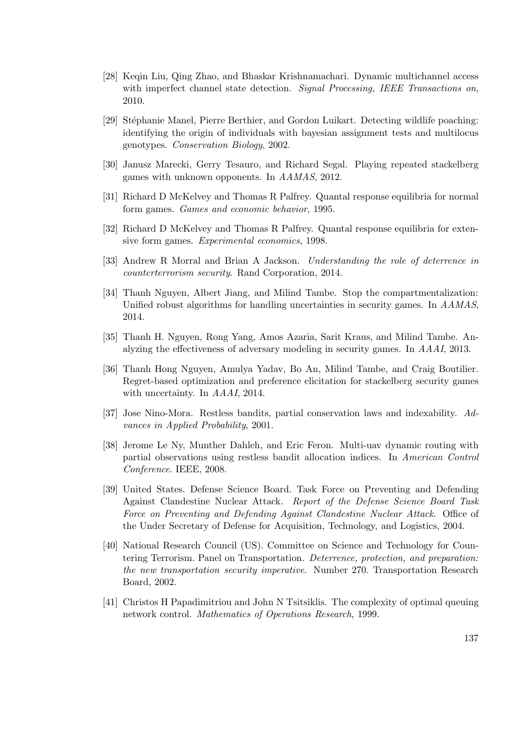[28] Keqin Liu, Qing Zhao, and Bhaskar Krishnamachari. Dynamic multichannel access with imperfect channel state detection. *Signal Processing, IEEE Transactions on*, 2010.

[29] Stéphanie Manel, Pierre Berthier, and Gordon Luikart. Detecting wildlife poaching: identifying the origin of individuals with bayesian assignment tests and multilocus genotypes. *Conservation Biology*, 2002.

[30] Janusz Marecki, Gerry Tesauro, and Richard Segal. Playing repeated stackelberg games with unknown opponents. In *AAMAS*, 2012.

[31] Richard D McKelvey and Thomas R Palfrey. Quantal response equilibria for normal form games. *Games and economic behavior*, 1995.

[32] Richard D McKelvey and Thomas R Palfrey. Quantal response equilibria for extensive form games. *Experimental economics*, 1998.

[33] Andrew R Morral and Brian A Jackson. *Understanding the role of deterrence in counterterrorism security*. Rand Corporation, 2014.

[34] Thanh Nguyen, Albert Jiang, and Milind Tambe. Stop the compartmentalization: Unified robust algorithms for handling uncertainties in security games. In *AAMAS*, 2014.

[35] Thanh H. Nguyen, Rong Yang, Amos Azaria, Sarit Kraus, and Milind Tambe. Analyzing the effectiveness of adversary modeling in security games. In *AAAI*, 2013.

[36] Thanh Hong Nguyen, Amulya Yadav, Bo An, Milind Tambe, and Craig Boutilier. Regret-based optimization and preference elicitation for stackelberg security games with uncertainty. In *AAAI*, 2014.

[37] Jose Nino-Mora. Restless bandits, partial conservation laws and indexability. *Advances in Applied Probability*, 2001.

[38] Jerome Le Ny, Munther Dahleh, and Eric Feron. Multi-uav dynamic routing with partial observations using restless bandit allocation indices. In *American Control Conference*. IEEE, 2008.

[39] United States. Defense Science Board. Task Force on Preventing and Defending Against Clandestine Nuclear Attack. *Report of the Defense Science Board Task Force on Preventing and Defending Against Clandestine Nuclear Attack*. Office of the Under Secretary of Defense for Acquisition, Technology, and Logistics, 2004.

[40] National Research Council (US). Committee on Science and Technology for Countering Terrorism. Panel on Transportation. *Deterrence, protection, and preparation: the new transportation security imperative*. Number 270. Transportation Research Board, 2002.

[41] Christos H Papadimitriou and John N Tsitsiklis. The complexity of optimal queuing network control. *Mathematics of Operations Research*, 1999.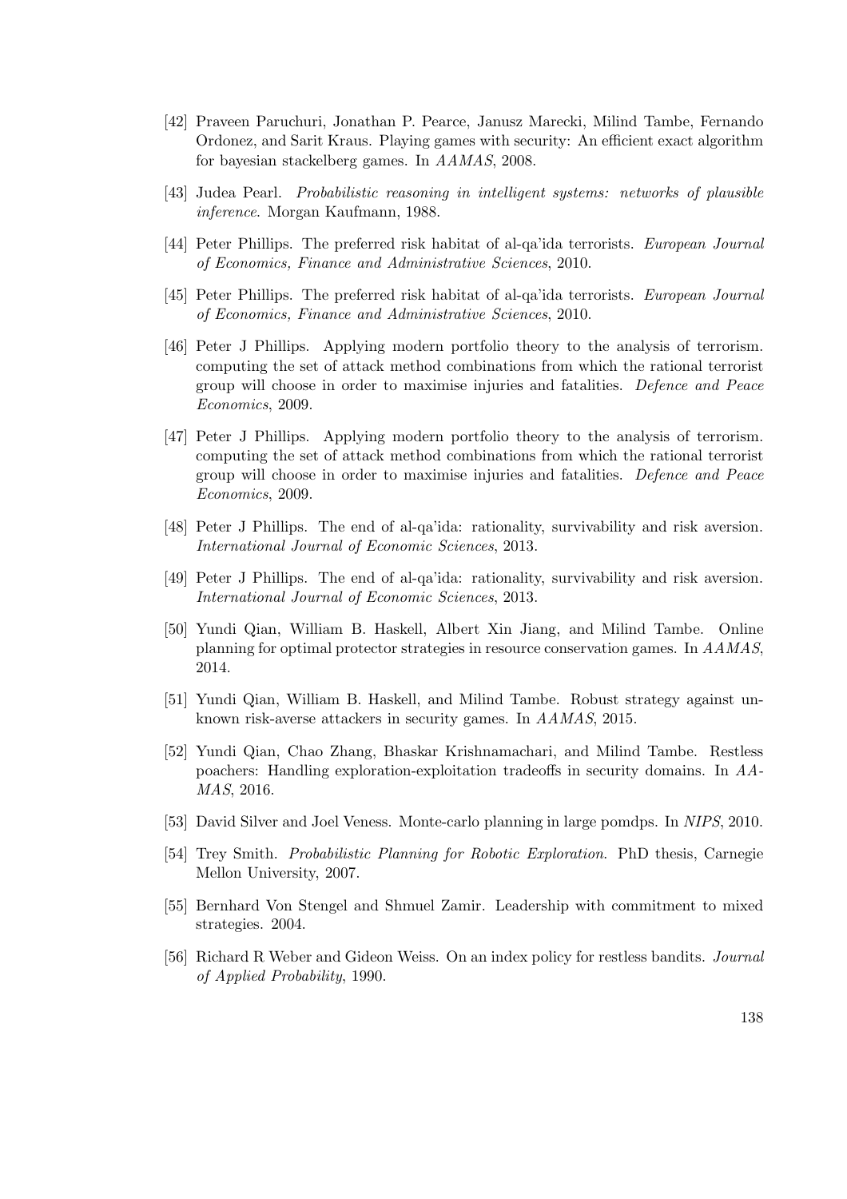[42] Praveen Paruchuri, Jonathan P. Pearce, Janusz Marecki, Milind Tambe, Fernando Ordonez, and Sarit Kraus. Playing games with security: An efficient exact algorithm for bayesian stackelberg games. In *AAMAS*, 2008.

[43] Judea Pearl. *Probabilistic reasoning in intelligent systems: networks of plausible inference*. Morgan Kaufmann, 1988.

[44] Peter Phillips. The preferred risk habitat of al-qa'ida terrorists. *European Journal of Economics, Finance and Administrative Sciences*, 2010.

[45] Peter Phillips. The preferred risk habitat of al-qa'ida terrorists. *European Journal of Economics, Finance and Administrative Sciences*, 2010.

[46] Peter J Phillips. Applying modern portfolio theory to the analysis of terrorism. computing the set of attack method combinations from which the rational terrorist group will choose in order to maximise injuries and fatalities. *Defence and Peace Economics*, 2009.

[47] Peter J Phillips. Applying modern portfolio theory to the analysis of terrorism. computing the set of attack method combinations from which the rational terrorist group will choose in order to maximise injuries and fatalities. *Defence and Peace Economics*, 2009.

[48] Peter J Phillips. The end of al-qa'ida: rationality, survivability and risk aversion. *International Journal of Economic Sciences*, 2013.

[49] Peter J Phillips. The end of al-qa'ida: rationality, survivability and risk aversion. *International Journal of Economic Sciences*, 2013.

[50] Yundi Qian, William B. Haskell, Albert Xin Jiang, and Milind Tambe. Online planning for optimal protector strategies in resource conservation games. In *AAMAS*, 2014.

[51] Yundi Qian, William B. Haskell, and Milind Tambe. Robust strategy against unknown risk-averse attackers in security games. In *AAMAS*, 2015.

[52] Yundi Qian, Chao Zhang, Bhaskar Krishnamachari, and Milind Tambe. Restless poachers: Handling exploration-exploitation tradeoffs in security domains. In *AAMAS*, 2016.

[53] David Silver and Joel Veness. Monte-carlo planning in large pomdps. In *NIPS*, 2010.

[54] Trey Smith. *Probabilistic Planning for Robotic Exploration*. PhD thesis, Carnegie Mellon University, 2007.

[55] Bernhard Von Stengel and Shmuel Zamir. Leadership with commitment to mixed strategies. 2004.

[56] Richard R Weber and Gideon Weiss. On an index policy for restless bandits. *Journal of Applied Probability*, 1990.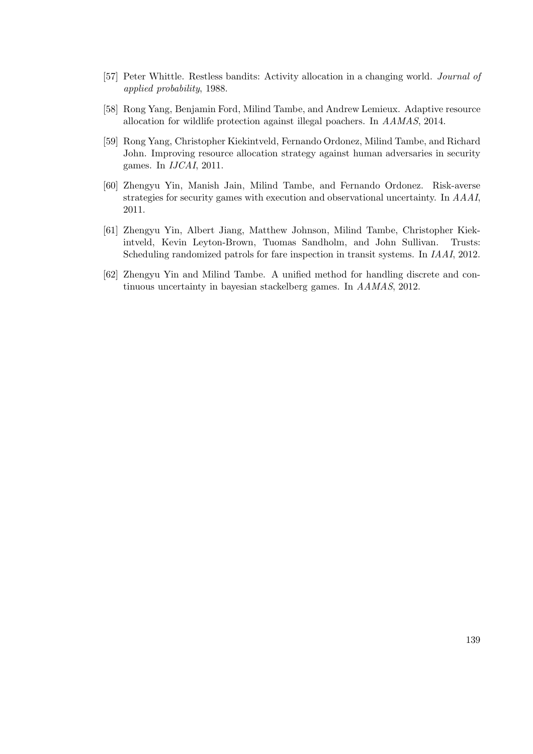[57] Peter Whittle. Restless bandits: Activity allocation in a changing world. *Journal of applied probability*, 1988.

[58] Rong Yang, Benjamin Ford, Milind Tambe, and Andrew Lemieux. Adaptive resource allocation for wildlife protection against illegal poachers. In *AAMAS*, 2014.

[59] Rong Yang, Christopher Kiekintveld, Fernando Ordonez, Milind Tambe, and Richard John. Improving resource allocation strategy against human adversaries in security games. In *IJCAI*, 2011.

[60] Zhengyu Yin, Manish Jain, Milind Tambe, and Fernando Ordonez. Risk-averse strategies for security games with execution and observational uncertainty. In *AAAI*, 2011.

[61] Zhengyu Yin, Albert Jiang, Matthew Johnson, Milind Tambe, Christopher Kiekintveld, Kevin Leyton-Brown, Tuomas Sandholm, and John Sullivan. Trusts: Scheduling randomized patrols for fare inspection in transit systems. In *IAAI*, 2012.

[62] Zhengyu Yin and Milind Tambe. A unified method for handling discrete and continuous uncertainty in bayesian stackelberg games. In *AAMAS*, 2012.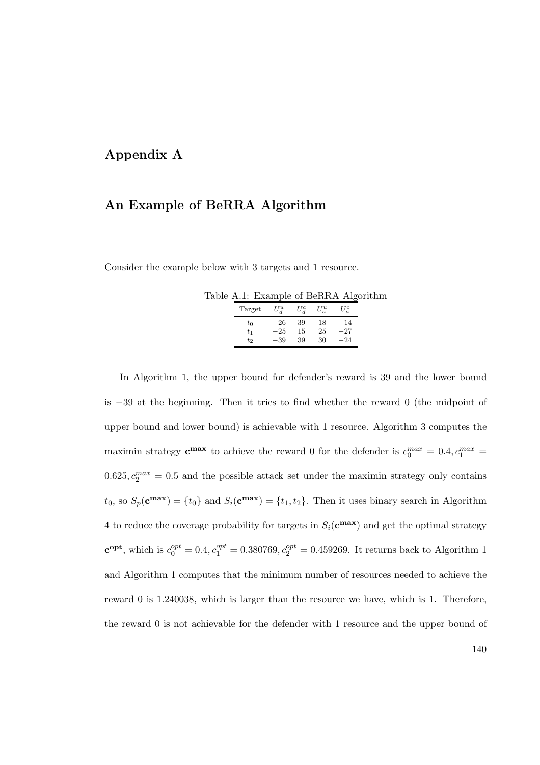# Appendix A

## An Example of BeRRA Algorithm

Consider the example below with 3 targets and 1 resource.

Table A.1: Example of BeRRA Algorithm

| Target | $U_d^u$ | $U_d^c$ | $U_a^u$ | $U_a^c$ |
|---|---|---|---|---|
| $t_0$ | $-26$ | 39 | 18 | $-14$ |
| $t_1$ | $-25$ | 15 | 25 | $-27$ |
| $t_2$ | $-39$ | 39 | 30 | $-24$ |

In Algorithm 1, the upper bound for defender's reward is 39 and the lower bound is $-39$ at the beginning. Then it tries to find whether the reward 0 (the midpoint of upper bound and lower bound) is achievable with 1 resource. Algorithm 3 computes the maximin strategy $\mathbf{c^{max}}$ to achieve the reward 0 for the defender is $c_0^{max} = 0.4, c_1^{max} = 0.625, c_2^{max} = 0.5$ and the possible attack set under the maximin strategy only contains $t_0$, so $S_p(\mathbf{c^{max}}) = \{t_0\}$ and $S_i(\mathbf{c^{max}}) = \{t_1, t_2\}$. Then it uses binary search in Algorithm 4 to reduce the coverage probability for targets in $S_i(\mathbf{c^{max}})$ and get the optimal strategy $\mathbf{c^{opt}}$, which is $c_0^{opt} = 0.4, c_1^{opt} = 0.380769, c_2^{opt} = 0.459269$. It returns back to Algorithm 1 and Algorithm 1 computes that the minimum number of resources needed to achieve the reward 0 is 1.240038, which is larger than the resource we have, which is 1. Therefore, the reward 0 is not achievable for the defender with 1 resource and the upper bound of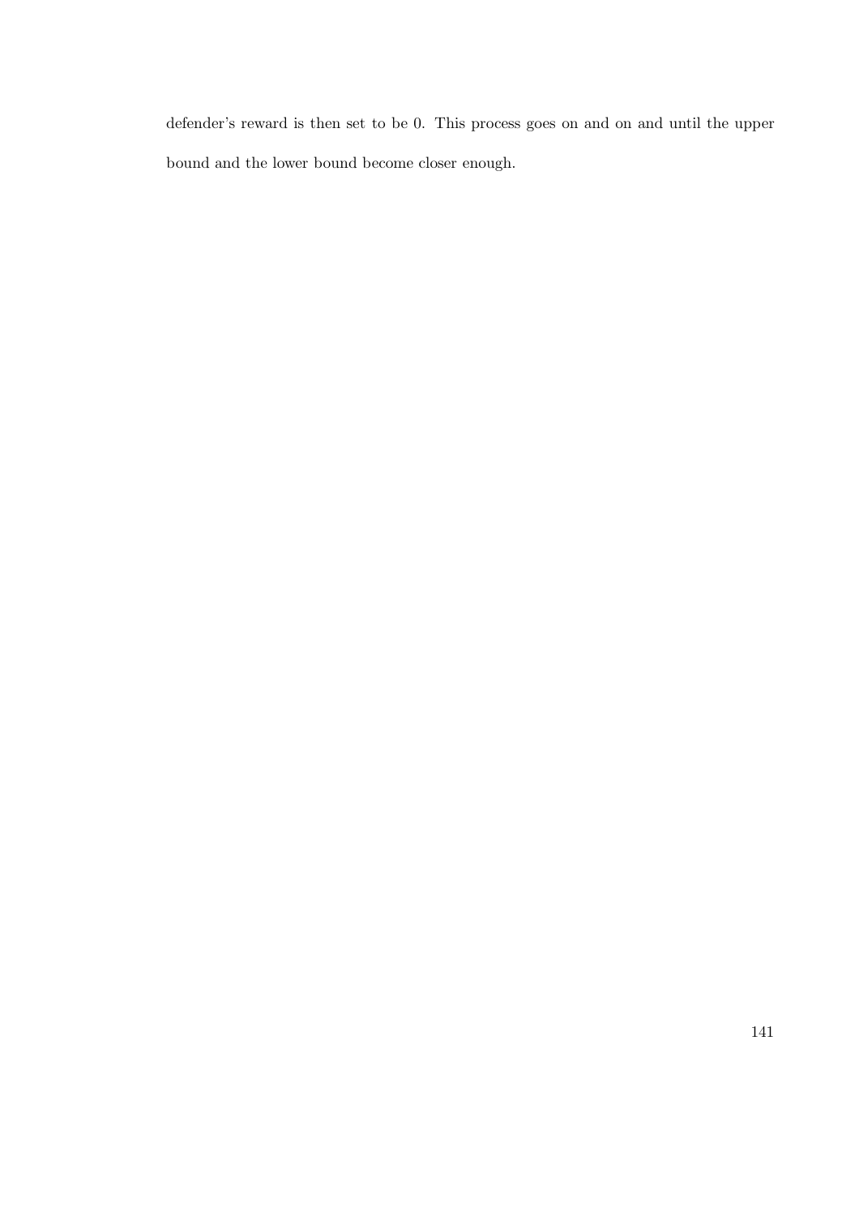defender's reward is then set to be 0. This process goes on and on and until the upper bound and the lower bound become closer enough.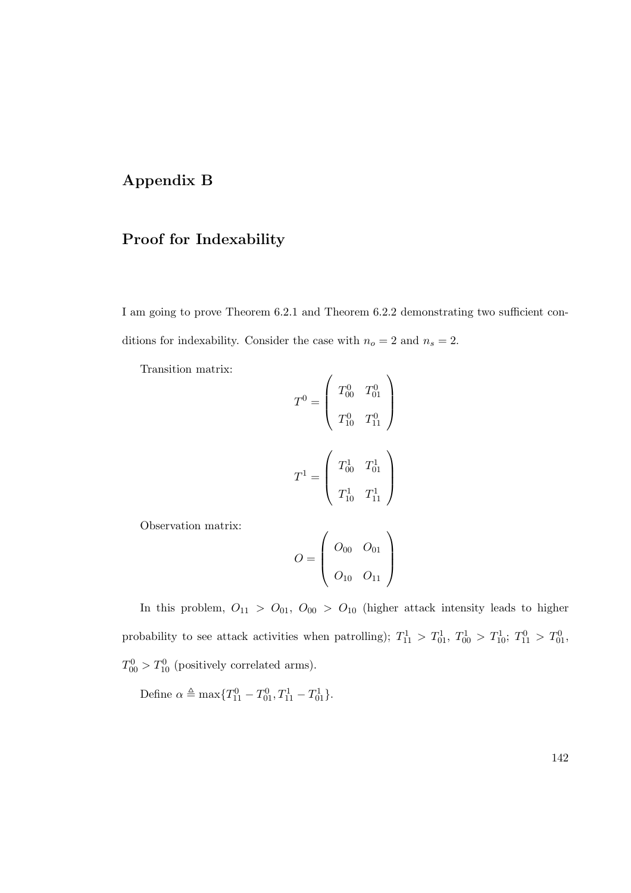# Appendix B

## Proof for Indexability

I am going to prove Theorem 6.2.1 and Theorem 6.2.2 demonstrating two sufficient conditions for indexability. Consider the case with $n_o = 2$ and $n_s = 2$.

Transition matrix:

$$T^0 = \begin{pmatrix} T^0_{00} & T^0_{01} \\ T^0_{10} & T^0_{11} \end{pmatrix}$$

$$T^1 = \begin{pmatrix} T^1_{00} & T^1_{01} \\ T^1_{10} & T^1_{11} \end{pmatrix}$$

Observation matrix:

$$O = \begin{pmatrix} O_{00} & O_{01} \\ O_{10} & O_{11} \end{pmatrix}$$

In this problem, $O_{11} > O_{01}$, $O_{00} > O_{10}$ (higher attack intensity leads to higher probability to see attack activities when patrolling); $T^1_{11} > T^1_{01}$, $T^1_{00} > T^1_{10}$; $T^0_{11} > T^0_{01}$, $T^0_{00} > T^0_{10}$ (positively correlated arms).

Define $\alpha \triangleq \max\{T^0_{11} - T^0_{01}, T^1_{11} - T^1_{01}\}$.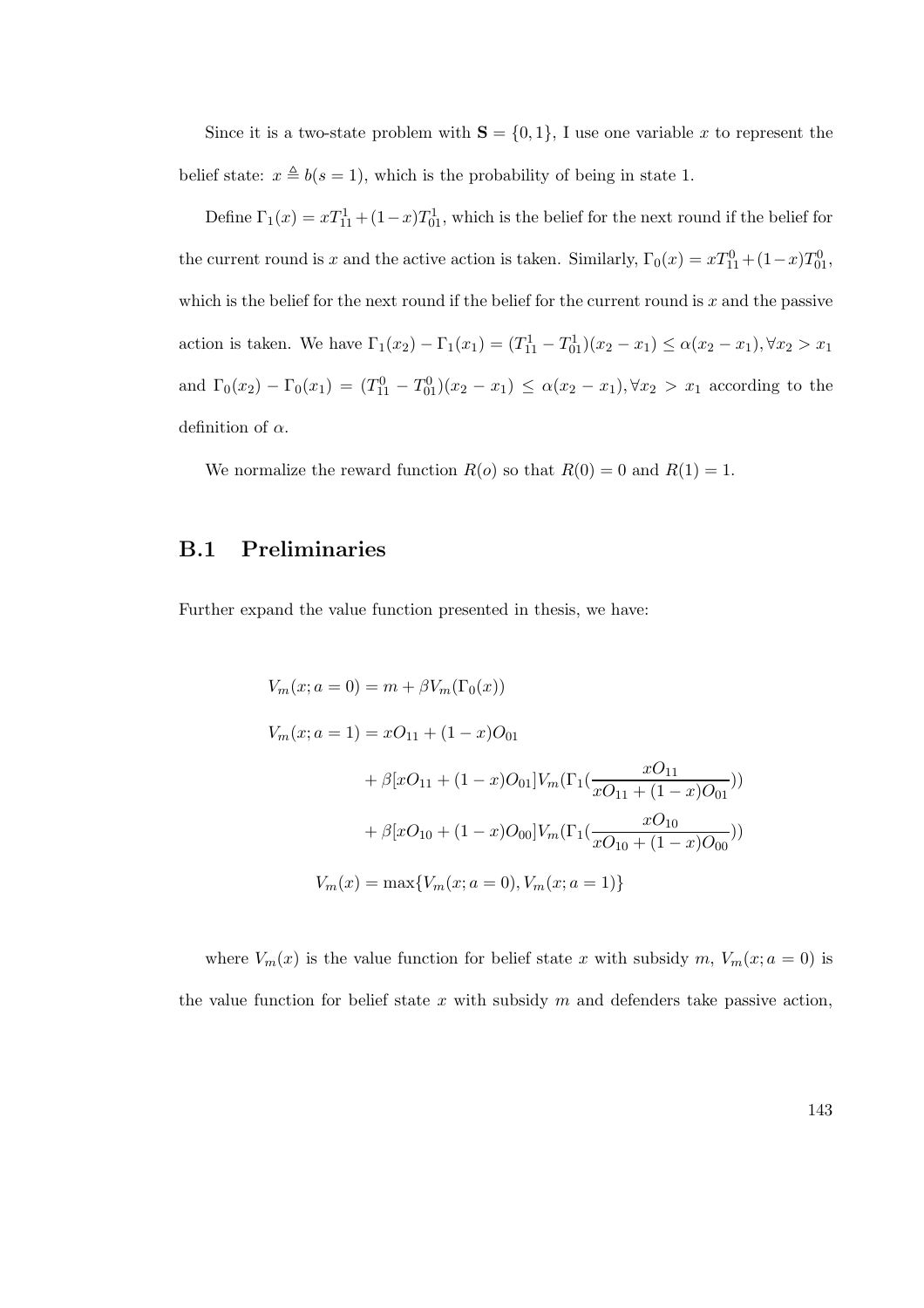Since it is a two-state problem with $\mathbf{S} = \{0, 1\}$, I use one variable $x$ to represent the belief state: $x \triangleq b(s = 1)$, which is the probability of being in state 1.

Define $\Gamma_1(x) = xT^1_{11} + (1-x)T^1_{01}$, which is the belief for the next round if the belief for the current round is $x$ and the active action is taken. Similarly, $\Gamma_0(x) = xT^0_{11} + (1-x)T^0_{01}$, which is the belief for the next round if the belief for the current round is $x$ and the passive action is taken. We have $\Gamma_1(x_2) - \Gamma_1(x_1) = (T^1_{11} - T^1_{01})(x_2 - x_1) \leq \alpha(x_2 - x_1), \forall x_2 > x_1$ and $\Gamma_0(x_2) - \Gamma_0(x_1) = (T^0_{11} - T^0_{01})(x_2 - x_1) \leq \alpha(x_2 - x_1), \forall x_2 > x_1$ according to the definition of $\alpha$.

We normalize the reward function $R(o)$ so that $R(0) = 0$ and $R(1) = 1$.

## B.1 Preliminaries

Further expand the value function presented in thesis, we have:

$$
\begin{aligned}
V_m(x; a = 0) &= m + \beta V_m(\Gamma_0(x)) \\
V_m(x; a = 1) &= xO_{11} + (1-x)O_{01} \\
&\quad + \beta[xO_{11} + (1-x)O_{01}]V_m(\Gamma_1(\frac{xO_{11}}{xO_{11} + (1-x)O_{01}})) \\
&\quad + \beta[xO_{10} + (1-x)O_{00}]V_m(\Gamma_1(\frac{xO_{10}}{xO_{10} + (1-x)O_{00}})) \\
V_m(x) &= \max\{V_m(x; a = 0), V_m(x; a = 1)\}
\end{aligned}
$$

where $V_m(x)$ is the value function for belief state $x$ with subsidy $m$, $V_m(x; a = 0)$ is the value function for belief state $x$ with subsidy $m$ and defenders take passive action,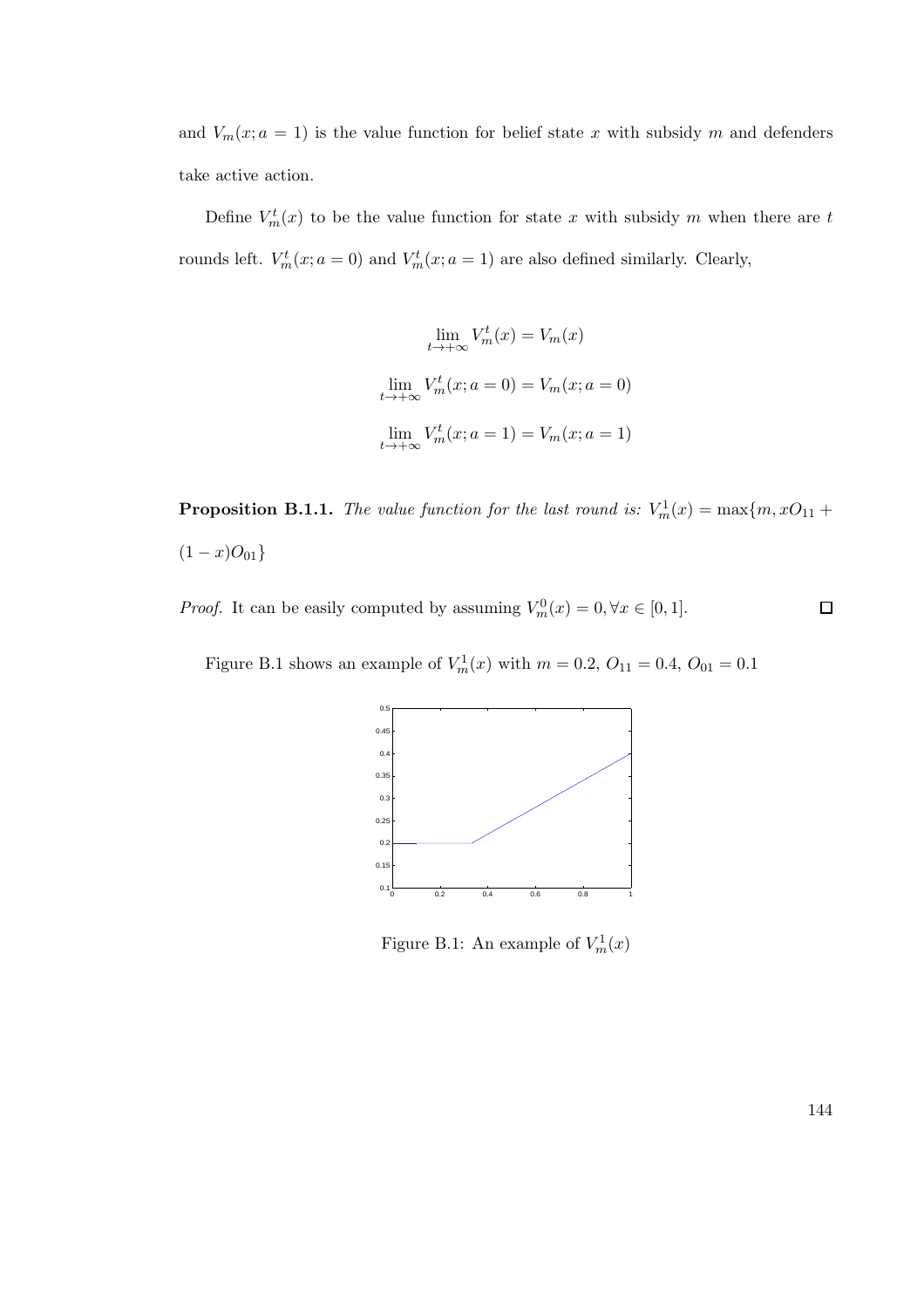and $V_m(x; a = 1)$ is the value function for belief state $x$ with subsidy $m$ and defenders take active action.

Define $V_m^t(x)$ to be the value function for state $x$ with subsidy $m$ when there are $t$ rounds left. $V_m^t(x; a = 0)$ and $V_m^t(x; a = 1)$ are also defined similarly. Clearly,

$$\lim_{t \to +\infty} V_m^t(x) = V_m(x)$$

$$\lim_{t \to +\infty} V_m^t(x; a = 0) = V_m(x; a = 0)$$

$$\lim_{t \to +\infty} V_m^t(x; a = 1) = V_m(x; a = 1)$$

**Proposition B.1.1.** *The value function for the last round is:* $V_m^1(x) = \max\{m, xO_{11} + (1 - x)O_{01}\}$

*Proof.* It can be easily computed by assuming $V_m^0(x) = 0, \forall x \in [0, 1]$. □

Figure B.1 shows an example of $V_m^1(x)$ with $m = 0.2$, $O_{11} = 0.4$, $O_{01} = 0.1$

Figure B.1: An example of $V_m^1(x)$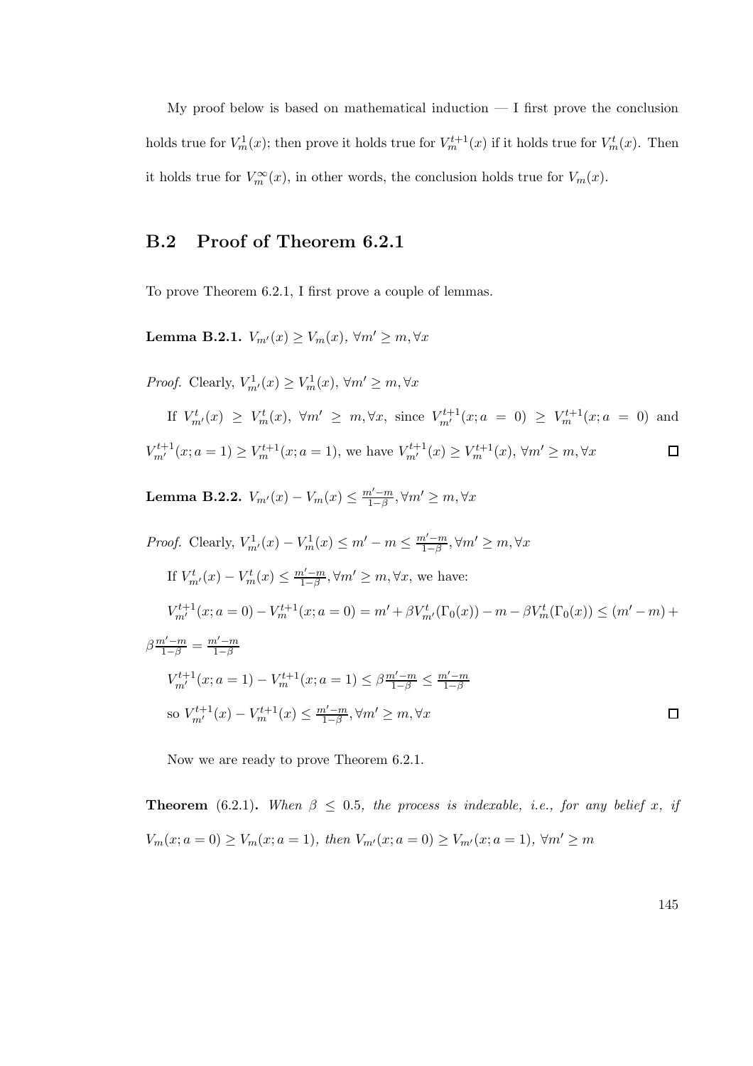My proof below is based on mathematical induction — I first prove the conclusion holds true for $V_m^1(x)$; then prove it holds true for $V_m^{t+1}(x)$ if it holds true for $V_m^t(x)$. Then it holds true for $V_m^\infty(x)$, in other words, the conclusion holds true for $V_m(x)$.

## B.2 Proof of Theorem 6.2.1

To prove Theorem 6.2.1, I first prove a couple of lemmas.

**Lemma B.2.1.** *$V_{m'}(x) \geq V_m(x)$, $\forall m' \geq m, \forall x$*

*Proof.* Clearly, $V_{m'}^1(x) \geq V_m^1(x)$, $\forall m' \geq m, \forall x$

If $V_{m'}^t(x) \geq V_m^t(x)$, $\forall m' \geq m, \forall x$, since $V_{m'}^{t+1}(x; a = 0) \geq V_m^{t+1}(x; a = 0)$ and $V_{m'}^{t+1}(x; a = 1) \geq V_m^{t+1}(x; a = 1)$, we have $V_{m'}^{t+1}(x) \geq V_m^{t+1}(x)$, $\forall m' \geq m, \forall x$ □

**Lemma B.2.2.** *$V_{m'}(x) - V_m(x) \leq \frac{m'-m}{1-\beta}, \forall m' \geq m, \forall x$*

*Proof.* Clearly, $V_{m'}^1(x) - V_m^1(x) \leq m' - m \leq \frac{m'-m}{1-\beta}, \forall m' \geq m, \forall x$

If $V_{m'}^t(x) - V_m^t(x) \leq \frac{m'-m}{1-\beta}, \forall m' \geq m, \forall x$, we have:

$V_{m'}^{t+1}(x; a = 0) - V_m^{t+1}(x; a = 0) = m' + \beta V_{m'}^t(\Gamma_0(x)) - m - \beta V_m^t(\Gamma_0(x)) \leq (m' - m) + \beta \frac{m'-m}{1-\beta} = \frac{m'-m}{1-\beta}$

$V_{m'}^{t+1}(x; a = 1) - V_m^{t+1}(x; a = 1) \leq \beta \frac{m'-m}{1-\beta} \leq \frac{m'-m}{1-\beta}$

so $V_{m'}^{t+1}(x) - V_m^{t+1}(x) \leq \frac{m'-m}{1-\beta}, \forall m' \geq m, \forall x$ □

Now we are ready to prove Theorem 6.2.1.

**Theorem** (6.2.1)**.** *When $\beta \leq 0.5$, the process is indexable, i.e., for any belief $x$, if $V_m(x; a = 0) \geq V_m(x; a = 1)$, then $V_{m'}(x; a = 0) \geq V_{m'}(x; a = 1)$, $\forall m' \geq m$*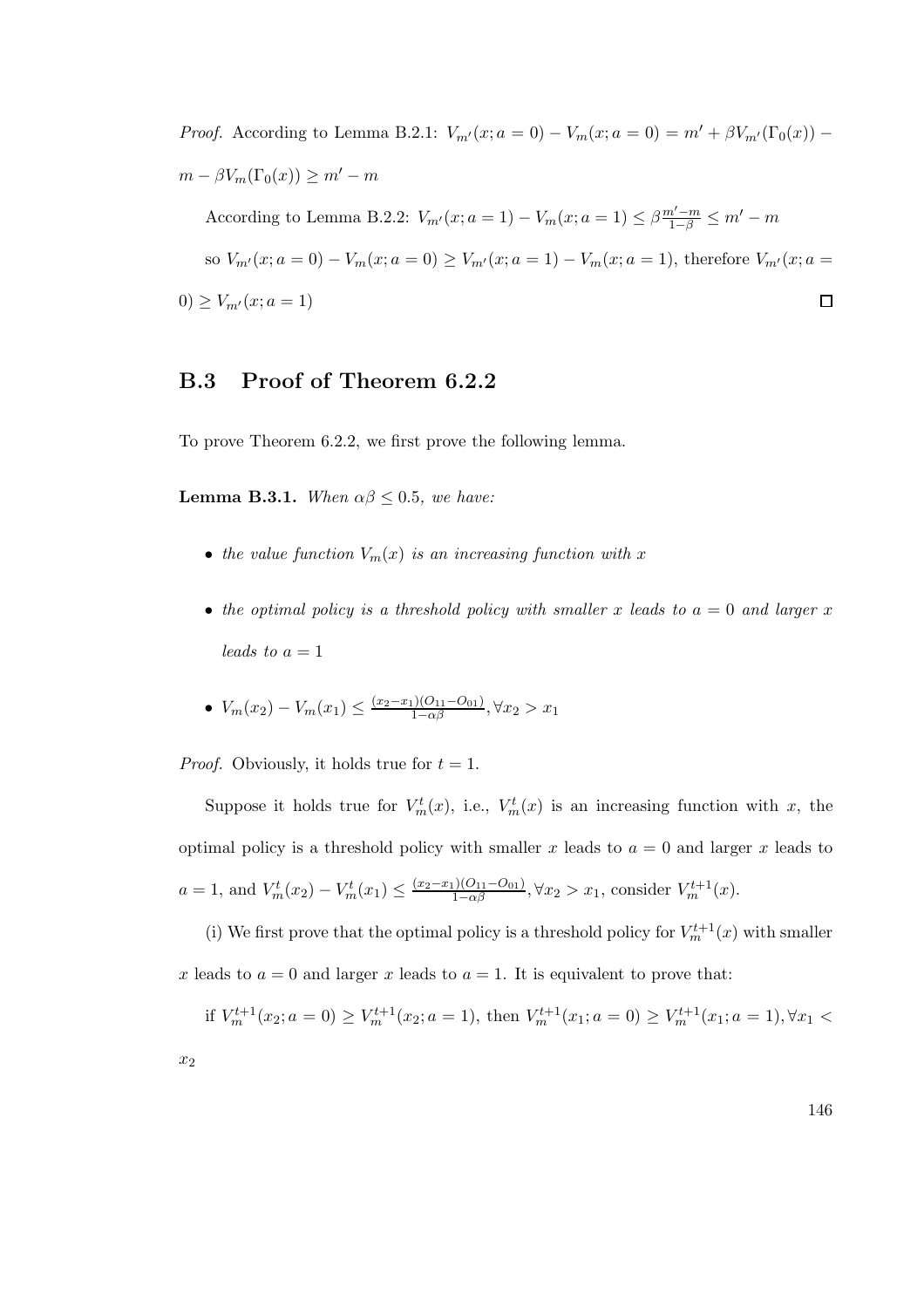*Proof.* According to Lemma B.2.1: $V_{m'}(x; a = 0) - V_m(x; a = 0) = m' + \beta V_{m'}(\Gamma_0(x)) - m - \beta V_m(\Gamma_0(x)) \geq m' - m$

According to Lemma B.2.2: $V_{m'}(x; a = 1) - V_m(x; a = 1) \leq \beta \frac{m'-m}{1-\beta} \leq m' - m$

so $V_{m'}(x; a = 0) - V_m(x; a = 0) \geq V_{m'}(x; a = 1) - V_m(x; a = 1)$, therefore $V_{m'}(x; a = 0) \geq V_{m'}(x; a = 1)$ □

## B.3 Proof of Theorem 6.2.2

To prove Theorem 6.2.2, we first prove the following lemma.

**Lemma B.3.1.** *When $\alpha\beta \leq 0.5$, we have:*

- *the value function $V_m(x)$ is an increasing function with $x$*
- *the optimal policy is a threshold policy with smaller $x$ leads to $a = 0$ and larger $x$ leads to $a = 1$*
- $V_m(x_2) - V_m(x_1) \leq \frac{(x_2-x_1)(O_{11}-O_{01})}{1-\alpha\beta}, \forall x_2 > x_1$

*Proof.* Obviously, it holds true for $t = 1$.

Suppose it holds true for $V_m^t(x)$, i.e., $V_m^t(x)$ is an increasing function with $x$, the optimal policy is a threshold policy with smaller $x$ leads to $a = 0$ and larger $x$ leads to $a = 1$, and $V_m^t(x_2) - V_m^t(x_1) \leq \frac{(x_2-x_1)(O_{11}-O_{01})}{1-\alpha\beta}, \forall x_2 > x_1$, consider $V_m^{t+1}(x)$.

(i) We first prove that the optimal policy is a threshold policy for $V_m^{t+1}(x)$ with smaller $x$ leads to $a = 0$ and larger $x$ leads to $a = 1$. It is equivalent to prove that:

if $V_m^{t+1}(x_2; a = 0) \geq V_m^{t+1}(x_2; a = 1)$, then $V_m^{t+1}(x_1; a = 0) \geq V_m^{t+1}(x_1; a = 1), \forall x_1 < x_2$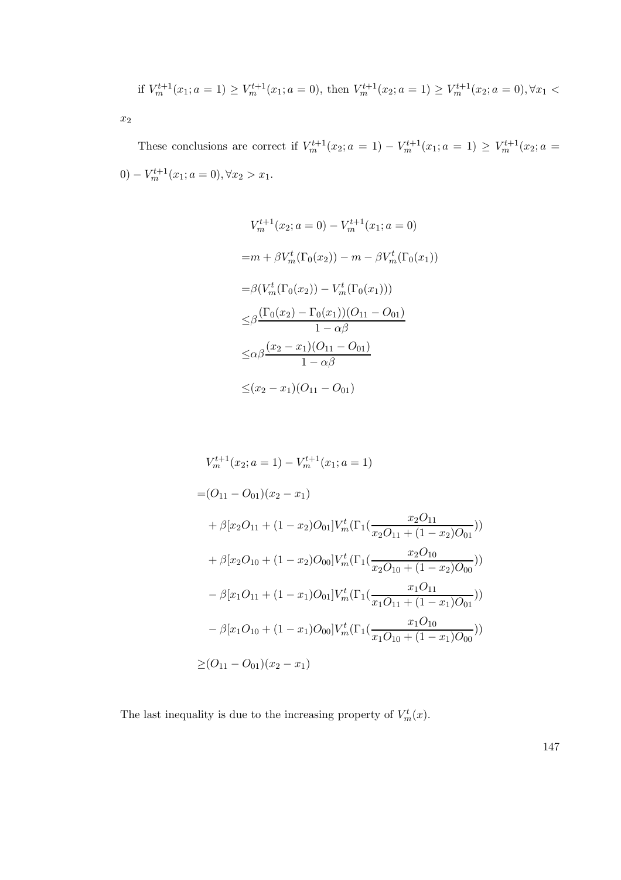if $V_m^{t+1}(x_1; a = 1) \geq V_m^{t+1}(x_1; a = 0)$, then $V_m^{t+1}(x_2; a = 1) \geq V_m^{t+1}(x_2; a = 0), \forall x_1 < x_2$

These conclusions are correct if $V_m^{t+1}(x_2; a = 1) - V_m^{t+1}(x_1; a = 1) \geq V_m^{t+1}(x_2; a = 0) - V_m^{t+1}(x_1; a = 0), \forall x_2 > x_1$.

$$
\begin{aligned}
&V_m^{t+1}(x_2; a = 0) - V_m^{t+1}(x_1; a = 0) \\
=&m + \beta V_m^t(\Gamma_0(x_2)) - m - \beta V_m^t(\Gamma_0(x_1)) \\
=&\beta(V_m^t(\Gamma_0(x_2)) - V_m^t(\Gamma_0(x_1))) \\
\leq&\beta\frac{(\Gamma_0(x_2) - \Gamma_0(x_1))(O_{11} - O_{01})}{1 - \alpha\beta} \\
\leq&\alpha\beta\frac{(x_2 - x_1)(O_{11} - O_{01})}{1 - \alpha\beta} \\
\leq&(x_2 - x_1)(O_{11} - O_{01})
\end{aligned}
$$

$$
\begin{aligned}
&V_m^{t+1}(x_2; a = 1) - V_m^{t+1}(x_1; a = 1) \\
=&(O_{11} - O_{01})(x_2 - x_1) \\
&+ \beta[x_2 O_{11} + (1 - x_2)O_{01}]V_m^t(\Gamma_1(\frac{x_2 O_{11}}{x_2 O_{11} + (1 - x_2)O_{01}})) \\
&+ \beta[x_2 O_{10} + (1 - x_2)O_{00}]V_m^t(\Gamma_1(\frac{x_2 O_{10}}{x_2 O_{10} + (1 - x_2)O_{00}})) \\
&- \beta[x_1 O_{11} + (1 - x_1)O_{01}]V_m^t(\Gamma_1(\frac{x_1 O_{11}}{x_1 O_{11} + (1 - x_1)O_{01}})) \\
&- \beta[x_1 O_{10} + (1 - x_1)O_{00}]V_m^t(\Gamma_1(\frac{x_1 O_{10}}{x_1 O_{10} + (1 - x_1)O_{00}})) \\
\geq&(O_{11} - O_{01})(x_2 - x_1)
\end{aligned}
$$

The last inequality is due to the increasing property of $V_m^t(x)$.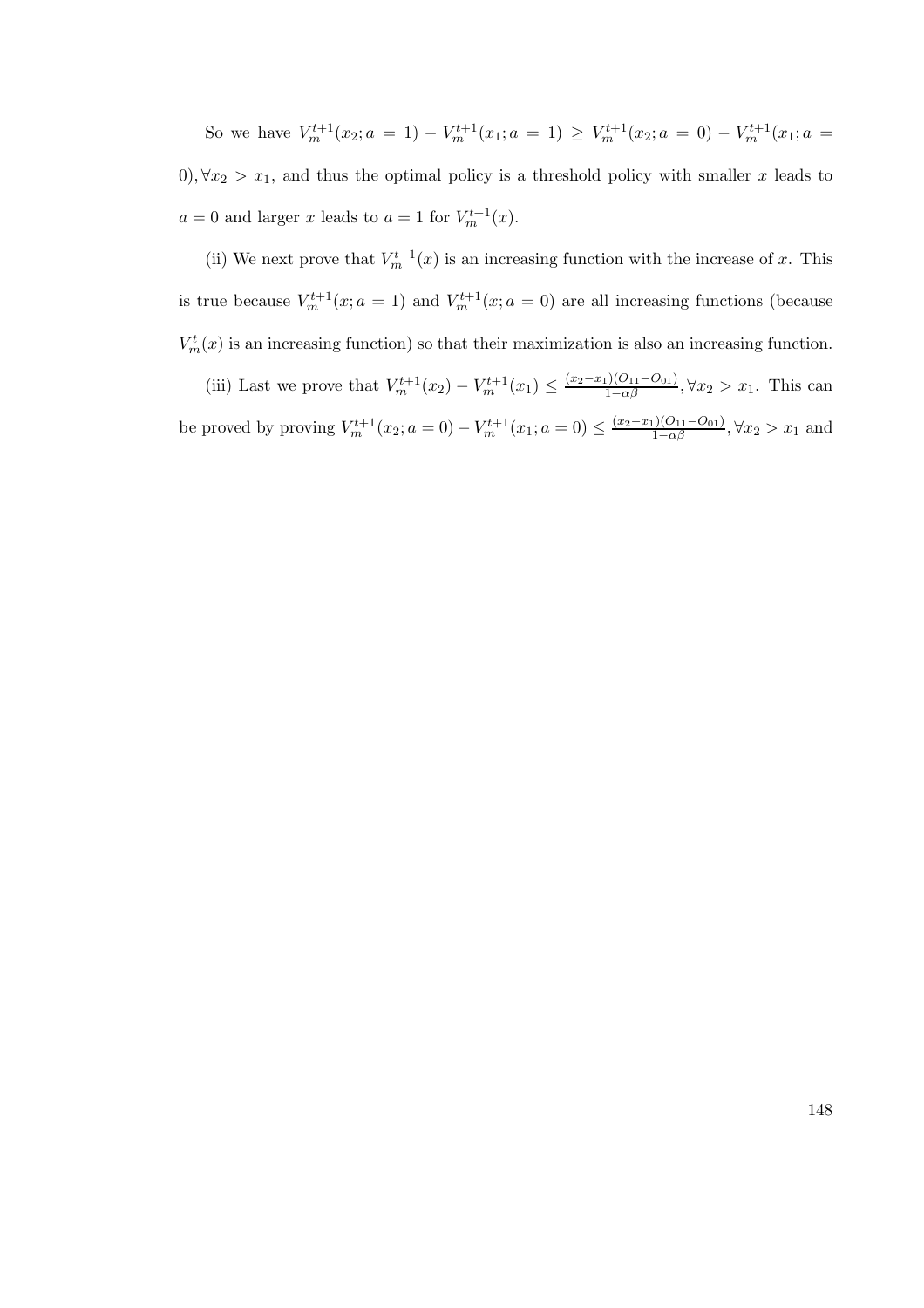So we have $V_m^{t+1}(x_2; a = 1) - V_m^{t+1}(x_1; a = 1) \geq V_m^{t+1}(x_2; a = 0) - V_m^{t+1}(x_1; a = 0), \forall x_2 > x_1$, and thus the optimal policy is a threshold policy with smaller $x$ leads to $a = 0$ and larger $x$ leads to $a = 1$ for $V_m^{t+1}(x)$.

(ii) We next prove that $V_m^{t+1}(x)$ is an increasing function with the increase of $x$. This is true because $V_m^{t+1}(x; a = 1)$ and $V_m^{t+1}(x; a = 0)$ are all increasing functions (because $V_m^t(x)$ is an increasing function) so that their maximization is also an increasing function.

(iii) Last we prove that $V_m^{t+1}(x_2) - V_m^{t+1}(x_1) \leq \frac{(x_2 - x_1)(O_{11} - O_{01})}{1 - \alpha\beta}, \forall x_2 > x_1$. This can be proved by proving $V_m^{t+1}(x_2; a = 0) - V_m^{t+1}(x_1; a = 0) \leq \frac{(x_2 - x_1)(O_{11} - O_{01})}{1 - \alpha\beta}, \forall x_2 > x_1$ and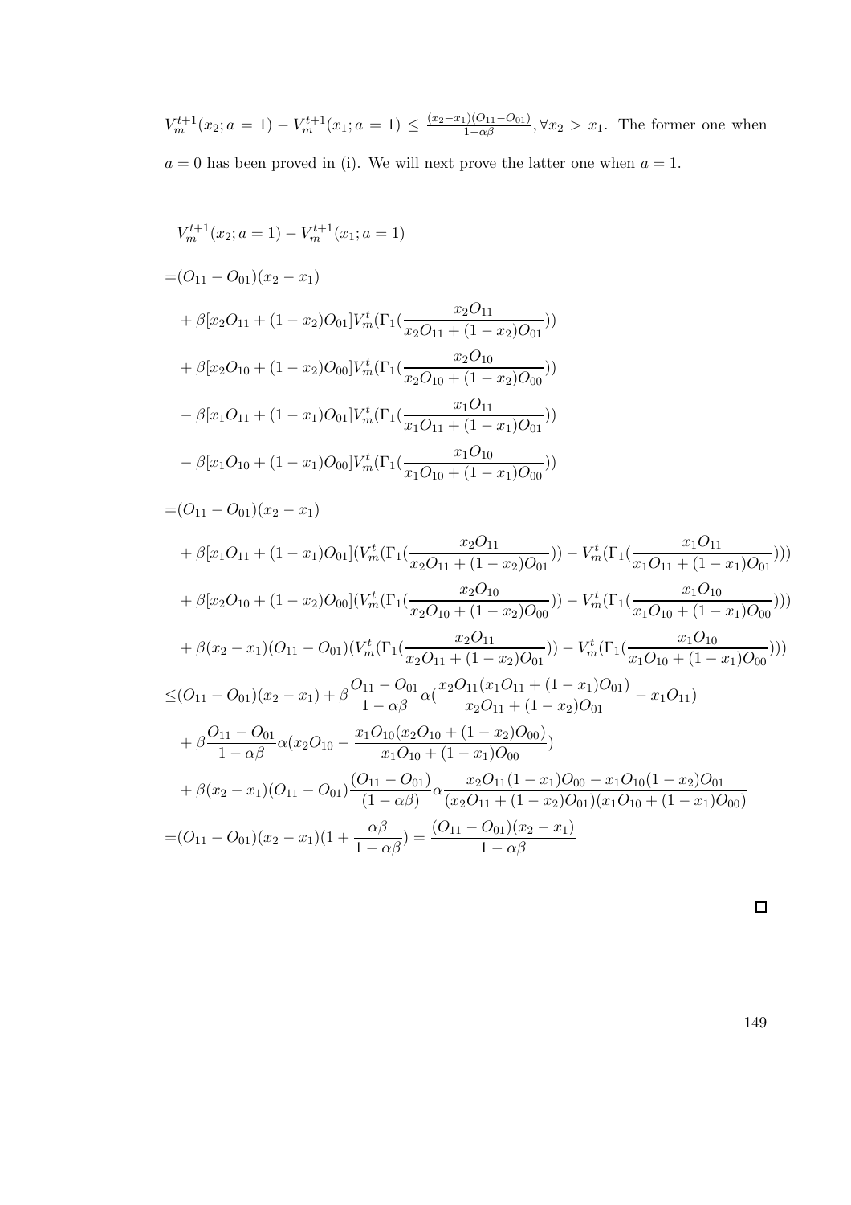$V_m^{t+1}(x_2; a=1) - V_m^{t+1}(x_1; a=1) \leq \frac{(x_2-x_1)(O_{11}-O_{01})}{1-\alpha\beta}, \forall x_2 > x_1$. The former one when $a=0$ has been proved in (i). We will next prove the latter one when $a=1$.

$$
\begin{aligned}
& V_m^{t+1}(x_2; a=1) - V_m^{t+1}(x_1; a=1) \\
=& (O_{11}-O_{01})(x_2-x_1) \\
&+ \beta[x_2 O_{11} + (1-x_2)O_{01}] V_m^t(\Gamma_1(\frac{x_2 O_{11}}{x_2 O_{11} + (1-x_2)O_{01}})) \\
&+ \beta[x_2 O_{10} + (1-x_2)O_{00}] V_m^t(\Gamma_1(\frac{x_2 O_{10}}{x_2 O_{10} + (1-x_2)O_{00}})) \\
&- \beta[x_1 O_{11} + (1-x_1)O_{01}] V_m^t(\Gamma_1(\frac{x_1 O_{11}}{x_1 O_{11} + (1-x_1)O_{01}})) \\
&- \beta[x_1 O_{10} + (1-x_1)O_{00}] V_m^t(\Gamma_1(\frac{x_1 O_{10}}{x_1 O_{10} + (1-x_1)O_{00}})) \\
=& (O_{11}-O_{01})(x_2-x_1) \\
&+ \beta[x_1 O_{11} + (1-x_1)O_{01}](V_m^t(\Gamma_1(\frac{x_2 O_{11}}{x_2 O_{11} + (1-x_2)O_{01}})) - V_m^t(\Gamma_1(\frac{x_1 O_{11}}{x_1 O_{11} + (1-x_1)O_{01}}))) \\
&+ \beta[x_2 O_{10} + (1-x_2)O_{00}](V_m^t(\Gamma_1(\frac{x_2 O_{10}}{x_2 O_{10} + (1-x_2)O_{00}})) - V_m^t(\Gamma_1(\frac{x_1 O_{10}}{x_1 O_{10} + (1-x_1)O_{00}}))) \\
&+ \beta(x_2-x_1)(O_{11}-O_{01})(V_m^t(\Gamma_1(\frac{x_2 O_{11}}{x_2 O_{11} + (1-x_2)O_{01}})) - V_m^t(\Gamma_1(\frac{x_1 O_{10}}{x_1 O_{10} + (1-x_1)O_{00}}))) \\
\leq& (O_{11}-O_{01})(x_2-x_1) + \beta\frac{O_{11}-O_{01}}{1-\alpha\beta}\alpha(\frac{x_2 O_{11}(x_1 O_{11} + (1-x_1)O_{01})}{x_2 O_{11} + (1-x_2)O_{01}} - x_1 O_{11}) \\
&+ \beta\frac{O_{11}-O_{01}}{1-\alpha\beta}\alpha(x_2 O_{10} - \frac{x_1 O_{10}(x_2 O_{10} + (1-x_2)O_{00})}{x_1 O_{10} + (1-x_1)O_{00}}) \\
&+ \beta(x_2-x_1)(O_{11}-O_{01})\frac{(O_{11}-O_{01})}{(1-\alpha\beta)}\alpha\frac{x_2 O_{11}(1-x_1)O_{00} - x_1 O_{10}(1-x_2)O_{01}}{(x_2 O_{11} + (1-x_2)O_{01})(x_1 O_{10} + (1-x_1)O_{00})} \\
=& (O_{11}-O_{01})(x_2-x_1)(1 + \frac{\alpha\beta}{1-\alpha\beta}) = \frac{(O_{11}-O_{01})(x_2-x_1)}{1-\alpha\beta}
\end{aligned}
$$

□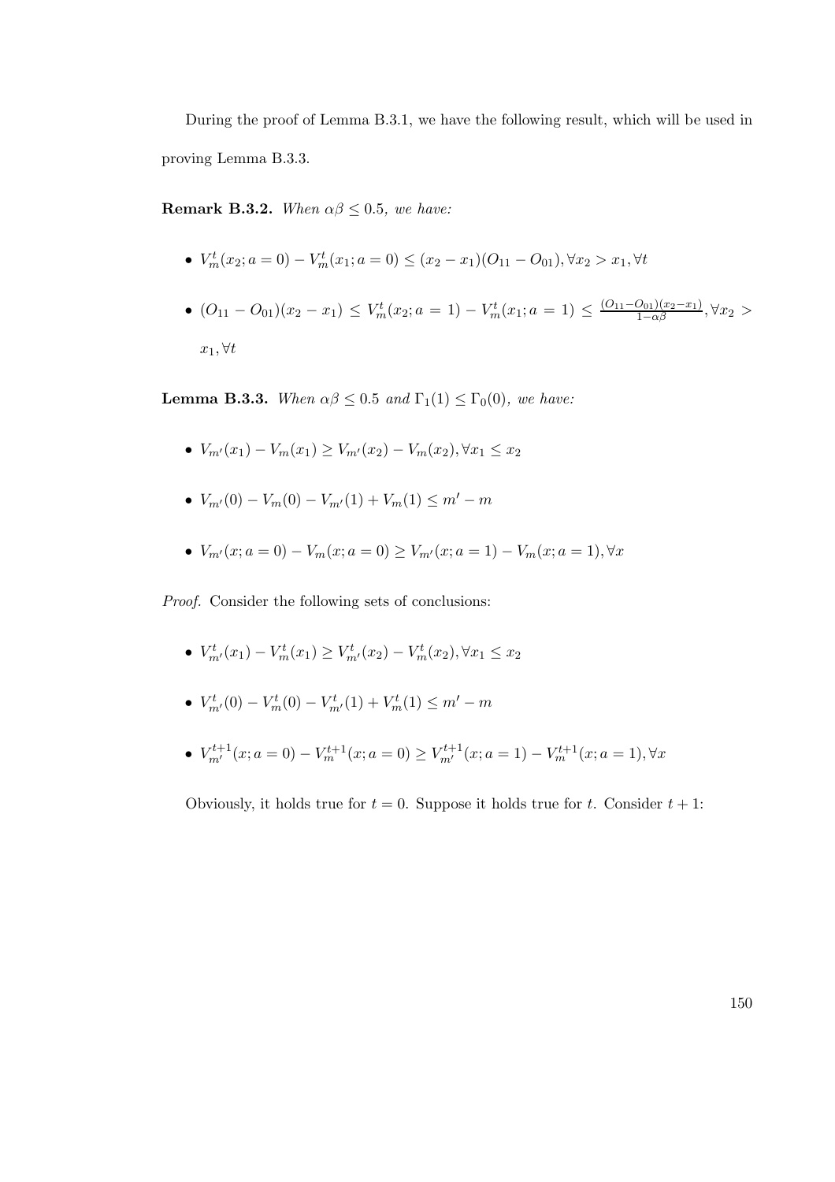During the proof of Lemma B.3.1, we have the following result, which will be used in proving Lemma B.3.3.

**Remark B.3.2.** *When $\alpha\beta \leq 0.5$, we have:*

- $V_m^t(x_2; a=0) - V_m^t(x_1; a=0) \leq (x_2 - x_1)(O_{11} - O_{01}), \forall x_2 > x_1, \forall t$
- $(O_{11} - O_{01})(x_2 - x_1) \leq V_m^t(x_2; a=1) - V_m^t(x_1; a=1) \leq \frac{(O_{11}-O_{01})(x_2-x_1)}{1-\alpha\beta}, \forall x_2 > x_1, \forall t$

**Lemma B.3.3.** *When $\alpha\beta \leq 0.5$ and $\Gamma_1(1) \leq \Gamma_0(0)$, we have:*

- $V_{m'}(x_1) - V_m(x_1) \geq V_{m'}(x_2) - V_m(x_2), \forall x_1 \leq x_2$
- $V_{m'}(0) - V_m(0) - V_{m'}(1) + V_m(1) \leq m' - m$
- $V_{m'}(x; a=0) - V_m(x; a=0) \geq V_{m'}(x; a=1) - V_m(x; a=1), \forall x$

*Proof.* Consider the following sets of conclusions:

- $V_{m'}^t(x_1) - V_m^t(x_1) \geq V_{m'}^t(x_2) - V_m^t(x_2), \forall x_1 \leq x_2$
- $V_{m'}^t(0) - V_m^t(0) - V_{m'}^t(1) + V_m^t(1) \leq m' - m$
- $V_{m'}^{t+1}(x; a=0) - V_m^{t+1}(x; a=0) \geq V_{m'}^{t+1}(x; a=1) - V_m^{t+1}(x; a=1), \forall x$

Obviously, it holds true for $t = 0$. Suppose it holds true for $t$. Consider $t + 1$: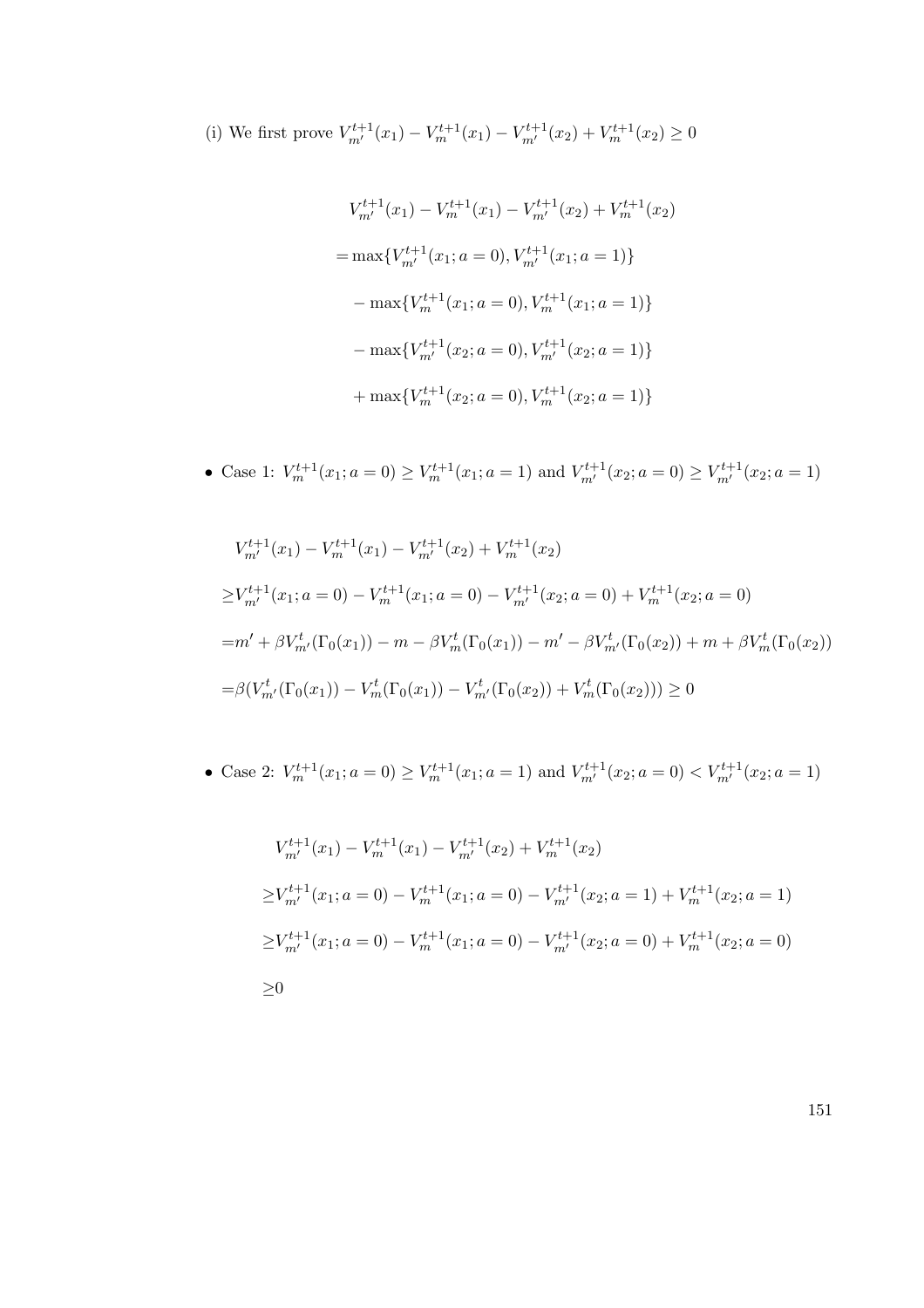(i) We first prove $V_{m'}^{t+1}(x_1) - V_m^{t+1}(x_1) - V_{m'}^{t+1}(x_2) + V_m^{t+1}(x_2) \geq 0$

$$
\begin{aligned}
& V_{m'}^{t+1}(x_1) - V_m^{t+1}(x_1) - V_{m'}^{t+1}(x_2) + V_m^{t+1}(x_2) \\
= & \max\{V_{m'}^{t+1}(x_1; a=0), V_{m'}^{t+1}(x_1; a=1)\} \\
& - \max\{V_m^{t+1}(x_1; a=0), V_m^{t+1}(x_1; a=1)\} \\
& - \max\{V_{m'}^{t+1}(x_2; a=0), V_{m'}^{t+1}(x_2; a=1)\} \\
& + \max\{V_m^{t+1}(x_2; a=0), V_m^{t+1}(x_2; a=1)\}
\end{aligned}
$$

- Case 1: $V_m^{t+1}(x_1; a=0) \geq V_m^{t+1}(x_1; a=1)$ and $V_{m'}^{t+1}(x_2; a=0) \geq V_{m'}^{t+1}(x_2; a=1)$

$$
\begin{aligned}
& V_{m'}^{t+1}(x_1) - V_m^{t+1}(x_1) - V_{m'}^{t+1}(x_2) + V_m^{t+1}(x_2) \\
\geq & V_{m'}^{t+1}(x_1; a=0) - V_m^{t+1}(x_1; a=0) - V_{m'}^{t+1}(x_2; a=0) + V_m^{t+1}(x_2; a=0) \\
= & m' + \beta V_{m'}^t(\Gamma_0(x_1)) - m - \beta V_m^t(\Gamma_0(x_1)) - m' - \beta V_{m'}^t(\Gamma_0(x_2)) + m + \beta V_m^t(\Gamma_0(x_2)) \\
= & \beta(V_{m'}^t(\Gamma_0(x_1)) - V_m^t(\Gamma_0(x_1)) - V_{m'}^t(\Gamma_0(x_2)) + V_m^t(\Gamma_0(x_2))) \geq 0
\end{aligned}
$$

- Case 2: $V_m^{t+1}(x_1; a=0) \geq V_m^{t+1}(x_1; a=1)$ and $V_{m'}^{t+1}(x_2; a=0) < V_{m'}^{t+1}(x_2; a=1)$

$$
\begin{aligned}
& V_{m'}^{t+1}(x_1) - V_m^{t+1}(x_1) - V_{m'}^{t+1}(x_2) + V_m^{t+1}(x_2) \\
\geq & V_{m'}^{t+1}(x_1; a=0) - V_m^{t+1}(x_1; a=0) - V_{m'}^{t+1}(x_2; a=1) + V_m^{t+1}(x_2; a=1) \\
\geq & V_{m'}^{t+1}(x_1; a=0) - V_m^{t+1}(x_1; a=0) - V_{m'}^{t+1}(x_2; a=0) + V_m^{t+1}(x_2; a=0) \\
\geq & 0
\end{aligned}
$$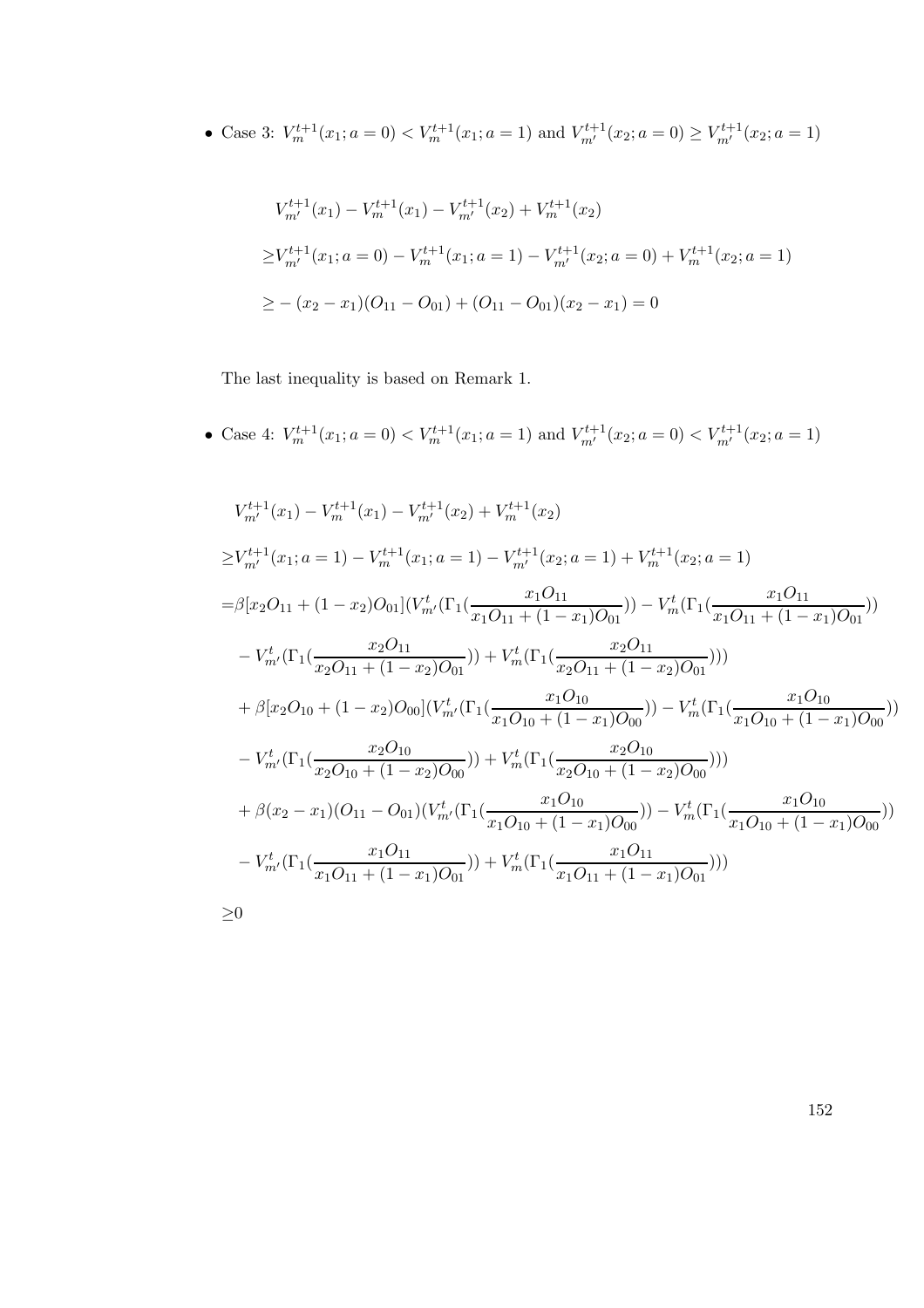- Case 3: $V_m^{t+1}(x_1; a=0) < V_m^{t+1}(x_1; a=1)$ and $V_{m'}^{t+1}(x_2; a=0) \geq V_{m'}^{t+1}(x_2; a=1)$

$$
\begin{aligned}
& V_{m'}^{t+1}(x_1) - V_m^{t+1}(x_1) - V_{m'}^{t+1}(x_2) + V_m^{t+1}(x_2) \\
\geq & V_{m'}^{t+1}(x_1; a=0) - V_m^{t+1}(x_1; a=1) - V_{m'}^{t+1}(x_2; a=0) + V_m^{t+1}(x_2; a=1) \\
\geq & -(x_2 - x_1)(O_{11} - O_{01}) + (O_{11} - O_{01})(x_2 - x_1) = 0
\end{aligned}
$$

The last inequality is based on Remark 1.

- Case 4: $V_m^{t+1}(x_1; a=0) < V_m^{t+1}(x_1; a=1)$ and $V_{m'}^{t+1}(x_2; a=0) < V_{m'}^{t+1}(x_2; a=1)$

$$
\begin{aligned}
& V_{m'}^{t+1}(x_1) - V_m^{t+1}(x_1) - V_{m'}^{t+1}(x_2) + V_m^{t+1}(x_2) \\
\geq & V_{m'}^{t+1}(x_1; a=1) - V_m^{t+1}(x_1; a=1) - V_{m'}^{t+1}(x_2; a=1) + V_m^{t+1}(x_2; a=1) \\
= & \beta[x_2 O_{11} + (1-x_2)O_{01}](V_{m'}^t(\Gamma_1(\frac{x_1 O_{11}}{x_1 O_{11} + (1-x_1)O_{01}})) - V_m^t(\Gamma_1(\frac{x_1 O_{11}}{x_1 O_{11} + (1-x_1)O_{01}})) \\
& - V_{m'}^t(\Gamma_1(\frac{x_2 O_{11}}{x_2 O_{11} + (1-x_2)O_{01}})) + V_m^t(\Gamma_1(\frac{x_2 O_{11}}{x_2 O_{11} + (1-x_2)O_{01}}))) \\
& + \beta[x_2 O_{10} + (1-x_2)O_{00}](V_{m'}^t(\Gamma_1(\frac{x_1 O_{10}}{x_1 O_{10} + (1-x_1)O_{00}})) - V_m^t(\Gamma_1(\frac{x_1 O_{10}}{x_1 O_{10} + (1-x_1)O_{00}})) \\
& - V_{m'}^t(\Gamma_1(\frac{x_2 O_{10}}{x_2 O_{10} + (1-x_2)O_{00}})) + V_m^t(\Gamma_1(\frac{x_2 O_{10}}{x_2 O_{10} + (1-x_2)O_{00}}))) \\
& + \beta(x_2 - x_1)(O_{11} - O_{01})(V_{m'}^t(\Gamma_1(\frac{x_1 O_{10}}{x_1 O_{10} + (1-x_1)O_{00}})) - V_m^t(\Gamma_1(\frac{x_1 O_{10}}{x_1 O_{10} + (1-x_1)O_{00}})) \\
& - V_{m'}^t(\Gamma_1(\frac{x_1 O_{11}}{x_1 O_{11} + (1-x_1)O_{01}})) + V_m^t(\Gamma_1(\frac{x_1 O_{11}}{x_1 O_{11} + (1-x_1)O_{01}}))) \\
\geq & 0
\end{aligned}
$$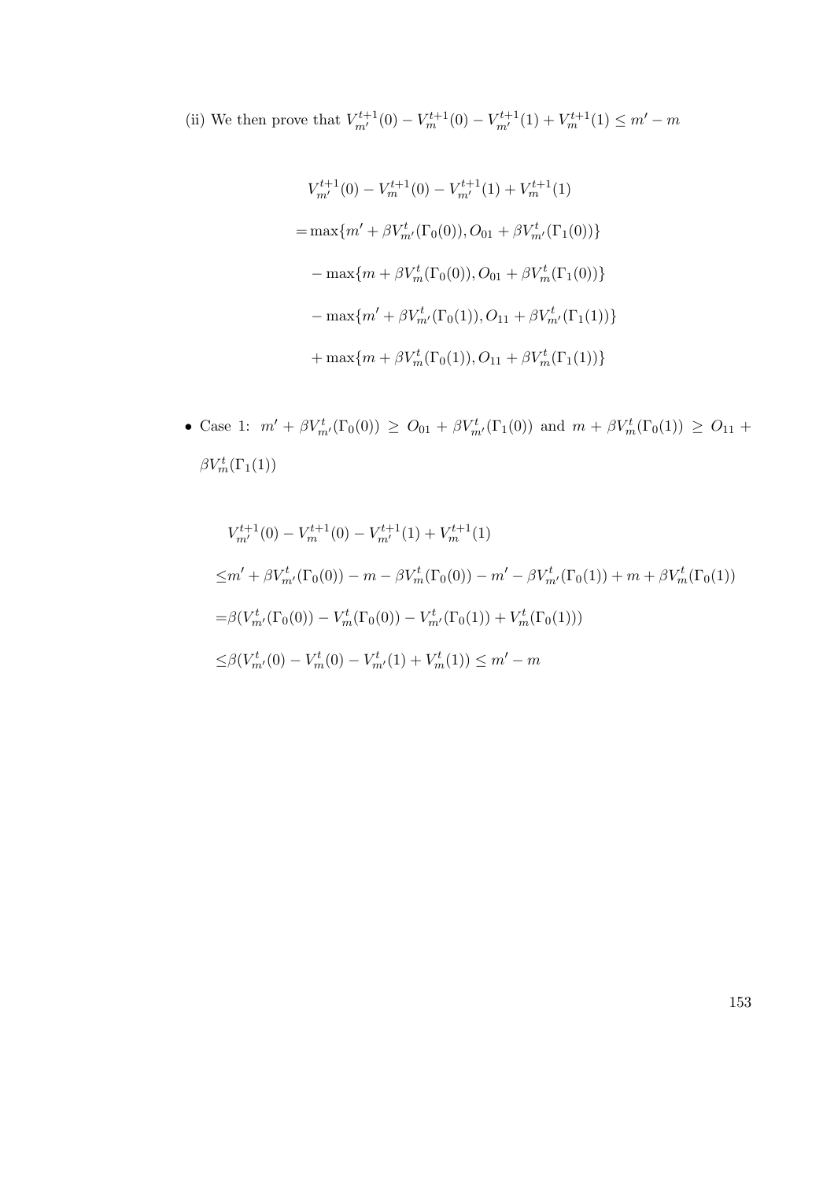(ii) We then prove that $V_{m'}^{t+1}(0) - V_m^{t+1}(0) - V_{m'}^{t+1}(1) + V_m^{t+1}(1) \leq m' - m$

$$
\begin{aligned}
& V_{m'}^{t+1}(0) - V_m^{t+1}(0) - V_{m'}^{t+1}(1) + V_m^{t+1}(1) \\
=& \max\{m' + \beta V_{m'}^t(\Gamma_0(0)), O_{01} + \beta V_{m'}^t(\Gamma_1(0))\} \\
& - \max\{m + \beta V_m^t(\Gamma_0(0)), O_{01} + \beta V_m^t(\Gamma_1(0))\} \\
& - \max\{m' + \beta V_{m'}^t(\Gamma_0(1)), O_{11} + \beta V_{m'}^t(\Gamma_1(1))\} \\
& + \max\{m + \beta V_m^t(\Gamma_0(1)), O_{11} + \beta V_m^t(\Gamma_1(1))\}
\end{aligned}
$$

- Case 1: $m' + \beta V_{m'}^t(\Gamma_0(0)) \geq O_{01} + \beta V_{m'}^t(\Gamma_1(0))$ and $m + \beta V_m^t(\Gamma_0(1)) \geq O_{11} + \beta V_m^t(\Gamma_1(1))$

$$
\begin{aligned}
& V_{m'}^{t+1}(0) - V_m^{t+1}(0) - V_{m'}^{t+1}(1) + V_m^{t+1}(1) \\
\leq & m' + \beta V_{m'}^t(\Gamma_0(0)) - m - \beta V_m^t(\Gamma_0(0)) - m' - \beta V_{m'}^t(\Gamma_0(1)) + m + \beta V_m^t(\Gamma_0(1)) \\
=& \beta(V_{m'}^t(\Gamma_0(0)) - V_m^t(\Gamma_0(0)) - V_{m'}^t(\Gamma_0(1)) + V_m^t(\Gamma_0(1))) \\
\leq & \beta(V_{m'}^t(0) - V_m^t(0) - V_{m'}^t(1) + V_m^t(1)) \leq m' - m
\end{aligned}
$$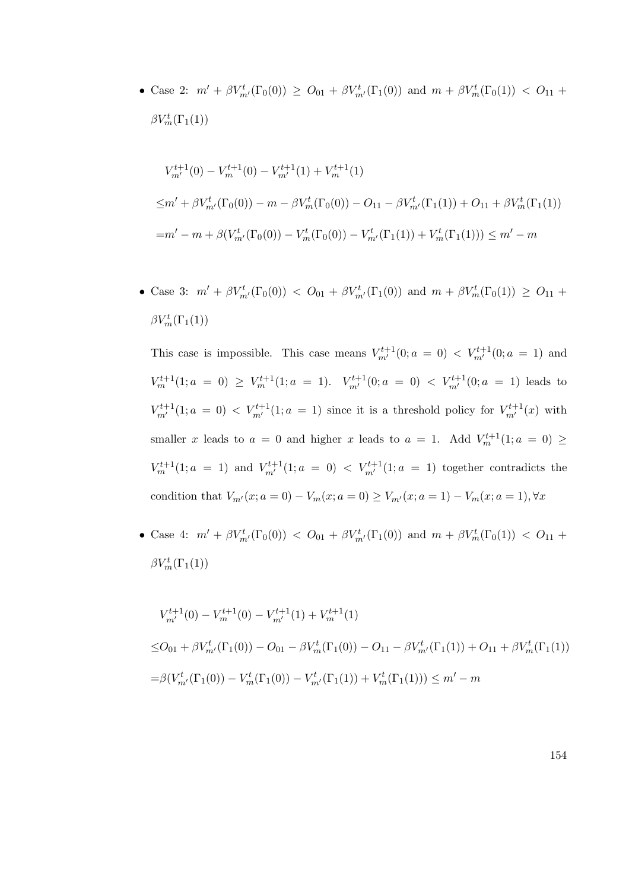- Case 2: $m' + \beta V^t_{m'}(\Gamma_0(0)) \geq O_{01} + \beta V^t_{m'}(\Gamma_1(0))$ and $m + \beta V^t_m(\Gamma_0(1)) < O_{11} + \beta V^t_m(\Gamma_1(1))$

$$
\begin{aligned}
&V^{t+1}_{m'}(0) - V^{t+1}_m(0) - V^{t+1}_{m'}(1) + V^{t+1}_m(1) \\
\leq& m' + \beta V^t_{m'}(\Gamma_0(0)) - m - \beta V^t_m(\Gamma_0(0)) - O_{11} - \beta V^t_{m'}(\Gamma_1(1)) + O_{11} + \beta V^t_m(\Gamma_1(1)) \\
=& m' - m + \beta(V^t_{m'}(\Gamma_0(0)) - V^t_m(\Gamma_0(0)) - V^t_{m'}(\Gamma_1(1)) + V^t_m(\Gamma_1(1))) \leq m' - m
\end{aligned}
$$

- Case 3: $m' + \beta V^t_{m'}(\Gamma_0(0)) < O_{01} + \beta V^t_{m'}(\Gamma_1(0))$ and $m + \beta V^t_m(\Gamma_0(1)) \geq O_{11} + \beta V^t_m(\Gamma_1(1))$

  This case is impossible. This case means $V^{t+1}_{m'}(0; a = 0) < V^{t+1}_{m'}(0; a = 1)$ and $V^{t+1}_m(1; a = 0) \geq V^{t+1}_m(1; a = 1)$. $V^{t+1}_{m'}(0; a = 0) < V^{t+1}_{m'}(0; a = 1)$ leads to $V^{t+1}_{m'}(1; a = 0) < V^{t+1}_{m'}(1; a = 1)$ since it is a threshold policy for $V^{t+1}_{m'}(x)$ with smaller $x$ leads to $a = 0$ and higher $x$ leads to $a = 1$. Add $V^{t+1}_m(1; a = 0) \geq V^{t+1}_m(1; a = 1)$ and $V^{t+1}_{m'}(1; a = 0) < V^{t+1}_{m'}(1; a = 1)$ together contradicts the condition that $V_{m'}(x; a = 0) - V_m(x; a = 0) \geq V_{m'}(x; a = 1) - V_m(x; a = 1), \forall x$

- Case 4: $m' + \beta V^t_{m'}(\Gamma_0(0)) < O_{01} + \beta V^t_{m'}(\Gamma_1(0))$ and $m + \beta V^t_m(\Gamma_0(1)) < O_{11} + \beta V^t_m(\Gamma_1(1))$

$$
\begin{aligned}
&V^{t+1}_{m'}(0) - V^{t+1}_m(0) - V^{t+1}_{m'}(1) + V^{t+1}_m(1) \\
\leq& O_{01} + \beta V^t_{m'}(\Gamma_1(0)) - O_{01} - \beta V^t_m(\Gamma_1(0)) - O_{11} - \beta V^t_{m'}(\Gamma_1(1)) + O_{11} + \beta V^t_m(\Gamma_1(1)) \\
=& \beta(V^t_{m'}(\Gamma_1(0)) - V^t_m(\Gamma_1(0)) - V^t_{m'}(\Gamma_1(1)) + V^t_m(\Gamma_1(1))) \leq m' - m
\end{aligned}
$$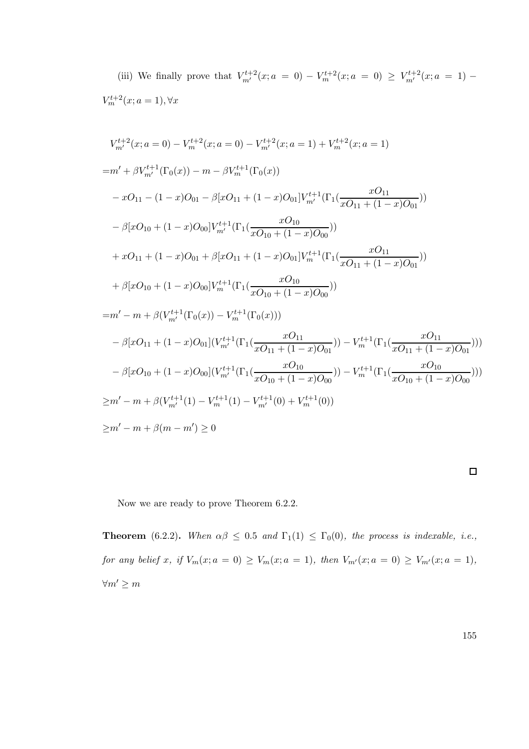(iii) We finally prove that $V_{m'}^{t+2}(x; a = 0) - V_m^{t+2}(x; a = 0) \geq V_{m'}^{t+2}(x; a = 1) - V_m^{t+2}(x; a = 1), \forall x$

$$
\begin{aligned}
&V_{m'}^{t+2}(x; a = 0) - V_m^{t+2}(x; a = 0) - V_{m'}^{t+2}(x; a = 1) + V_m^{t+2}(x; a = 1) \\
=&m' + \beta V_{m'}^{t+1}(\Gamma_0(x)) - m - \beta V_m^{t+1}(\Gamma_0(x)) \\
&- xO_{11} - (1-x)O_{01} - \beta[xO_{11} + (1-x)O_{01}]V_{m'}^{t+1}(\Gamma_1(\frac{xO_{11}}{xO_{11} + (1-x)O_{01}})) \\
&- \beta[xO_{10} + (1-x)O_{00}]V_{m'}^{t+1}(\Gamma_1(\frac{xO_{10}}{xO_{10} + (1-x)O_{00}})) \\
&+ xO_{11} + (1-x)O_{01} + \beta[xO_{11} + (1-x)O_{01}]V_m^{t+1}(\Gamma_1(\frac{xO_{11}}{xO_{11} + (1-x)O_{01}})) \\
&+ \beta[xO_{10} + (1-x)O_{00}]V_m^{t+1}(\Gamma_1(\frac{xO_{10}}{xO_{10} + (1-x)O_{00}})) \\
=&m' - m + \beta(V_{m'}^{t+1}(\Gamma_0(x)) - V_m^{t+1}(\Gamma_0(x))) \\
&- \beta[xO_{11} + (1-x)O_{01}](V_{m'}^{t+1}(\Gamma_1(\frac{xO_{11}}{xO_{11} + (1-x)O_{01}})) - V_m^{t+1}(\Gamma_1(\frac{xO_{11}}{xO_{11} + (1-x)O_{01}}))) \\
&- \beta[xO_{10} + (1-x)O_{00}](V_{m'}^{t+1}(\Gamma_1(\frac{xO_{10}}{xO_{10} + (1-x)O_{00}})) - V_m^{t+1}(\Gamma_1(\frac{xO_{10}}{xO_{10} + (1-x)O_{00}}))) \\
\geq&m' - m + \beta(V_{m'}^{t+1}(1) - V_m^{t+1}(1) - V_{m'}^{t+1}(0) + V_m^{t+1}(0)) \\
\geq&m' - m + \beta(m - m') \geq 0
\end{aligned}
$$

□

Now we are ready to prove Theorem 6.2.2.

**Theorem** (6.2.2). *When $\alpha\beta \leq 0.5$ and $\Gamma_1(1) \leq \Gamma_0(0)$, the process is indexable, i.e., for any belief $x$, if $V_m(x; a = 0) \geq V_m(x; a = 1)$, then $V_{m'}(x; a = 0) \geq V_{m'}(x; a = 1)$, $\forall m' \geq m$*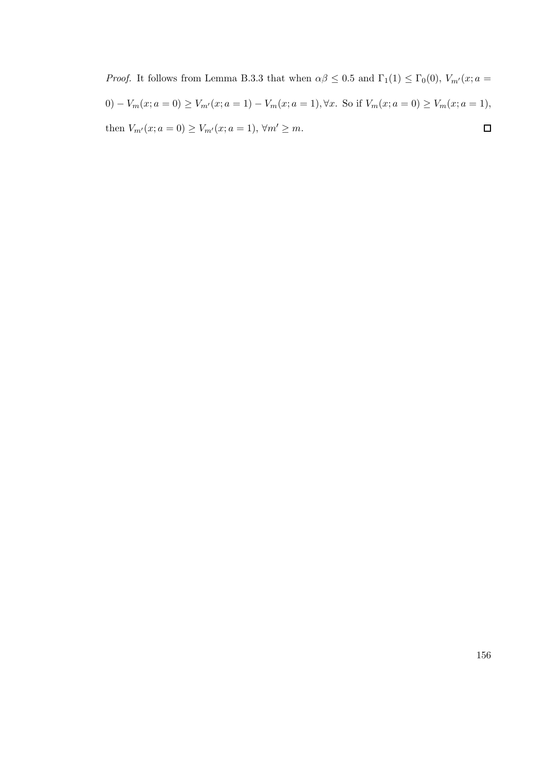*Proof.* It follows from Lemma B.3.3 that when $\alpha\beta \leq 0.5$ and $\Gamma_1(1) \leq \Gamma_0(0)$, $V_{m'}(x; a = 0) - V_m(x; a = 0) \geq V_{m'}(x; a = 1) - V_m(x; a = 1), \forall x$. So if $V_m(x; a = 0) \geq V_m(x; a = 1)$, then $V_{m'}(x; a = 0) \geq V_{m'}(x; a = 1)$, $\forall m' \geq m$. □